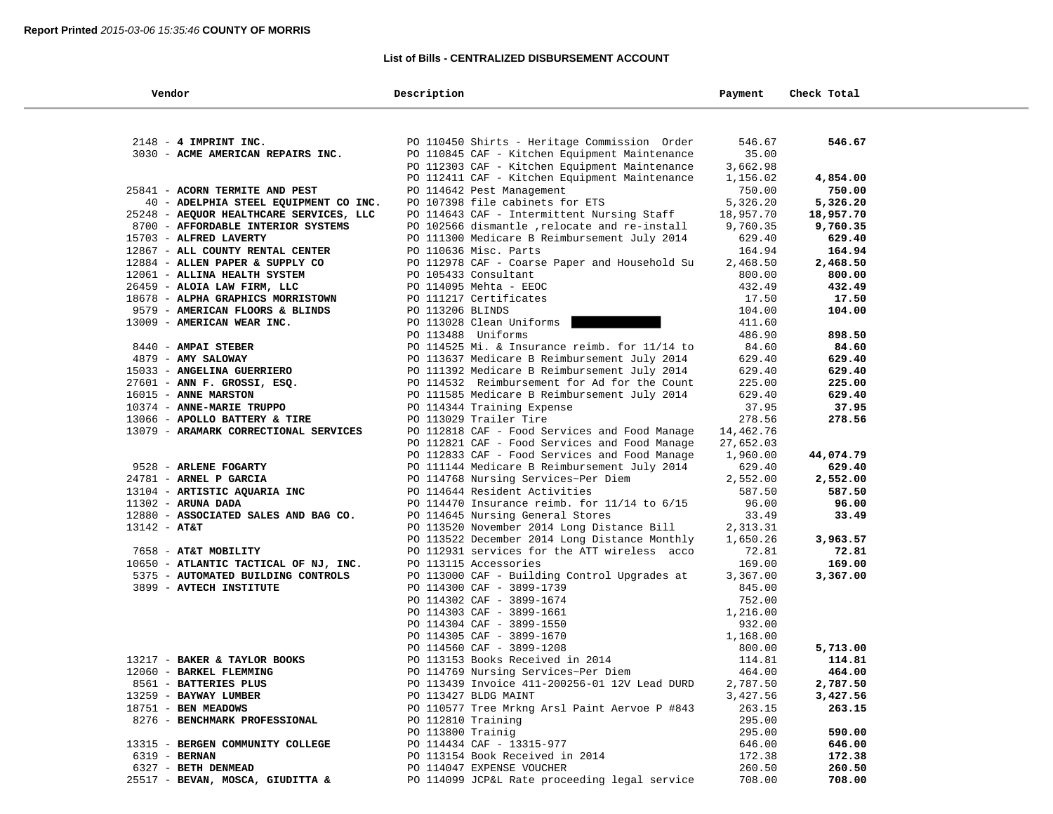**Report Printed** *2015-03-06 15:35:46* **COUNTY OF MORRIS**

## List of Bills - CENTRALIZED DISBURSEMENT ACCOUNT

| Vendor | Description | Payment | Check Total |
|---|---|---|---|
| 2148 - **4 IMPRINT INC.** | PO 110450 Shirts - Heritage Commission Order | 546.67 | **546.67** |
| 3030 - **ACME AMERICAN REPAIRS INC.** | PO 110845 CAF - Kitchen Equipment Maintenance | 35.00 | |
| | PO 112303 CAF - Kitchen Equipment Maintenance | 3,662.98 | |
| | PO 112411 CAF - Kitchen Equipment Maintenance | 1,156.02 | **4,854.00** |
| 25841 - **ACORN TERMITE AND PEST** | PO 114642 Pest Management | 750.00 | **750.00** |
| 40 - **ADELPHIA STEEL EQUIPMENT CO INC.** | PO 107398 file cabinets for ETS | 5,326.20 | **5,326.20** |
| 25248 - **AEQUOR HEALTHCARE SERVICES, LLC** | PO 114643 CAF - Intermittent Nursing Staff | 18,957.70 | **18,957.70** |
| 8700 - **AFFORDABLE INTERIOR SYSTEMS** | PO 102566 dismantle ,relocate and re-install | 9,760.35 | **9,760.35** |
| 15703 - **ALFRED LAVERTY** | PO 111300 Medicare B Reimbursement July 2014 | 629.40 | **629.40** |
| 12867 - **ALL COUNTY RENTAL CENTER** | PO 110636 Misc. Parts | 164.94 | **164.94** |
| 12884 - **ALLEN PAPER & SUPPLY CO** | PO 112978 CAF - Coarse Paper and Household Su | 2,468.50 | **2,468.50** |
| 12061 - **ALLINA HEALTH SYSTEM** | PO 105433 Consultant | 800.00 | **800.00** |
| 26459 - **ALOIA LAW FIRM, LLC** | PO 114095 Mehta - EEOC | 432.49 | **432.49** |
| 18678 - **ALPHA GRAPHICS MORRISTOWN** | PO 111217 Certificates | 17.50 | **17.50** |
| 9579 - **AMERICAN FLOORS & BLINDS** | PO 113206 BLINDS | 104.00 | **104.00** |
| 13009 - **AMERICAN WEAR INC.** | PO 113028 Clean Uniforms | 411.60 | |
| | PO 113488 Uniforms | 486.90 | **898.50** |
| 8440 - **AMPAI STEBER** | PO 114525 Mi. & Insurance reimb. for 11/14 to | 84.60 | **84.60** |
| 4879 - **AMY SALOWAY** | PO 113637 Medicare B Reimbursement July 2014 | 629.40 | **629.40** |
| 15033 - **ANGELINA GUERRIERO** | PO 111392 Medicare B Reimbursement July 2014 | 629.40 | **629.40** |
| 27601 - **ANN F. GROSSI, ESQ.** | PO 114532 Reimbursement for Ad for the Count | 225.00 | **225.00** |
| 16015 - **ANNE MARSTON** | PO 111585 Medicare B Reimbursement July 2014 | 629.40 | **629.40** |
| 10374 - **ANNE-MARIE TRUPPO** | PO 114344 Training Expense | 37.95 | **37.95** |
| 13066 - **APOLLO BATTERY & TIRE** | PO 113029 Trailer Tire | 278.56 | **278.56** |
| 13079 - **ARAMARK CORRECTIONAL SERVICES** | PO 112818 CAF - Food Services and Food Manage | 14,462.76 | |
| | PO 112821 CAF - Food Services and Food Manage | 27,652.03 | |
| | PO 112833 CAF - Food Services and Food Manage | 1,960.00 | **44,074.79** |
| 9528 - **ARLENE FOGARTY** | PO 111144 Medicare B Reimbursement July 2014 | 629.40 | **629.40** |
| 24781 - **ARNEL P GARCIA** | PO 114768 Nursing Services~Per Diem | 2,552.00 | **2,552.00** |
| 13104 - **ARTISTIC AQUARIA INC** | PO 114644 Resident Activities | 587.50 | **587.50** |
| 11302 - **ARUNA DADA** | PO 114470 Insurance reimb. for 11/14 to 6/15 | 96.00 | **96.00** |
| 12880 - **ASSOCIATED SALES AND BAG CO.** | PO 114645 Nursing General Stores | 33.49 | **33.49** |
| 13142 - **AT&T** | PO 113520 November 2014 Long Distance Bill | 2,313.31 | |
| | PO 113522 December 2014 Long Distance Monthly | 1,650.26 | **3,963.57** |
| 7658 - **AT&T MOBILITY** | PO 112931 services for the ATT wireless acco | 72.81 | **72.81** |
| 10650 - **ATLANTIC TACTICAL OF NJ, INC.** | PO 113115 Accessories | 169.00 | **169.00** |
| 5375 - **AUTOMATED BUILDING CONTROLS** | PO 113000 CAF - Building Control Upgrades at | 3,367.00 | **3,367.00** |
| 3899 - **AVTECH INSTITUTE** | PO 114300 CAF - 3899-1739 | 845.00 | |
| | PO 114302 CAF - 3899-1674 | 752.00 | |
| | PO 114303 CAF - 3899-1661 | 1,216.00 | |
| | PO 114304 CAF - 3899-1550 | 932.00 | |
| | PO 114305 CAF - 3899-1670 | 1,168.00 | |
| | PO 114560 CAF - 3899-1208 | 800.00 | **5,713.00** |
| 13217 - **BAKER & TAYLOR BOOKS** | PO 113153 Books Received in 2014 | 114.81 | **114.81** |
| 12060 - **BARKEL FLEMMING** | PO 114769 Nursing Services~Per Diem | 464.00 | **464.00** |
| 8561 - **BATTERIES PLUS** | PO 113439 Invoice 411-200256-01 12V Lead DURD | 2,787.50 | **2,787.50** |
| 13259 - **BAYWAY LUMBER** | PO 113427 BLDG MAINT | 3,427.56 | **3,427.56** |
| 18751 - **BEN MEADOWS** | PO 110577 Tree Mrkng Arsl Paint Aervoe P #843 | 263.15 | **263.15** |
| 8276 - **BENCHMARK PROFESSIONAL** | PO 112810 Training | 295.00 | |
| | PO 113800 Trainig | 295.00 | **590.00** |
| 13315 - **BERGEN COMMUNITY COLLEGE** | PO 114434 CAF - 13315-977 | 646.00 | **646.00** |
| 6319 - **BERNAN** | PO 113154 Book Received in 2014 | 172.38 | **172.38** |
| 6327 - **BETH DENMEAD** | PO 114047 EXPENSE VOUCHER | 260.50 | **260.50** |
| 25517 - **BEVAN, MOSCA, GIUDITTA &** | PO 114099 JCP&L Rate proceeding legal service | 708.00 | **708.00** |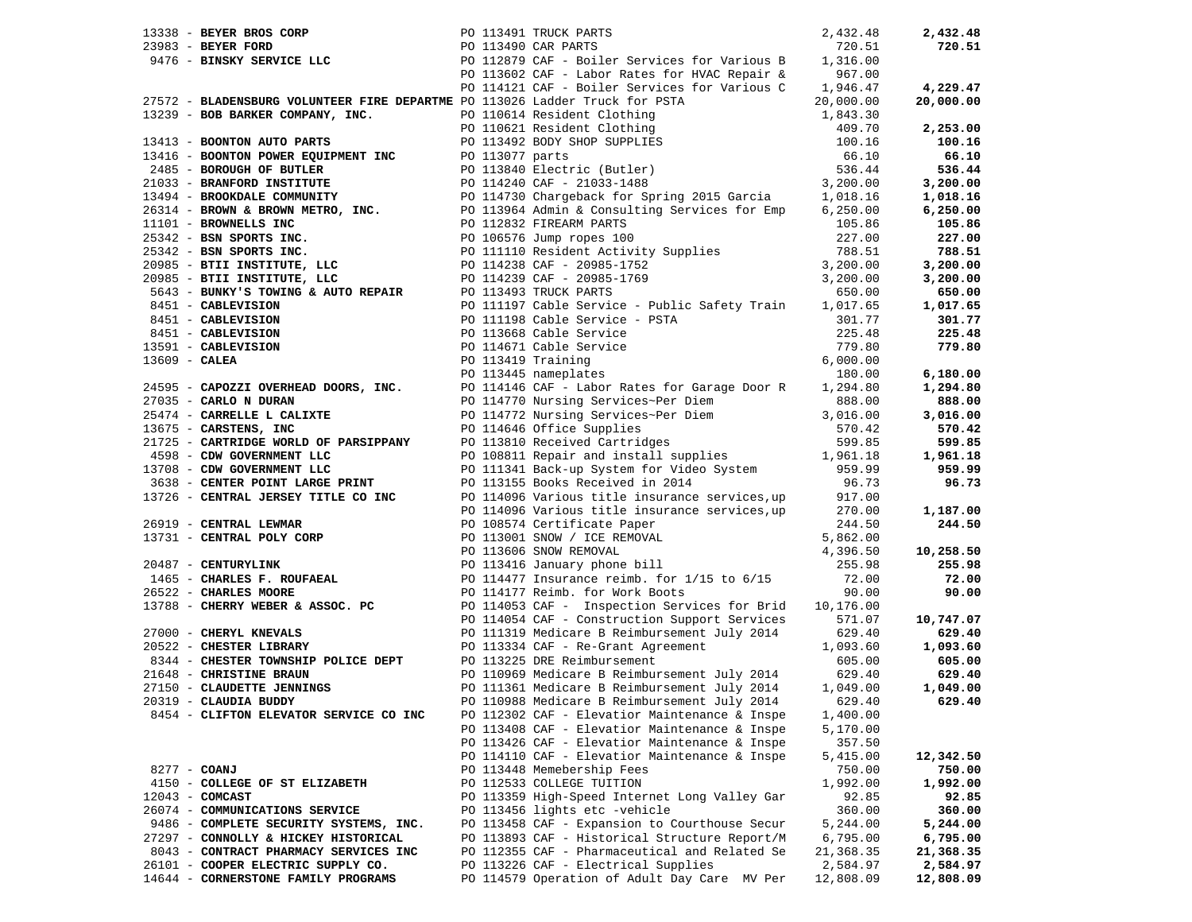| Vendor | PO / Description | Amount | Total |
|---|---|---|---|
| 13338 - **BEYER BROS CORP** | PO 113491 TRUCK PARTS | 2,432.48 | **2,432.48** |
| 23983 - **BEYER FORD** | PO 113490 CAR PARTS | 720.51 | **720.51** |
| 9476 - **BINSKY SERVICE LLC** | PO 112879 CAF - Boiler Services for Various B | 1,316.00 | |
| | PO 113602 CAF - Labor Rates for HVAC Repair & | 967.00 | |
| | PO 114121 CAF - Boiler Services for Various C | 1,946.47 | **4,229.47** |
| 27572 - **BLADENSBURG VOLUNTEER FIRE DEPARTME** | PO 113026 Ladder Truck for PSTA | 20,000.00 | **20,000.00** |
| 13239 - **BOB BARKER COMPANY, INC.** | PO 110614 Resident Clothing | 1,843.30 | |
| | PO 110621 Resident Clothing | 409.70 | **2,253.00** |
| 13413 - **BOONTON AUTO PARTS** | PO 113492 BODY SHOP SUPPLIES | 100.16 | **100.16** |
| 13416 - **BOONTON POWER EQUIPMENT INC** | PO 113077 parts | 66.10 | **66.10** |
| 2485 - **BOROUGH OF BUTLER** | PO 113840 Electric (Butler) | 536.44 | **536.44** |
| 21033 - **BRANFORD INSTITUTE** | PO 114240 CAF - 21033-1488 | 3,200.00 | **3,200.00** |
| 13494 - **BROOKDALE COMMUNITY** | PO 114730 Chargeback for Spring 2015 Garcia | 1,018.16 | **1,018.16** |
| 26314 - **BROWN & BROWN METRO, INC.** | PO 113964 Admin & Consulting Services for Emp | 6,250.00 | **6,250.00** |
| 11101 - **BROWNELLS INC** | PO 112832 FIREARM PARTS | 105.86 | **105.86** |
| 25342 - **BSN SPORTS INC.** | PO 106576 Jump ropes 100 | 227.00 | **227.00** |
| 25342 - **BSN SPORTS INC.** | PO 111110 Resident Activity Supplies | 788.51 | **788.51** |
| 20985 - **BTII INSTITUTE, LLC** | PO 114238 CAF - 20985-1752 | 3,200.00 | **3,200.00** |
| 20985 - **BTII INSTITUTE, LLC** | PO 114239 CAF - 20985-1769 | 3,200.00 | **3,200.00** |
| 5643 - **BUNKY'S TOWING & AUTO REPAIR** | PO 113493 TRUCK PARTS | 650.00 | **650.00** |
| 8451 - **CABLEVISION** | PO 111197 Cable Service - Public Safety Train | 1,017.65 | **1,017.65** |
| 8451 - **CABLEVISION** | PO 111198 Cable Service - PSTA | 301.77 | **301.77** |
| 8451 - **CABLEVISION** | PO 113668 Cable Service | 225.48 | **225.48** |
| 13591 - **CABLEVISION** | PO 114671 Cable Service | 779.80 | **779.80** |
| 13609 - **CALEA** | PO 113419 Training | 6,000.00 | |
| | PO 113445 nameplates | 180.00 | **6,180.00** |
| 24595 - **CAPOZZI OVERHEAD DOORS, INC.** | PO 114146 CAF - Labor Rates for Garage Door R | 1,294.80 | **1,294.80** |
| 27035 - **CARLO N DURAN** | PO 114770 Nursing Services~Per Diem | 888.00 | **888.00** |
| 25474 - **CARRELLE L CALIXTE** | PO 114772 Nursing Services~Per Diem | 3,016.00 | **3,016.00** |
| 13675 - **CARSTENS, INC** | PO 114646 Office Supplies | 570.42 | **570.42** |
| 21725 - **CARTRIDGE WORLD OF PARSIPPANY** | PO 113810 Received Cartridges | 599.85 | **599.85** |
| 4598 - **CDW GOVERNMENT LLC** | PO 108811 Repair and install supplies | 1,961.18 | **1,961.18** |
| 13708 - **CDW GOVERNMENT LLC** | PO 111341 Back-up System for Video System | 959.99 | **959.99** |
| 3638 - **CENTER POINT LARGE PRINT** | PO 113155 Books Received in 2014 | 96.73 | **96.73** |
| 13726 - **CENTRAL JERSEY TITLE CO INC** | PO 114096 Various title insurance services,up | 917.00 | |
| | PO 114096 Various title insurance services,up | 270.00 | **1,187.00** |
| 26919 - **CENTRAL LEWMAR** | PO 108574 Certificate Paper | 244.50 | **244.50** |
| 13731 - **CENTRAL POLY CORP** | PO 113001 SNOW / ICE REMOVAL | 5,862.00 | |
| | PO 113606 SNOW REMOVAL | 4,396.50 | **10,258.50** |
| 20487 - **CENTURYLINK** | PO 113416 January phone bill | 255.98 | **255.98** |
| 1465 - **CHARLES F. ROUFAEAL** | PO 114477 Insurance reimb. for 1/15 to 6/15 | 72.00 | **72.00** |
| 26522 - **CHARLES MOORE** | PO 114177 Reimb. for Work Boots | 90.00 | **90.00** |
| 13788 - **CHERRY WEBER & ASSOC. PC** | PO 114053 CAF - Inspection Services for Brid | 10,176.00 | |
| | PO 114054 CAF - Construction Support Services | 571.07 | **10,747.07** |
| 27000 - **CHERYL KNEVALS** | PO 111319 Medicare B Reimbursement July 2014 | 629.40 | **629.40** |
| 20522 - **CHESTER LIBRARY** | PO 113334 CAF - Re-Grant Agreement | 1,093.60 | **1,093.60** |
| 8344 - **CHESTER TOWNSHIP POLICE DEPT** | PO 113225 DRE Reimbursement | 605.00 | **605.00** |
| 21648 - **CHRISTINE BRAUN** | PO 110969 Medicare B Reimbursement July 2014 | 629.40 | **629.40** |
| 27150 - **CLAUDETTE JENNINGS** | PO 111361 Medicare B Reimbursement July 2014 | 1,049.00 | **1,049.00** |
| 20319 - **CLAUDIA BUDDY** | PO 110988 Medicare B Reimbursement July 2014 | 629.40 | **629.40** |
| 8454 - **CLIFTON ELEVATOR SERVICE CO INC** | PO 112302 CAF - Elevatior Maintenance & Inspe | 1,400.00 | |
| | PO 113408 CAF - Elevatior Maintenance & Inspe | 5,170.00 | |
| | PO 113426 CAF - Elevatior Maintenance & Inspe | 357.50 | |
| | PO 114110 CAF - Elevatior Maintenance & Inspe | 5,415.00 | **12,342.50** |
| 8277 - **COANJ** | PO 113448 Memebership Fees | 750.00 | **750.00** |
| 4150 - **COLLEGE OF ST ELIZABETH** | PO 112533 COLLEGE TUITION | 1,992.00 | **1,992.00** |
| 12043 - **COMCAST** | PO 113359 High-Speed Internet Long Valley Gar | 92.85 | **92.85** |
| 26074 - **COMMUNICATIONS SERVICE** | PO 113456 lights etc -vehicle | 360.00 | **360.00** |
| 9486 - **COMPLETE SECURITY SYSTEMS, INC.** | PO 113458 CAF - Expansion to Courthouse Secur | 5,244.00 | **5,244.00** |
| 27297 - **CONNOLLY & HICKEY HISTORICAL** | PO 113893 CAF - Historical Structure Report/M | 6,795.00 | **6,795.00** |
| 8043 - **CONTRACT PHARMACY SERVICES INC** | PO 112355 CAF - Pharmaceutical and Related Se | 21,368.35 | **21,368.35** |
| 26101 - **COOPER ELECTRIC SUPPLY CO.** | PO 113226 CAF - Electrical Supplies | 2,584.97 | **2,584.97** |
| 14644 - **CORNERSTONE FAMILY PROGRAMS** | PO 114579 Operation of Adult Day Care MV Per | 12,808.09 | **12,808.09** |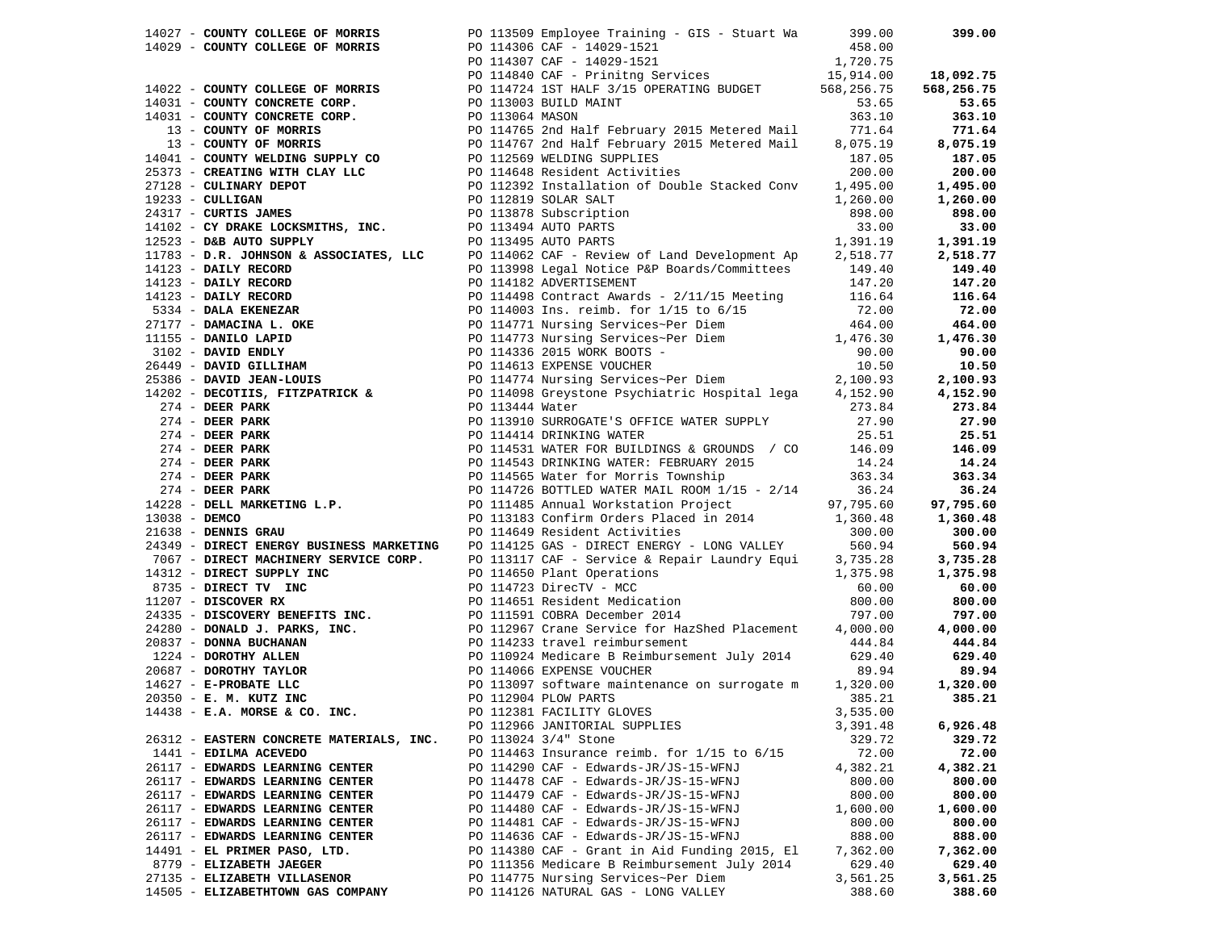| Vendor | PO / Description | Amount | Total |
|---|---|---|---|
| 14027 - **COUNTY COLLEGE OF MORRIS** | PO 113509 Employee Training - GIS - Stuart Wa | 399.00 | **399.00** |
| 14029 - **COUNTY COLLEGE OF MORRIS** | PO 114306 CAF - 14029-1521 | 458.00 | |
| | PO 114307 CAF - 14029-1521 | 1,720.75 | |
| | PO 114840 CAF - Prinitng Services | 15,914.00 | **18,092.75** |
| 14022 - **COUNTY COLLEGE OF MORRIS** | PO 114724 1ST HALF 3/15 OPERATING BUDGET | 568,256.75 | **568,256.75** |
| 14031 - **COUNTY CONCRETE CORP.** | PO 113003 BUILD MAINT | 53.65 | **53.65** |
| 14031 - **COUNTY CONCRETE CORP.** | PO 113064 MASON | 363.10 | **363.10** |
| 13 - **COUNTY OF MORRIS** | PO 114765 2nd Half February 2015 Metered Mail | 771.64 | **771.64** |
| 13 - **COUNTY OF MORRIS** | PO 114767 2nd Half February 2015 Metered Mail | 8,075.19 | **8,075.19** |
| 14041 - **COUNTY WELDING SUPPLY CO** | PO 112569 WELDING SUPPLIES | 187.05 | **187.05** |
| 25373 - **CREATING WITH CLAY LLC** | PO 114648 Resident Activities | 200.00 | **200.00** |
| 27128 - **CULINARY DEPOT** | PO 112392 Installation of Double Stacked Conv | 1,495.00 | **1,495.00** |
| 19233 - **CULLIGAN** | PO 112819 SOLAR SALT | 1,260.00 | **1,260.00** |
| 24317 - **CURTIS JAMES** | PO 113878 Subscription | 898.00 | **898.00** |
| 14102 - **CY DRAKE LOCKSMITHS, INC.** | PO 113494 AUTO PARTS | 33.00 | **33.00** |
| 12523 - **D&B AUTO SUPPLY** | PO 113495 AUTO PARTS | 1,391.19 | **1,391.19** |
| 11783 - **D.R. JOHNSON & ASSOCIATES, LLC** | PO 114062 CAF - Review of Land Development Ap | 2,518.77 | **2,518.77** |
| 14123 - **DAILY RECORD** | PO 113998 Legal Notice P&P Boards/Committees | 149.40 | **149.40** |
| 14123 - **DAILY RECORD** | PO 114182 ADVERTISEMENT | 147.20 | **147.20** |
| 14123 - **DAILY RECORD** | PO 114498 Contract Awards - 2/11/15 Meeting | 116.64 | **116.64** |
| 5334 - **DALA EKENEZAR** | PO 114003 Ins. reimb. for 1/15 to 6/15 | 72.00 | **72.00** |
| 27177 - **DAMACINA L. OKE** | PO 114771 Nursing Services~Per Diem | 464.00 | **464.00** |
| 11155 - **DANILO LAPID** | PO 114773 Nursing Services~Per Diem | 1,476.30 | **1,476.30** |
| 3102 - **DAVID ENDLY** | PO 114336 2015 WORK BOOTS - | 90.00 | **90.00** |
| 26449 - **DAVID GILLIHAM** | PO 114613 EXPENSE VOUCHER | 10.50 | **10.50** |
| 25386 - **DAVID JEAN-LOUIS** | PO 114774 Nursing Services~Per Diem | 2,100.93 | **2,100.93** |
| 14202 - **DECOTIIS, FITZPATRICK &** | PO 114098 Greystone Psychiatric Hospital lega | 4,152.90 | **4,152.90** |
| 274 - **DEER PARK** | PO 113444 Water | 273.84 | **273.84** |
| 274 - **DEER PARK** | PO 113910 SURROGATE'S OFFICE WATER SUPPLY | 27.90 | **27.90** |
| 274 - **DEER PARK** | PO 114414 DRINKING WATER | 25.51 | **25.51** |
| 274 - **DEER PARK** | PO 114531 WATER FOR BUILDINGS & GROUNDS / CO | 146.09 | **146.09** |
| 274 - **DEER PARK** | PO 114543 DRINKING WATER: FEBRUARY 2015 | 14.24 | **14.24** |
| 274 - **DEER PARK** | PO 114565 Water for Morris Township | 363.34 | **363.34** |
| 274 - **DEER PARK** | PO 114726 BOTTLED WATER MAIL ROOM 1/15 - 2/14 | 36.24 | **36.24** |
| 14228 - **DELL MARKETING L.P.** | PO 111485 Annual Workstation Project | 97,795.60 | **97,795.60** |
| 13038 - **DEMCO** | PO 113183 Confirm Orders Placed in 2014 | 1,360.48 | **1,360.48** |
| 21638 - **DENNIS GRAU** | PO 114649 Resident Activities | 300.00 | **300.00** |
| 24349 - **DIRECT ENERGY BUSINESS MARKETING** | PO 114125 GAS - DIRECT ENERGY - LONG VALLEY | 560.94 | **560.94** |
| 7067 - **DIRECT MACHINERY SERVICE CORP.** | PO 113117 CAF - Service & Repair Laundry Equi | 3,735.28 | **3,735.28** |
| 14312 - **DIRECT SUPPLY INC** | PO 114650 Plant Operations | 1,375.98 | **1,375.98** |
| 8735 - **DIRECT TV INC** | PO 114723 DirecTV - MCC | 60.00 | **60.00** |
| 11207 - **DISCOVER RX** | PO 114651 Resident Medication | 800.00 | **800.00** |
| 24335 - **DISCOVERY BENEFITS INC.** | PO 111591 COBRA December 2014 | 797.00 | **797.00** |
| 24280 - **DONALD J. PARKS, INC.** | PO 112967 Crane Service for HazShed Placement | 4,000.00 | **4,000.00** |
| 20837 - **DONNA BUCHANAN** | PO 114233 travel reimbursement | 444.84 | **444.84** |
| 1224 - **DOROTHY ALLEN** | PO 110924 Medicare B Reimbursement July 2014 | 629.40 | **629.40** |
| 20687 - **DOROTHY TAYLOR** | PO 114066 EXPENSE VOUCHER | 89.94 | **89.94** |
| 14627 - **E-PROBATE LLC** | PO 113097 software maintenance on surrogate m | 1,320.00 | **1,320.00** |
| 20350 - **E. M. KUTZ INC** | PO 112904 PLOW PARTS | 385.21 | **385.21** |
| 14438 - **E.A. MORSE & CO. INC.** | PO 112381 FACILITY GLOVES | 3,535.00 | |
| | PO 112966 JANITORIAL SUPPLIES | 3,391.48 | **6,926.48** |
| 26312 - **EASTERN CONCRETE MATERIALS, INC.** | PO 113024 3/4" Stone | 329.72 | **329.72** |
| 1441 - **EDILMA ACEVEDO** | PO 114463 Insurance reimb. for 1/15 to 6/15 | 72.00 | **72.00** |
| 26117 - **EDWARDS LEARNING CENTER** | PO 114290 CAF - Edwards-JR/JS-15-WFNJ | 4,382.21 | **4,382.21** |
| 26117 - **EDWARDS LEARNING CENTER** | PO 114478 CAF - Edwards-JR/JS-15-WFNJ | 800.00 | **800.00** |
| 26117 - **EDWARDS LEARNING CENTER** | PO 114479 CAF - Edwards-JR/JS-15-WFNJ | 800.00 | **800.00** |
| 26117 - **EDWARDS LEARNING CENTER** | PO 114480 CAF - Edwards-JR/JS-15-WFNJ | 1,600.00 | **1,600.00** |
| 26117 - **EDWARDS LEARNING CENTER** | PO 114481 CAF - Edwards-JR/JS-15-WFNJ | 800.00 | **800.00** |
| 26117 - **EDWARDS LEARNING CENTER** | PO 114636 CAF - Edwards-JR/JS-15-WFNJ | 888.00 | **888.00** |
| 14491 - **EL PRIMER PASO, LTD.** | PO 114380 CAF - Grant in Aid Funding 2015, El | 7,362.00 | **7,362.00** |
| 8779 - **ELIZABETH JAEGER** | PO 111356 Medicare B Reimbursement July 2014 | 629.40 | **629.40** |
| 27135 - **ELIZABETH VILLASENOR** | PO 114775 Nursing Services~Per Diem | 3,561.25 | **3,561.25** |
| 14505 - **ELIZABETHTOWN GAS COMPANY** | PO 114126 NATURAL GAS - LONG VALLEY | 388.60 | **388.60** |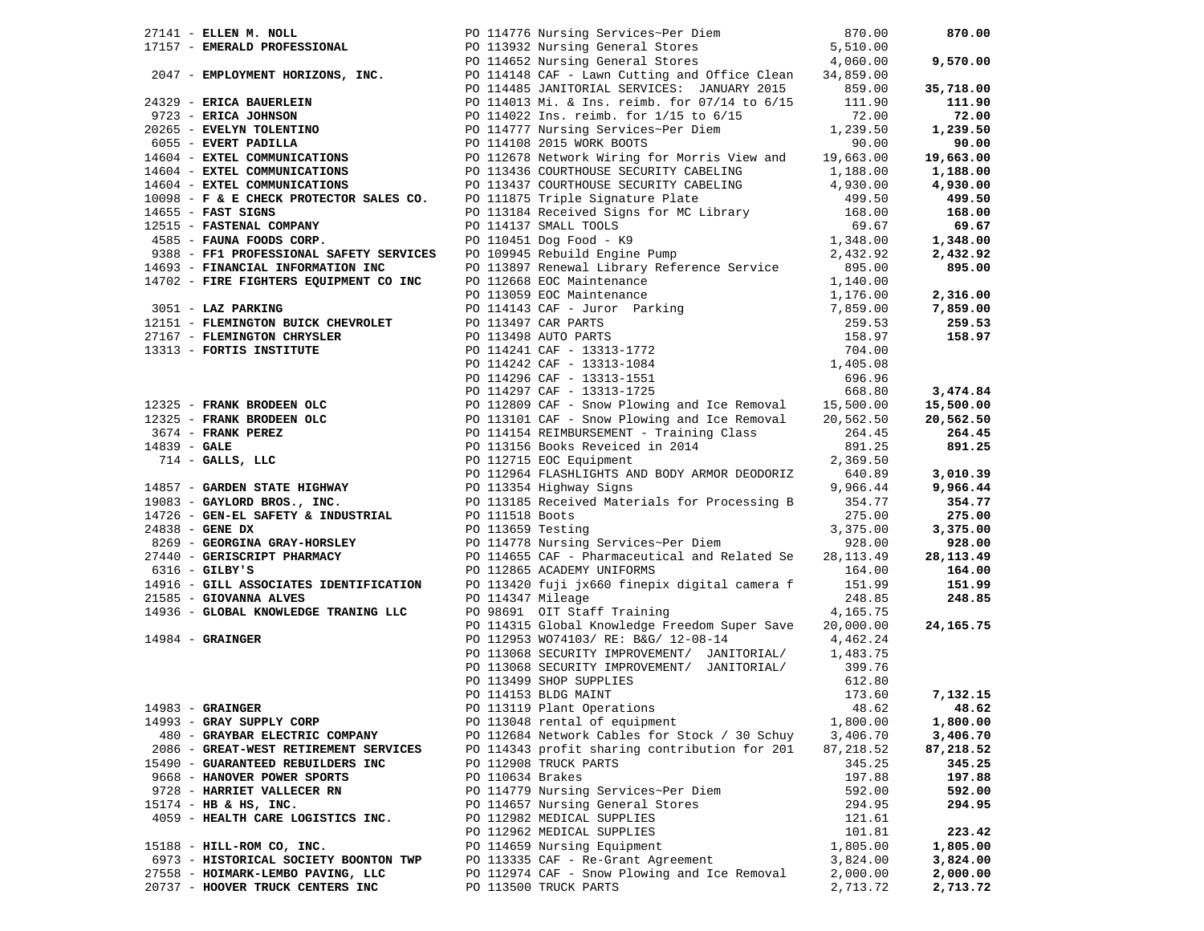| Vendor | PO / Description | Amount | Total |
|---|---|---|---|
| 27141 - **ELLEN M. NOLL** | PO 114776 Nursing Services~Per Diem | 870.00 | **870.00** |
| 17157 - **EMERALD PROFESSIONAL** | PO 113932 Nursing General Stores | 5,510.00 | |
| | PO 114652 Nursing General Stores | 4,060.00 | **9,570.00** |
| 2047 - **EMPLOYMENT HORIZONS, INC.** | PO 114148 CAF - Lawn Cutting and Office Clean | 34,859.00 | |
| | PO 114485 JANITORIAL SERVICES: JANUARY 2015 | 859.00 | **35,718.00** |
| 24329 - **ERICA BAUERLEIN** | PO 114013 Mi. & Ins. reimb. for 07/14 to 6/15 | 111.90 | **111.90** |
| 9723 - **ERICA JOHNSON** | PO 114022 Ins. reimb. for 1/15 to 6/15 | 72.00 | **72.00** |
| 20265 - **EVELYN TOLENTINO** | PO 114777 Nursing Services~Per Diem | 1,239.50 | **1,239.50** |
| 6055 - **EVERT PADILLA** | PO 114108 2015 WORK BOOTS | 90.00 | **90.00** |
| 14604 - **EXTEL COMMUNICATIONS** | PO 112678 Network Wiring for Morris View and | 19,663.00 | **19,663.00** |
| 14604 - **EXTEL COMMUNICATIONS** | PO 113436 COURTHOUSE SECURITY CABELING | 1,188.00 | **1,188.00** |
| 14604 - **EXTEL COMMUNICATIONS** | PO 113437 COURTHOUSE SECURITY CABELING | 4,930.00 | **4,930.00** |
| 10098 - **F & E CHECK PROTECTOR SALES CO.** | PO 111875 Triple Signature Plate | 499.50 | **499.50** |
| 14655 - **FAST SIGNS** | PO 113184 Received Signs for MC Library | 168.00 | **168.00** |
| 12515 - **FASTENAL COMPANY** | PO 114137 SMALL TOOLS | 69.67 | **69.67** |
| 4585 - **FAUNA FOODS CORP.** | PO 110451 Dog Food - K9 | 1,348.00 | **1,348.00** |
| 9388 - **FF1 PROFESSIONAL SAFETY SERVICES** | PO 109945 Rebuild Engine Pump | 2,432.92 | **2,432.92** |
| 14693 - **FINANCIAL INFORMATION INC** | PO 113897 Renewal Library Reference Service | 895.00 | **895.00** |
| 14702 - **FIRE FIGHTERS EQUIPMENT CO INC** | PO 112668 EOC Maintenance | 1,140.00 | |
| | PO 113059 EOC Maintenance | 1,176.00 | **2,316.00** |
| 3051 - **LAZ PARKING** | PO 114143 CAF - Juror Parking | 7,859.00 | **7,859.00** |
| 12151 - **FLEMINGTON BUICK CHEVROLET** | PO 113497 CAR PARTS | 259.53 | **259.53** |
| 27167 - **FLEMINGTON CHRYSLER** | PO 113498 AUTO PARTS | 158.97 | **158.97** |
| 13313 - **FORTIS INSTITUTE** | PO 114241 CAF - 13313-1772 | 704.00 | |
| | PO 114242 CAF - 13313-1084 | 1,405.08 | |
| | PO 114296 CAF - 13313-1551 | 696.96 | |
| | PO 114297 CAF - 13313-1725 | 668.80 | **3,474.84** |
| 12325 - **FRANK BRODEEN OLC** | PO 112809 CAF - Snow Plowing and Ice Removal | 15,500.00 | **15,500.00** |
| 12325 - **FRANK BRODEEN OLC** | PO 113101 CAF - Snow Plowing and Ice Removal | 20,562.50 | **20,562.50** |
| 3674 - **FRANK PEREZ** | PO 114154 REIMBURSEMENT - Training Class | 264.45 | **264.45** |
| 14839 - **GALE** | PO 113156 Books Reveiced in 2014 | 891.25 | **891.25** |
| 714 - **GALLS, LLC** | PO 112715 EOC Equipment | 2,369.50 | |
| | PO 112964 FLASHLIGHTS AND BODY ARMOR DEODORIZ | 640.89 | **3,010.39** |
| 14857 - **GARDEN STATE HIGHWAY** | PO 113354 Highway Signs | 9,966.44 | **9,966.44** |
| 19083 - **GAYLORD BROS., INC.** | PO 113185 Received Materials for Processing B | 354.77 | **354.77** |
| 14726 - **GEN-EL SAFETY & INDUSTRIAL** | PO 111518 Boots | 275.00 | **275.00** |
| 24838 - **GENE DX** | PO 113659 Testing | 3,375.00 | **3,375.00** |
| 8269 - **GEORGINA GRAY-HORSLEY** | PO 114778 Nursing Services~Per Diem | 928.00 | **928.00** |
| 27440 - **GERISCRIPT PHARMACY** | PO 114655 CAF - Pharmaceutical and Related Se | 28,113.49 | **28,113.49** |
| 6316 - **GILBY'S** | PO 112865 ACADEMY UNIFORMS | 164.00 | **164.00** |
| 14916 - **GILL ASSOCIATES IDENTIFICATION** | PO 113420 fuji jx660 finepix digital camera f | 151.99 | **151.99** |
| 21585 - **GIOVANNA ALVES** | PO 114347 Mileage | 248.85 | **248.85** |
| 14936 - **GLOBAL KNOWLEDGE TRANING LLC** | PO 98691 OIT Staff Training | 4,165.75 | |
| | PO 114315 Global Knowledge Freedom Super Save | 20,000.00 | **24,165.75** |
| 14984 - **GRAINGER** | PO 112953 WO74103/ RE: B&G/ 12-08-14 | 4,462.24 | |
| | PO 113068 SECURITY IMPROVEMENT/ JANITORIAL/ | 1,483.75 | |
| | PO 113068 SECURITY IMPROVEMENT/ JANITORIAL/ | 399.76 | |
| | PO 113499 SHOP SUPPLIES | 612.80 | |
| | PO 114153 BLDG MAINT | 173.60 | **7,132.15** |
| 14983 - **GRAINGER** | PO 113119 Plant Operations | 48.62 | **48.62** |
| 14993 - **GRAY SUPPLY CORP** | PO 113048 rental of equipment | 1,800.00 | **1,800.00** |
| 480 - **GRAYBAR ELECTRIC COMPANY** | PO 112684 Network Cables for Stock / 30 Schuy | 3,406.70 | **3,406.70** |
| 2086 - **GREAT-WEST RETIREMENT SERVICES** | PO 114343 profit sharing contribution for 201 | 87,218.52 | **87,218.52** |
| 15490 - **GUARANTEED REBUILDERS INC** | PO 112908 TRUCK PARTS | 345.25 | **345.25** |
| 9668 - **HANOVER POWER SPORTS** | PO 110634 Brakes | 197.88 | **197.88** |
| 9728 - **HARRIET VALLECER RN** | PO 114779 Nursing Services~Per Diem | 592.00 | **592.00** |
| 15174 - **HB & HS, INC.** | PO 114657 Nursing General Stores | 294.95 | **294.95** |
| 4059 - **HEALTH CARE LOGISTICS INC.** | PO 112982 MEDICAL SUPPLIES | 121.61 | |
| | PO 112962 MEDICAL SUPPLIES | 101.81 | **223.42** |
| 15188 - **HILL-ROM CO, INC.** | PO 114659 Nursing Equipment | 1,805.00 | **1,805.00** |
| 6973 - **HISTORICAL SOCIETY BOONTON TWP** | PO 113335 CAF - Re-Grant Agreement | 3,824.00 | **3,824.00** |
| 27558 - **HOIMARK-LEMBO PAVING, LLC** | PO 112974 CAF - Snow Plowing and Ice Removal | 2,000.00 | **2,000.00** |
| 20737 - **HOOVER TRUCK CENTERS INC** | PO 113500 TRUCK PARTS | 2,713.72 | **2,713.72** |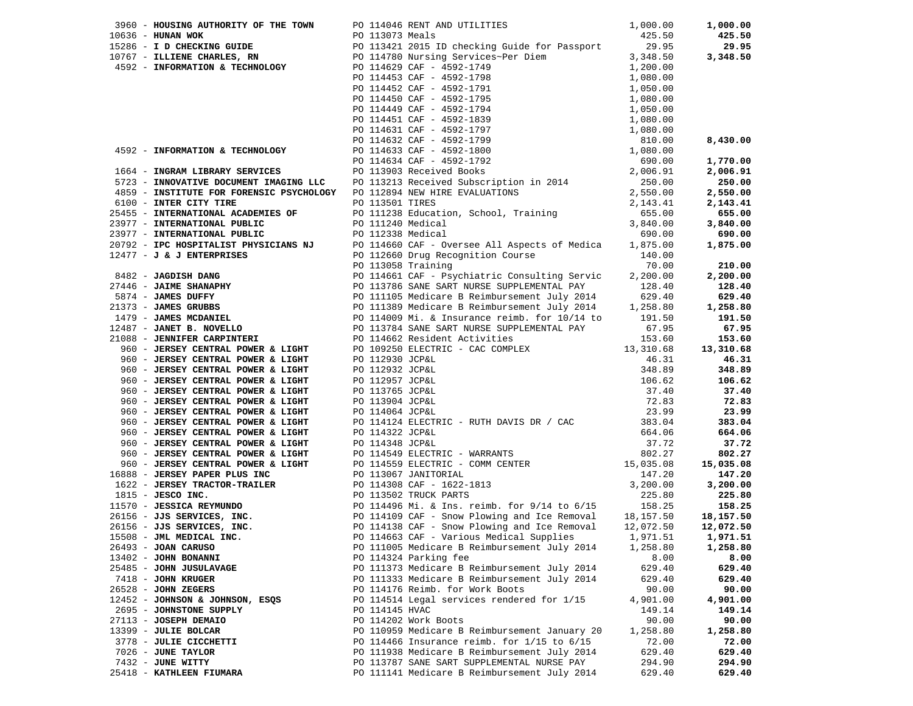| Vendor | PO / Description | Amount | Total |
|---|---|---|---|
| 3960 - **HOUSING AUTHORITY OF THE TOWN** | PO 114046 RENT AND UTILITIES | 1,000.00 | **1,000.00** |
| 10636 - **HUNAN WOK** | PO 113073 Meals | 425.50 | **425.50** |
| 15286 - **I D CHECKING GUIDE** | PO 113421 2015 ID checking Guide for Passport | 29.95 | **29.95** |
| 10767 - **ILLIENE CHARLES, RN** | PO 114780 Nursing Services~Per Diem | 3,348.50 | **3,348.50** |
| 4592 - **INFORMATION & TECHNOLOGY** | PO 114629 CAF - 4592-1749 | 1,200.00 | |
| | PO 114453 CAF - 4592-1798 | 1,080.00 | |
| | PO 114452 CAF - 4592-1791 | 1,050.00 | |
| | PO 114450 CAF - 4592-1795 | 1,080.00 | |
| | PO 114449 CAF - 4592-1794 | 1,050.00 | |
| | PO 114451 CAF - 4592-1839 | 1,080.00 | |
| | PO 114631 CAF - 4592-1797 | 1,080.00 | |
| | PO 114632 CAF - 4592-1799 | 810.00 | **8,430.00** |
| 4592 - **INFORMATION & TECHNOLOGY** | PO 114633 CAF - 4592-1800 | 1,080.00 | |
| | PO 114634 CAF - 4592-1792 | 690.00 | **1,770.00** |
| 1664 - **INGRAM LIBRARY SERVICES** | PO 113903 Received Books | 2,006.91 | **2,006.91** |
| 5723 - **INNOVATIVE DOCUMENT IMAGING LLC** | PO 113213 Received Subscription in 2014 | 250.00 | **250.00** |
| 4859 - **INSTITUTE FOR FORENSIC PSYCHOLOGY** | PO 112894 NEW HIRE EVALUATIONS | 2,550.00 | **2,550.00** |
| 6100 - **INTER CITY TIRE** | PO 113501 TIRES | 2,143.41 | **2,143.41** |
| 25455 - **INTERNATIONAL ACADEMIES OF** | PO 111238 Education, School, Training | 655.00 | **655.00** |
| 23977 - **INTERNATIONAL PUBLIC** | PO 111240 Medical | 3,840.00 | **3,840.00** |
| 23977 - **INTERNATIONAL PUBLIC** | PO 112338 Medical | 690.00 | **690.00** |
| 20792 - **IPC HOSPITALIST PHYSICIANS NJ** | PO 114660 CAF - Oversee All Aspects of Medica | 1,875.00 | **1,875.00** |
| 12477 - **J & J ENTERPRISES** | PO 112660 Drug Recognition Course | 140.00 | |
| | PO 113058 Training | 70.00 | **210.00** |
| 8482 - **JAGDISH DANG** | PO 114661 CAF - Psychiatric Consulting Servic | 2,200.00 | **2,200.00** |
| 27446 - **JAIME SHANAPHY** | PO 113786 SANE SART NURSE SUPPLEMENTAL PAY | 128.40 | **128.40** |
| 5874 - **JAMES DUFFY** | PO 111105 Medicare B Reimbursement July 2014 | 629.40 | **629.40** |
| 21373 - **JAMES GRUBBS** | PO 111389 Medicare B Reimbursement July 2014 | 1,258.80 | **1,258.80** |
| 1479 - **JAMES MCDANIEL** | PO 114009 Mi. & Insurance reimb. for 10/14 to | 191.50 | **191.50** |
| 12487 - **JANET B. NOVELLO** | PO 113784 SANE SART NURSE SUPPLEMENTAL PAY | 67.95 | **67.95** |
| 21088 - **JENNIFER CARPINTERI** | PO 114662 Resident Activities | 153.60 | **153.60** |
| 960 - **JERSEY CENTRAL POWER & LIGHT** | PO 109250 ELECTRIC - CAC COMPLEX | 13,310.68 | **13,310.68** |
| 960 - **JERSEY CENTRAL POWER & LIGHT** | PO 112930 JCP&L | 46.31 | **46.31** |
| 960 - **JERSEY CENTRAL POWER & LIGHT** | PO 112932 JCP&L | 348.89 | **348.89** |
| 960 - **JERSEY CENTRAL POWER & LIGHT** | PO 112957 JCP&L | 106.62 | **106.62** |
| 960 - **JERSEY CENTRAL POWER & LIGHT** | PO 113765 JCP&L | 37.40 | **37.40** |
| 960 - **JERSEY CENTRAL POWER & LIGHT** | PO 113904 JCP&L | 72.83 | **72.83** |
| 960 - **JERSEY CENTRAL POWER & LIGHT** | PO 114064 JCP&L | 23.99 | **23.99** |
| 960 - **JERSEY CENTRAL POWER & LIGHT** | PO 114124 ELECTRIC - RUTH DAVIS DR / CAC | 383.04 | **383.04** |
| 960 - **JERSEY CENTRAL POWER & LIGHT** | PO 114322 JCP&L | 664.06 | **664.06** |
| 960 - **JERSEY CENTRAL POWER & LIGHT** | PO 114348 JCP&L | 37.72 | **37.72** |
| 960 - **JERSEY CENTRAL POWER & LIGHT** | PO 114549 ELECTRIC - WARRANTS | 802.27 | **802.27** |
| 960 - **JERSEY CENTRAL POWER & LIGHT** | PO 114559 ELECTRIC - COMM CENTER | 15,035.08 | **15,035.08** |
| 16888 - **JERSEY PAPER PLUS INC** | PO 113067 JANITORIAL | 147.20 | **147.20** |
| 1622 - **JERSEY TRACTOR-TRAILER** | PO 114308 CAF - 1622-1813 | 3,200.00 | **3,200.00** |
| 1815 - **JESCO INC.** | PO 113502 TRUCK PARTS | 225.80 | **225.80** |
| 11570 - **JESSICA REYMUNDO** | PO 114496 Mi. & Ins. reimb. for 9/14 to 6/15 | 158.25 | **158.25** |
| 26156 - **JJS SERVICES, INC.** | PO 114109 CAF - Snow Plowing and Ice Removal | 18,157.50 | **18,157.50** |
| 26156 - **JJS SERVICES, INC.** | PO 114138 CAF - Snow Plowing and Ice Removal | 12,072.50 | **12,072.50** |
| 15508 - **JML MEDICAL INC.** | PO 114663 CAF - Various Medical Supplies | 1,971.51 | **1,971.51** |
| 26493 - **JOAN CARUSO** | PO 111005 Medicare B Reimbursement July 2014 | 1,258.80 | **1,258.80** |
| 13402 - **JOHN BONANNI** | PO 114324 Parking fee | 8.00 | **8.00** |
| 25485 - **JOHN JUSULAVAGE** | PO 111373 Medicare B Reimbursement July 2014 | 629.40 | **629.40** |
| 7418 - **JOHN KRUGER** | PO 111333 Medicare B Reimbursement July 2014 | 629.40 | **629.40** |
| 26528 - **JOHN ZEGERS** | PO 114176 Reimb. for Work Boots | 90.00 | **90.00** |
| 12452 - **JOHNSON & JOHNSON, ESQS** | PO 114514 Legal services rendered for 1/15 | 4,901.00 | **4,901.00** |
| 2695 - **JOHNSTONE SUPPLY** | PO 114145 HVAC | 149.14 | **149.14** |
| 27113 - **JOSEPH DEMAIO** | PO 114202 Work Boots | 90.00 | **90.00** |
| 13399 - **JULIE BOLCAR** | PO 110959 Medicare B Reimbursement January 20 | 1,258.80 | **1,258.80** |
| 3778 - **JULIE CICCHETTI** | PO 114466 Insurance reimb. for 1/15 to 6/15 | 72.00 | **72.00** |
| 7026 - **JUNE TAYLOR** | PO 111938 Medicare B Reimbursement July 2014 | 629.40 | **629.40** |
| 7432 - **JUNE WITTY** | PO 113787 SANE SART SUPPLEMENTAL NURSE PAY | 294.90 | **294.90** |
| 25418 - **KATHLEEN FIUMARA** | PO 111141 Medicare B Reimbursement July 2014 | 629.40 | **629.40** |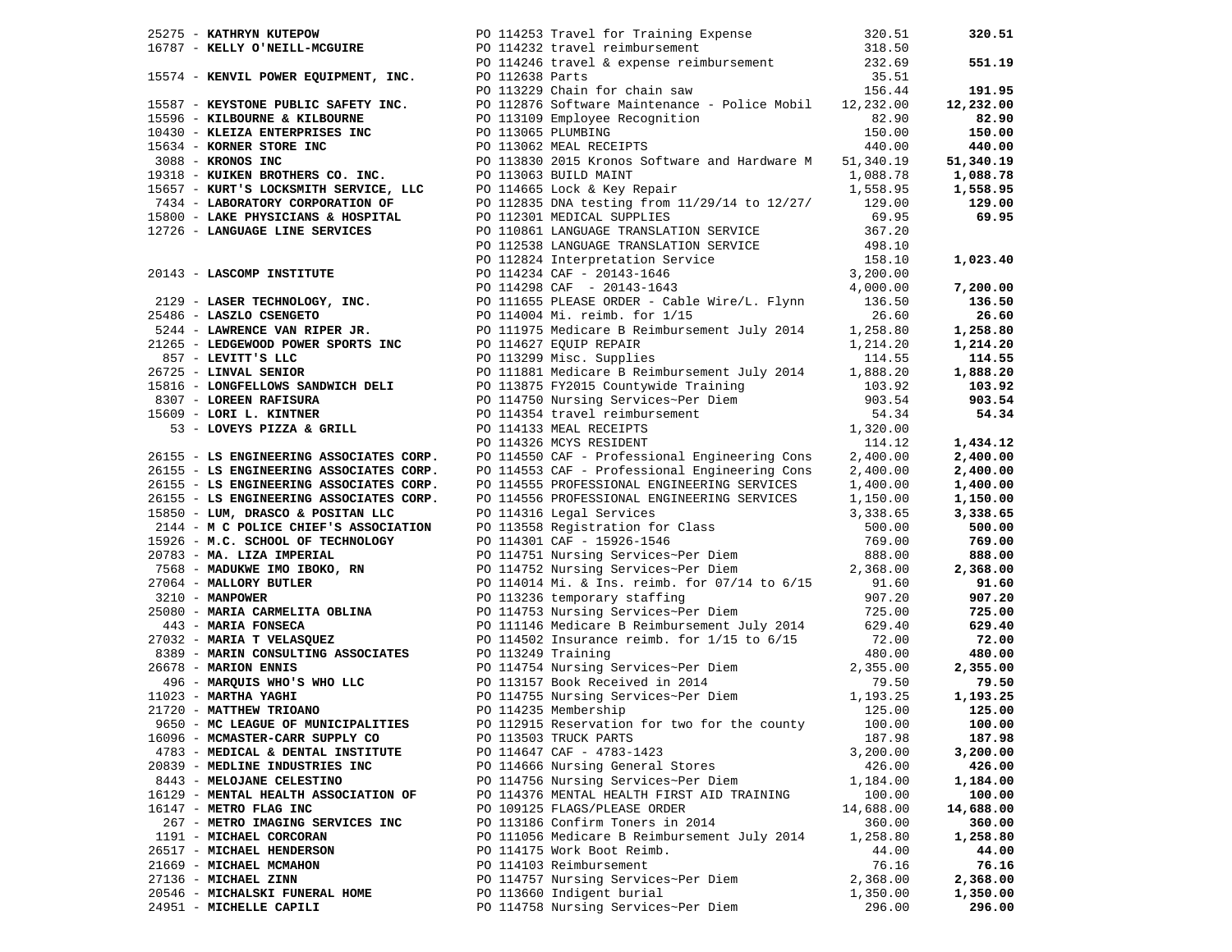| Vendor | PO / Description | Amount | Total |
|---|---|---|---|
| 25275 - **KATHRYN KUTEPOW** | PO 114253 Travel for Training Expense | 320.51 | **320.51** |
| 16787 - **KELLY O'NEILL-MCGUIRE** | PO 114232 travel reimbursement | 318.50 | |
| | PO 114246 travel & expense reimbursement | 232.69 | **551.19** |
| 15574 - **KENVIL POWER EQUIPMENT, INC.** | PO 112638 Parts | 35.51 | |
| | PO 113229 Chain for chain saw | 156.44 | **191.95** |
| 15587 - **KEYSTONE PUBLIC SAFETY INC.** | PO 112876 Software Maintenance - Police Mobil | 12,232.00 | **12,232.00** |
| 15596 - **KILBOURNE & KILBOURNE** | PO 113109 Employee Recognition | 82.90 | **82.90** |
| 10430 - **KLEIZA ENTERPRISES INC** | PO 113065 PLUMBING | 150.00 | **150.00** |
| 15634 - **KORNER STORE INC** | PO 113062 MEAL RECEIPTS | 440.00 | **440.00** |
| 3088 - **KRONOS INC** | PO 113830 2015 Kronos Software and Hardware M | 51,340.19 | **51,340.19** |
| 19318 - **KUIKEN BROTHERS CO. INC.** | PO 113063 BUILD MAINT | 1,088.78 | **1,088.78** |
| 15657 - **KURT'S LOCKSMITH SERVICE, LLC** | PO 114665 Lock & Key Repair | 1,558.95 | **1,558.95** |
| 7434 - **LABORATORY CORPORATION OF** | PO 112835 DNA testing from 11/29/14 to 12/27/ | 129.00 | **129.00** |
| 15800 - **LAKE PHYSICIANS & HOSPITAL** | PO 112301 MEDICAL SUPPLIES | 69.95 | **69.95** |
| 12726 - **LANGUAGE LINE SERVICES** | PO 110861 LANGUAGE TRANSLATION SERVICE | 367.20 | |
| | PO 112538 LANGUAGE TRANSLATION SERVICE | 498.10 | |
| | PO 112824 Interpretation Service | 158.10 | **1,023.40** |
| 20143 - **LASCOMP INSTITUTE** | PO 114234 CAF - 20143-1646 | 3,200.00 | |
| | PO 114298 CAF - 20143-1643 | 4,000.00 | **7,200.00** |
| 2129 - **LASER TECHNOLOGY, INC.** | PO 111655 PLEASE ORDER - Cable Wire/L. Flynn | 136.50 | **136.50** |
| 25486 - **LASZLO CSENGETO** | PO 114004 Mi. reimb. for 1/15 | 26.60 | **26.60** |
| 5244 - **LAWRENCE VAN RIPER JR.** | PO 111975 Medicare B Reimbursement July 2014 | 1,258.80 | **1,258.80** |
| 21265 - **LEDGEWOOD POWER SPORTS INC** | PO 114627 EQUIP REPAIR | 1,214.20 | **1,214.20** |
| 857 - **LEVITT'S LLC** | PO 113299 Misc. Supplies | 114.55 | **114.55** |
| 26725 - **LINVAL SENIOR** | PO 111881 Medicare B Reimbursement July 2014 | 1,888.20 | **1,888.20** |
| 15816 - **LONGFELLOWS SANDWICH DELI** | PO 113875 FY2015 Countywide Training | 103.92 | **103.92** |
| 8307 - **LOREEN RAFISURA** | PO 114750 Nursing Services~Per Diem | 903.54 | **903.54** |
| 15609 - **LORI L. KINTNER** | PO 114354 travel reimbursement | 54.34 | **54.34** |
| 53 - **LOVEYS PIZZA & GRILL** | PO 114133 MEAL RECEIPTS | 1,320.00 | |
| | PO 114326 MCYS RESIDENT | 114.12 | **1,434.12** |
| 26155 - **LS ENGINEERING ASSOCIATES CORP.** | PO 114550 CAF - Professional Engineering Cons | 2,400.00 | **2,400.00** |
| 26155 - **LS ENGINEERING ASSOCIATES CORP.** | PO 114553 CAF - Professional Engineering Cons | 2,400.00 | **2,400.00** |
| 26155 - **LS ENGINEERING ASSOCIATES CORP.** | PO 114555 PROFESSIONAL ENGINEERING SERVICES | 1,400.00 | **1,400.00** |
| 26155 - **LS ENGINEERING ASSOCIATES CORP.** | PO 114556 PROFESSIONAL ENGINEERING SERVICES | 1,150.00 | **1,150.00** |
| 15850 - **LUM, DRASCO & POSITAN LLC** | PO 114316 Legal Services | 3,338.65 | **3,338.65** |
| 2144 - **M C POLICE CHIEF'S ASSOCIATION** | PO 113558 Registration for Class | 500.00 | **500.00** |
| 15926 - **M.C. SCHOOL OF TECHNOLOGY** | PO 114301 CAF - 15926-1546 | 769.00 | **769.00** |
| 20783 - **MA. LIZA IMPERIAL** | PO 114751 Nursing Services~Per Diem | 888.00 | **888.00** |
| 7568 - **MADUKWE IMO IBOKO, RN** | PO 114752 Nursing Services~Per Diem | 2,368.00 | **2,368.00** |
| 27064 - **MALLORY BUTLER** | PO 114014 Mi. & Ins. reimb. for 07/14 to 6/15 | 91.60 | **91.60** |
| 3210 - **MANPOWER** | PO 113236 temporary staffing | 907.20 | **907.20** |
| 25080 - **MARIA CARMELITA OBLINA** | PO 114753 Nursing Services~Per Diem | 725.00 | **725.00** |
| 443 - **MARIA FONSECA** | PO 111146 Medicare B Reimbursement July 2014 | 629.40 | **629.40** |
| 27032 - **MARIA T VELASQUEZ** | PO 114502 Insurance reimb. for 1/15 to 6/15 | 72.00 | **72.00** |
| 8389 - **MARIN CONSULTING ASSOCIATES** | PO 113249 Training | 480.00 | **480.00** |
| 26678 - **MARION ENNIS** | PO 114754 Nursing Services~Per Diem | 2,355.00 | **2,355.00** |
| 496 - **MARQUIS WHO'S WHO LLC** | PO 113157 Book Received in 2014 | 79.50 | **79.50** |
| 11023 - **MARTHA YAGHI** | PO 114755 Nursing Services~Per Diem | 1,193.25 | **1,193.25** |
| 21720 - **MATTHEW TRIOANO** | PO 114235 Membership | 125.00 | **125.00** |
| 9650 - **MC LEAGUE OF MUNICIPALITIES** | PO 112915 Reservation for two for the county | 100.00 | **100.00** |
| 16096 - **MCMASTER-CARR SUPPLY CO** | PO 113503 TRUCK PARTS | 187.98 | **187.98** |
| 4783 - **MEDICAL & DENTAL INSTITUTE** | PO 114647 CAF - 4783-1423 | 3,200.00 | **3,200.00** |
| 20839 - **MEDLINE INDUSTRIES INC** | PO 114666 Nursing General Stores | 426.00 | **426.00** |
| 8443 - **MELOJANE CELESTINO** | PO 114756 Nursing Services~Per Diem | 1,184.00 | **1,184.00** |
| 16129 - **MENTAL HEALTH ASSOCIATION OF** | PO 114376 MENTAL HEALTH FIRST AID TRAINING | 100.00 | **100.00** |
| 16147 - **METRO FLAG INC** | PO 109125 FLAGS/PLEASE ORDER | 14,688.00 | **14,688.00** |
| 267 - **METRO IMAGING SERVICES INC** | PO 113186 Confirm Toners in 2014 | 360.00 | **360.00** |
| 1191 - **MICHAEL CORCORAN** | PO 111056 Medicare B Reimbursement July 2014 | 1,258.80 | **1,258.80** |
| 26517 - **MICHAEL HENDERSON** | PO 114175 Work Boot Reimb. | 44.00 | **44.00** |
| 21669 - **MICHAEL MCMAHON** | PO 114103 Reimbursement | 76.16 | **76.16** |
| 27136 - **MICHAEL ZINN** | PO 114757 Nursing Services~Per Diem | 2,368.00 | **2,368.00** |
| 20546 - **MICHALSKI FUNERAL HOME** | PO 113660 Indigent burial | 1,350.00 | **1,350.00** |
| 24951 - **MICHELLE CAPILI** | PO 114758 Nursing Services~Per Diem | 296.00 | **296.00** |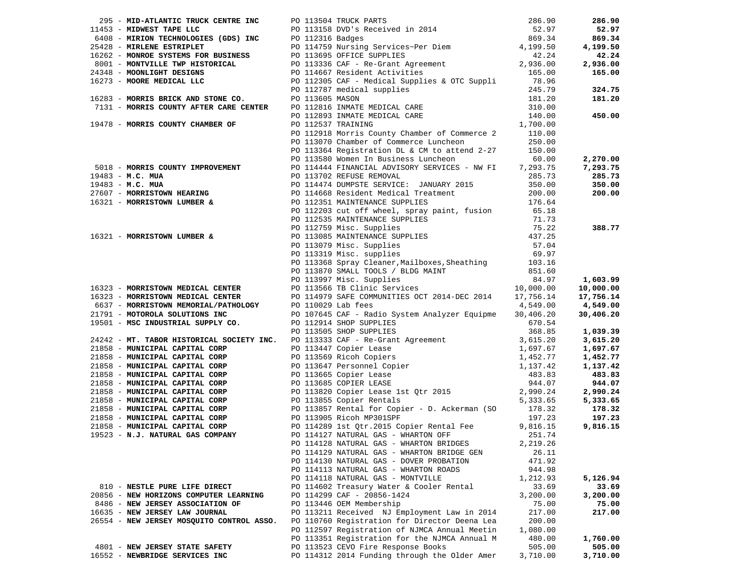| Vendor | PO | Amount | Total |
|---|---|---|---|
| 295 - **MID-ATLANTIC TRUCK CENTRE INC** | PO 113504 TRUCK PARTS | 286.90 | **286.90** |
| 11453 - **MIDWEST TAPE LLC** | PO 113158 DVD's Received in 2014 | 52.97 | **52.97** |
| 6408 - **MIRION TECHNOLOGIES (GDS) INC** | PO 112316 Badges | 869.34 | **869.34** |
| 25428 - **MIRLENE ESTRIPLET** | PO 114759 Nursing Services~Per Diem | 4,199.50 | **4,199.50** |
| 16262 - **MONROE SYSTEMS FOR BUSINESS** | PO 113695 OFFICE SUPPLIES | 42.24 | **42.24** |
| 8001 - **MONTVILLE TWP HISTORICAL** | PO 113336 CAF - Re-Grant Agreement | 2,936.00 | **2,936.00** |
| 24348 - **MOONLIGHT DESIGNS** | PO 114667 Resident Activities | 165.00 | **165.00** |
| 16273 - **MOORE MEDICAL LLC** | PO 112305 CAF - Medical Supplies & OTC Suppli | 78.96 | |
| | PO 112787 medical supplies | 245.79 | **324.75** |
| 16283 - **MORRIS BRICK AND STONE CO.** | PO 113605 MASON | 181.20 | **181.20** |
| 7131 - **MORRIS COUNTY AFTER CARE CENTER** | PO 112816 INMATE MEDICAL CARE | 310.00 | |
| | PO 112893 INMATE MEDICAL CARE | 140.00 | **450.00** |
| 19478 - **MORRIS COUNTY CHAMBER OF** | PO 112537 TRAINING | 1,700.00 | |
| | PO 112918 Morris County Chamber of Commerce 2 | 110.00 | |
| | PO 113070 Chamber of Commerce Luncheon | 250.00 | |
| | PO 113364 Registration DL & CM to attend 2-27 | 150.00 | |
| | PO 113580 Women In Business Luncheon | 60.00 | **2,270.00** |
| 5018 - **MORRIS COUNTY IMPROVEMENT** | PO 114444 FINANCIAL ADVISORY SERVICES - NW FI | 7,293.75 | **7,293.75** |
| 19483 - **M.C. MUA** | PO 113702 REFUSE REMOVAL | 285.73 | **285.73** |
| 19483 - **M.C. MUA** | PO 114474 DUMPSTE SERVICE: JANUARY 2015 | 350.00 | **350.00** |
| 27607 - **MORRISTOWN HEARING** | PO 114668 Resident Medical Treatment | 200.00 | **200.00** |
| 16321 - **MORRISTOWN LUMBER &** | PO 112351 MAINTENANCE SUPPLIES | 176.64 | |
| | PO 112203 cut off wheel, spray paint, fusion | 65.18 | |
| | PO 112535 MAINTENANCE SUPPLIES | 71.73 | |
| | PO 112759 Misc. Supplies | 75.22 | **388.77** |
| 16321 - **MORRISTOWN LUMBER &** | PO 113085 MAINTENANCE SUPPLIES | 437.25 | |
| | PO 113079 Misc. Supplies | 57.04 | |
| | PO 113319 Misc. supplies | 69.97 | |
| | PO 113368 Spray Cleaner,Mailboxes,Sheathing | 103.16 | |
| | PO 113870 SMALL TOOLS / BLDG MAINT | 851.60 | |
| | PO 113997 Misc. Supplies | 84.97 | **1,603.99** |
| 16323 - **MORRISTOWN MEDICAL CENTER** | PO 113566 TB Clinic Services | 10,000.00 | **10,000.00** |
| 16323 - **MORRISTOWN MEDICAL CENTER** | PO 114979 SAFE COMMUNITIES OCT 2014-DEC 2014 | 17,756.14 | **17,756.14** |
| 6637 - **MORRISTOWN MEMORIAL/PATHOLOGY** | PO 110029 Lab fees | 4,549.00 | **4,549.00** |
| 21791 - **MOTOROLA SOLUTIONS INC** | PO 107645 CAF - Radio System Analyzer Equipme | 30,406.20 | **30,406.20** |
| 19501 - **MSC INDUSTRIAL SUPPLY CO.** | PO 112914 SHOP SUPPLIES | 670.54 | |
| | PO 113505 SHOP SUPPLIES | 368.85 | **1,039.39** |
| 24242 - **MT. TABOR HISTORICAL SOCIETY INC.** | PO 113333 CAF - Re-Grant Agreement | 3,615.20 | **3,615.20** |
| 21858 - **MUNICIPAL CAPITAL CORP** | PO 113447 Copier Lease | 1,697.67 | **1,697.67** |
| 21858 - **MUNICIPAL CAPITAL CORP** | PO 113569 Ricoh Copiers | 1,452.77 | **1,452.77** |
| 21858 - **MUNICIPAL CAPITAL CORP** | PO 113647 Personnel Copier | 1,137.42 | **1,137.42** |
| 21858 - **MUNICIPAL CAPITAL CORP** | PO 113665 Copier Lease | 483.83 | **483.83** |
| 21858 - **MUNICIPAL CAPITAL CORP** | PO 113685 COPIER LEASE | 944.07 | **944.07** |
| 21858 - **MUNICIPAL CAPITAL CORP** | PO 113820 Copier Lease 1st Qtr 2015 | 2,990.24 | **2,990.24** |
| 21858 - **MUNICIPAL CAPITAL CORP** | PO 113855 Copier Rentals | 5,333.65 | **5,333.65** |
| 21858 - **MUNICIPAL CAPITAL CORP** | PO 113857 Rental for Copier - D. Ackerman (SO | 178.32 | **178.32** |
| 21858 - **MUNICIPAL CAPITAL CORP** | PO 113905 Ricoh MP301SPF | 197.23 | **197.23** |
| 21858 - **MUNICIPAL CAPITAL CORP** | PO 114289 1st Qtr.2015 Copier Rental Fee | 9,816.15 | **9,816.15** |
| 19523 - **N.J. NATURAL GAS COMPANY** | PO 114127 NATURAL GAS - WHARTON OFF | 251.74 | |
| | PO 114128 NATURAL GAS - WHARTON BRIDGES | 2,219.26 | |
| | PO 114129 NATURAL GAS - WHARTON BRIDGE GEN | 26.11 | |
| | PO 114130 NATURAL GAS - DOVER PROBATION | 471.92 | |
| | PO 114113 NATURAL GAS - WHARTON ROADS | 944.98 | |
| | PO 114118 NATURAL GAS - MONTVILLE | 1,212.93 | **5,126.94** |
| 810 - **NESTLE PURE LIFE DIRECT** | PO 114602 Treasury Water & Cooler Rental | 33.69 | **33.69** |
| 20856 - **NEW HORIZONS COMPUTER LEARNING** | PO 114299 CAF - 20856-1424 | 3,200.00 | **3,200.00** |
| 8486 - **NEW JERSEY ASSOCIATION OF** | PO 113446 OEM Membership | 75.00 | **75.00** |
| 16635 - **NEW JERSEY LAW JOURNAL** | PO 113211 Received NJ Employment Law in 2014 | 217.00 | **217.00** |
| 26554 - **NEW JERSEY MOSQUITO CONTROL ASSO.** | PO 110760 Registration for Director Deena Lea | 200.00 | |
| | PO 112597 Registration of NJMCA Annual Meetin | 1,080.00 | |
| | PO 113351 Registration for the NJMCA Annual M | 480.00 | **1,760.00** |
| 4801 - **NEW JERSEY STATE SAFETY** | PO 113523 CEVO Fire Response Books | 505.00 | **505.00** |
| 16552 - **NEWBRIDGE SERVICES INC** | PO 114312 2014 Funding through the Older Amer | 3,710.00 | **3,710.00** |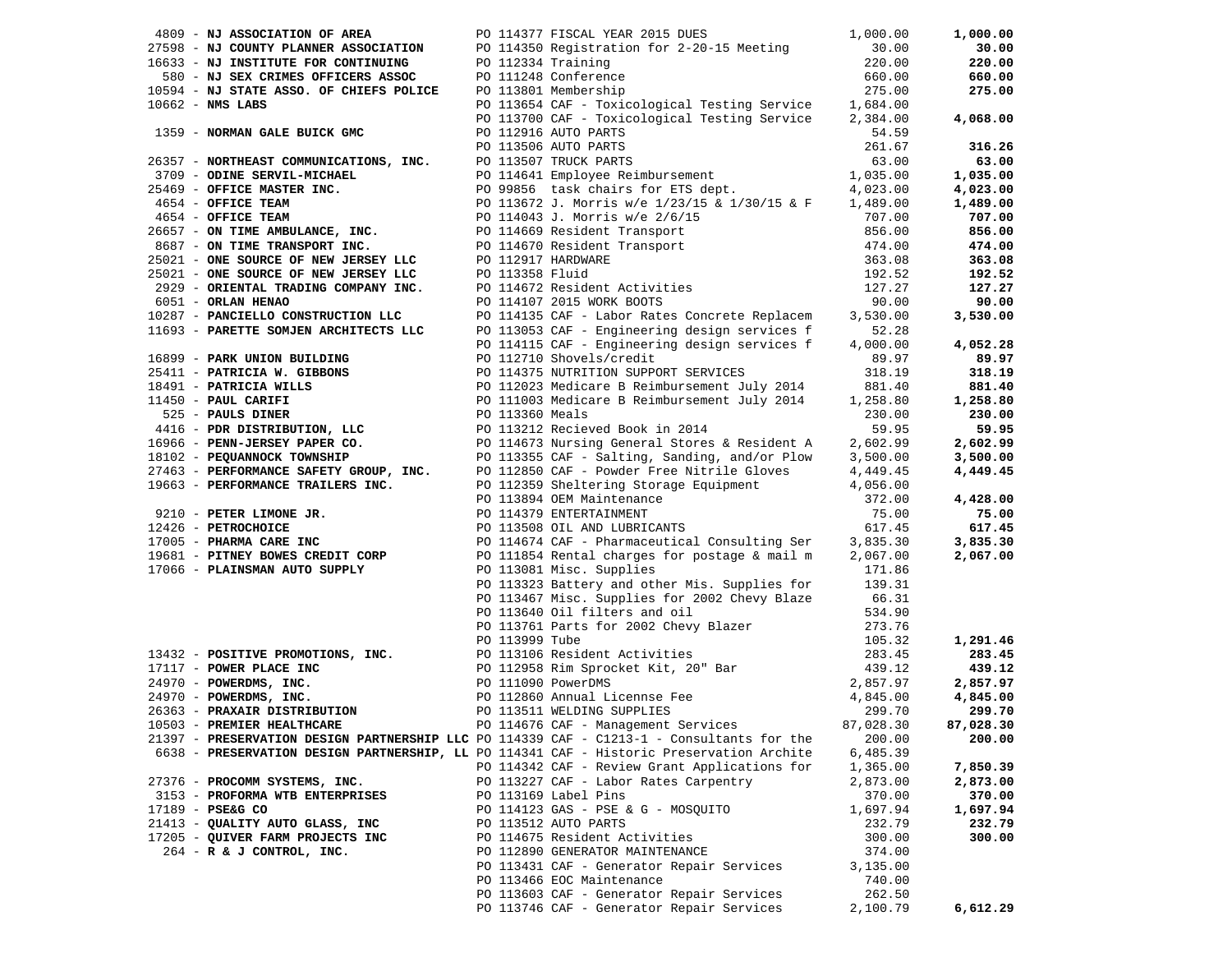| Vendor | PO / Description | Amount | Total |
|---|---|---|---|
| 4809 - **NJ ASSOCIATION OF AREA** | PO 114377 FISCAL YEAR 2015 DUES | 1,000.00 | **1,000.00** |
| 27598 - **NJ COUNTY PLANNER ASSOCIATION** | PO 114350 Registration for 2-20-15 Meeting | 30.00 | **30.00** |
| 16633 - **NJ INSTITUTE FOR CONTINUING** | PO 112334 Training | 220.00 | **220.00** |
| 580 - **NJ SEX CRIMES OFFICERS ASSOC** | PO 111248 Conference | 660.00 | **660.00** |
| 10594 - **NJ STATE ASSO. OF CHIEFS POLICE** | PO 113801 Membership | 275.00 | **275.00** |
| 10662 - **NMS LABS** | PO 113654 CAF - Toxicological Testing Service | 1,684.00 | |
| | PO 113700 CAF - Toxicological Testing Service | 2,384.00 | **4,068.00** |
| 1359 - **NORMAN GALE BUICK GMC** | PO 112916 AUTO PARTS | 54.59 | |
| | PO 113506 AUTO PARTS | 261.67 | **316.26** |
| 26357 - **NORTHEAST COMMUNICATIONS, INC.** | PO 113507 TRUCK PARTS | 63.00 | **63.00** |
| 3709 - **ODINE SERVIL-MICHAEL** | PO 114641 Employee Reimbursement | 1,035.00 | **1,035.00** |
| 25469 - **OFFICE MASTER INC.** | PO 99856 task chairs for ETS dept. | 4,023.00 | **4,023.00** |
| 4654 - **OFFICE TEAM** | PO 113672 J. Morris w/e 1/23/15 & 1/30/15 & F | 1,489.00 | **1,489.00** |
| 4654 - **OFFICE TEAM** | PO 114043 J. Morris w/e 2/6/15 | 707.00 | **707.00** |
| 26657 - **ON TIME AMBULANCE, INC.** | PO 114669 Resident Transport | 856.00 | **856.00** |
| 8687 - **ON TIME TRANSPORT INC.** | PO 114670 Resident Transport | 474.00 | **474.00** |
| 25021 - **ONE SOURCE OF NEW JERSEY LLC** | PO 112917 HARDWARE | 363.08 | **363.08** |
| 25021 - **ONE SOURCE OF NEW JERSEY LLC** | PO 113358 Fluid | 192.52 | **192.52** |
| 2929 - **ORIENTAL TRADING COMPANY INC.** | PO 114672 Resident Activities | 127.27 | **127.27** |
| 6051 - **ORLAN HENAO** | PO 114107 2015 WORK BOOTS | 90.00 | **90.00** |
| 10287 - **PANCIELLO CONSTRUCTION LLC** | PO 114135 CAF - Labor Rates Concrete Replacem | 3,530.00 | **3,530.00** |
| 11693 - **PARETTE SOMJEN ARCHITECTS LLC** | PO 113053 CAF - Engineering design services f | 52.28 | |
| | PO 114115 CAF - Engineering design services f | 4,000.00 | **4,052.28** |
| 16899 - **PARK UNION BUILDING** | PO 112710 Shovels/credit | 89.97 | **89.97** |
| 25411 - **PATRICIA W. GIBBONS** | PO 114375 NUTRITION SUPPORT SERVICES | 318.19 | **318.19** |
| 18491 - **PATRICIA WILLS** | PO 112023 Medicare B Reimbursement July 2014 | 881.40 | **881.40** |
| 11450 - **PAUL CARIFI** | PO 111003 Medicare B Reimbursement July 2014 | 1,258.80 | **1,258.80** |
| 525 - **PAULS DINER** | PO 113360 Meals | 230.00 | **230.00** |
| 4416 - **PDR DISTRIBUTION, LLC** | PO 113212 Recieved Book in 2014 | 59.95 | **59.95** |
| 16966 - **PENN-JERSEY PAPER CO.** | PO 114673 Nursing General Stores & Resident A | 2,602.99 | **2,602.99** |
| 18102 - **PEQUANNOCK TOWNSHIP** | PO 113355 CAF - Salting, Sanding, and/or Plow | 3,500.00 | **3,500.00** |
| 27463 - **PERFORMANCE SAFETY GROUP, INC.** | PO 112850 CAF - Powder Free Nitrile Gloves | 4,449.45 | **4,449.45** |
| 19663 - **PERFORMANCE TRAILERS INC.** | PO 112359 Sheltering Storage Equipment | 4,056.00 | |
| | PO 113894 OEM Maintenance | 372.00 | **4,428.00** |
| 9210 - **PETER LIMONE JR.** | PO 114379 ENTERTAINMENT | 75.00 | **75.00** |
| 12426 - **PETROCHOICE** | PO 113508 OIL AND LUBRICANTS | 617.45 | **617.45** |
| 17005 - **PHARMA CARE INC** | PO 114674 CAF - Pharmaceutical Consulting Ser | 3,835.30 | **3,835.30** |
| 19681 - **PITNEY BOWES CREDIT CORP** | PO 111854 Rental charges for postage & mail m | 2,067.00 | **2,067.00** |
| 17066 - **PLAINSMAN AUTO SUPPLY** | PO 113081 Misc. Supplies | 171.86 | |
| | PO 113323 Battery and other Mis. Supplies for | 139.31 | |
| | PO 113467 Misc. Supplies for 2002 Chevy Blaze | 66.31 | |
| | PO 113640 Oil filters and oil | 534.90 | |
| | PO 113761 Parts for 2002 Chevy Blazer | 273.76 | |
| | PO 113999 Tube | 105.32 | **1,291.46** |
| 13432 - **POSITIVE PROMOTIONS, INC.** | PO 113106 Resident Activities | 283.45 | **283.45** |
| 17117 - **POWER PLACE INC** | PO 112958 Rim Sprocket Kit, 20" Bar | 439.12 | **439.12** |
| 24970 - **POWERDMS, INC.** | PO 111090 PowerDMS | 2,857.97 | **2,857.97** |
| 24970 - **POWERDMS, INC.** | PO 112860 Annual Licennse Fee | 4,845.00 | **4,845.00** |
| 26363 - **PRAXAIR DISTRIBUTION** | PO 113511 WELDING SUPPLIES | 299.70 | **299.70** |
| 10503 - **PREMIER HEALTHCARE** | PO 114676 CAF - Management Services | 87,028.30 | **87,028.30** |
| 21397 - **PRESERVATION DESIGN PARTNERSHIP LLC** | PO 114339 CAF - C1213-1 - Consultants for the | 200.00 | **200.00** |
| 6638 - **PRESERVATION DESIGN PARTNERSHIP, LL** | PO 114341 CAF - Historic Preservation Archite | 6,485.39 | |
| | PO 114342 CAF - Review Grant Applications for | 1,365.00 | **7,850.39** |
| 27376 - **PROCOMM SYSTEMS, INC.** | PO 113227 CAF - Labor Rates Carpentry | 2,873.00 | **2,873.00** |
| 3153 - **PROFORMA WTB ENTERPRISES** | PO 113169 Label Pins | 370.00 | **370.00** |
| 17189 - **PSE&G CO** | PO 114123 GAS - PSE & G - MOSQUITO | 1,697.94 | **1,697.94** |
| 21413 - **QUALITY AUTO GLASS, INC** | PO 113512 AUTO PARTS | 232.79 | **232.79** |
| 17205 - **QUIVER FARM PROJECTS INC** | PO 114675 Resident Activities | 300.00 | **300.00** |
| 264 - **R & J CONTROL, INC.** | PO 112890 GENERATOR MAINTENANCE | 374.00 | |
| | PO 113431 CAF - Generator Repair Services | 3,135.00 | |
| | PO 113466 EOC Maintenance | 740.00 | |
| | PO 113603 CAF - Generator Repair Services | 262.50 | |
| | PO 113746 CAF - Generator Repair Services | 2,100.79 | **6,612.29** |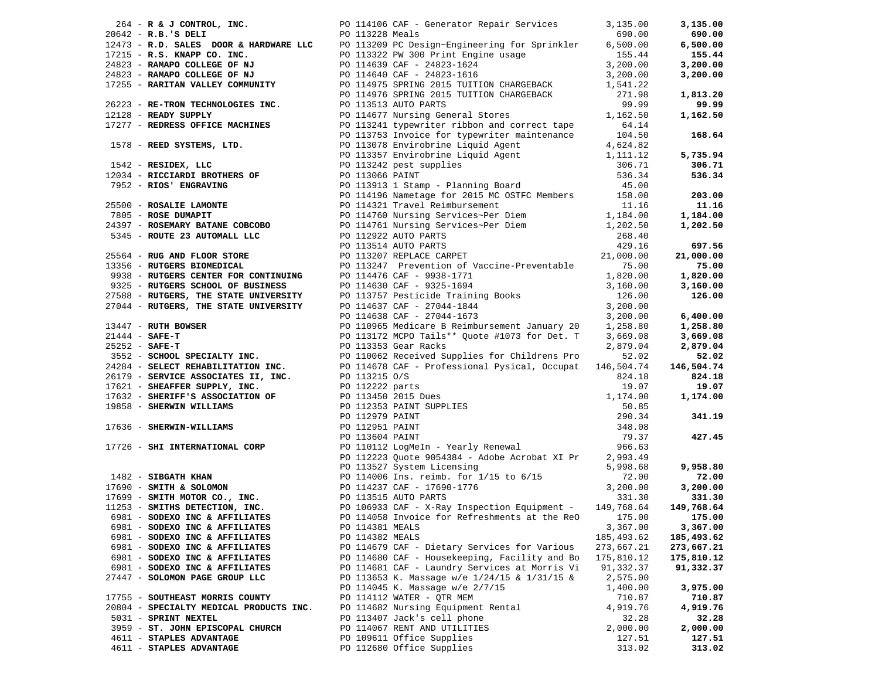| Vendor | PO / Description | Amount | Total |
|---|---|---|---|
| 264 - **R & J CONTROL, INC.** | PO 114106 CAF - Generator Repair Services | 3,135.00 | **3,135.00** |
| 20642 - **R.B.'S DELI** | PO 113228 Meals | 690.00 | **690.00** |
| 12473 - **R.D. SALES DOOR & HARDWARE LLC** | PO 113209 PC Design~Engineering for Sprinkler | 6,500.00 | **6,500.00** |
| 17215 - **R.S. KNAPP CO. INC.** | PO 113322 PW 300 Print Engine usage | 155.44 | **155.44** |
| 24823 - **RAMAPO COLLEGE OF NJ** | PO 114639 CAF - 24823-1624 | 3,200.00 | **3,200.00** |
| 24823 - **RAMAPO COLLEGE OF NJ** | PO 114640 CAF - 24823-1616 | 3,200.00 | **3,200.00** |
| 17255 - **RARITAN VALLEY COMMUNITY** | PO 114975 SPRING 2015 TUITION CHARGEBACK | 1,541.22 | |
| | PO 114976 SPRING 2015 TUITION CHARGEBACK | 271.98 | **1,813.20** |
| 26223 - **RE-TRON TECHNOLOGIES INC.** | PO 113513 AUTO PARTS | 99.99 | **99.99** |
| 12128 - **READY SUPPLY** | PO 114677 Nursing General Stores | 1,162.50 | **1,162.50** |
| 17277 - **REDRESS OFFICE MACHINES** | PO 113241 typewriter ribbon and correct tape | 64.14 | |
| | PO 113753 Invoice for typewriter maintenance | 104.50 | **168.64** |
| 1578 - **REED SYSTEMS, LTD.** | PO 113078 Envirobrine Liquid Agent | 4,624.82 | |
| | PO 113357 Envirobrine Liquid Agent | 1,111.12 | **5,735.94** |
| 1542 - **RESIDEX, LLC** | PO 113242 pest supplies | 306.71 | **306.71** |
| 12034 - **RICCIARDI BROTHERS OF** | PO 113066 PAINT | 536.34 | **536.34** |
| 7952 - **RIOS' ENGRAVING** | PO 113913 1 Stamp - Planning Board | 45.00 | |
| | PO 114196 Nametage for 2015 MC OSTFC Members | 158.00 | **203.00** |
| 25500 - **ROSALIE LAMONTE** | PO 114321 Travel Reimbursement | 11.16 | **11.16** |
| 7805 - **ROSE DUMAPIT** | PO 114760 Nursing Services~Per Diem | 1,184.00 | **1,184.00** |
| 24397 - **ROSEMARY BATANE COBCOBO** | PO 114761 Nursing Services~Per Diem | 1,202.50 | **1,202.50** |
| 5345 - **ROUTE 23 AUTOMALL LLC** | PO 112922 AUTO PARTS | 268.40 | |
| | PO 113514 AUTO PARTS | 429.16 | **697.56** |
| 25564 - **RUG AND FLOOR STORE** | PO 113207 REPLACE CARPET | 21,000.00 | **21,000.00** |
| 13356 - **RUTGERS BIOMEDICAL** | PO 113247 Prevention of Vaccine-Preventable | 75.00 | **75.00** |
| 9938 - **RUTGERS CENTER FOR CONTINUING** | PO 114476 CAF - 9938-1771 | 1,820.00 | **1,820.00** |
| 9325 - **RUTGERS SCHOOL OF BUSINESS** | PO 114630 CAF - 9325-1694 | 3,160.00 | **3,160.00** |
| 27588 - **RUTGERS, THE STATE UNIVERSITY** | PO 113757 Pesticide Training Books | 126.00 | **126.00** |
| 27044 - **RUTGERS, THE STATE UNIVERSITY** | PO 114637 CAF - 27044-1844 | 3,200.00 | |
| | PO 114638 CAF - 27044-1673 | 3,200.00 | **6,400.00** |
| 13447 - **RUTH BOWSER** | PO 110965 Medicare B Reimbursement January 20 | 1,258.80 | **1,258.80** |
| 21444 - **SAFE-T** | PO 113172 MCPO Tails** Quote #1073 for Det. T | 3,669.08 | **3,669.08** |
| 25252 - **SAFE-T** | PO 113353 Gear Racks | 2,879.04 | **2,879.04** |
| 3552 - **SCHOOL SPECIALTY INC.** | PO 110062 Received Supplies for Childrens Pro | 52.02 | **52.02** |
| 24284 - **SELECT REHABILITATION INC.** | PO 114678 CAF - Professional Pysical, Occupat | 146,504.74 | **146,504.74** |
| 26179 - **SERVICE ASSOCIATES II, INC.** | PO 113215 O/S | 824.18 | **824.18** |
| 17621 - **SHEAFFER SUPPLY, INC.** | PO 112222 parts | 19.07 | **19.07** |
| 17632 - **SHERIFF'S ASSOCIATION OF** | PO 113450 2015 Dues | 1,174.00 | **1,174.00** |
| 19858 - **SHERWIN WILLIAMS** | PO 112353 PAINT SUPPLIES | 50.85 | |
| | PO 112979 PAINT | 290.34 | **341.19** |
| 17636 - **SHERWIN-WILLIAMS** | PO 112951 PAINT | 348.08 | |
| | PO 113604 PAINT | 79.37 | **427.45** |
| 17726 - **SHI INTERNATIONAL CORP** | PO 110112 LogMeIn - Yearly Renewal | 966.63 | |
| | PO 112223 Quote 9054384 - Adobe Acrobat XI Pr | 2,993.49 | |
| | PO 113527 System Licensing | 5,998.68 | **9,958.80** |
| 1482 - **SIBGATH KHAN** | PO 114006 Ins. reimb. for 1/15 to 6/15 | 72.00 | **72.00** |
| 17690 - **SMITH & SOLOMON** | PO 114237 CAF - 17690-1776 | 3,200.00 | **3,200.00** |
| 17699 - **SMITH MOTOR CO., INC.** | PO 113515 AUTO PARTS | 331.30 | **331.30** |
| 11253 - **SMITHS DETECTION, INC.** | PO 106933 CAF - X-Ray Inspection Equipment - | 149,768.64 | **149,768.64** |
| 6981 - **SODEXO INC & AFFILIATES** | PO 114058 Invoice for Refreshments at the ReO | 175.00 | **175.00** |
| 6981 - **SODEXO INC & AFFILIATES** | PO 114381 MEALS | 3,367.00 | **3,367.00** |
| 6981 - **SODEXO INC & AFFILIATES** | PO 114382 MEALS | 185,493.62 | **185,493.62** |
| 6981 - **SODEXO INC & AFFILIATES** | PO 114679 CAF - Dietary Services for Various | 273,667.21 | **273,667.21** |
| 6981 - **SODEXO INC & AFFILIATES** | PO 114680 CAF - Housekeeping, Facility and Bo | 175,810.12 | **175,810.12** |
| 6981 - **SODEXO INC & AFFILIATES** | PO 114681 CAF - Laundry Services at Morris Vi | 91,332.37 | **91,332.37** |
| 27447 - **SOLOMON PAGE GROUP LLC** | PO 113653 K. Massage w/e 1/24/15 & 1/31/15 & | 2,575.00 | |
| | PO 114045 K. Massage w/e 2/7/15 | 1,400.00 | **3,975.00** |
| 17755 - **SOUTHEAST MORRIS COUNTY** | PO 114112 WATER - QTR MEM | 710.87 | **710.87** |
| 20804 - **SPECIALTY MEDICAL PRODUCTS INC.** | PO 114682 Nursing Equipment Rental | 4,919.76 | **4,919.76** |
| 5031 - **SPRINT NEXTEL** | PO 113407 Jack's cell phone | 32.28 | **32.28** |
| 3959 - **ST. JOHN EPISCOPAL CHURCH** | PO 114067 RENT AND UTILITIES | 2,000.00 | **2,000.00** |
| 4611 - **STAPLES ADVANTAGE** | PO 109611 Office Supplies | 127.51 | **127.51** |
| 4611 - **STAPLES ADVANTAGE** | PO 112680 Office Supplies | 313.02 | **313.02** |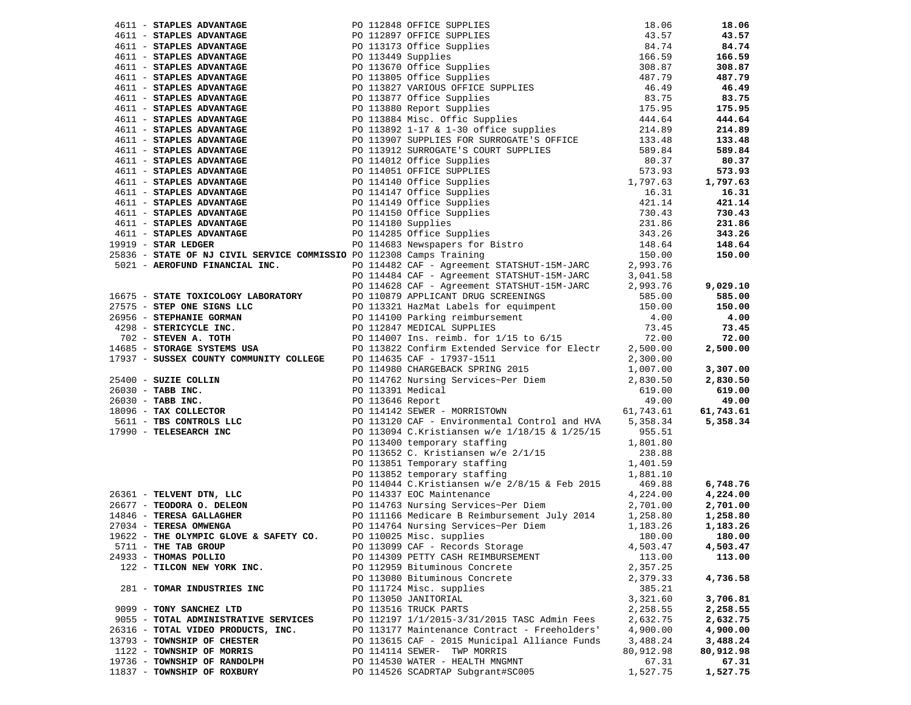| Vendor | PO / Description | Amount | Total |
|---|---|---|---|
| 4611 - **STAPLES ADVANTAGE** | PO 112848 OFFICE SUPPLIES | 18.06 | **18.06** |
| 4611 - **STAPLES ADVANTAGE** | PO 112897 OFFICE SUPPLIES | 43.57 | **43.57** |
| 4611 - **STAPLES ADVANTAGE** | PO 113173 Office Supplies | 84.74 | **84.74** |
| 4611 - **STAPLES ADVANTAGE** | PO 113449 Supplies | 166.59 | **166.59** |
| 4611 - **STAPLES ADVANTAGE** | PO 113670 Office Supplies | 308.87 | **308.87** |
| 4611 - **STAPLES ADVANTAGE** | PO 113805 Office Supplies | 487.79 | **487.79** |
| 4611 - **STAPLES ADVANTAGE** | PO 113827 VARIOUS OFFICE SUPPLIES | 46.49 | **46.49** |
| 4611 - **STAPLES ADVANTAGE** | PO 113877 Office Supplies | 83.75 | **83.75** |
| 4611 - **STAPLES ADVANTAGE** | PO 113880 Report Supplies | 175.95 | **175.95** |
| 4611 - **STAPLES ADVANTAGE** | PO 113884 Misc. Offic Supplies | 444.64 | **444.64** |
| 4611 - **STAPLES ADVANTAGE** | PO 113892 1-17 & 1-30 office supplies | 214.89 | **214.89** |
| 4611 - **STAPLES ADVANTAGE** | PO 113907 SUPPLIES FOR SURROGATE'S OFFICE | 133.48 | **133.48** |
| 4611 - **STAPLES ADVANTAGE** | PO 113912 SURROGATE'S COURT SUPPLIES | 589.84 | **589.84** |
| 4611 - **STAPLES ADVANTAGE** | PO 114012 Office Supplies | 80.37 | **80.37** |
| 4611 - **STAPLES ADVANTAGE** | PO 114051 OFFICE SUPPLIES | 573.93 | **573.93** |
| 4611 - **STAPLES ADVANTAGE** | PO 114140 Office Supplies | 1,797.63 | **1,797.63** |
| 4611 - **STAPLES ADVANTAGE** | PO 114147 Office Supplies | 16.31 | **16.31** |
| 4611 - **STAPLES ADVANTAGE** | PO 114149 Office Supplies | 421.14 | **421.14** |
| 4611 - **STAPLES ADVANTAGE** | PO 114150 Office Supplies | 730.43 | **730.43** |
| 4611 - **STAPLES ADVANTAGE** | PO 114180 Supplies | 231.86 | **231.86** |
| 4611 - **STAPLES ADVANTAGE** | PO 114285 Office Supplies | 343.26 | **343.26** |
| 19919 - **STAR LEDGER** | PO 114683 Newspapers for Bistro | 148.64 | **148.64** |
| 25836 - **STATE OF NJ CIVIL SERVICE COMMISSIO** | PO 112308 Camps Training | 150.00 | **150.00** |
| 5021 - **AEROFUND FINANCIAL INC.** | PO 114482 CAF - Agreement STATSHUT-15M-JARC | 2,993.76 | |
| | PO 114484 CAF - Agreement STATSHUT-15M-JARC | 3,041.58 | |
| | PO 114628 CAF - Agreement STATSHUT-15M-JARC | 2,993.76 | **9,029.10** |
| 16675 - **STATE TOXICOLOGY LABORATORY** | PO 110879 APPLICANT DRUG SCREENINGS | 585.00 | **585.00** |
| 27575 - **STEP ONE SIGNS LLC** | PO 113321 HazMat Labels for equimpent | 150.00 | **150.00** |
| 26956 - **STEPHANIE GORMAN** | PO 114100 Parking reimbursement | 4.00 | **4.00** |
| 4298 - **STERICYCLE INC.** | PO 112847 MEDICAL SUPPLIES | 73.45 | **73.45** |
| 702 - **STEVEN A. TOTH** | PO 114007 Ins. reimb. for 1/15 to 6/15 | 72.00 | **72.00** |
| 14685 - **STORAGE SYSTEMS USA** | PO 113822 Confirm Extended Service for Electr | 2,500.00 | **2,500.00** |
| 17937 - **SUSSEX COUNTY COMMUNITY COLLEGE** | PO 114635 CAF - 17937-1511 | 2,300.00 | |
| | PO 114980 CHARGEBACK SPRING 2015 | 1,007.00 | **3,307.00** |
| 25400 - **SUZIE COLLIN** | PO 114762 Nursing Services~Per Diem | 2,830.50 | **2,830.50** |
| 26030 - **TABB INC.** | PO 113391 Medical | 619.00 | **619.00** |
| 26030 - **TABB INC.** | PO 113646 Report | 49.00 | **49.00** |
| 18096 - **TAX COLLECTOR** | PO 114142 SEWER - MORRISTOWN | 61,743.61 | **61,743.61** |
| 5611 - **TBS CONTROLS LLC** | PO 113120 CAF - Environmental Control and HVA | 5,358.34 | **5,358.34** |
| 17990 - **TELESEARCH INC** | PO 113094 C.Kristiansen w/e 1/18/15 & 1/25/15 | 955.51 | |
| | PO 113400 temporary staffing | 1,801.80 | |
| | PO 113652 C. Kristiansen w/e 2/1/15 | 238.88 | |
| | PO 113851 Temporary staffing | 1,401.59 | |
| | PO 113852 temporary staffing | 1,881.10 | |
| | PO 114044 C.Kristiansen w/e 2/8/15 & Feb 2015 | 469.88 | **6,748.76** |
| 26361 - **TELVENT DTN, LLC** | PO 114337 EOC Maintenance | 4,224.00 | **4,224.00** |
| 26677 - **TEODORA O. DELEON** | PO 114763 Nursing Services~Per Diem | 2,701.00 | **2,701.00** |
| 14846 - **TERESA GALLAGHER** | PO 111166 Medicare B Reimbursement July 2014 | 1,258.80 | **1,258.80** |
| 27034 - **TERESA OMWENGA** | PO 114764 Nursing Services~Per Diem | 1,183.26 | **1,183.26** |
| 19622 - **THE OLYMPIC GLOVE & SAFETY CO.** | PO 110025 Misc. supplies | 180.00 | **180.00** |
| 5711 - **THE TAB GROUP** | PO 113099 CAF - Records Storage | 4,503.47 | **4,503.47** |
| 24933 - **THOMAS POLLIO** | PO 114309 PETTY CASH REIMBURSEMENT | 113.00 | **113.00** |
| 122 - **TILCON NEW YORK INC.** | PO 112959 Bituminous Concrete | 2,357.25 | |
| | PO 113080 Bituminous Concrete | 2,379.33 | **4,736.58** |
| 281 - **TOMAR INDUSTRIES INC** | PO 111724 Misc. supplies | 385.21 | |
| | PO 113050 JANITORIAL | 3,321.60 | **3,706.81** |
| 9099 - **TONY SANCHEZ LTD** | PO 113516 TRUCK PARTS | 2,258.55 | **2,258.55** |
| 9055 - **TOTAL ADMINISTRATIVE SERVICES** | PO 112197 1/1/2015-3/31/2015 TASC Admin Fees | 2,632.75 | **2,632.75** |
| 26316 - **TOTAL VIDEO PRODUCTS, INC.** | PO 113177 Maintenance Contract - Freeholders' | 4,900.00 | **4,900.00** |
| 13793 - **TOWNSHIP OF CHESTER** | PO 113615 CAF - 2015 Municipal Alliance Funds | 3,488.24 | **3,488.24** |
| 1122 - **TOWNSHIP OF MORRIS** | PO 114114 SEWER- TWP MORRIS | 80,912.98 | **80,912.98** |
| 19736 - **TOWNSHIP OF RANDOLPH** | PO 114530 WATER - HEALTH MNGMNT | 67.31 | **67.31** |
| 11837 - **TOWNSHIP OF ROXBURY** | PO 114526 SCADRTAP Subgrant#SC005 | 1,527.75 | **1,527.75** |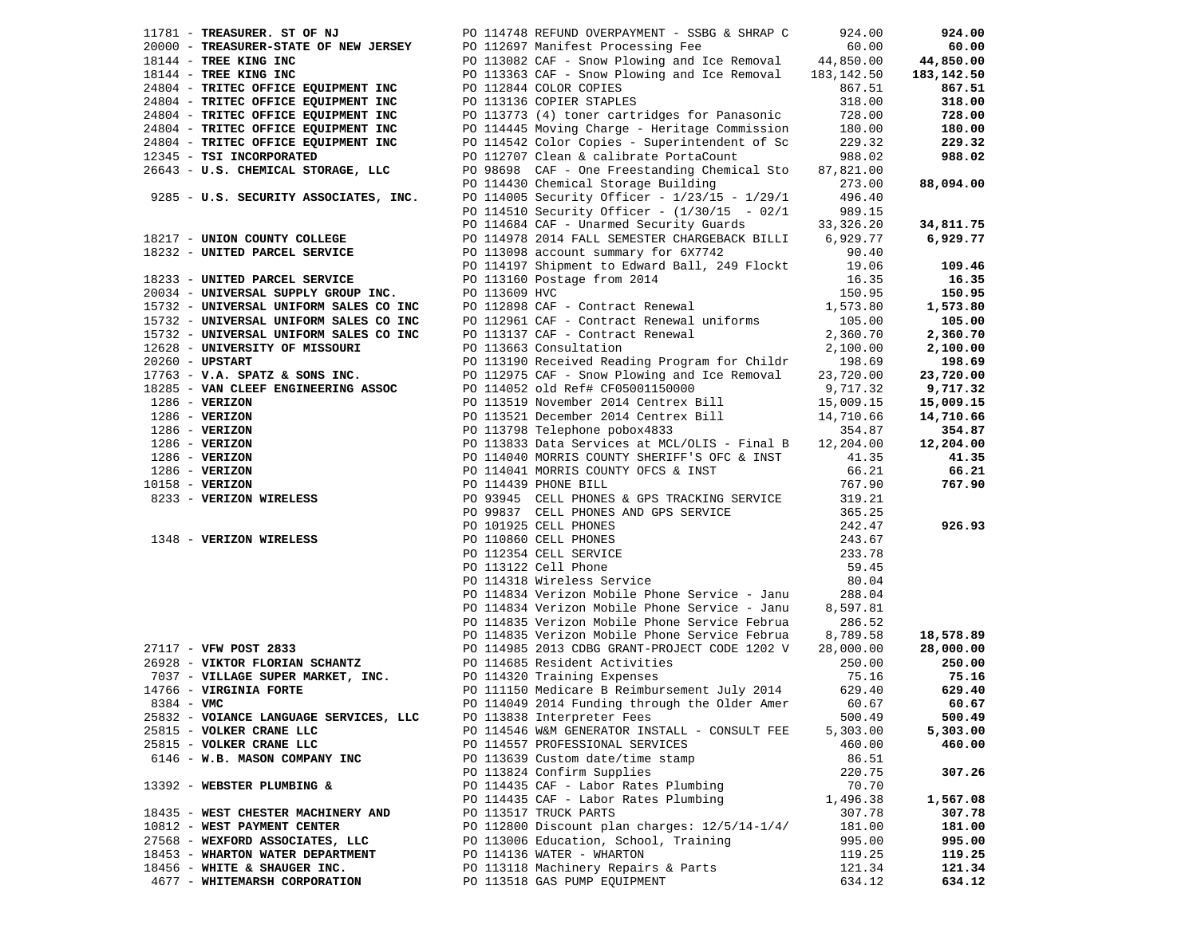| Vendor | PO / Description | Amount | Total |
|---|---|---|---|
| 11781 - **TREASURER. ST OF NJ** | PO 114748 REFUND OVERPAYMENT - SSBG & SHRAP C | 924.00 | **924.00** |
| 20000 - **TREASURER-STATE OF NEW JERSEY** | PO 112697 Manifest Processing Fee | 60.00 | **60.00** |
| 18144 - **TREE KING INC** | PO 113082 CAF - Snow Plowing and Ice Removal | 44,850.00 | **44,850.00** |
| 18144 - **TREE KING INC** | PO 113363 CAF - Snow Plowing and Ice Removal | 183,142.50 | **183,142.50** |
| 24804 - **TRITEC OFFICE EQUIPMENT INC** | PO 112844 COLOR COPIES | 867.51 | **867.51** |
| 24804 - **TRITEC OFFICE EQUIPMENT INC** | PO 113136 COPIER STAPLES | 318.00 | **318.00** |
| 24804 - **TRITEC OFFICE EQUIPMENT INC** | PO 113773 (4) toner cartridges for Panasonic | 728.00 | **728.00** |
| 24804 - **TRITEC OFFICE EQUIPMENT INC** | PO 114445 Moving Charge - Heritage Commission | 180.00 | **180.00** |
| 24804 - **TRITEC OFFICE EQUIPMENT INC** | PO 114542 Color Copies - Superintendent of Sc | 229.32 | **229.32** |
| 12345 - **TSI INCORPORATED** | PO 112707 Clean & calibrate PortaCount | 988.02 | **988.02** |
| 26643 - **U.S. CHEMICAL STORAGE, LLC** | PO 98698 CAF - One Freestanding Chemical Sto | 87,821.00 | |
| | PO 114430 Chemical Storage Building | 273.00 | **88,094.00** |
| 9285 - **U.S. SECURITY ASSOCIATES, INC.** | PO 114005 Security Officer - 1/23/15 - 1/29/1 | 496.40 | |
| | PO 114510 Security Officer - (1/30/15 - 02/1 | 989.15 | |
| | PO 114684 CAF - Unarmed Security Guards | 33,326.20 | **34,811.75** |
| 18217 - **UNION COUNTY COLLEGE** | PO 114978 2014 FALL SEMESTER CHARGEBACK BILLI | 6,929.77 | **6,929.77** |
| 18232 - **UNITED PARCEL SERVICE** | PO 113098 account summary for 6X7742 | 90.40 | |
| | PO 114197 Shipment to Edward Ball, 249 Flockt | 19.06 | **109.46** |
| 18233 - **UNITED PARCEL SERVICE** | PO 113160 Postage from 2014 | 16.35 | **16.35** |
| 20034 - **UNIVERSAL SUPPLY GROUP INC.** | PO 113609 HVC | 150.95 | **150.95** |
| 15732 - **UNIVERSAL UNIFORM SALES CO INC** | PO 112898 CAF - Contract Renewal | 1,573.80 | **1,573.80** |
| 15732 - **UNIVERSAL UNIFORM SALES CO INC** | PO 112961 CAF - Contract Renewal uniforms | 105.00 | **105.00** |
| 15732 - **UNIVERSAL UNIFORM SALES CO INC** | PO 113137 CAF - Contract Renewal | 2,360.70 | **2,360.70** |
| 12628 - **UNIVERSITY OF MISSOURI** | PO 113663 Consultation | 2,100.00 | **2,100.00** |
| 20260 - **UPSTART** | PO 113190 Received Reading Program for Childr | 198.69 | **198.69** |
| 17763 - **V.A. SPATZ & SONS INC.** | PO 112975 CAF - Snow Plowing and Ice Removal | 23,720.00 | **23,720.00** |
| 18285 - **VAN CLEEF ENGINEERING ASSOC** | PO 114052 old Ref# CF05001150000 | 9,717.32 | **9,717.32** |
| 1286 - **VERIZON** | PO 113519 November 2014 Centrex Bill | 15,009.15 | **15,009.15** |
| 1286 - **VERIZON** | PO 113521 December 2014 Centrex Bill | 14,710.66 | **14,710.66** |
| 1286 - **VERIZON** | PO 113798 Telephone pobox4833 | 354.87 | **354.87** |
| 1286 - **VERIZON** | PO 113833 Data Services at MCL/OLIS - Final B | 12,204.00 | **12,204.00** |
| 1286 - **VERIZON** | PO 114040 MORRIS COUNTY SHERIFF'S OFC & INST | 41.35 | **41.35** |
| 1286 - **VERIZON** | PO 114041 MORRIS COUNTY OFCS & INST | 66.21 | **66.21** |
| 10158 - **VERIZON** | PO 114439 PHONE BILL | 767.90 | **767.90** |
| 8233 - **VERIZON WIRELESS** | PO 93945 CELL PHONES & GPS TRACKING SERVICE | 319.21 | |
| | PO 99837 CELL PHONES AND GPS SERVICE | 365.25 | |
| | PO 101925 CELL PHONES | 242.47 | **926.93** |
| 1348 - **VERIZON WIRELESS** | PO 110860 CELL PHONES | 243.67 | |
| | PO 112354 CELL SERVICE | 233.78 | |
| | PO 113122 Cell Phone | 59.45 | |
| | PO 114318 Wireless Service | 80.04 | |
| | PO 114834 Verizon Mobile Phone Service - Janu | 288.04 | |
| | PO 114834 Verizon Mobile Phone Service - Janu | 8,597.81 | |
| | PO 114835 Verizon Mobile Phone Service Februa | 286.52 | |
| | PO 114835 Verizon Mobile Phone Service Februa | 8,789.58 | **18,578.89** |
| 27117 - **VFW POST 2833** | PO 114985 2013 CDBG GRANT-PROJECT CODE 1202 V | 28,000.00 | **28,000.00** |
| 26928 - **VIKTOR FLORIAN SCHANTZ** | PO 114685 Resident Activities | 250.00 | **250.00** |
| 7037 - **VILLAGE SUPER MARKET, INC.** | PO 114320 Training Expenses | 75.16 | **75.16** |
| 14766 - **VIRGINIA FORTE** | PO 111150 Medicare B Reimbursement July 2014 | 629.40 | **629.40** |
| 8384 - **VMC** | PO 114049 2014 Funding through the Older Amer | 60.67 | **60.67** |
| 25832 - **VOIANCE LANGUAGE SERVICES, LLC** | PO 113838 Interpreter Fees | 500.49 | **500.49** |
| 25815 - **VOLKER CRANE LLC** | PO 114546 W&M GENERATOR INSTALL - CONSULT FEE | 5,303.00 | **5,303.00** |
| 25815 - **VOLKER CRANE LLC** | PO 114557 PROFESSIONAL SERVICES | 460.00 | **460.00** |
| 6146 - **W.B. MASON COMPANY INC** | PO 113639 Custom date/time stamp | 86.51 | |
| | PO 113824 Confirm Supplies | 220.75 | **307.26** |
| 13392 - **WEBSTER PLUMBING &** | PO 114435 CAF - Labor Rates Plumbing | 70.70 | |
| | PO 114435 CAF - Labor Rates Plumbing | 1,496.38 | **1,567.08** |
| 18435 - **WEST CHESTER MACHINERY AND** | PO 113517 TRUCK PARTS | 307.78 | **307.78** |
| 10812 - **WEST PAYMENT CENTER** | PO 112800 Discount plan charges: 12/5/14-1/4/ | 181.00 | **181.00** |
| 27568 - **WEXFORD ASSOCIATES, LLC** | PO 113006 Education, School, Training | 995.00 | **995.00** |
| 18453 - **WHARTON WATER DEPARTMENT** | PO 114136 WATER - WHARTON | 119.25 | **119.25** |
| 18456 - **WHITE & SHAUGER INC.** | PO 113118 Machinery Repairs & Parts | 121.34 | **121.34** |
| 4677 - **WHITEMARSH CORPORATION** | PO 113518 GAS PUMP EQUIPMENT | 634.12 | **634.12** |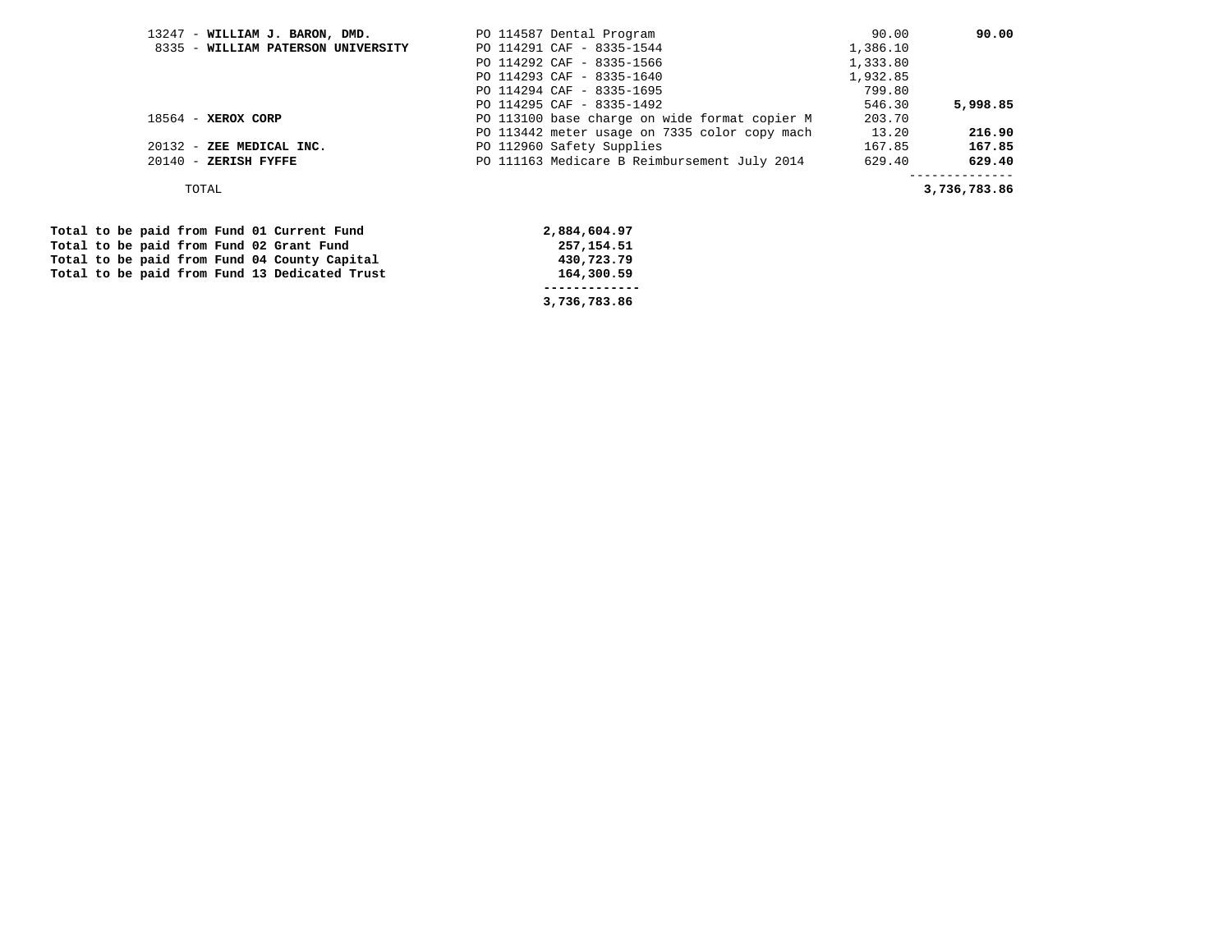| Vendor | Description | Amount | Total |
|---|---|---|---|
| 13247 - **WILLIAM J. BARON, DMD.** | PO 114587 Dental Program | 90.00 | **90.00** |
| 8335 - **WILLIAM PATERSON UNIVERSITY** | PO 114291 CAF - 8335-1544 | 1,386.10 | |
| | PO 114292 CAF - 8335-1566 | 1,333.80 | |
| | PO 114293 CAF - 8335-1640 | 1,932.85 | |
| | PO 114294 CAF - 8335-1695 | 799.80 | |
| | PO 114295 CAF - 8335-1492 | 546.30 | **5,998.85** |
| 18564 - **XEROX CORP** | PO 113100 base charge on wide format copier M | 203.70 | |
| | PO 113442 meter usage on 7335 color copy mach | 13.20 | **216.90** |
| 20132 - **ZEE MEDICAL INC.** | PO 112960 Safety Supplies | 167.85 | **167.85** |
| 20140 - **ZERISH FYFFE** | PO 111163 Medicare B Reimbursement July 2014 | 629.40 | **629.40** |
| TOTAL | | | **3,736,783.86** |

| | |
|---|---|
| **Total to be paid from Fund 01 Current Fund** | **2,884,604.97** |
| **Total to be paid from Fund 02 Grant Fund** | **257,154.51** |
| **Total to be paid from Fund 04 County Capital** | **430,723.79** |
| **Total to be paid from Fund 13 Dedicated Trust** | **164,300.59** |
| | **3,736,783.86** |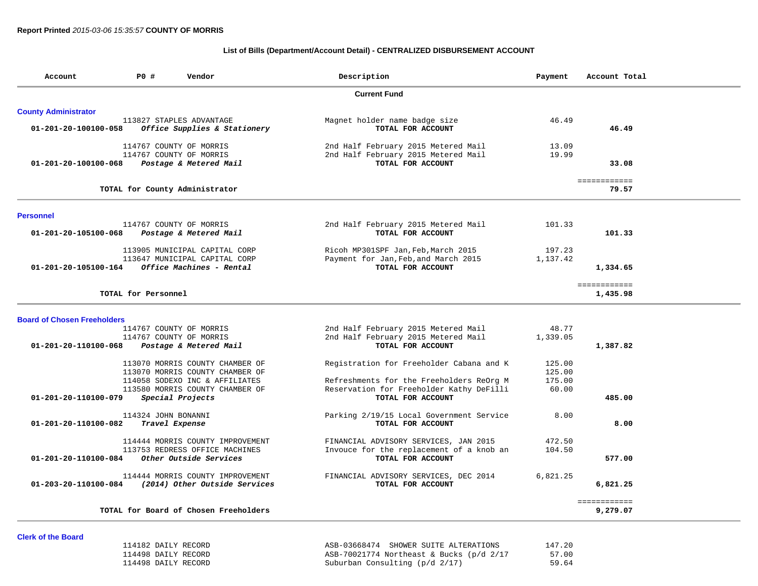**Report Printed** *2015-03-06 15:35:57* **COUNTY OF MORRIS**

**List of Bills (Department/Account Detail) - CENTRALIZED DISBURSEMENT ACCOUNT**

| Account | PO # | Vendor | Description | Payment | Account Total |
|---|---|---|---|---|---|
| | | | **Current Fund** | | |
| **County Administrator** | | | | | |
| | 113827 | STAPLES ADVANTAGE | Magnet holder name badge size | 46.49 | |
| **01-201-20-100100-058** | | ***Office Supplies & Stationery*** | **TOTAL FOR ACCOUNT** | | **46.49** |
| | 114767 | COUNTY OF MORRIS | 2nd Half February 2015 Metered Mail | 13.09 | |
| | 114767 | COUNTY OF MORRIS | 2nd Half February 2015 Metered Mail | 19.99 | |
| **01-201-20-100100-068** | | ***Postage & Metered Mail*** | **TOTAL FOR ACCOUNT** | | **33.08** |
| | | **TOTAL for County Administrator** | | | ============ **79.57** |
| **Personnel** | | | | | |
| | 114767 | COUNTY OF MORRIS | 2nd Half February 2015 Metered Mail | 101.33 | |
| **01-201-20-105100-068** | | ***Postage & Metered Mail*** | **TOTAL FOR ACCOUNT** | | **101.33** |
| | 113905 | MUNICIPAL CAPITAL CORP | Ricoh MP301SPF Jan,Feb,March 2015 | 197.23 | |
| | 113647 | MUNICIPAL CAPITAL CORP | Payment for Jan,Feb,and March 2015 | 1,137.42 | |
| **01-201-20-105100-164** | | ***Office Machines - Rental*** | **TOTAL FOR ACCOUNT** | | **1,334.65** |
| | | **TOTAL for Personnel** | | | ============ **1,435.98** |
| **Board of Chosen Freeholders** | | | | | |
| | 114767 | COUNTY OF MORRIS | 2nd Half February 2015 Metered Mail | 48.77 | |
| | 114767 | COUNTY OF MORRIS | 2nd Half February 2015 Metered Mail | 1,339.05 | |
| **01-201-20-110100-068** | | ***Postage & Metered Mail*** | **TOTAL FOR ACCOUNT** | | **1,387.82** |
| | 113070 | MORRIS COUNTY CHAMBER OF | Registration for Freeholder Cabana and K | 125.00 | |
| | 113070 | MORRIS COUNTY CHAMBER OF | | 125.00 | |
| | 114058 | SODEXO INC & AFFILIATES | Refreshments for the Freeholders ReOrg M | 175.00 | |
| | 113580 | MORRIS COUNTY CHAMBER OF | Reservation for Freeholder Kathy DeFilli | 60.00 | |
| **01-201-20-110100-079** | | ***Special Projects*** | **TOTAL FOR ACCOUNT** | | **485.00** |
| | 114324 | JOHN BONANNI | Parking 2/19/15 Local Government Service | 8.00 | |
| **01-201-20-110100-082** | | ***Travel Expense*** | **TOTAL FOR ACCOUNT** | | **8.00** |
| | 114444 | MORRIS COUNTY IMPROVEMENT | FINANCIAL ADVISORY SERVICES, JAN 2015 | 472.50 | |
| | 113753 | REDRESS OFFICE MACHINES | Invouce for the replacement of a knob an | 104.50 | |
| **01-201-20-110100-084** | | ***Other Outside Services*** | **TOTAL FOR ACCOUNT** | | **577.00** |
| | 114444 | MORRIS COUNTY IMPROVEMENT | FINANCIAL ADVISORY SERVICES, DEC 2014 | 6,821.25 | |
| **01-203-20-110100-084** | | ***(2014) Other Outside Services*** | **TOTAL FOR ACCOUNT** | | **6,821.25** |
| | | **TOTAL for Board of Chosen Freeholders** | | | ============ **9,279.07** |
| **Clerk of the Board** | | | | | |
| | 114182 | DAILY RECORD | ASB-03668474 SHOWER SUITE ALTERATIONS | 147.20 | |
| | 114498 | DAILY RECORD | ASB-70021774 Northeast & Bucks (p/d 2/17 | 57.00 | |
| | 114498 | DAILY RECORD | Suburban Consulting (p/d 2/17) | 59.64 | |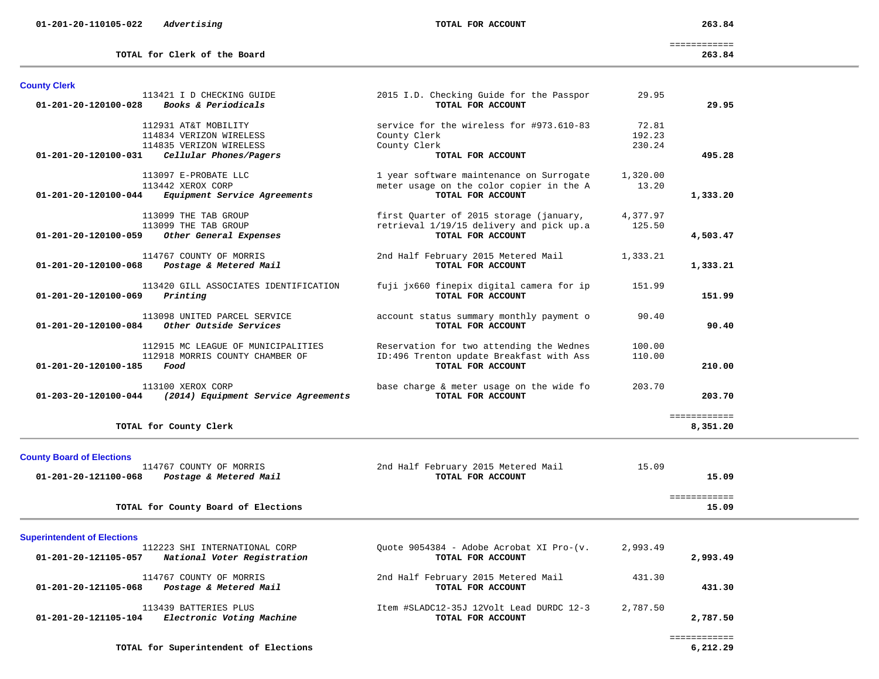| Account | Vendor / Description | Detail | Amount | Total |
|---|---|---|---|---|
| 01-201-20-110105-022 | *Advertising* | **TOTAL FOR ACCOUNT** | | **263.84** |
| | | | | ============ |
| | **TOTAL for Clerk of the Board** | | | **263.84** |

## County Clerk

| Account | Vendor / Description | Detail | Amount | Total |
|---|---|---|---|---|
| | 113421 I D CHECKING GUIDE | 2015 I.D. Checking Guide for the Passpor | 29.95 | |
| 01-201-20-120100-028 | *Books & Periodicals* | **TOTAL FOR ACCOUNT** | | **29.95** |
| | 112931 AT&T MOBILITY | service for the wireless for #973.610-83 | 72.81 | |
| | 114834 VERIZON WIRELESS | County Clerk | 192.23 | |
| | 114835 VERIZON WIRELESS | County Clerk | 230.24 | |
| 01-201-20-120100-031 | *Cellular Phones/Pagers* | **TOTAL FOR ACCOUNT** | | **495.28** |
| | 113097 E-PROBATE LLC | 1 year software maintenance on Surrogate | 1,320.00 | |
| | 113442 XEROX CORP | meter usage on the color copier in the A | 13.20 | |
| 01-201-20-120100-044 | *Equipment Service Agreements* | **TOTAL FOR ACCOUNT** | | **1,333.20** |
| | 113099 THE TAB GROUP | first Quarter of 2015 storage (january, | 4,377.97 | |
| | 113099 THE TAB GROUP | retrieval 1/19/15 delivery and pick up.a | 125.50 | |
| 01-201-20-120100-059 | *Other General Expenses* | **TOTAL FOR ACCOUNT** | | **4,503.47** |
| | 114767 COUNTY OF MORRIS | 2nd Half February 2015 Metered Mail | 1,333.21 | |
| 01-201-20-120100-068 | *Postage & Metered Mail* | **TOTAL FOR ACCOUNT** | | **1,333.21** |
| | 113420 GILL ASSOCIATES IDENTIFICATION | fuji jx660 finepix digital camera for ip | 151.99 | |
| 01-201-20-120100-069 | *Printing* | **TOTAL FOR ACCOUNT** | | **151.99** |
| | 113098 UNITED PARCEL SERVICE | account status summary monthly payment o | 90.40 | |
| 01-201-20-120100-084 | *Other Outside Services* | **TOTAL FOR ACCOUNT** | | **90.40** |
| | 112915 MC LEAGUE OF MUNICIPALITIES | Reservation for two attending the Wednes | 100.00 | |
| | 112918 MORRIS COUNTY CHAMBER OF | ID:496 Trenton update Breakfast with Ass | 110.00 | |
| 01-201-20-120100-185 | *Food* | **TOTAL FOR ACCOUNT** | | **210.00** |
| | 113100 XEROX CORP | base charge & meter usage on the wide fo | 203.70 | |
| 01-203-20-120100-044 | *(2014) Equipment Service Agreements* | **TOTAL FOR ACCOUNT** | | **203.70** |
| | | | | ============ |
| | **TOTAL for County Clerk** | | | **8,351.20** |

## County Board of Elections

| Account | Vendor / Description | Detail | Amount | Total |
|---|---|---|---|---|
| | 114767 COUNTY OF MORRIS | 2nd Half February 2015 Metered Mail | 15.09 | |
| 01-201-20-121100-068 | *Postage & Metered Mail* | **TOTAL FOR ACCOUNT** | | **15.09** |
| | | | | ============ |
| | **TOTAL for County Board of Elections** | | | **15.09** |

## Superintendent of Elections

| Account | Vendor / Description | Detail | Amount | Total |
|---|---|---|---|---|
| | 112223 SHI INTERNATIONAL CORP | Quote 9054384 - Adobe Acrobat XI Pro-(v. | 2,993.49 | |
| 01-201-20-121105-057 | *National Voter Registration* | **TOTAL FOR ACCOUNT** | | **2,993.49** |
| | 114767 COUNTY OF MORRIS | 2nd Half February 2015 Metered Mail | 431.30 | |
| 01-201-20-121105-068 | *Postage & Metered Mail* | **TOTAL FOR ACCOUNT** | | **431.30** |
| | 113439 BATTERIES PLUS | Item #SLADC12-35J 12Volt Lead DURDC 12-3 | 2,787.50 | |
| 01-201-20-121105-104 | *Electronic Voting Machine* | **TOTAL FOR ACCOUNT** | | **2,787.50** |
| | | | | ============ |
| | **TOTAL for Superintendent of Elections** | | | **6,212.29** |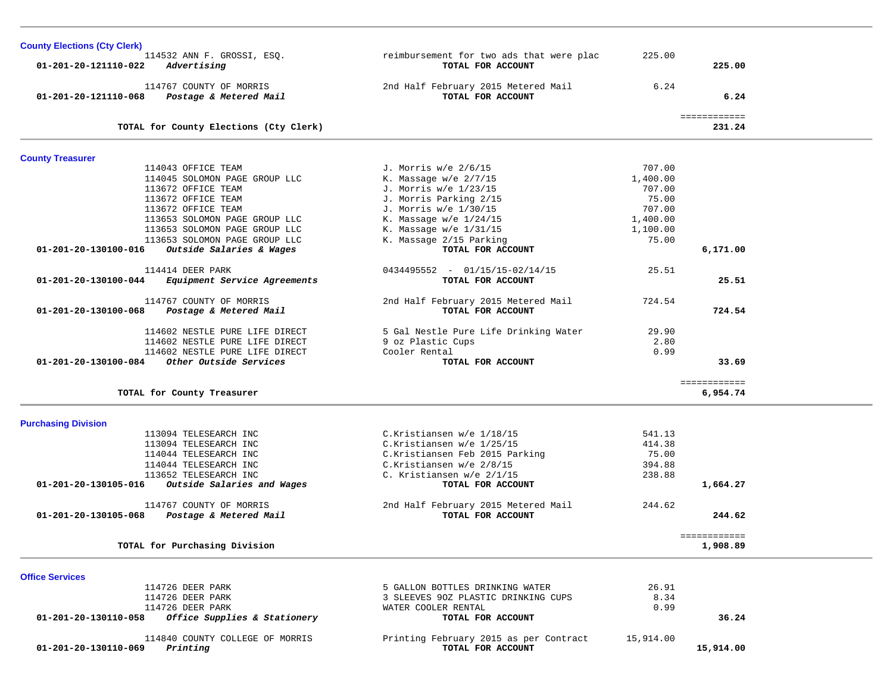## County Elections (Cty Clerk)

| Account | Vendor | Description | Amount | Total |
|---|---|---|---|---|
| | 114532 ANN F. GROSSI, ESQ. | reimbursement for two ads that were plac | 225.00 | |
| 01-201-20-121110-022 | *Advertising* | **TOTAL FOR ACCOUNT** | | **225.00** |
| | 114767 COUNTY OF MORRIS | 2nd Half February 2015 Metered Mail | 6.24 | |
| 01-201-20-121110-068 | *Postage & Metered Mail* | **TOTAL FOR ACCOUNT** | | **6.24** |
| | | | | ============ |
| | **TOTAL for County Elections (Cty Clerk)** | | | **231.24** |

## County Treasurer

| Account | Vendor | Description | Amount | Total |
|---|---|---|---|---|
| | 114043 OFFICE TEAM | J. Morris w/e 2/6/15 | 707.00 | |
| | 114045 SOLOMON PAGE GROUP LLC | K. Massage w/e 2/7/15 | 1,400.00 | |
| | 113672 OFFICE TEAM | J. Morris w/e 1/23/15 | 707.00 | |
| | 113672 OFFICE TEAM | J. Morris Parking 2/15 | 75.00 | |
| | 113672 OFFICE TEAM | J. Morris w/e 1/30/15 | 707.00 | |
| | 113653 SOLOMON PAGE GROUP LLC | K. Massage w/e 1/24/15 | 1,400.00 | |
| | 113653 SOLOMON PAGE GROUP LLC | K. Massage w/e 1/31/15 | 1,100.00 | |
| | 113653 SOLOMON PAGE GROUP LLC | K. Massage 2/15 Parking | 75.00 | |
| 01-201-20-130100-016 | *Outside Salaries & Wages* | **TOTAL FOR ACCOUNT** | | **6,171.00** |
| | 114414 DEER PARK | 0434495552 - 01/15/15-02/14/15 | 25.51 | |
| 01-201-20-130100-044 | *Equipment Service Agreements* | **TOTAL FOR ACCOUNT** | | **25.51** |
| | 114767 COUNTY OF MORRIS | 2nd Half February 2015 Metered Mail | 724.54 | |
| 01-201-20-130100-068 | *Postage & Metered Mail* | **TOTAL FOR ACCOUNT** | | **724.54** |
| | 114602 NESTLE PURE LIFE DIRECT | 5 Gal Nestle Pure Life Drinking Water | 29.90 | |
| | 114602 NESTLE PURE LIFE DIRECT | 9 oz Plastic Cups | 2.80 | |
| | 114602 NESTLE PURE LIFE DIRECT | Cooler Rental | 0.99 | |
| 01-201-20-130100-084 | *Other Outside Services* | **TOTAL FOR ACCOUNT** | | **33.69** |
| | | | | ============ |
| | **TOTAL for County Treasurer** | | | **6,954.74** |

## Purchasing Division

| Account | Vendor | Description | Amount | Total |
|---|---|---|---|---|
| | 113094 TELESEARCH INC | C.Kristiansen w/e 1/18/15 | 541.13 | |
| | 113094 TELESEARCH INC | C.Kristiansen w/e 1/25/15 | 414.38 | |
| | 114044 TELESEARCH INC | C.Kristiansen Feb 2015 Parking | 75.00 | |
| | 114044 TELESEARCH INC | C.Kristiansen w/e 2/8/15 | 394.88 | |
| | 113652 TELESEARCH INC | C. Kristiansen w/e 2/1/15 | 238.88 | |
| 01-201-20-130105-016 | *Outside Salaries and Wages* | **TOTAL FOR ACCOUNT** | | **1,664.27** |
| | 114767 COUNTY OF MORRIS | 2nd Half February 2015 Metered Mail | 244.62 | |
| 01-201-20-130105-068 | *Postage & Metered Mail* | **TOTAL FOR ACCOUNT** | | **244.62** |
| | | | | ============ |
| | **TOTAL for Purchasing Division** | | | **1,908.89** |

## Office Services

| Account | Vendor | Description | Amount | Total |
|---|---|---|---|---|
| | 114726 DEER PARK | 5 GALLON BOTTLES DRINKING WATER | 26.91 | |
| | 114726 DEER PARK | 3 SLEEVES 9OZ PLASTIC DRINKING CUPS | 8.34 | |
| | 114726 DEER PARK | WATER COOLER RENTAL | 0.99 | |
| 01-201-20-130110-058 | *Office Supplies & Stationery* | **TOTAL FOR ACCOUNT** | | **36.24** |
| | 114840 COUNTY COLLEGE OF MORRIS | Printing February 2015 as per Contract | 15,914.00 | |
| 01-201-20-130110-069 | *Printing* | **TOTAL FOR ACCOUNT** | | **15,914.00** |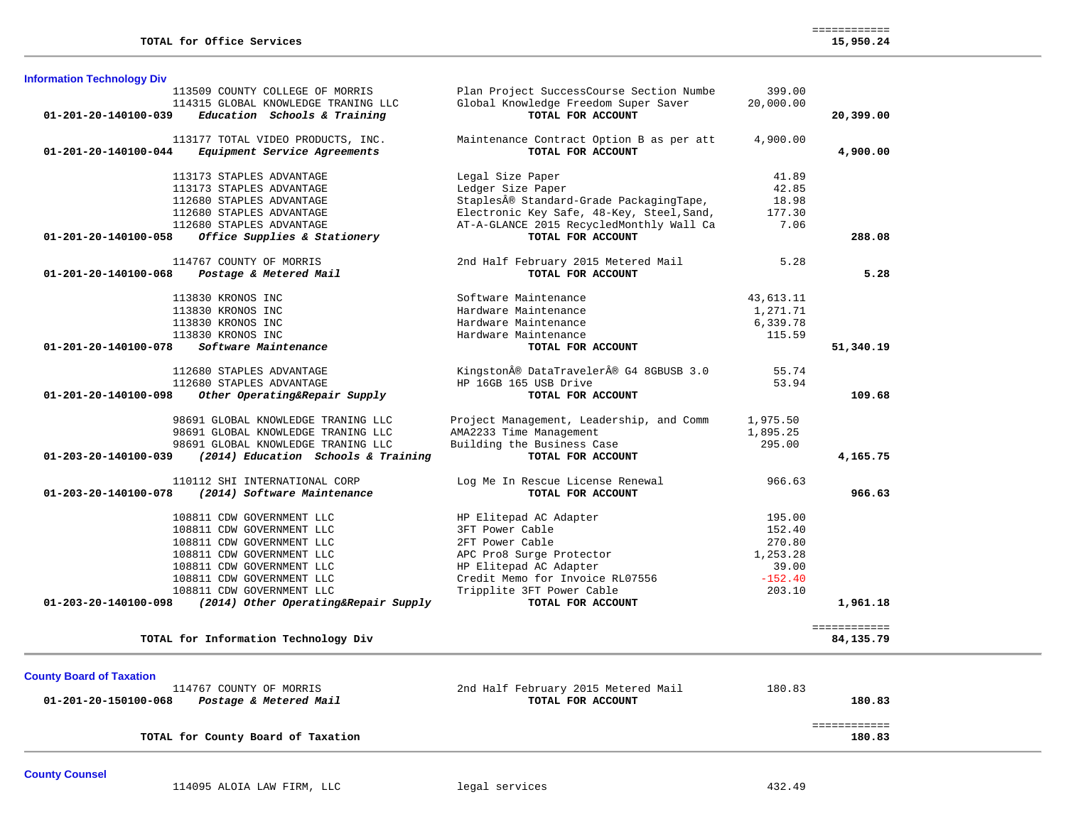| | | | | |
|---|---|---|---|---|
| | **TOTAL for Office Services** | | | ============ **15,950.24** |

## Information Technology Div

| Account | Vendor | Description | Amount | Total |
|---|---|---|---|---|
| | 113509 COUNTY COLLEGE OF MORRIS | Plan Project SuccessCourse Section Numbe | 399.00 | |
| | 114315 GLOBAL KNOWLEDGE TRANING LLC | Global Knowledge Freedom Super Saver | 20,000.00 | |
| **01-201-20-140100-039** | ***Education Schools & Training*** | **TOTAL FOR ACCOUNT** | | **20,399.00** |
| | 113177 TOTAL VIDEO PRODUCTS, INC. | Maintenance Contract Option B as per att | 4,900.00 | |
| **01-201-20-140100-044** | ***Equipment Service Agreements*** | **TOTAL FOR ACCOUNT** | | **4,900.00** |
| | 113173 STAPLES ADVANTAGE | Legal Size Paper | 41.89 | |
| | 113173 STAPLES ADVANTAGE | Ledger Size Paper | 42.85 | |
| | 112680 STAPLES ADVANTAGE | StaplesÂ® Standard-Grade PackagingTape, | 18.98 | |
| | 112680 STAPLES ADVANTAGE | Electronic Key Safe, 48-Key, Steel,Sand, | 177.30 | |
| | 112680 STAPLES ADVANTAGE | AT-A-GLANCE 2015 RecycledMonthly Wall Ca | 7.06 | |
| **01-201-20-140100-058** | ***Office Supplies & Stationery*** | **TOTAL FOR ACCOUNT** | | **288.08** |
| | 114767 COUNTY OF MORRIS | 2nd Half February 2015 Metered Mail | 5.28 | |
| **01-201-20-140100-068** | ***Postage & Metered Mail*** | **TOTAL FOR ACCOUNT** | | **5.28** |
| | 113830 KRONOS INC | Software Maintenance | 43,613.11 | |
| | 113830 KRONOS INC | Hardware Maintenance | 1,271.71 | |
| | 113830 KRONOS INC | Hardware Maintenance | 6,339.78 | |
| | 113830 KRONOS INC | Hardware Maintenance | 115.59 | |
| **01-201-20-140100-078** | ***Software Maintenance*** | **TOTAL FOR ACCOUNT** | | **51,340.19** |
| | 112680 STAPLES ADVANTAGE | KingstonÂ® DataTravelerÂ® G4 8GBUSB 3.0 | 55.74 | |
| | 112680 STAPLES ADVANTAGE | HP 16GB 165 USB Drive | 53.94 | |
| **01-201-20-140100-098** | ***Other Operating&Repair Supply*** | **TOTAL FOR ACCOUNT** | | **109.68** |
| | 98691 GLOBAL KNOWLEDGE TRANING LLC | Project Management, Leadership, and Comm | 1,975.50 | |
| | 98691 GLOBAL KNOWLEDGE TRANING LLC | AMA2233 Time Management | 1,895.25 | |
| | 98691 GLOBAL KNOWLEDGE TRANING LLC | Building the Business Case | 295.00 | |
| **01-203-20-140100-039** | ***(2014) Education Schools & Training*** | **TOTAL FOR ACCOUNT** | | **4,165.75** |
| | 110112 SHI INTERNATIONAL CORP | Log Me In Rescue License Renewal | 966.63 | |
| **01-203-20-140100-078** | ***(2014) Software Maintenance*** | **TOTAL FOR ACCOUNT** | | **966.63** |
| | 108811 CDW GOVERNMENT LLC | HP Elitepad AC Adapter | 195.00 | |
| | 108811 CDW GOVERNMENT LLC | 3FT Power Cable | 152.40 | |
| | 108811 CDW GOVERNMENT LLC | 2FT Power Cable | 270.80 | |
| | 108811 CDW GOVERNMENT LLC | APC Pro8 Surge Protector | 1,253.28 | |
| | 108811 CDW GOVERNMENT LLC | HP Elitepad AC Adapter | 39.00 | |
| | 108811 CDW GOVERNMENT LLC | Credit Memo for Invoice RL07556 | -152.40 | |
| | 108811 CDW GOVERNMENT LLC | Tripplite 3FT Power Cable | 203.10 | |
| **01-203-20-140100-098** | ***(2014) Other Operating&Repair Supply*** | **TOTAL FOR ACCOUNT** | | **1,961.18** |
| | **TOTAL for Information Technology Div** | | | ============ **84,135.79** |

## County Board of Taxation

| Account | Vendor | Description | Amount | Total |
|---|---|---|---|---|
| | 114767 COUNTY OF MORRIS | 2nd Half February 2015 Metered Mail | 180.83 | |
| **01-201-20-150100-068** | ***Postage & Metered Mail*** | **TOTAL FOR ACCOUNT** | | **180.83** |
| | **TOTAL for County Board of Taxation** | | | ============ **180.83** |

## County Counsel

| Account | Vendor | Description | Amount | Total |
|---|---|---|---|---|
| | 114095 ALOIA LAW FIRM, LLC | legal services | 432.49 | |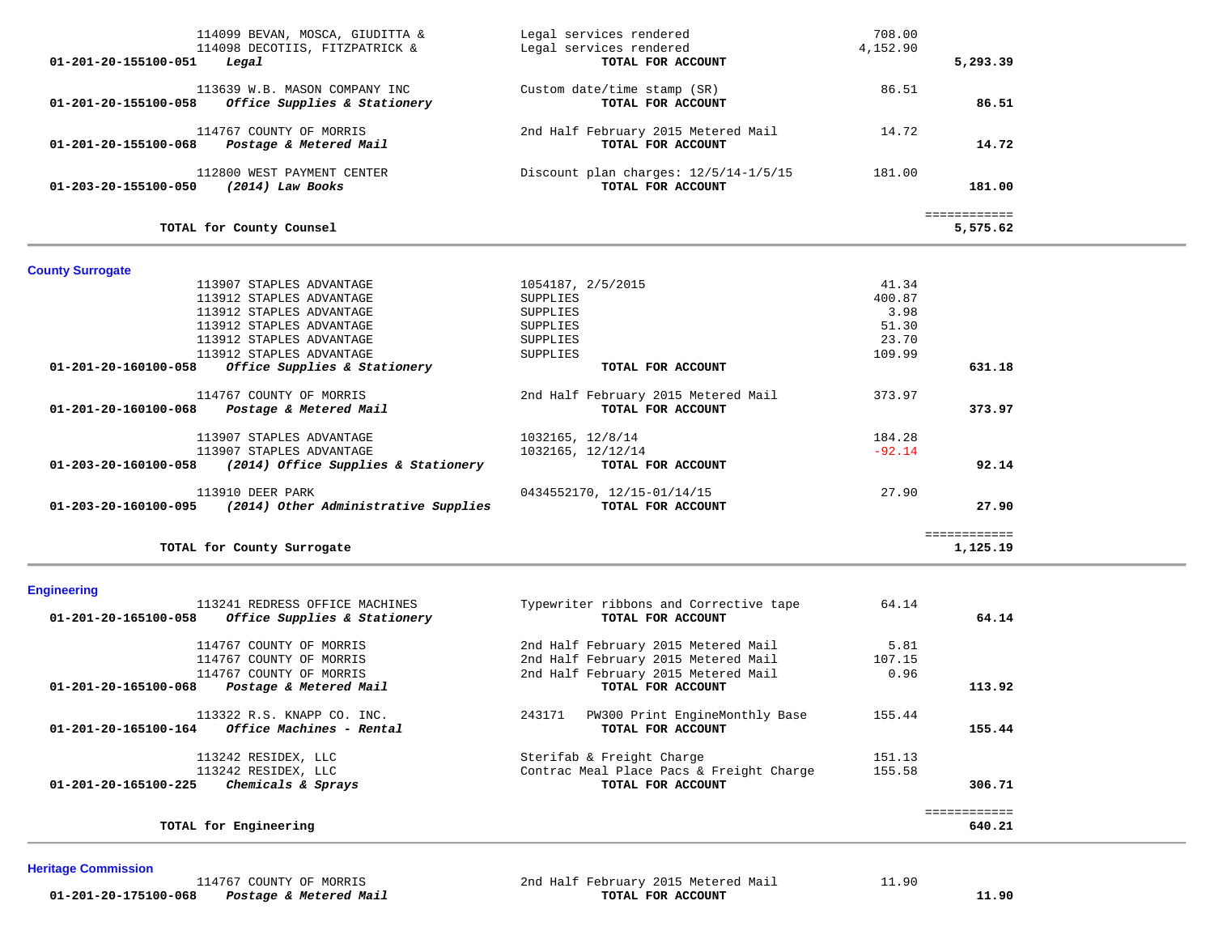| Account | Vendor / Description | Detail | Amount | Total |
|---|---|---|---|---|
| | 114099 BEVAN, MOSCA, GIUDITTA & | Legal services rendered | 708.00 | |
| | 114098 DECOTIIS, FITZPATRICK & | Legal services rendered | 4,152.90 | |
| 01-201-20-155100-051 | ***Legal*** | **TOTAL FOR ACCOUNT** | | **5,293.39** |
| | 113639 W.B. MASON COMPANY INC | Custom date/time stamp (SR) | 86.51 | |
| 01-201-20-155100-058 | ***Office Supplies & Stationery*** | **TOTAL FOR ACCOUNT** | | **86.51** |
| | 114767 COUNTY OF MORRIS | 2nd Half February 2015 Metered Mail | 14.72 | |
| 01-201-20-155100-068 | ***Postage & Metered Mail*** | **TOTAL FOR ACCOUNT** | | **14.72** |
| | 112800 WEST PAYMENT CENTER | Discount plan charges: 12/5/14-1/5/15 | 181.00 | |
| 01-203-20-155100-050 | ***(2014) Law Books*** | **TOTAL FOR ACCOUNT** | | **181.00** |
| | | | | ============ |
| | **TOTAL for County Counsel** | | | **5,575.62** |

## County Surrogate

| Account | Vendor / Description | Detail | Amount | Total |
|---|---|---|---|---|
| | 113907 STAPLES ADVANTAGE | 1054187, 2/5/2015 | 41.34 | |
| | 113912 STAPLES ADVANTAGE | SUPPLIES | 400.87 | |
| | 113912 STAPLES ADVANTAGE | SUPPLIES | 3.98 | |
| | 113912 STAPLES ADVANTAGE | SUPPLIES | 51.30 | |
| | 113912 STAPLES ADVANTAGE | SUPPLIES | 23.70 | |
| | 113912 STAPLES ADVANTAGE | SUPPLIES | 109.99 | |
| 01-201-20-160100-058 | ***Office Supplies & Stationery*** | **TOTAL FOR ACCOUNT** | | **631.18** |
| | 114767 COUNTY OF MORRIS | 2nd Half February 2015 Metered Mail | 373.97 | |
| 01-201-20-160100-068 | ***Postage & Metered Mail*** | **TOTAL FOR ACCOUNT** | | **373.97** |
| | 113907 STAPLES ADVANTAGE | 1032165, 12/8/14 | 184.28 | |
| | 113907 STAPLES ADVANTAGE | 1032165, 12/12/14 | -92.14 | |
| 01-203-20-160100-058 | ***(2014) Office Supplies & Stationery*** | **TOTAL FOR ACCOUNT** | | **92.14** |
| | 113910 DEER PARK | 0434552170, 12/15-01/14/15 | 27.90 | |
| 01-203-20-160100-095 | ***(2014) Other Administrative Supplies*** | **TOTAL FOR ACCOUNT** | | **27.90** |
| | | | | ============ |
| | **TOTAL for County Surrogate** | | | **1,125.19** |

## Engineering

| Account | Vendor / Description | Detail | Amount | Total |
|---|---|---|---|---|
| | 113241 REDRESS OFFICE MACHINES | Typewriter ribbons and Corrective tape | 64.14 | |
| 01-201-20-165100-058 | ***Office Supplies & Stationery*** | **TOTAL FOR ACCOUNT** | | **64.14** |
| | 114767 COUNTY OF MORRIS | 2nd Half February 2015 Metered Mail | 5.81 | |
| | 114767 COUNTY OF MORRIS | 2nd Half February 2015 Metered Mail | 107.15 | |
| | 114767 COUNTY OF MORRIS | 2nd Half February 2015 Metered Mail | 0.96 | |
| 01-201-20-165100-068 | ***Postage & Metered Mail*** | **TOTAL FOR ACCOUNT** | | **113.92** |
| | 113322 R.S. KNAPP CO. INC. | 243171 PW300 Print EngineMonthly Base | 155.44 | |
| 01-201-20-165100-164 | ***Office Machines - Rental*** | **TOTAL FOR ACCOUNT** | | **155.44** |
| | 113242 RESIDEX, LLC | Sterifab & Freight Charge | 151.13 | |
| | 113242 RESIDEX, LLC | Contrac Meal Place Pacs & Freight Charge | 155.58 | |
| 01-201-20-165100-225 | ***Chemicals & Sprays*** | **TOTAL FOR ACCOUNT** | | **306.71** |
| | | | | ============ |
| | **TOTAL for Engineering** | | | **640.21** |

## Heritage Commission

| Account | Vendor / Description | Detail | Amount | Total |
|---|---|---|---|---|
| | 114767 COUNTY OF MORRIS | 2nd Half February 2015 Metered Mail | 11.90 | |
| 01-201-20-175100-068 | ***Postage & Metered Mail*** | **TOTAL FOR ACCOUNT** | | **11.90** |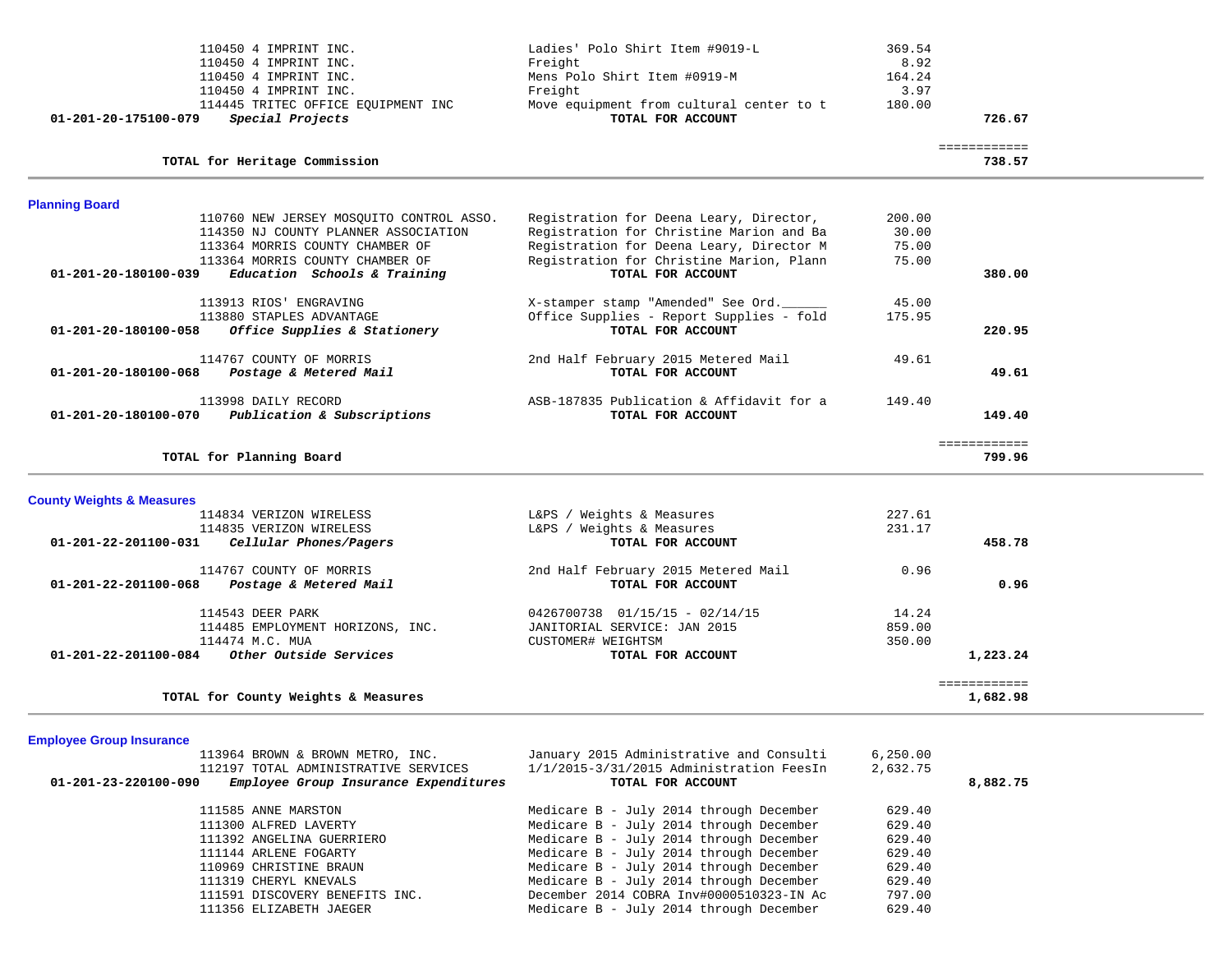| Account | Vendor / Description | Item Description | Amount | Total |
|---|---|---|---|---|
| | 110450 4 IMPRINT INC. | Ladies' Polo Shirt Item #9019-L | 369.54 | |
| | 110450 4 IMPRINT INC. | Freight | 8.92 | |
| | 110450 4 IMPRINT INC. | Mens Polo Shirt Item #0919-M | 164.24 | |
| | 110450 4 IMPRINT INC. | Freight | 3.97 | |
| | 114445 TRITEC OFFICE EQUIPMENT INC | Move equipment from cultural center to t | 180.00 | |
| **01-201-20-175100-079** | ***Special Projects*** | **TOTAL FOR ACCOUNT** | | **726.67** |
| | **TOTAL for Heritage Commission** | | | **738.57** |

## Planning Board

| Account | Vendor / Description | Item Description | Amount | Total |
|---|---|---|---|---|
| | 110760 NEW JERSEY MOSQUITO CONTROL ASSO. | Registration for Deena Leary, Director, | 200.00 | |
| | 114350 NJ COUNTY PLANNER ASSOCIATION | Registration for Christine Marion and Ba | 30.00 | |
| | 113364 MORRIS COUNTY CHAMBER OF | Registration for Deena Leary, Director M | 75.00 | |
| | 113364 MORRIS COUNTY CHAMBER OF | Registration for Christine Marion, Plann | 75.00 | |
| **01-201-20-180100-039** | ***Education Schools & Training*** | **TOTAL FOR ACCOUNT** | | **380.00** |
| | 113913 RIOS' ENGRAVING | X-stamper stamp "Amended" See Ord.______ | 45.00 | |
| | 113880 STAPLES ADVANTAGE | Office Supplies - Report Supplies - fold | 175.95 | |
| **01-201-20-180100-058** | ***Office Supplies & Stationery*** | **TOTAL FOR ACCOUNT** | | **220.95** |
| | 114767 COUNTY OF MORRIS | 2nd Half February 2015 Metered Mail | 49.61 | |
| **01-201-20-180100-068** | ***Postage & Metered Mail*** | **TOTAL FOR ACCOUNT** | | **49.61** |
| | 113998 DAILY RECORD | ASB-187835 Publication & Affidavit for a | 149.40 | |
| **01-201-20-180100-070** | ***Publication & Subscriptions*** | **TOTAL FOR ACCOUNT** | | **149.40** |
| | **TOTAL for Planning Board** | | | **799.96** |

## County Weights & Measures

| Account | Vendor / Description | Item Description | Amount | Total |
|---|---|---|---|---|
| | 114834 VERIZON WIRELESS | L&PS / Weights & Measures | 227.61 | |
| | 114835 VERIZON WIRELESS | L&PS / Weights & Measures | 231.17 | |
| **01-201-22-201100-031** | ***Cellular Phones/Pagers*** | **TOTAL FOR ACCOUNT** | | **458.78** |
| | 114767 COUNTY OF MORRIS | 2nd Half February 2015 Metered Mail | 0.96 | |
| **01-201-22-201100-068** | ***Postage & Metered Mail*** | **TOTAL FOR ACCOUNT** | | **0.96** |
| | 114543 DEER PARK | 0426700738 01/15/15 - 02/14/15 | 14.24 | |
| | 114485 EMPLOYMENT HORIZONS, INC. | JANITORIAL SERVICE: JAN 2015 | 859.00 | |
| | 114474 M.C. MUA | CUSTOMER# WEIGHTSM | 350.00 | |
| **01-201-22-201100-084** | ***Other Outside Services*** | **TOTAL FOR ACCOUNT** | | **1,223.24** |
| | **TOTAL for County Weights & Measures** | | | **1,682.98** |

## Employee Group Insurance

| Account | Vendor / Description | Item Description | Amount | Total |
|---|---|---|---|---|
| | 113964 BROWN & BROWN METRO, INC. | January 2015 Administrative and Consulti | 6,250.00 | |
| | 112197 TOTAL ADMINISTRATIVE SERVICES | 1/1/2015-3/31/2015 Administration FeesIn | 2,632.75 | |
| **01-201-23-220100-090** | ***Employee Group Insurance Expenditures*** | **TOTAL FOR ACCOUNT** | | **8,882.75** |
| | 111585 ANNE MARSTON | Medicare B - July 2014 through December | 629.40 | |
| | 111300 ALFRED LAVERTY | Medicare B - July 2014 through December | 629.40 | |
| | 111392 ANGELINA GUERRIERO | Medicare B - July 2014 through December | 629.40 | |
| | 111144 ARLENE FOGARTY | Medicare B - July 2014 through December | 629.40 | |
| | 110969 CHRISTINE BRAUN | Medicare B - July 2014 through December | 629.40 | |
| | 111319 CHERYL KNEVALS | Medicare B - July 2014 through December | 629.40 | |
| | 111591 DISCOVERY BENEFITS INC. | December 2014 COBRA Inv#0000510323-IN Ac | 797.00 | |
| | 111356 ELIZABETH JAEGER | Medicare B - July 2014 through December | 629.40 | |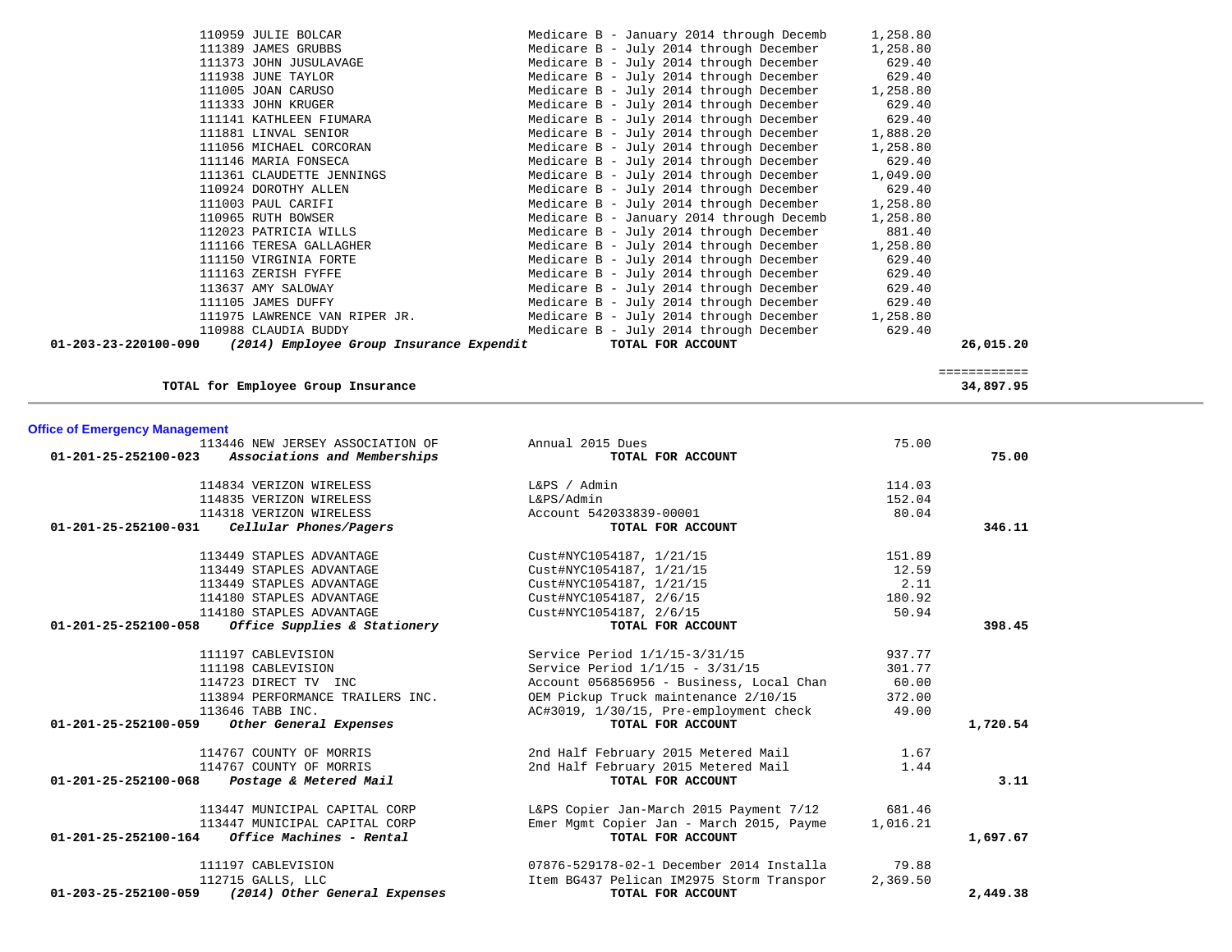| Account | Vendor | Description | Amount | Total |
|---|---|---|---|---|
| | 110959 JULIE BOLCAR | Medicare B - January 2014 through Decemb | 1,258.80 | |
| | 111389 JAMES GRUBBS | Medicare B - July 2014 through December | 1,258.80 | |
| | 111373 JOHN JUSULAVAGE | Medicare B - July 2014 through December | 629.40 | |
| | 111938 JUNE TAYLOR | Medicare B - July 2014 through December | 629.40 | |
| | 111005 JOAN CARUSO | Medicare B - July 2014 through December | 1,258.80 | |
| | 111333 JOHN KRUGER | Medicare B - July 2014 through December | 629.40 | |
| | 111141 KATHLEEN FIUMARA | Medicare B - July 2014 through December | 629.40 | |
| | 111881 LINVAL SENIOR | Medicare B - July 2014 through December | 1,888.20 | |
| | 111056 MICHAEL CORCORAN | Medicare B - July 2014 through December | 1,258.80 | |
| | 111146 MARIA FONSECA | Medicare B - July 2014 through December | 629.40 | |
| | 111361 CLAUDETTE JENNINGS | Medicare B - July 2014 through December | 1,049.00 | |
| | 110924 DOROTHY ALLEN | Medicare B - July 2014 through December | 629.40 | |
| | 111003 PAUL CARIFI | Medicare B - July 2014 through December | 1,258.80 | |
| | 110965 RUTH BOWSER | Medicare B - January 2014 through Decemb | 1,258.80 | |
| | 112023 PATRICIA WILLS | Medicare B - July 2014 through December | 881.40 | |
| | 111166 TERESA GALLAGHER | Medicare B - July 2014 through December | 1,258.80 | |
| | 111150 VIRGINIA FORTE | Medicare B - July 2014 through December | 629.40 | |
| | 111163 ZERISH FYFFE | Medicare B - July 2014 through December | 629.40 | |
| | 113637 AMY SALOWAY | Medicare B - July 2014 through December | 629.40 | |
| | 111105 JAMES DUFFY | Medicare B - July 2014 through December | 629.40 | |
| | 111975 LAWRENCE VAN RIPER JR. | Medicare B - July 2014 through December | 1,258.80 | |
| | 110988 CLAUDIA BUDDY | Medicare B - July 2014 through December | 629.40 | |
| **01-203-23-220100-090** | ***(2014) Employee Group Insurance Expendit*** | **TOTAL FOR ACCOUNT** | | **26,015.20** |

**TOTAL for Employee Group Insurance** ============ **34,897.95**

**Office of Emergency Management**

| Account | Vendor | Description | Amount | Total |
|---|---|---|---|---|
| | 113446 NEW JERSEY ASSOCIATION OF | Annual 2015 Dues | 75.00 | |
| **01-201-25-252100-023** | ***Associations and Memberships*** | **TOTAL FOR ACCOUNT** | | **75.00** |
| | 114834 VERIZON WIRELESS | L&PS / Admin | 114.03 | |
| | 114835 VERIZON WIRELESS | L&PS/Admin | 152.04 | |
| | 114318 VERIZON WIRELESS | Account 542033839-00001 | 80.04 | |
| **01-201-25-252100-031** | ***Cellular Phones/Pagers*** | **TOTAL FOR ACCOUNT** | | **346.11** |
| | 113449 STAPLES ADVANTAGE | Cust#NYC1054187, 1/21/15 | 151.89 | |
| | 113449 STAPLES ADVANTAGE | Cust#NYC1054187, 1/21/15 | 12.59 | |
| | 113449 STAPLES ADVANTAGE | Cust#NYC1054187, 1/21/15 | 2.11 | |
| | 114180 STAPLES ADVANTAGE | Cust#NYC1054187, 2/6/15 | 180.92 | |
| | 114180 STAPLES ADVANTAGE | Cust#NYC1054187, 2/6/15 | 50.94 | |
| **01-201-25-252100-058** | ***Office Supplies & Stationery*** | **TOTAL FOR ACCOUNT** | | **398.45** |
| | 111197 CABLEVISION | Service Period 1/1/15-3/31/15 | 937.77 | |
| | 111198 CABLEVISION | Service Period 1/1/15 - 3/31/15 | 301.77 | |
| | 114723 DIRECT TV INC | Account 056856956 - Business, Local Chan | 60.00 | |
| | 113894 PERFORMANCE TRAILERS INC. | OEM Pickup Truck maintenance 2/10/15 | 372.00 | |
| | 113646 TABB INC. | AC#3019, 1/30/15, Pre-employment check | 49.00 | |
| **01-201-25-252100-059** | ***Other General Expenses*** | **TOTAL FOR ACCOUNT** | | **1,720.54** |
| | 114767 COUNTY OF MORRIS | 2nd Half February 2015 Metered Mail | 1.67 | |
| | 114767 COUNTY OF MORRIS | 2nd Half February 2015 Metered Mail | 1.44 | |
| **01-201-25-252100-068** | ***Postage & Metered Mail*** | **TOTAL FOR ACCOUNT** | | **3.11** |
| | 113447 MUNICIPAL CAPITAL CORP | L&PS Copier Jan-March 2015 Payment 7/12 | 681.46 | |
| | 113447 MUNICIPAL CAPITAL CORP | Emer Mgmt Copier Jan - March 2015, Payme | 1,016.21 | |
| **01-201-25-252100-164** | ***Office Machines - Rental*** | **TOTAL FOR ACCOUNT** | | **1,697.67** |
| | 111197 CABLEVISION | 07876-529178-02-1 December 2014 Installa | 79.88 | |
| | 112715 GALLS, LLC | Item BG437 Pelican IM2975 Storm Transpor | 2,369.50 | |
| **01-203-25-252100-059** | ***(2014) Other General Expenses*** | **TOTAL FOR ACCOUNT** | | **2,449.38** |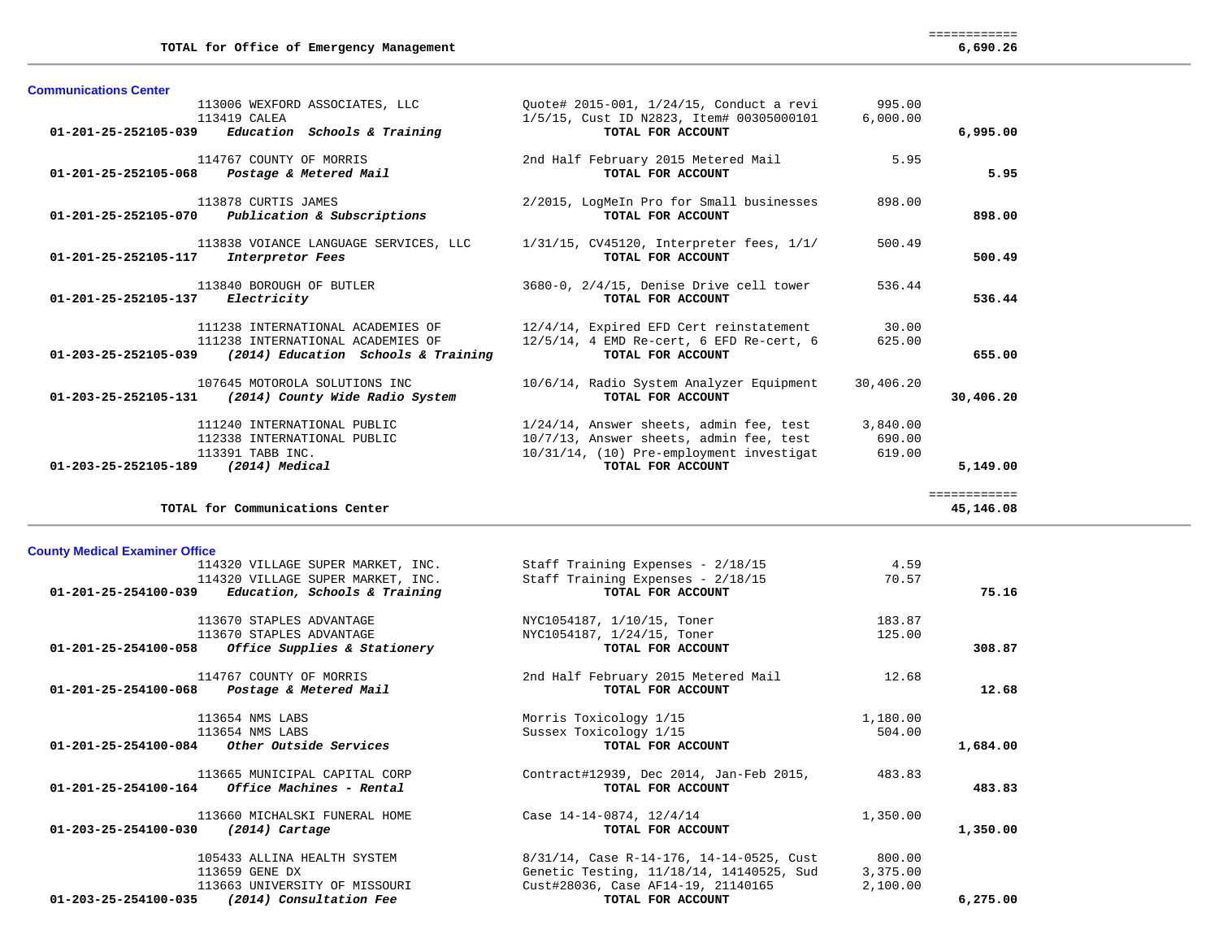| | | | |
|---|---|---|---|
| **TOTAL for Office of Emergency Management** | | | ============ **6,690.26** |

## Communications Center

| Account | Vendor / Description | Details | Amount | Total |
|---|---|---|---|---|
| | 113006 WEXFORD ASSOCIATES, LLC | Quote# 2015-001, 1/24/15, Conduct a revi | 995.00 | |
| | 113419 CALEA | 1/5/15, Cust ID N2823, Item# 00305000101 | 6,000.00 | |
| **01-201-25-252105-039** | ***Education Schools & Training*** | **TOTAL FOR ACCOUNT** | | **6,995.00** |
| | 114767 COUNTY OF MORRIS | 2nd Half February 2015 Metered Mail | 5.95 | |
| **01-201-25-252105-068** | ***Postage & Metered Mail*** | **TOTAL FOR ACCOUNT** | | **5.95** |
| | 113878 CURTIS JAMES | 2/2015, LogMeIn Pro for Small businesses | 898.00 | |
| **01-201-25-252105-070** | ***Publication & Subscriptions*** | **TOTAL FOR ACCOUNT** | | **898.00** |
| | 113838 VOIANCE LANGUAGE SERVICES, LLC | 1/31/15, CV45120, Interpreter fees, 1/1/ | 500.49 | |
| **01-201-25-252105-117** | ***Interpretor Fees*** | **TOTAL FOR ACCOUNT** | | **500.49** |
| | 113840 BOROUGH OF BUTLER | 3680-0, 2/4/15, Denise Drive cell tower | 536.44 | |
| **01-201-25-252105-137** | ***Electricity*** | **TOTAL FOR ACCOUNT** | | **536.44** |
| | 111238 INTERNATIONAL ACADEMIES OF | 12/4/14, Expired EFD Cert reinstatement | 30.00 | |
| | 111238 INTERNATIONAL ACADEMIES OF | 12/5/14, 4 EMD Re-cert, 6 EFD Re-cert, 6 | 625.00 | |
| **01-203-25-252105-039** | ***(2014) Education Schools & Training*** | **TOTAL FOR ACCOUNT** | | **655.00** |
| | 107645 MOTOROLA SOLUTIONS INC | 10/6/14, Radio System Analyzer Equipment | 30,406.20 | |
| **01-203-25-252105-131** | ***(2014) County Wide Radio System*** | **TOTAL FOR ACCOUNT** | | **30,406.20** |
| | 111240 INTERNATIONAL PUBLIC | 1/24/14, Answer sheets, admin fee, test | 3,840.00 | |
| | 112338 INTERNATIONAL PUBLIC | 10/7/13, Answer sheets, admin fee, test | 690.00 | |
| | 113391 TABB INC. | 10/31/14, (10) Pre-employment investigat | 619.00 | |
| **01-203-25-252105-189** | ***(2014) Medical*** | **TOTAL FOR ACCOUNT** | | **5,149.00** |
| **TOTAL for Communications Center** | | | | ============ **45,146.08** |

## County Medical Examiner Office

| Account | Vendor / Description | Details | Amount | Total |
|---|---|---|---|---|
| | 114320 VILLAGE SUPER MARKET, INC. | Staff Training Expenses - 2/18/15 | 4.59 | |
| | 114320 VILLAGE SUPER MARKET, INC. | Staff Training Expenses - 2/18/15 | 70.57 | |
| **01-201-25-254100-039** | ***Education, Schools & Training*** | **TOTAL FOR ACCOUNT** | | **75.16** |
| | 113670 STAPLES ADVANTAGE | NYC1054187, 1/10/15, Toner | 183.87 | |
| | 113670 STAPLES ADVANTAGE | NYC1054187, 1/24/15, Toner | 125.00 | |
| **01-201-25-254100-058** | ***Office Supplies & Stationery*** | **TOTAL FOR ACCOUNT** | | **308.87** |
| | 114767 COUNTY OF MORRIS | 2nd Half February 2015 Metered Mail | 12.68 | |
| **01-201-25-254100-068** | ***Postage & Metered Mail*** | **TOTAL FOR ACCOUNT** | | **12.68** |
| | 113654 NMS LABS | Morris Toxicology 1/15 | 1,180.00 | |
| | 113654 NMS LABS | Sussex Toxicology 1/15 | 504.00 | |
| **01-201-25-254100-084** | ***Other Outside Services*** | **TOTAL FOR ACCOUNT** | | **1,684.00** |
| | 113665 MUNICIPAL CAPITAL CORP | Contract#12939, Dec 2014, Jan-Feb 2015, | 483.83 | |
| **01-201-25-254100-164** | ***Office Machines - Rental*** | **TOTAL FOR ACCOUNT** | | **483.83** |
| | 113660 MICHALSKI FUNERAL HOME | Case 14-14-0874, 12/4/14 | 1,350.00 | |
| **01-203-25-254100-030** | ***(2014) Cartage*** | **TOTAL FOR ACCOUNT** | | **1,350.00** |
| | 105433 ALLINA HEALTH SYSTEM | 8/31/14, Case R-14-176, 14-14-0525, Cust | 800.00 | |
| | 113659 GENE DX | Genetic Testing, 11/18/14, 14140525, Sud | 3,375.00 | |
| | 113663 UNIVERSITY OF MISSOURI | Cust#28036, Case AF14-19, 21140165 | 2,100.00 | |
| **01-203-25-254100-035** | ***(2014) Consultation Fee*** | **TOTAL FOR ACCOUNT** | | **6,275.00** |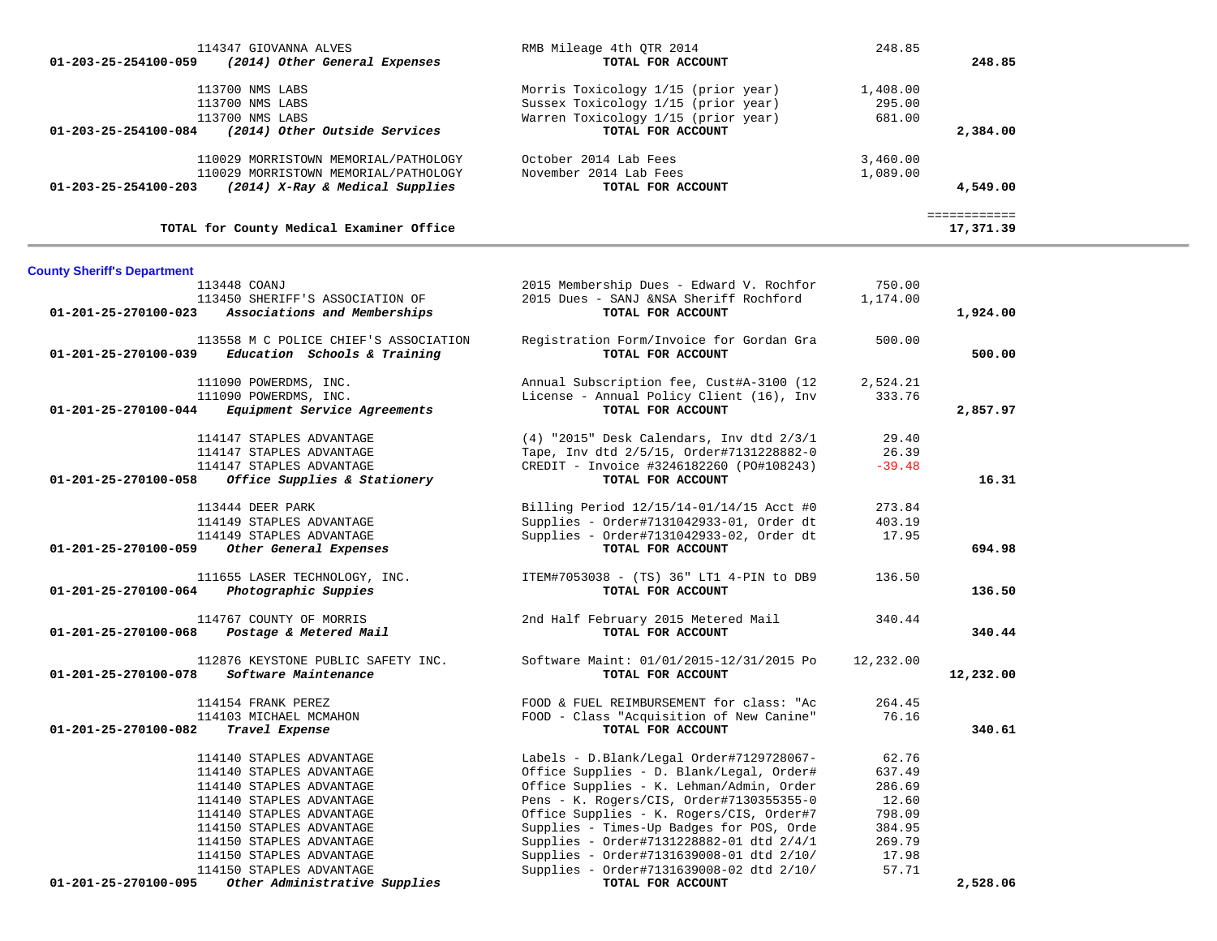| Account | Vendor | Description | Amount | Total |
|---|---|---|---|---|
| | 114347 GIOVANNA ALVES | RMB Mileage 4th QTR 2014 | 248.85 | |
| **01-203-25-254100-059** | ***(2014) Other General Expenses*** | **TOTAL FOR ACCOUNT** | | **248.85** |
| | 113700 NMS LABS | Morris Toxicology 1/15 (prior year) | 1,408.00 | |
| | 113700 NMS LABS | Sussex Toxicology 1/15 (prior year) | 295.00 | |
| | 113700 NMS LABS | Warren Toxicology 1/15 (prior year) | 681.00 | |
| **01-203-25-254100-084** | ***(2014) Other Outside Services*** | **TOTAL FOR ACCOUNT** | | **2,384.00** |
| | 110029 MORRISTOWN MEMORIAL/PATHOLOGY | October 2014 Lab Fees | 3,460.00 | |
| | 110029 MORRISTOWN MEMORIAL/PATHOLOGY | November 2014 Lab Fees | 1,089.00 | |
| **01-203-25-254100-203** | ***(2014) X-Ray & Medical Supplies*** | **TOTAL FOR ACCOUNT** | | **4,549.00** |
| | | | | ============ |
| | **TOTAL for County Medical Examiner Office** | | | **17,371.39** |

**County Sheriff's Department**

| Account | Vendor | Description | Amount | Total |
|---|---|---|---|---|
| | 113448 COANJ | 2015 Membership Dues - Edward V. Rochfor | 750.00 | |
| | 113450 SHERIFF'S ASSOCIATION OF | 2015 Dues - SANJ &NSA Sheriff Rochford | 1,174.00 | |
| **01-201-25-270100-023** | ***Associations and Memberships*** | **TOTAL FOR ACCOUNT** | | **1,924.00** |
| | 113558 M C POLICE CHIEF'S ASSOCIATION | Registration Form/Invoice for Gordan Gra | 500.00 | |
| **01-201-25-270100-039** | ***Education Schools & Training*** | **TOTAL FOR ACCOUNT** | | **500.00** |
| | 111090 POWERDMS, INC. | Annual Subscription fee, Cust#A-3100 (12 | 2,524.21 | |
| | 111090 POWERDMS, INC. | License - Annual Policy Client (16), Inv | 333.76 | |
| **01-201-25-270100-044** | ***Equipment Service Agreements*** | **TOTAL FOR ACCOUNT** | | **2,857.97** |
| | 114147 STAPLES ADVANTAGE | (4) "2015" Desk Calendars, Inv dtd 2/3/1 | 29.40 | |
| | 114147 STAPLES ADVANTAGE | Tape, Inv dtd 2/5/15, Order#7131228882-0 | 26.39 | |
| | 114147 STAPLES ADVANTAGE | CREDIT - Invoice #3246182260 (PO#108243) | -39.48 | |
| **01-201-25-270100-058** | ***Office Supplies & Stationery*** | **TOTAL FOR ACCOUNT** | | **16.31** |
| | 113444 DEER PARK | Billing Period 12/15/14-01/14/15 Acct #0 | 273.84 | |
| | 114149 STAPLES ADVANTAGE | Supplies - Order#7131042933-01, Order dt | 403.19 | |
| | 114149 STAPLES ADVANTAGE | Supplies - Order#7131042933-02, Order dt | 17.95 | |
| **01-201-25-270100-059** | ***Other General Expenses*** | **TOTAL FOR ACCOUNT** | | **694.98** |
| | 111655 LASER TECHNOLOGY, INC. | ITEM#7053038 - (TS) 36" LT1 4-PIN to DB9 | 136.50 | |
| **01-201-25-270100-064** | ***Photographic Suppies*** | **TOTAL FOR ACCOUNT** | | **136.50** |
| | 114767 COUNTY OF MORRIS | 2nd Half February 2015 Metered Mail | 340.44 | |
| **01-201-25-270100-068** | ***Postage & Metered Mail*** | **TOTAL FOR ACCOUNT** | | **340.44** |
| | 112876 KEYSTONE PUBLIC SAFETY INC. | Software Maint: 01/01/2015-12/31/2015 Po | 12,232.00 | |
| **01-201-25-270100-078** | ***Software Maintenance*** | **TOTAL FOR ACCOUNT** | | **12,232.00** |
| | 114154 FRANK PEREZ | FOOD & FUEL REIMBURSEMENT for class: "Ac | 264.45 | |
| | 114103 MICHAEL MCMAHON | FOOD - Class "Acquisition of New Canine" | 76.16 | |
| **01-201-25-270100-082** | ***Travel Expense*** | **TOTAL FOR ACCOUNT** | | **340.61** |
| | 114140 STAPLES ADVANTAGE | Labels - D.Blank/Legal Order#7129728067- | 62.76 | |
| | 114140 STAPLES ADVANTAGE | Office Supplies - D. Blank/Legal, Order# | 637.49 | |
| | 114140 STAPLES ADVANTAGE | Office Supplies - K. Lehman/Admin, Order | 286.69 | |
| | 114140 STAPLES ADVANTAGE | Pens - K. Rogers/CIS, Order#7130355355-0 | 12.60 | |
| | 114140 STAPLES ADVANTAGE | Office Supplies - K. Rogers/CIS, Order#7 | 798.09 | |
| | 114150 STAPLES ADVANTAGE | Supplies - Times-Up Badges for POS, Orde | 384.95 | |
| | 114150 STAPLES ADVANTAGE | Supplies - Order#7131228882-01 dtd 2/4/1 | 269.79 | |
| | 114150 STAPLES ADVANTAGE | Supplies - Order#7131639008-01 dtd 2/10/ | 17.98 | |
| | 114150 STAPLES ADVANTAGE | Supplies - Order#7131639008-02 dtd 2/10/ | 57.71 | |
| **01-201-25-270100-095** | ***Other Administrative Supplies*** | **TOTAL FOR ACCOUNT** | | **2,528.06** |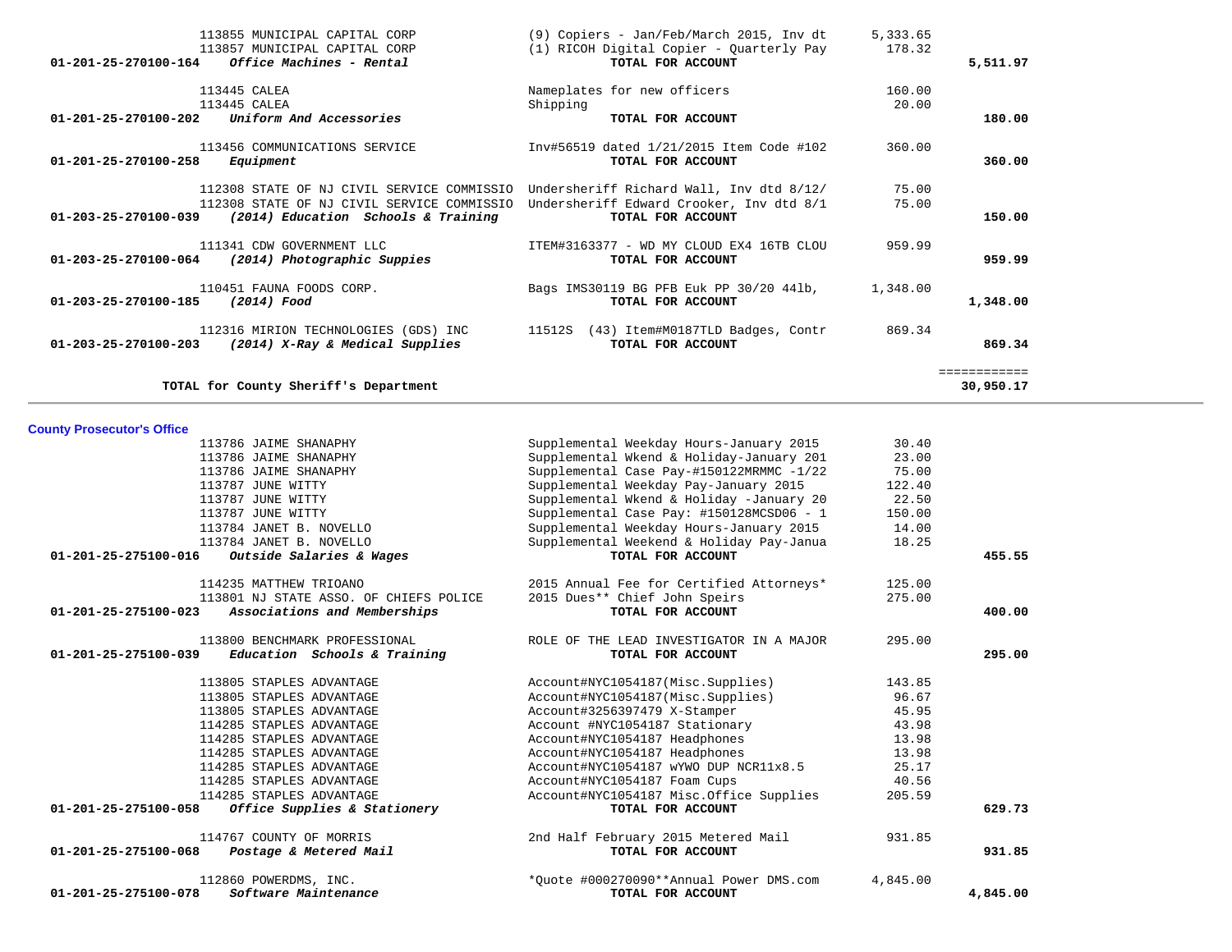| Account | Vendor / Account Name | Description | Amount | Total |
|---|---|---|---|---|
| | 113855 MUNICIPAL CAPITAL CORP | (9) Copiers - Jan/Feb/March 2015, Inv dt | 5,333.65 | |
| | 113857 MUNICIPAL CAPITAL CORP | (1) RICOH Digital Copier - Quarterly Pay | 178.32 | |
| **01-201-25-270100-164** | ***Office Machines - Rental*** | **TOTAL FOR ACCOUNT** | | **5,511.97** |
| | 113445 CALEA | Nameplates for new officers | 160.00 | |
| | 113445 CALEA | Shipping | 20.00 | |
| **01-201-25-270100-202** | ***Uniform And Accessories*** | **TOTAL FOR ACCOUNT** | | **180.00** |
| | 113456 COMMUNICATIONS SERVICE | Inv#56519 dated 1/21/2015 Item Code #102 | 360.00 | |
| **01-201-25-270100-258** | ***Equipment*** | **TOTAL FOR ACCOUNT** | | **360.00** |
| | 112308 STATE OF NJ CIVIL SERVICE COMMISSIO | Undersheriff Richard Wall, Inv dtd 8/12/ | 75.00 | |
| | 112308 STATE OF NJ CIVIL SERVICE COMMISSIO | Undersheriff Edward Crooker, Inv dtd 8/1 | 75.00 | |
| **01-203-25-270100-039** | ***(2014) Education Schools & Training*** | **TOTAL FOR ACCOUNT** | | **150.00** |
| | 111341 CDW GOVERNMENT LLC | ITEM#3163377 - WD MY CLOUD EX4 16TB CLOU | 959.99 | |
| **01-203-25-270100-064** | ***(2014) Photographic Suppies*** | **TOTAL FOR ACCOUNT** | | **959.99** |
| | 110451 FAUNA FOODS CORP. | Bags IMS30119 BG PFB Euk PP 30/20 44lb, | 1,348.00 | |
| **01-203-25-270100-185** | ***(2014) Food*** | **TOTAL FOR ACCOUNT** | | **1,348.00** |
| | 112316 MIRION TECHNOLOGIES (GDS) INC | 11512S (43) Item#M0187TLD Badges, Contr | 869.34 | |
| **01-203-25-270100-203** | ***(2014) X-Ray & Medical Supplies*** | **TOTAL FOR ACCOUNT** | | **869.34** |
| | | | | ============ |
| | **TOTAL for County Sheriff's Department** | | | **30,950.17** |

## County Prosecutor's Office

| Account | Vendor / Account Name | Description | Amount | Total |
|---|---|---|---|---|
| | 113786 JAIME SHANAPHY | Supplemental Weekday Hours-January 2015 | 30.40 | |
| | 113786 JAIME SHANAPHY | Supplemental Wkend & Holiday-January 201 | 23.00 | |
| | 113786 JAIME SHANAPHY | Supplemental Case Pay-#150122MRMMC -1/22 | 75.00 | |
| | 113787 JUNE WITTY | Supplemental Weekday Pay-January 2015 | 122.40 | |
| | 113787 JUNE WITTY | Supplemental Wkend & Holiday -January 20 | 22.50 | |
| | 113787 JUNE WITTY | Supplemental Case Pay: #150128MCSD06 - 1 | 150.00 | |
| | 113784 JANET B. NOVELLO | Supplemental Weekday Hours-January 2015 | 14.00 | |
| | 113784 JANET B. NOVELLO | Supplemental Weekend & Holiday Pay-Janua | 18.25 | |
| **01-201-25-275100-016** | ***Outside Salaries & Wages*** | **TOTAL FOR ACCOUNT** | | **455.55** |
| | 114235 MATTHEW TRIOANO | 2015 Annual Fee for Certified Attorneys* | 125.00 | |
| | 113801 NJ STATE ASSO. OF CHIEFS POLICE | 2015 Dues** Chief John Speirs | 275.00 | |
| **01-201-25-275100-023** | ***Associations and Memberships*** | **TOTAL FOR ACCOUNT** | | **400.00** |
| | 113800 BENCHMARK PROFESSIONAL | ROLE OF THE LEAD INVESTIGATOR IN A MAJOR | 295.00 | |
| **01-201-25-275100-039** | ***Education Schools & Training*** | **TOTAL FOR ACCOUNT** | | **295.00** |
| | 113805 STAPLES ADVANTAGE | Account#NYC1054187(Misc.Supplies) | 143.85 | |
| | 113805 STAPLES ADVANTAGE | Account#NYC1054187(Misc.Supplies) | 96.67 | |
| | 113805 STAPLES ADVANTAGE | Account#3256397479 X-Stamper | 45.95 | |
| | 114285 STAPLES ADVANTAGE | Account #NYC1054187 Stationary | 43.98 | |
| | 114285 STAPLES ADVANTAGE | Account#NYC1054187 Headphones | 13.98 | |
| | 114285 STAPLES ADVANTAGE | Account#NYC1054187 Headphones | 13.98 | |
| | 114285 STAPLES ADVANTAGE | Account#NYC1054187 wYWO DUP NCR11x8.5 | 25.17 | |
| | 114285 STAPLES ADVANTAGE | Account#NYC1054187 Foam Cups | 40.56 | |
| | 114285 STAPLES ADVANTAGE | Account#NYC1054187 Misc.Office Supplies | 205.59 | |
| **01-201-25-275100-058** | ***Office Supplies & Stationery*** | **TOTAL FOR ACCOUNT** | | **629.73** |
| | 114767 COUNTY OF MORRIS | 2nd Half February 2015 Metered Mail | 931.85 | |
| **01-201-25-275100-068** | ***Postage & Metered Mail*** | **TOTAL FOR ACCOUNT** | | **931.85** |
| | 112860 POWERDMS, INC. | *Quote #000270090**Annual Power DMS.com | 4,845.00 | |
| **01-201-25-275100-078** | ***Software Maintenance*** | **TOTAL FOR ACCOUNT** | | **4,845.00** |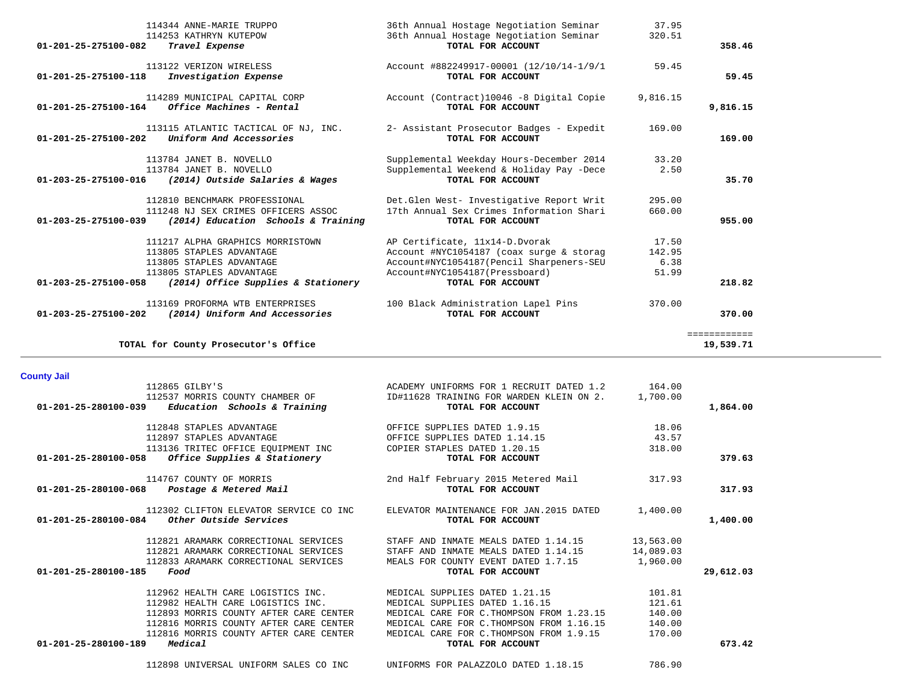| Account | Vendor | Description | Amount | Total |
|---|---|---|---|---|
| | 114344 ANNE-MARIE TRUPPO | 36th Annual Hostage Negotiation Seminar | 37.95 | |
| | 114253 KATHRYN KUTEPOW | 36th Annual Hostage Negotiation Seminar | 320.51 | |
| **01-201-25-275100-082** | ***Travel Expense*** | **TOTAL FOR ACCOUNT** | | **358.46** |
| | 113122 VERIZON WIRELESS | Account #882249917-00001 (12/10/14-1/9/1 | 59.45 | |
| **01-201-25-275100-118** | ***Investigation Expense*** | **TOTAL FOR ACCOUNT** | | **59.45** |
| | 114289 MUNICIPAL CAPITAL CORP | Account (Contract)10046 -8 Digital Copie | 9,816.15 | |
| **01-201-25-275100-164** | ***Office Machines - Rental*** | **TOTAL FOR ACCOUNT** | | **9,816.15** |
| | 113115 ATLANTIC TACTICAL OF NJ, INC. | 2- Assistant Prosecutor Badges - Expedit | 169.00 | |
| **01-201-25-275100-202** | ***Uniform And Accessories*** | **TOTAL FOR ACCOUNT** | | **169.00** |
| | 113784 JANET B. NOVELLO | Supplemental Weekday Hours-December 2014 | 33.20 | |
| | 113784 JANET B. NOVELLO | Supplemental Weekend & Holiday Pay -Dece | 2.50 | |
| **01-203-25-275100-016** | ***(2014) Outside Salaries & Wages*** | **TOTAL FOR ACCOUNT** | | **35.70** |
| | 112810 BENCHMARK PROFESSIONAL | Det.Glen West- Investigative Report Writ | 295.00 | |
| | 111248 NJ SEX CRIMES OFFICERS ASSOC | 17th Annual Sex Crimes Information Shari | 660.00 | |
| **01-203-25-275100-039** | ***(2014) Education Schools & Training*** | **TOTAL FOR ACCOUNT** | | **955.00** |
| | 111217 ALPHA GRAPHICS MORRISTOWN | AP Certificate, 11x14-D.Dvorak | 17.50 | |
| | 113805 STAPLES ADVANTAGE | Account #NYC1054187 (coax surge & storag | 142.95 | |
| | 113805 STAPLES ADVANTAGE | Account#NYC1054187(Pencil Sharpeners-SEU | 6.38 | |
| | 113805 STAPLES ADVANTAGE | Account#NYC1054187(Pressboard) | 51.99 | |
| **01-203-25-275100-058** | ***(2014) Office Supplies & Stationery*** | **TOTAL FOR ACCOUNT** | | **218.82** |
| | 113169 PROFORMA WTB ENTERPRISES | 100 Black Administration Lapel Pins | 370.00 | |
| **01-203-25-275100-202** | ***(2014) Uniform And Accessories*** | **TOTAL FOR ACCOUNT** | | **370.00** |
| | | | | ============ |
| | **TOTAL for County Prosecutor's Office** | | | **19,539.71** |

**County Jail**

| Account | Vendor | Description | Amount | Total |
|---|---|---|---|---|
| | 112865 GILBY'S | ACADEMY UNIFORMS FOR 1 RECRUIT DATED 1.2 | 164.00 | |
| | 112537 MORRIS COUNTY CHAMBER OF | ID#11628 TRAINING FOR WARDEN KLEIN ON 2. | 1,700.00 | |
| **01-201-25-280100-039** | ***Education Schools & Training*** | **TOTAL FOR ACCOUNT** | | **1,864.00** |
| | 112848 STAPLES ADVANTAGE | OFFICE SUPPLIES DATED 1.9.15 | 18.06 | |
| | 112897 STAPLES ADVANTAGE | OFFICE SUPPLIES DATED 1.14.15 | 43.57 | |
| | 113136 TRITEC OFFICE EQUIPMENT INC | COPIER STAPLES DATED 1.20.15 | 318.00 | |
| **01-201-25-280100-058** | ***Office Supplies & Stationery*** | **TOTAL FOR ACCOUNT** | | **379.63** |
| | 114767 COUNTY OF MORRIS | 2nd Half February 2015 Metered Mail | 317.93 | |
| **01-201-25-280100-068** | ***Postage & Metered Mail*** | **TOTAL FOR ACCOUNT** | | **317.93** |
| | 112302 CLIFTON ELEVATOR SERVICE CO INC | ELEVATOR MAINTENANCE FOR JAN.2015 DATED | 1,400.00 | |
| **01-201-25-280100-084** | ***Other Outside Services*** | **TOTAL FOR ACCOUNT** | | **1,400.00** |
| | 112821 ARAMARK CORRECTIONAL SERVICES | STAFF AND INMATE MEALS DATED 1.14.15 | 13,563.00 | |
| | 112821 ARAMARK CORRECTIONAL SERVICES | STAFF AND INMATE MEALS DATED 1.14.15 | 14,089.03 | |
| | 112833 ARAMARK CORRECTIONAL SERVICES | MEALS FOR COUNTY EVENT DATED 1.7.15 | 1,960.00 | |
| **01-201-25-280100-185** | ***Food*** | **TOTAL FOR ACCOUNT** | | **29,612.03** |
| | 112962 HEALTH CARE LOGISTICS INC. | MEDICAL SUPPLIES DATED 1.21.15 | 101.81 | |
| | 112982 HEALTH CARE LOGISTICS INC. | MEDICAL SUPPLIES DATED 1.16.15 | 121.61 | |
| | 112893 MORRIS COUNTY AFTER CARE CENTER | MEDICAL CARE FOR C.THOMPSON FROM 1.23.15 | 140.00 | |
| | 112816 MORRIS COUNTY AFTER CARE CENTER | MEDICAL CARE FOR C.THOMPSON FROM 1.16.15 | 140.00 | |
| | 112816 MORRIS COUNTY AFTER CARE CENTER | MEDICAL CARE FOR C.THOMPSON FROM 1.9.15 | 170.00 | |
| **01-201-25-280100-189** | ***Medical*** | **TOTAL FOR ACCOUNT** | | **673.42** |
| | 112898 UNIVERSAL UNIFORM SALES CO INC | UNIFORMS FOR PALAZZOLO DATED 1.18.15 | 786.90 | |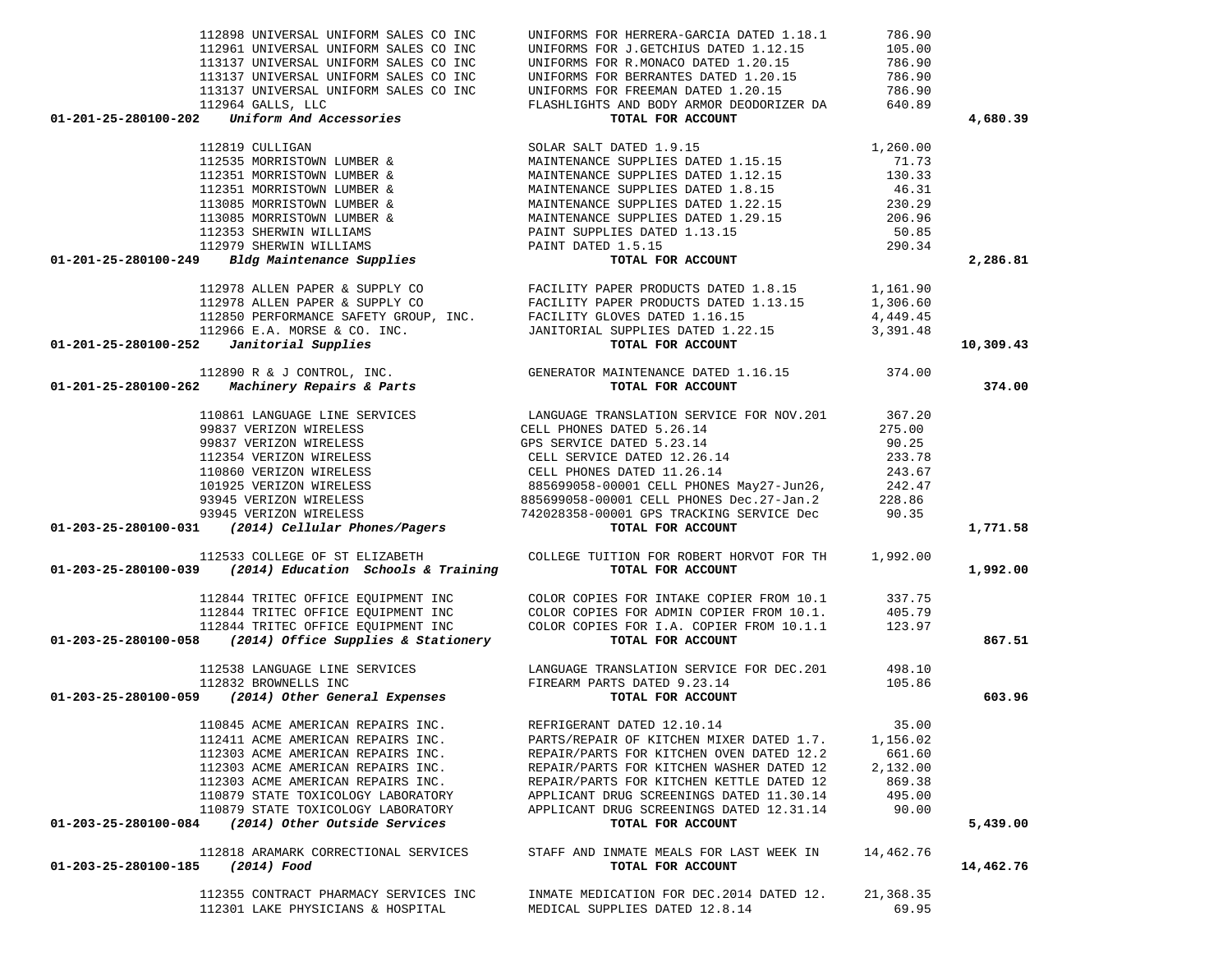| | | | |
|---|---|---|---|
| 112898 UNIVERSAL UNIFORM SALES CO INC | UNIFORMS FOR HERRERA-GARCIA DATED 1.18.1 | 786.90 | |
| 112961 UNIVERSAL UNIFORM SALES CO INC | UNIFORMS FOR J.GETCHIUS DATED 1.12.15 | 105.00 | |
| 113137 UNIVERSAL UNIFORM SALES CO INC | UNIFORMS FOR R.MONACO DATED 1.20.15 | 786.90 | |
| 113137 UNIVERSAL UNIFORM SALES CO INC | UNIFORMS FOR BERRANTES DATED 1.20.15 | 786.90 | |
| 113137 UNIVERSAL UNIFORM SALES CO INC | UNIFORMS FOR FREEMAN DATED 1.20.15 | 786.90 | |
| 112964 GALLS, LLC | FLASHLIGHTS AND BODY ARMOR DEODORIZER DA | 640.89 | |
| **01-201-25-280100-202** *Uniform And Accessories* | **TOTAL FOR ACCOUNT** | | **4,680.39** |
| 112819 CULLIGAN | SOLAR SALT DATED 1.9.15 | 1,260.00 | |
| 112535 MORRISTOWN LUMBER & | MAINTENANCE SUPPLIES DATED 1.15.15 | 71.73 | |
| 112351 MORRISTOWN LUMBER & | MAINTENANCE SUPPLIES DATED 1.12.15 | 130.33 | |
| 112351 MORRISTOWN LUMBER & | MAINTENANCE SUPPLIES DATED 1.8.15 | 46.31 | |
| 113085 MORRISTOWN LUMBER & | MAINTENANCE SUPPLIES DATED 1.22.15 | 230.29 | |
| 113085 MORRISTOWN LUMBER & | MAINTENANCE SUPPLIES DATED 1.29.15 | 206.96 | |
| 112353 SHERWIN WILLIAMS | PAINT SUPPLIES DATED 1.13.15 | 50.85 | |
| 112979 SHERWIN WILLIAMS | PAINT DATED 1.5.15 | 290.34 | |
| **01-201-25-280100-249** *Bldg Maintenance Supplies* | **TOTAL FOR ACCOUNT** | | **2,286.81** |
| 112978 ALLEN PAPER & SUPPLY CO | FACILITY PAPER PRODUCTS DATED 1.8.15 | 1,161.90 | |
| 112978 ALLEN PAPER & SUPPLY CO | FACILITY PAPER PRODUCTS DATED 1.13.15 | 1,306.60 | |
| 112850 PERFORMANCE SAFETY GROUP, INC. | FACILITY GLOVES DATED 1.16.15 | 4,449.45 | |
| 112966 E.A. MORSE & CO. INC. | JANITORIAL SUPPLIES DATED 1.22.15 | 3,391.48 | |
| **01-201-25-280100-252** *Janitorial Supplies* | **TOTAL FOR ACCOUNT** | | **10,309.43** |
| 112890 R & J CONTROL, INC. | GENERATOR MAINTENANCE DATED 1.16.15 | 374.00 | |
| **01-201-25-280100-262** *Machinery Repairs & Parts* | **TOTAL FOR ACCOUNT** | | **374.00** |
| 110861 LANGUAGE LINE SERVICES | LANGUAGE TRANSLATION SERVICE FOR NOV.201 | 367.20 | |
| 99837 VERIZON WIRELESS | CELL PHONES DATED 5.26.14 | 275.00 | |
| 99837 VERIZON WIRELESS | GPS SERVICE DATED 5.23.14 | 90.25 | |
| 112354 VERIZON WIRELESS | CELL SERVICE DATED 12.26.14 | 233.78 | |
| 110860 VERIZON WIRELESS | CELL PHONES DATED 11.26.14 | 243.67 | |
| 101925 VERIZON WIRELESS | 885699058-00001 CELL PHONES May27-Jun26, | 242.47 | |
| 93945 VERIZON WIRELESS | 885699058-00001 CELL PHONES Dec.27-Jan.2 | 228.86 | |
| 93945 VERIZON WIRELESS | 742028358-00001 GPS TRACKING SERVICE Dec | 90.35 | |
| **01-203-25-280100-031** *(2014) Cellular Phones/Pagers* | **TOTAL FOR ACCOUNT** | | **1,771.58** |
| 112533 COLLEGE OF ST ELIZABETH | COLLEGE TUITION FOR ROBERT HORVOT FOR TH | 1,992.00 | |
| **01-203-25-280100-039** *(2014) Education Schools & Training* | **TOTAL FOR ACCOUNT** | | **1,992.00** |
| 112844 TRITEC OFFICE EQUIPMENT INC | COLOR COPIES FOR INTAKE COPIER FROM 10.1 | 337.75 | |
| 112844 TRITEC OFFICE EQUIPMENT INC | COLOR COPIES FOR ADMIN COPIER FROM 10.1. | 405.79 | |
| 112844 TRITEC OFFICE EQUIPMENT INC | COLOR COPIES FOR I.A. COPIER FROM 10.1.1 | 123.97 | |
| **01-203-25-280100-058** *(2014) Office Supplies & Stationery* | **TOTAL FOR ACCOUNT** | | **867.51** |
| 112538 LANGUAGE LINE SERVICES | LANGUAGE TRANSLATION SERVICE FOR DEC.201 | 498.10 | |
| 112832 BROWNELLS INC | FIREARM PARTS DATED 9.23.14 | 105.86 | |
| **01-203-25-280100-059** *(2014) Other General Expenses* | **TOTAL FOR ACCOUNT** | | **603.96** |
| 110845 ACME AMERICAN REPAIRS INC. | REFRIGERANT DATED 12.10.14 | 35.00 | |
| 112411 ACME AMERICAN REPAIRS INC. | PARTS/REPAIR OF KITCHEN MIXER DATED 1.7. | 1,156.02 | |
| 112303 ACME AMERICAN REPAIRS INC. | REPAIR/PARTS FOR KITCHEN OVEN DATED 12.2 | 661.60 | |
| 112303 ACME AMERICAN REPAIRS INC. | REPAIR/PARTS FOR KITCHEN WASHER DATED 12 | 2,132.00 | |
| 112303 ACME AMERICAN REPAIRS INC. | REPAIR/PARTS FOR KITCHEN KETTLE DATED 12 | 869.38 | |
| 110879 STATE TOXICOLOGY LABORATORY | APPLICANT DRUG SCREENINGS DATED 11.30.14 | 495.00 | |
| 110879 STATE TOXICOLOGY LABORATORY | APPLICANT DRUG SCREENINGS DATED 12.31.14 | 90.00 | |
| **01-203-25-280100-084** *(2014) Other Outside Services* | **TOTAL FOR ACCOUNT** | | **5,439.00** |
| 112818 ARAMARK CORRECTIONAL SERVICES | STAFF AND INMATE MEALS FOR LAST WEEK IN | 14,462.76 | |
| **01-203-25-280100-185** *(2014) Food* | **TOTAL FOR ACCOUNT** | | **14,462.76** |
| 112355 CONTRACT PHARMACY SERVICES INC | INMATE MEDICATION FOR DEC.2014 DATED 12. | 21,368.35 | |
| 112301 LAKE PHYSICIANS & HOSPITAL | MEDICAL SUPPLIES DATED 12.8.14 | 69.95 | |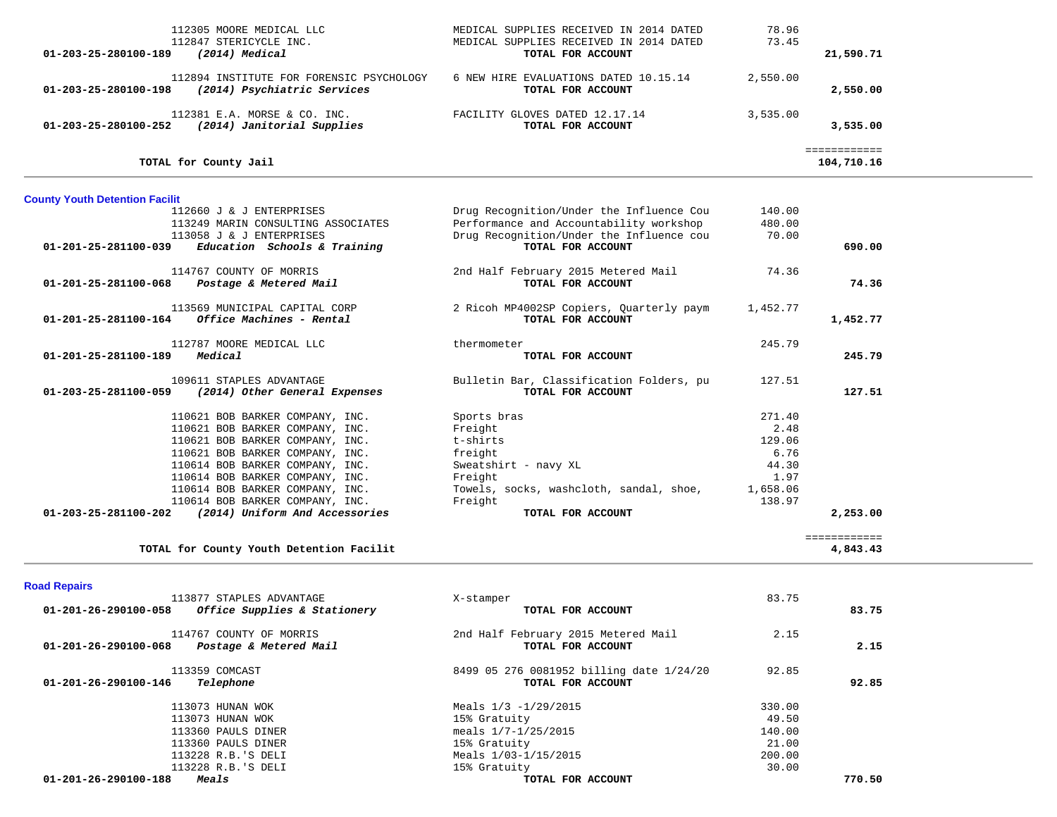| Account | Vendor / Description | Detail | Amount | Total |
|---|---|---|---|---|
| | 112305 MOORE MEDICAL LLC | MEDICAL SUPPLIES RECEIVED IN 2014 DATED | 78.96 | |
| | 112847 STERICYCLE INC. | MEDICAL SUPPLIES RECEIVED IN 2014 DATED | 73.45 | |
| **01-203-25-280100-189** | ***(2014) Medical*** | **TOTAL FOR ACCOUNT** | | **21,590.71** |
| | 112894 INSTITUTE FOR FORENSIC PSYCHOLOGY | 6 NEW HIRE EVALUATIONS DATED 10.15.14 | 2,550.00 | |
| **01-203-25-280100-198** | ***(2014) Psychiatric Services*** | **TOTAL FOR ACCOUNT** | | **2,550.00** |
| | 112381 E.A. MORSE & CO. INC. | FACILITY GLOVES DATED 12.17.14 | 3,535.00 | |
| **01-203-25-280100-252** | ***(2014) Janitorial Supplies*** | **TOTAL FOR ACCOUNT** | | **3,535.00** |
| | | | | ============ |
| | **TOTAL for County Jail** | | | **104,710.16** |

## County Youth Detention Facilit

| Account | Vendor / Description | Detail | Amount | Total |
|---|---|---|---|---|
| | 112660 J & J ENTERPRISES | Drug Recognition/Under the Influence Cou | 140.00 | |
| | 113249 MARIN CONSULTING ASSOCIATES | Performance and Accountability workshop | 480.00 | |
| | 113058 J & J ENTERPRISES | Drug Recognition/Under the Influence cou | 70.00 | |
| **01-201-25-281100-039** | ***Education Schools & Training*** | **TOTAL FOR ACCOUNT** | | **690.00** |
| | 114767 COUNTY OF MORRIS | 2nd Half February 2015 Metered Mail | 74.36 | |
| **01-201-25-281100-068** | ***Postage & Metered Mail*** | **TOTAL FOR ACCOUNT** | | **74.36** |
| | 113569 MUNICIPAL CAPITAL CORP | 2 Ricoh MP4002SP Copiers, Quarterly paym | 1,452.77 | |
| **01-201-25-281100-164** | ***Office Machines - Rental*** | **TOTAL FOR ACCOUNT** | | **1,452.77** |
| | 112787 MOORE MEDICAL LLC | thermometer | 245.79 | |
| **01-201-25-281100-189** | ***Medical*** | **TOTAL FOR ACCOUNT** | | **245.79** |
| | 109611 STAPLES ADVANTAGE | Bulletin Bar, Classification Folders, pu | 127.51 | |
| **01-203-25-281100-059** | ***(2014) Other General Expenses*** | **TOTAL FOR ACCOUNT** | | **127.51** |
| | 110621 BOB BARKER COMPANY, INC. | Sports bras | 271.40 | |
| | 110621 BOB BARKER COMPANY, INC. | Freight | 2.48 | |
| | 110621 BOB BARKER COMPANY, INC. | t-shirts | 129.06 | |
| | 110621 BOB BARKER COMPANY, INC. | freight | 6.76 | |
| | 110614 BOB BARKER COMPANY, INC. | Sweatshirt - navy XL | 44.30 | |
| | 110614 BOB BARKER COMPANY, INC. | Freight | 1.97 | |
| | 110614 BOB BARKER COMPANY, INC. | Towels, socks, washcloth, sandal, shoe, | 1,658.06 | |
| | 110614 BOB BARKER COMPANY, INC. | Freight | 138.97 | |
| **01-203-25-281100-202** | ***(2014) Uniform And Accessories*** | **TOTAL FOR ACCOUNT** | | **2,253.00** |
| | | | | ============ |
| | **TOTAL for County Youth Detention Facilit** | | | **4,843.43** |

## Road Repairs

| Account | Vendor / Description | Detail | Amount | Total |
|---|---|---|---|---|
| | 113877 STAPLES ADVANTAGE | X-stamper | 83.75 | |
| **01-201-26-290100-058** | ***Office Supplies & Stationery*** | **TOTAL FOR ACCOUNT** | | **83.75** |
| | 114767 COUNTY OF MORRIS | 2nd Half February 2015 Metered Mail | 2.15 | |
| **01-201-26-290100-068** | ***Postage & Metered Mail*** | **TOTAL FOR ACCOUNT** | | **2.15** |
| | 113359 COMCAST | 8499 05 276 0081952 billing date 1/24/20 | 92.85 | |
| **01-201-26-290100-146** | ***Telephone*** | **TOTAL FOR ACCOUNT** | | **92.85** |
| | 113073 HUNAN WOK | Meals 1/3 -1/29/2015 | 330.00 | |
| | 113073 HUNAN WOK | 15% Gratuity | 49.50 | |
| | 113360 PAULS DINER | meals 1/7-1/25/2015 | 140.00 | |
| | 113360 PAULS DINER | 15% Gratuity | 21.00 | |
| | 113228 R.B.'S DELI | Meals 1/03-1/15/2015 | 200.00 | |
| | 113228 R.B.'S DELI | 15% Gratuity | 30.00 | |
| **01-201-26-290100-188** | ***Meals*** | **TOTAL FOR ACCOUNT** | | **770.50** |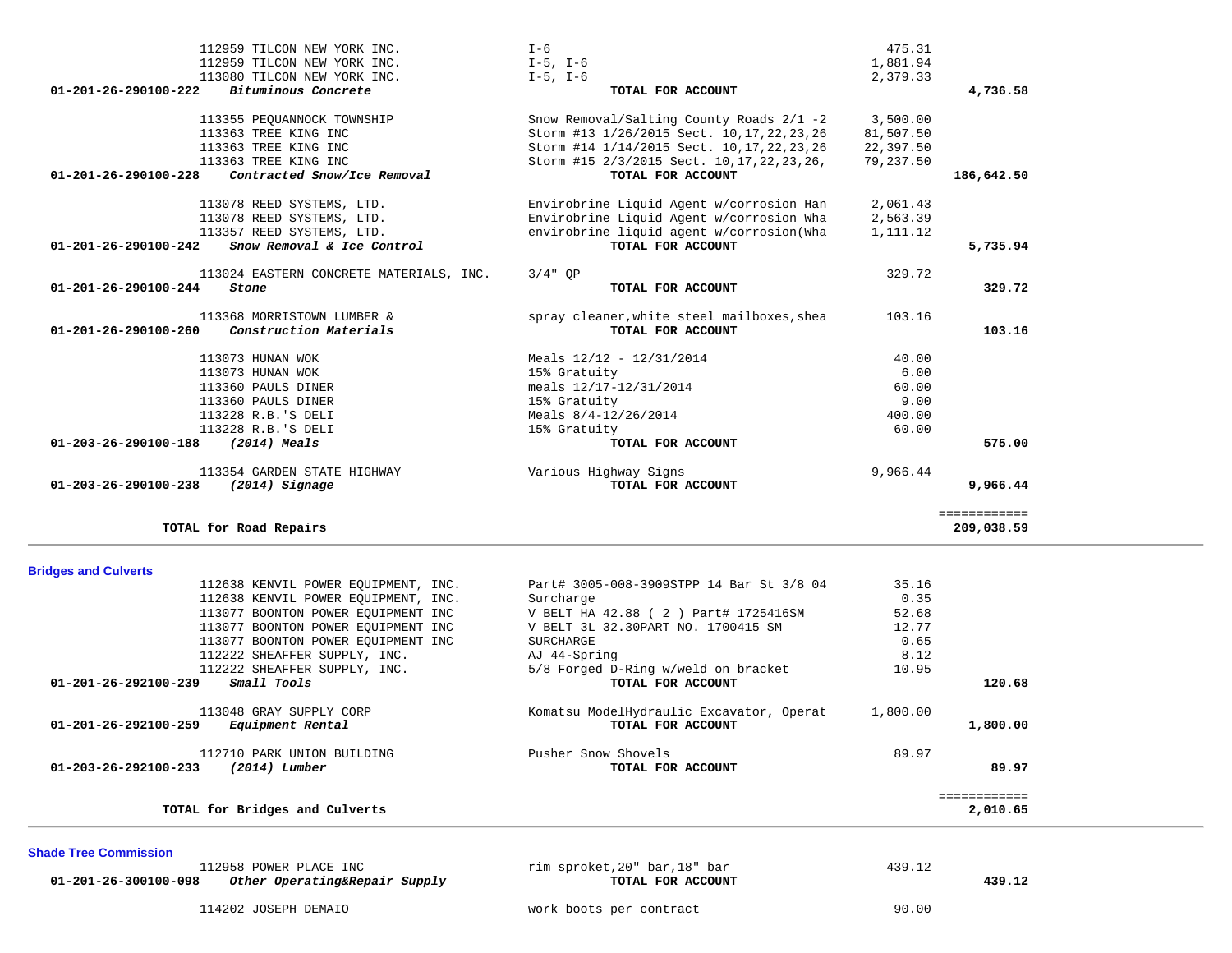| Account | Vendor / Description | Item Description | Amount | Total |
|---|---|---|---|---|
| | 112959 TILCON NEW YORK INC. | I-6 | 475.31 | |
| | 112959 TILCON NEW YORK INC. | I-5, I-6 | 1,881.94 | |
| | 113080 TILCON NEW YORK INC. | I-5, I-6 | 2,379.33 | |
| **01-201-26-290100-222** | ***Bituminous Concrete*** | **TOTAL FOR ACCOUNT** | | **4,736.58** |
| | 113355 PEQUANNOCK TOWNSHIP | Snow Removal/Salting County Roads 2/1 -2 | 3,500.00 | |
| | 113363 TREE KING INC | Storm #13 1/26/2015 Sect. 10,17,22,23,26 | 81,507.50 | |
| | 113363 TREE KING INC | Storm #14 1/14/2015 Sect. 10,17,22,23,26 | 22,397.50 | |
| | 113363 TREE KING INC | Storm #15 2/3/2015 Sect. 10,17,22,23,26, | 79,237.50 | |
| **01-201-26-290100-228** | ***Contracted Snow/Ice Removal*** | **TOTAL FOR ACCOUNT** | | **186,642.50** |
| | 113078 REED SYSTEMS, LTD. | Envirobrine Liquid Agent w/corrosion Han | 2,061.43 | |
| | 113078 REED SYSTEMS, LTD. | Envirobrine Liquid Agent w/corrosion Wha | 2,563.39 | |
| | 113357 REED SYSTEMS, LTD. | envirobrine liquid agent w/corrosion(Wha | 1,111.12 | |
| **01-201-26-290100-242** | ***Snow Removal & Ice Control*** | **TOTAL FOR ACCOUNT** | | **5,735.94** |
| | 113024 EASTERN CONCRETE MATERIALS, INC. | 3/4" QP | 329.72 | |
| **01-201-26-290100-244** | ***Stone*** | **TOTAL FOR ACCOUNT** | | **329.72** |
| | 113368 MORRISTOWN LUMBER & | spray cleaner,white steel mailboxes,shea | 103.16 | |
| **01-201-26-290100-260** | ***Construction Materials*** | **TOTAL FOR ACCOUNT** | | **103.16** |
| | 113073 HUNAN WOK | Meals 12/12 - 12/31/2014 | 40.00 | |
| | 113073 HUNAN WOK | 15% Gratuity | 6.00 | |
| | 113360 PAULS DINER | meals 12/17-12/31/2014 | 60.00 | |
| | 113360 PAULS DINER | 15% Gratuity | 9.00 | |
| | 113228 R.B.'S DELI | Meals 8/4-12/26/2014 | 400.00 | |
| | 113228 R.B.'S DELI | 15% Gratuity | 60.00 | |
| **01-203-26-290100-188** | ***(2014) Meals*** | **TOTAL FOR ACCOUNT** | | **575.00** |
| | 113354 GARDEN STATE HIGHWAY | Various Highway Signs | 9,966.44 | |
| **01-203-26-290100-238** | ***(2014) Signage*** | **TOTAL FOR ACCOUNT** | | **9,966.44** |
| | | | | ============ |
| | **TOTAL for Road Repairs** | | | **209,038.59** |

## Bridges and Culverts

| Account | Vendor / Description | Item Description | Amount | Total |
|---|---|---|---|---|
| | 112638 KENVIL POWER EQUIPMENT, INC. | Part# 3005-008-3909STPP 14 Bar St 3/8 04 | 35.16 | |
| | 112638 KENVIL POWER EQUIPMENT, INC. | Surcharge | 0.35 | |
| | 113077 BOONTON POWER EQUIPMENT INC | V BELT HA 42.88 ( 2 ) Part# 1725416SM | 52.68 | |
| | 113077 BOONTON POWER EQUIPMENT INC | V BELT 3L 32.30PART NO. 1700415 SM | 12.77 | |
| | 113077 BOONTON POWER EQUIPMENT INC | SURCHARGE | 0.65 | |
| | 112222 SHEAFFER SUPPLY, INC. | AJ 44-Spring | 8.12 | |
| | 112222 SHEAFFER SUPPLY, INC. | 5/8 Forged D-Ring w/weld on bracket | 10.95 | |
| **01-201-26-292100-239** | ***Small Tools*** | **TOTAL FOR ACCOUNT** | | **120.68** |
| | 113048 GRAY SUPPLY CORP | Komatsu ModelHydraulic Excavator, Operat | 1,800.00 | |
| **01-201-26-292100-259** | ***Equipment Rental*** | **TOTAL FOR ACCOUNT** | | **1,800.00** |
| | 112710 PARK UNION BUILDING | Pusher Snow Shovels | 89.97 | |
| **01-203-26-292100-233** | ***(2014) Lumber*** | **TOTAL FOR ACCOUNT** | | **89.97** |
| | | | | ============ |
| | **TOTAL for Bridges and Culverts** | | | **2,010.65** |

## Shade Tree Commission

| Account | Vendor / Description | Item Description | Amount | Total |
|---|---|---|---|---|
| | 112958 POWER PLACE INC | rim sproket,20" bar,18" bar | 439.12 | |
| **01-201-26-300100-098** | ***Other Operating&Repair Supply*** | **TOTAL FOR ACCOUNT** | | **439.12** |
| | 114202 JOSEPH DEMAIO | work boots per contract | 90.00 | |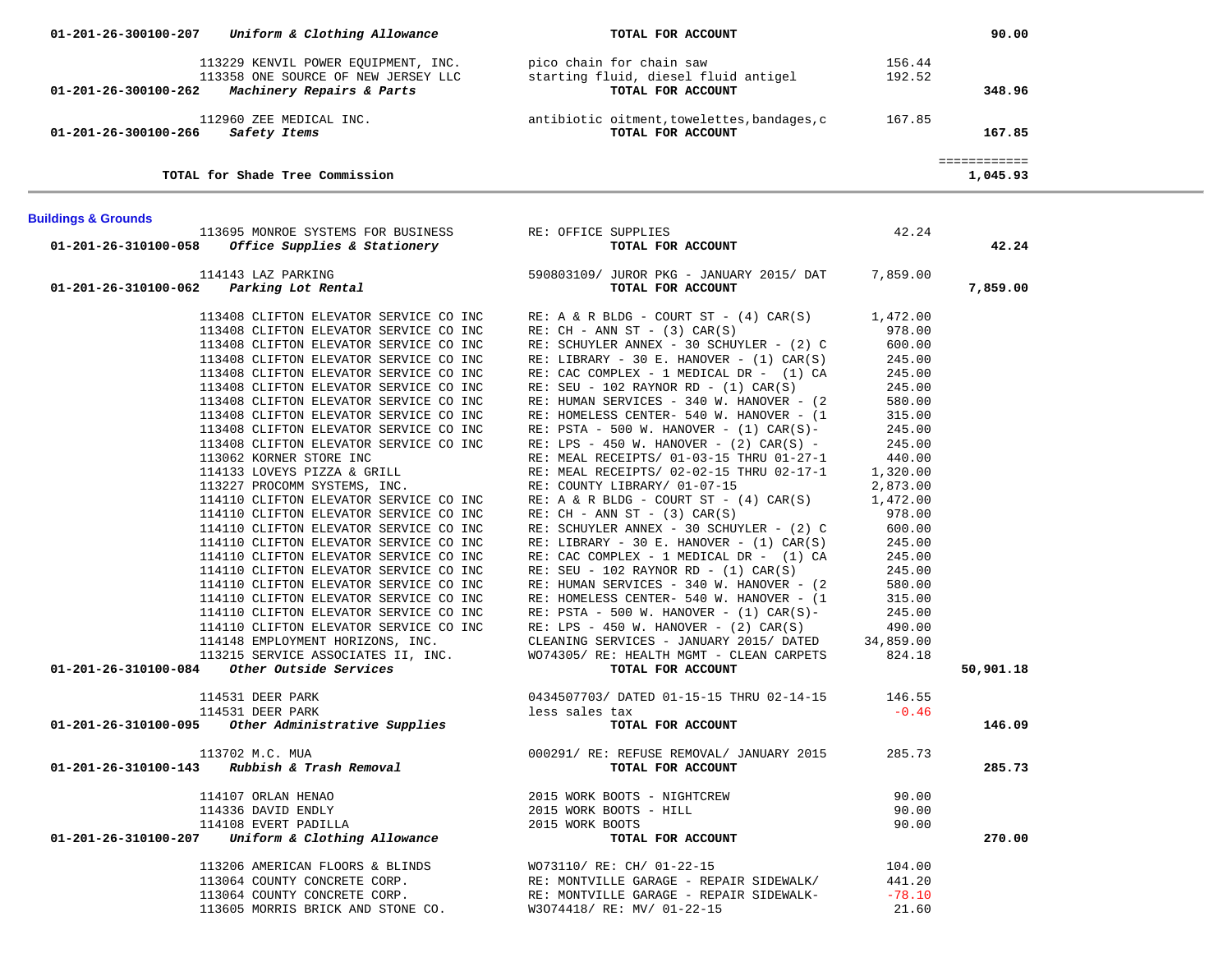| Account | Vendor / Description | Detail | Amount | Total |
|---|---|---|---|---|
| 01-201-26-300100-207 | *Uniform & Clothing Allowance* | **TOTAL FOR ACCOUNT** | | **90.00** |
| | 113229 KENVIL POWER EQUIPMENT, INC. | pico chain for chain saw | 156.44 | |
| | 113358 ONE SOURCE OF NEW JERSEY LLC | starting fluid, diesel fluid antigel | 192.52 | |
| 01-201-26-300100-262 | *Machinery Repairs & Parts* | **TOTAL FOR ACCOUNT** | | **348.96** |
| | 112960 ZEE MEDICAL INC. | antibiotic oitment,towelettes,bandages,c | 167.85 | |
| 01-201-26-300100-266 | *Safety Items* | **TOTAL FOR ACCOUNT** | | **167.85** |
| | **TOTAL for Shade Tree Commission** | | | **1,045.93** |

**Buildings & Grounds**

| Account | Vendor / Description | Detail | Amount | Total |
|---|---|---|---|---|
| | 113695 MONROE SYSTEMS FOR BUSINESS | RE: OFFICE SUPPLIES | 42.24 | |
| 01-201-26-310100-058 | *Office Supplies & Stationery* | **TOTAL FOR ACCOUNT** | | **42.24** |
| | 114143 LAZ PARKING | 590803109/ JUROR PKG - JANUARY 2015/ DAT | 7,859.00 | |
| 01-201-26-310100-062 | *Parking Lot Rental* | **TOTAL FOR ACCOUNT** | | **7,859.00** |
| | 113408 CLIFTON ELEVATOR SERVICE CO INC | RE: A & R BLDG - COURT ST - (4) CAR(S) | 1,472.00 | |
| | 113408 CLIFTON ELEVATOR SERVICE CO INC | RE: CH - ANN ST - (3) CAR(S) | 978.00 | |
| | 113408 CLIFTON ELEVATOR SERVICE CO INC | RE: SCHUYLER ANNEX - 30 SCHUYLER - (2) C | 600.00 | |
| | 113408 CLIFTON ELEVATOR SERVICE CO INC | RE: LIBRARY - 30 E. HANOVER - (1) CAR(S) | 245.00 | |
| | 113408 CLIFTON ELEVATOR SERVICE CO INC | RE: CAC COMPLEX - 1 MEDICAL DR - (1) CA | 245.00 | |
| | 113408 CLIFTON ELEVATOR SERVICE CO INC | RE: SEU - 102 RAYNOR RD - (1) CAR(S) | 245.00 | |
| | 113408 CLIFTON ELEVATOR SERVICE CO INC | RE: HUMAN SERVICES - 340 W. HANOVER - (2 | 580.00 | |
| | 113408 CLIFTON ELEVATOR SERVICE CO INC | RE: HOMELESS CENTER- 540 W. HANOVER - (1 | 315.00 | |
| | 113408 CLIFTON ELEVATOR SERVICE CO INC | RE: PSTA - 500 W. HANOVER - (1) CAR(S)- | 245.00 | |
| | 113408 CLIFTON ELEVATOR SERVICE CO INC | RE: LPS - 450 W. HANOVER - (2) CAR(S) - | 245.00 | |
| | 113062 KORNER STORE INC | RE: MEAL RECEIPTS/ 01-03-15 THRU 01-27-1 | 440.00 | |
| | 114133 LOVEYS PIZZA & GRILL | RE: MEAL RECEIPTS/ 02-02-15 THRU 02-17-1 | 1,320.00 | |
| | 113227 PROCOMM SYSTEMS, INC. | RE: COUNTY LIBRARY/ 01-07-15 | 2,873.00 | |
| | 114110 CLIFTON ELEVATOR SERVICE CO INC | RE: A & R BLDG - COURT ST - (4) CAR(S) | 1,472.00 | |
| | 114110 CLIFTON ELEVATOR SERVICE CO INC | RE: CH - ANN ST - (3) CAR(S) | 978.00 | |
| | 114110 CLIFTON ELEVATOR SERVICE CO INC | RE: SCHUYLER ANNEX - 30 SCHUYLER - (2) C | 600.00 | |
| | 114110 CLIFTON ELEVATOR SERVICE CO INC | RE: LIBRARY - 30 E. HANOVER - (1) CAR(S) | 245.00 | |
| | 114110 CLIFTON ELEVATOR SERVICE CO INC | RE: CAC COMPLEX - 1 MEDICAL DR - (1) CA | 245.00 | |
| | 114110 CLIFTON ELEVATOR SERVICE CO INC | RE: SEU - 102 RAYNOR RD - (1) CAR(S) | 245.00 | |
| | 114110 CLIFTON ELEVATOR SERVICE CO INC | RE: HUMAN SERVICES - 340 W. HANOVER - (2 | 580.00 | |
| | 114110 CLIFTON ELEVATOR SERVICE CO INC | RE: HOMELESS CENTER- 540 W. HANOVER - (1 | 315.00 | |
| | 114110 CLIFTON ELEVATOR SERVICE CO INC | RE: PSTA - 500 W. HANOVER - (1) CAR(S)- | 245.00 | |
| | 114110 CLIFTON ELEVATOR SERVICE CO INC | RE: LPS - 450 W. HANOVER - (2) CAR(S) | 490.00 | |
| | 114148 EMPLOYMENT HORIZONS, INC. | CLEANING SERVICES - JANUARY 2015/ DATED | 34,859.00 | |
| | 113215 SERVICE ASSOCIATES II, INC. | WO74305/ RE: HEALTH MGMT - CLEAN CARPETS | 824.18 | |
| 01-201-26-310100-084 | *Other Outside Services* | **TOTAL FOR ACCOUNT** | | **50,901.18** |
| | 114531 DEER PARK | 0434507703/ DATED 01-15-15 THRU 02-14-15 | 146.55 | |
| | 114531 DEER PARK | less sales tax | -0.46 | |
| 01-201-26-310100-095 | *Other Administrative Supplies* | **TOTAL FOR ACCOUNT** | | **146.09** |
| | 113702 M.C. MUA | 000291/ RE: REFUSE REMOVAL/ JANUARY 2015 | 285.73 | |
| 01-201-26-310100-143 | *Rubbish & Trash Removal* | **TOTAL FOR ACCOUNT** | | **285.73** |
| | 114107 ORLAN HENAO | 2015 WORK BOOTS - NIGHTCREW | 90.00 | |
| | 114336 DAVID ENDLY | 2015 WORK BOOTS - HILL | 90.00 | |
| | 114108 EVERT PADILLA | 2015 WORK BOOTS | 90.00 | |
| 01-201-26-310100-207 | *Uniform & Clothing Allowance* | **TOTAL FOR ACCOUNT** | | **270.00** |
| | 113206 AMERICAN FLOORS & BLINDS | WO73110/ RE: CH/ 01-22-15 | 104.00 | |
| | 113064 COUNTY CONCRETE CORP. | RE: MONTVILLE GARAGE - REPAIR SIDEWALK/ | 441.20 | |
| | 113064 COUNTY CONCRETE CORP. | RE: MONTVILLE GARAGE - REPAIR SIDEWALK- | -78.10 | |
| | 113605 MORRIS BRICK AND STONE CO. | W3O74418/ RE: MV/ 01-22-15 | 21.60 | |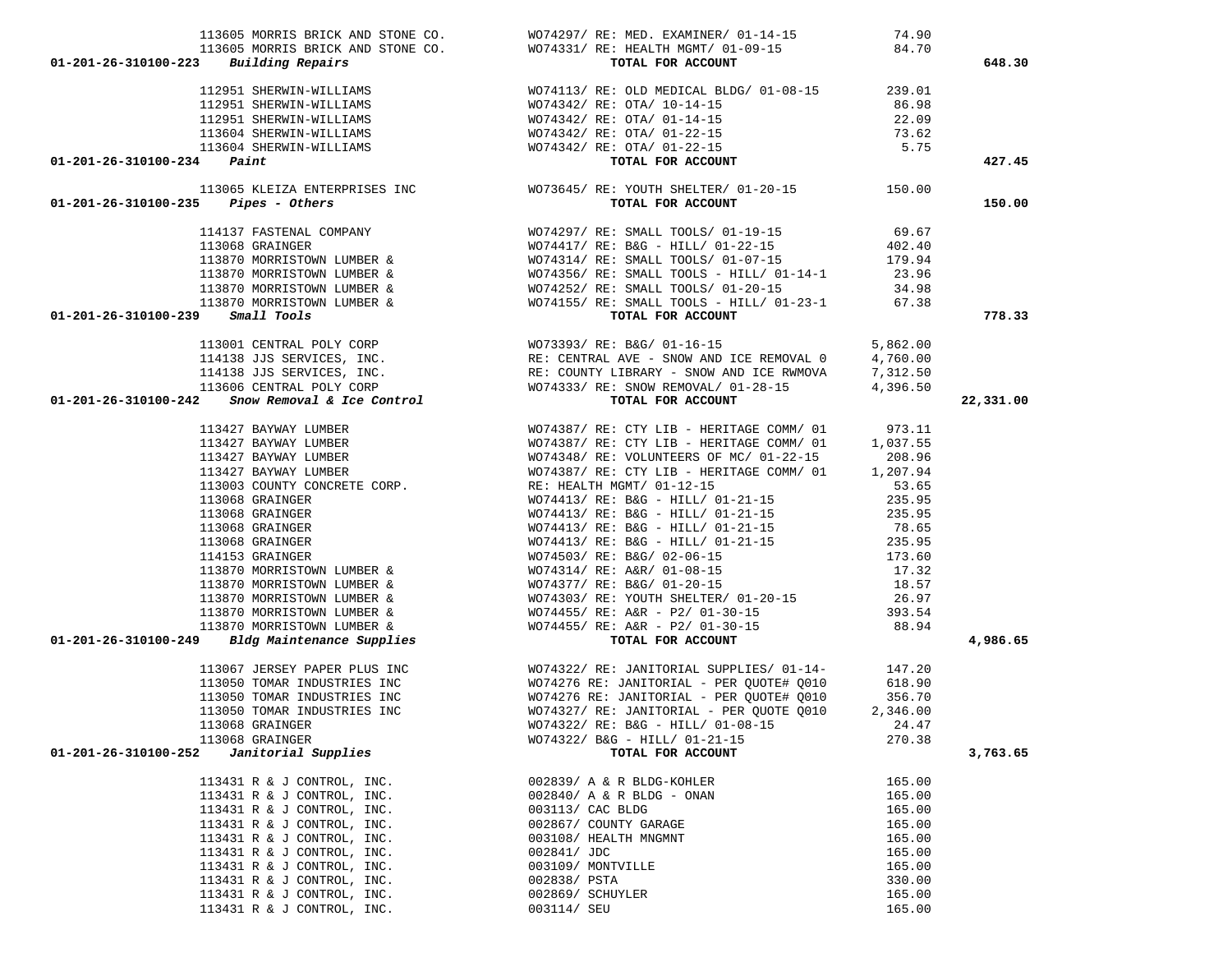| Account | Vendor | Description | Amount | Total |
|---|---|---|---|---|
| | 113605 MORRIS BRICK AND STONE CO. | WO74297/ RE: MED. EXAMINER/ 01-14-15 | 74.90 | |
| | 113605 MORRIS BRICK AND STONE CO. | WO74331/ RE: HEALTH MGMT/ 01-09-15 | 84.70 | |
| 01-201-26-310100-223 *Building Repairs* | | **TOTAL FOR ACCOUNT** | | 648.30 |
| | 112951 SHERWIN-WILLIAMS | WO74113/ RE: OLD MEDICAL BLDG/ 01-08-15 | 239.01 | |
| | 112951 SHERWIN-WILLIAMS | WO74342/ RE: OTA/ 10-14-15 | 86.98 | |
| | 112951 SHERWIN-WILLIAMS | WO74342/ RE: OTA/ 01-14-15 | 22.09 | |
| | 113604 SHERWIN-WILLIAMS | WO74342/ RE: OTA/ 01-22-15 | 73.62 | |
| | 113604 SHERWIN-WILLIAMS | WO74342/ RE: OTA/ 01-22-15 | 5.75 | |
| 01-201-26-310100-234 *Paint* | | **TOTAL FOR ACCOUNT** | | 427.45 |
| | 113065 KLEIZA ENTERPRISES INC | WO73645/ RE: YOUTH SHELTER/ 01-20-15 | 150.00 | |
| 01-201-26-310100-235 *Pipes - Others* | | **TOTAL FOR ACCOUNT** | | 150.00 |
| | 114137 FASTENAL COMPANY | WO74297/ RE: SMALL TOOLS/ 01-19-15 | 69.67 | |
| | 113068 GRAINGER | WO74417/ RE: B&G - HILL/ 01-22-15 | 402.40 | |
| | 113870 MORRISTOWN LUMBER & | WO74314/ RE: SMALL TOOLS/ 01-07-15 | 179.94 | |
| | 113870 MORRISTOWN LUMBER & | WO74356/ RE: SMALL TOOLS - HILL/ 01-14-1 | 23.96 | |
| | 113870 MORRISTOWN LUMBER & | WO74252/ RE: SMALL TOOLS/ 01-20-15 | 34.98 | |
| | 113870 MORRISTOWN LUMBER & | WO74155/ RE: SMALL TOOLS - HILL/ 01-23-1 | 67.38 | |
| 01-201-26-310100-239 *Small Tools* | | **TOTAL FOR ACCOUNT** | | 778.33 |
| | 113001 CENTRAL POLY CORP | WO73393/ RE: B&G/ 01-16-15 | 5,862.00 | |
| | 114138 JJS SERVICES, INC. | RE: CENTRAL AVE - SNOW AND ICE REMOVAL 0 | 4,760.00 | |
| | 114138 JJS SERVICES, INC. | RE: COUNTY LIBRARY - SNOW AND ICE RWMOVA | 7,312.50 | |
| | 113606 CENTRAL POLY CORP | WO74333/ RE: SNOW REMOVAL/ 01-28-15 | 4,396.50 | |
| 01-201-26-310100-242 *Snow Removal & Ice Control* | | **TOTAL FOR ACCOUNT** | | 22,331.00 |
| | 113427 BAYWAY LUMBER | WO74387/ RE: CTY LIB - HERITAGE COMM/ 01 | 973.11 | |
| | 113427 BAYWAY LUMBER | WO74387/ RE: CTY LIB - HERITAGE COMM/ 01 | 1,037.55 | |
| | 113427 BAYWAY LUMBER | WO74348/ RE: VOLUNTEERS OF MC/ 01-22-15 | 208.96 | |
| | 113427 BAYWAY LUMBER | WO74387/ RE: CTY LIB - HERITAGE COMM/ 01 | 1,207.94 | |
| | 113003 COUNTY CONCRETE CORP. | RE: HEALTH MGMT/ 01-12-15 | 53.65 | |
| | 113068 GRAINGER | WO74413/ RE: B&G - HILL/ 01-21-15 | 235.95 | |
| | 113068 GRAINGER | WO74413/ RE: B&G - HILL/ 01-21-15 | 235.95 | |
| | 113068 GRAINGER | WO74413/ RE: B&G - HILL/ 01-21-15 | 78.65 | |
| | 113068 GRAINGER | WO74413/ RE: B&G - HILL/ 01-21-15 | 235.95 | |
| | 114153 GRAINGER | WO74503/ RE: B&G/ 02-06-15 | 173.60 | |
| | 113870 MORRISTOWN LUMBER & | WO74314/ RE: A&R/ 01-08-15 | 17.32 | |
| | 113870 MORRISTOWN LUMBER & | WO74377/ RE: B&G/ 01-20-15 | 18.57 | |
| | 113870 MORRISTOWN LUMBER & | WO74303/ RE: YOUTH SHELTER/ 01-20-15 | 26.97 | |
| | 113870 MORRISTOWN LUMBER & | WO74455/ RE: A&R - P2/ 01-30-15 | 393.54 | |
| | 113870 MORRISTOWN LUMBER & | WO74455/ RE: A&R - P2/ 01-30-15 | 88.94 | |
| 01-201-26-310100-249 *Bldg Maintenance Supplies* | | **TOTAL FOR ACCOUNT** | | 4,986.65 |
| | 113067 JERSEY PAPER PLUS INC | WO74322/ RE: JANITORIAL SUPPLIES/ 01-14- | 147.20 | |
| | 113050 TOMAR INDUSTRIES INC | WO74276 RE: JANITORIAL - PER QUOTE# Q010 | 618.90 | |
| | 113050 TOMAR INDUSTRIES INC | WO74276 RE: JANITORIAL - PER QUOTE# Q010 | 356.70 | |
| | 113050 TOMAR INDUSTRIES INC | WO74327/ RE: JANITORIAL - PER QUOTE Q010 | 2,346.00 | |
| | 113068 GRAINGER | WO74322/ RE: B&G - HILL/ 01-08-15 | 24.47 | |
| | 113068 GRAINGER | WO74322/ B&G - HILL/ 01-21-15 | 270.38 | |
| 01-201-26-310100-252 *Janitorial Supplies* | | **TOTAL FOR ACCOUNT** | | 3,763.65 |
| | 113431 R & J CONTROL, INC. | 002839/ A & R BLDG-KOHLER | 165.00 | |
| | 113431 R & J CONTROL, INC. | 002840/ A & R BLDG - ONAN | 165.00 | |
| | 113431 R & J CONTROL, INC. | 003113/ CAC BLDG | 165.00 | |
| | 113431 R & J CONTROL, INC. | 002867/ COUNTY GARAGE | 165.00 | |
| | 113431 R & J CONTROL, INC. | 003108/ HEALTH MNGMNT | 165.00 | |
| | 113431 R & J CONTROL, INC. | 002841/ JDC | 165.00 | |
| | 113431 R & J CONTROL, INC. | 003109/ MONTVILLE | 165.00 | |
| | 113431 R & J CONTROL, INC. | 002838/ PSTA | 330.00 | |
| | 113431 R & J CONTROL, INC. | 002869/ SCHUYLER | 165.00 | |
| | 113431 R & J CONTROL, INC. | 003114/ SEU | 165.00 | |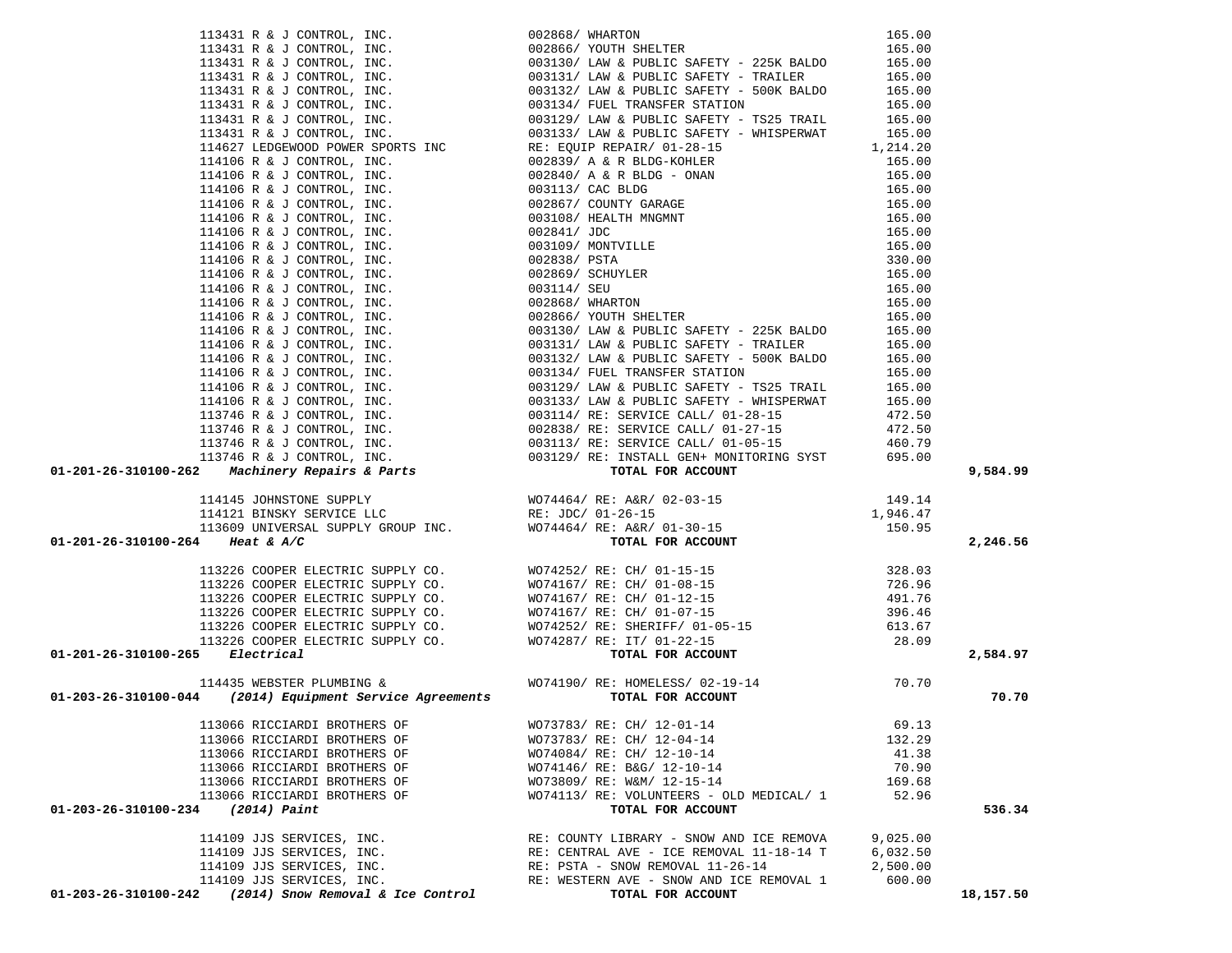| Account | Vendor | Description | Amount | Total |
|---|---|---|---|---|
| | 113431 R & J CONTROL, INC. | 002868/ WHARTON | 165.00 | |
| | 113431 R & J CONTROL, INC. | 002866/ YOUTH SHELTER | 165.00 | |
| | 113431 R & J CONTROL, INC. | 003130/ LAW & PUBLIC SAFETY - 225K BALDO | 165.00 | |
| | 113431 R & J CONTROL, INC. | 003131/ LAW & PUBLIC SAFETY - TRAILER | 165.00 | |
| | 113431 R & J CONTROL, INC. | 003132/ LAW & PUBLIC SAFETY - 500K BALDO | 165.00 | |
| | 113431 R & J CONTROL, INC. | 003134/ FUEL TRANSFER STATION | 165.00 | |
| | 113431 R & J CONTROL, INC. | 003129/ LAW & PUBLIC SAFETY - TS25 TRAIL | 165.00 | |
| | 113431 R & J CONTROL, INC. | 003133/ LAW & PUBLIC SAFETY - WHISPERWAT | 165.00 | |
| | 114627 LEDGEWOOD POWER SPORTS INC | RE: EQUIP REPAIR/ 01-28-15 | 1,214.20 | |
| | 114106 R & J CONTROL, INC. | 002839/ A & R BLDG-KOHLER | 165.00 | |
| | 114106 R & J CONTROL, INC. | 002840/ A & R BLDG - ONAN | 165.00 | |
| | 114106 R & J CONTROL, INC. | 003113/ CAC BLDG | 165.00 | |
| | 114106 R & J CONTROL, INC. | 002867/ COUNTY GARAGE | 165.00 | |
| | 114106 R & J CONTROL, INC. | 003108/ HEALTH MNGMNT | 165.00 | |
| | 114106 R & J CONTROL, INC. | 002841/ JDC | 165.00 | |
| | 114106 R & J CONTROL, INC. | 003109/ MONTVILLE | 165.00 | |
| | 114106 R & J CONTROL, INC. | 002838/ PSTA | 330.00 | |
| | 114106 R & J CONTROL, INC. | 002869/ SCHUYLER | 165.00 | |
| | 114106 R & J CONTROL, INC. | 003114/ SEU | 165.00 | |
| | 114106 R & J CONTROL, INC. | 002868/ WHARTON | 165.00 | |
| | 114106 R & J CONTROL, INC. | 002866/ YOUTH SHELTER | 165.00 | |
| | 114106 R & J CONTROL, INC. | 003130/ LAW & PUBLIC SAFETY - 225K BALDO | 165.00 | |
| | 114106 R & J CONTROL, INC. | 003131/ LAW & PUBLIC SAFETY - TRAILER | 165.00 | |
| | 114106 R & J CONTROL, INC. | 003132/ LAW & PUBLIC SAFETY - 500K BALDO | 165.00 | |
| | 114106 R & J CONTROL, INC. | 003134/ FUEL TRANSFER STATION | 165.00 | |
| | 114106 R & J CONTROL, INC. | 003129/ LAW & PUBLIC SAFETY - TS25 TRAIL | 165.00 | |
| | 114106 R & J CONTROL, INC. | 003133/ LAW & PUBLIC SAFETY - WHISPERWAT | 165.00 | |
| | 113746 R & J CONTROL, INC. | 003114/ RE: SERVICE CALL/ 01-28-15 | 472.50 | |
| | 113746 R & J CONTROL, INC. | 002838/ RE: SERVICE CALL/ 01-27-15 | 472.50 | |
| | 113746 R & J CONTROL, INC. | 003113/ RE: SERVICE CALL/ 01-05-15 | 460.79 | |
| | 113746 R & J CONTROL, INC. | 003129/ RE: INSTALL GEN+ MONITORING SYST | 695.00 | |
| **01-201-26-310100-262** | ***Machinery Repairs & Parts*** | **TOTAL FOR ACCOUNT** | | **9,584.99** |
| | 114145 JOHNSTONE SUPPLY | WO74464/ RE: A&R/ 02-03-15 | 149.14 | |
| | 114121 BINSKY SERVICE LLC | RE: JDC/ 01-26-15 | 1,946.47 | |
| | 113609 UNIVERSAL SUPPLY GROUP INC. | WO74464/ RE: A&R/ 01-30-15 | 150.95 | |
| **01-201-26-310100-264** | ***Heat & A/C*** | **TOTAL FOR ACCOUNT** | | **2,246.56** |
| | 113226 COOPER ELECTRIC SUPPLY CO. | WO74252/ RE: CH/ 01-15-15 | 328.03 | |
| | 113226 COOPER ELECTRIC SUPPLY CO. | WO74167/ RE: CH/ 01-08-15 | 726.96 | |
| | 113226 COOPER ELECTRIC SUPPLY CO. | WO74167/ RE: CH/ 01-12-15 | 491.76 | |
| | 113226 COOPER ELECTRIC SUPPLY CO. | WO74167/ RE: CH/ 01-07-15 | 396.46 | |
| | 113226 COOPER ELECTRIC SUPPLY CO. | WO74252/ RE: SHERIFF/ 01-05-15 | 613.67 | |
| | 113226 COOPER ELECTRIC SUPPLY CO. | WO74287/ RE: IT/ 01-22-15 | 28.09 | |
| **01-201-26-310100-265** | ***Electrical*** | **TOTAL FOR ACCOUNT** | | **2,584.97** |
| | 114435 WEBSTER PLUMBING & | WO74190/ RE: HOMELESS/ 02-19-14 | 70.70 | |
| **01-203-26-310100-044** | ***(2014) Equipment Service Agreements*** | **TOTAL FOR ACCOUNT** | | **70.70** |
| | 113066 RICCIARDI BROTHERS OF | WO73783/ RE: CH/ 12-01-14 | 69.13 | |
| | 113066 RICCIARDI BROTHERS OF | WO73783/ RE: CH/ 12-04-14 | 132.29 | |
| | 113066 RICCIARDI BROTHERS OF | WO74084/ RE: CH/ 12-10-14 | 41.38 | |
| | 113066 RICCIARDI BROTHERS OF | WO74146/ RE: B&G/ 12-10-14 | 70.90 | |
| | 113066 RICCIARDI BROTHERS OF | WO73809/ RE: W&M/ 12-15-14 | 169.68 | |
| | 113066 RICCIARDI BROTHERS OF | WO74113/ RE: VOLUNTEERS - OLD MEDICAL/ 1 | 52.96 | |
| **01-203-26-310100-234** | ***(2014) Paint*** | **TOTAL FOR ACCOUNT** | | **536.34** |
| | 114109 JJS SERVICES, INC. | RE: COUNTY LIBRARY - SNOW AND ICE REMOVA | 9,025.00 | |
| | 114109 JJS SERVICES, INC. | RE: CENTRAL AVE - ICE REMOVAL 11-18-14 T | 6,032.50 | |
| | 114109 JJS SERVICES, INC. | RE: PSTA - SNOW REMOVAL 11-26-14 | 2,500.00 | |
| | 114109 JJS SERVICES, INC. | RE: WESTERN AVE - SNOW AND ICE REMOVAL 1 | 600.00 | |
| **01-203-26-310100-242** | ***(2014) Snow Removal & Ice Control*** | **TOTAL FOR ACCOUNT** | | **18,157.50** |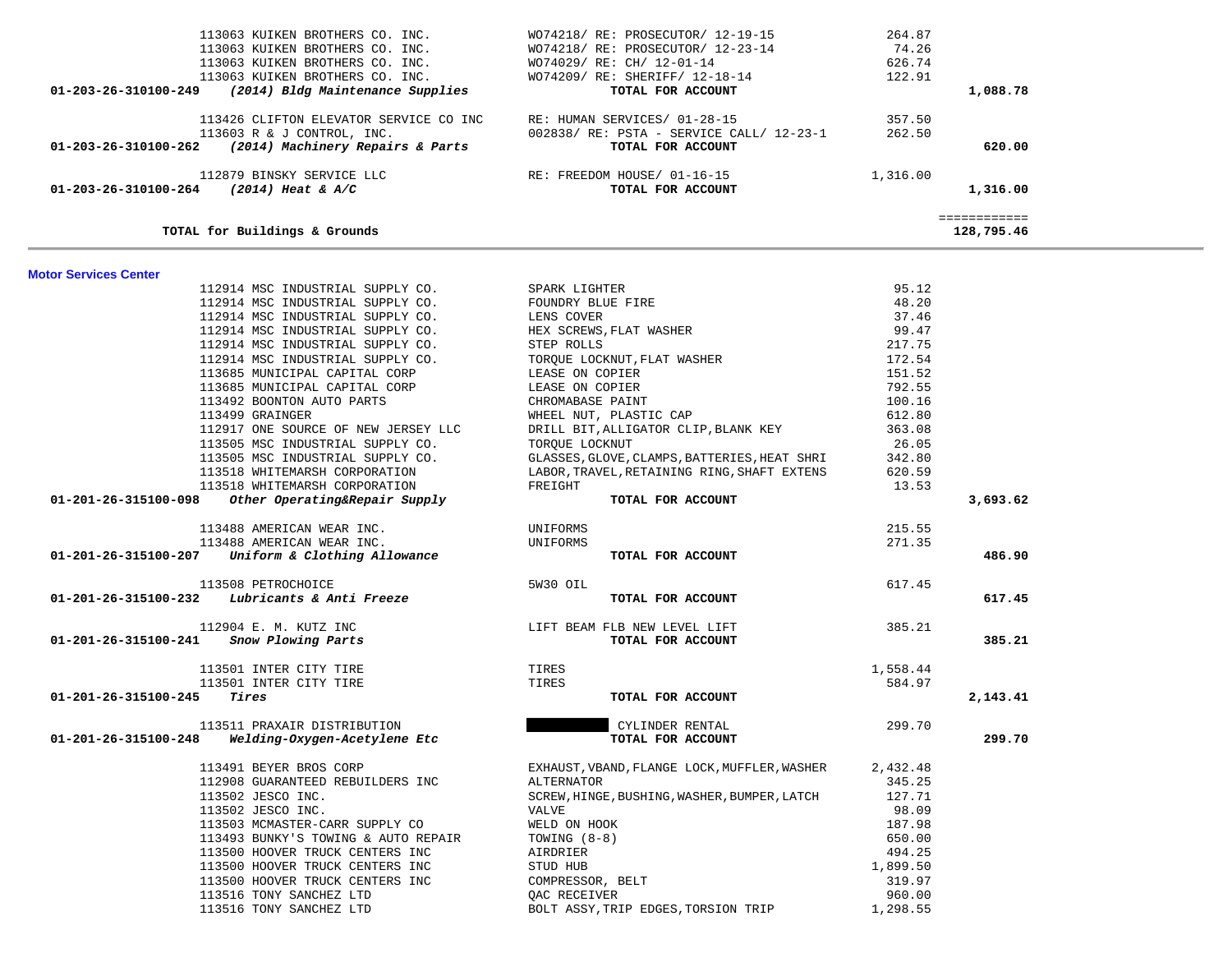| Account | Vendor | Description | Amount | Total |
|---|---|---|---|---|
| | 113063 KUIKEN BROTHERS CO. INC. | WO74218/ RE: PROSECUTOR/ 12-19-15 | 264.87 | |
| | 113063 KUIKEN BROTHERS CO. INC. | WO74218/ RE: PROSECUTOR/ 12-23-14 | 74.26 | |
| | 113063 KUIKEN BROTHERS CO. INC. | WO74029/ RE: CH/ 12-01-14 | 626.74 | |
| | 113063 KUIKEN BROTHERS CO. INC. | WO74209/ RE: SHERIFF/ 12-18-14 | 122.91 | |
| **01-203-26-310100-249** | ***(2014) Bldg Maintenance Supplies*** | **TOTAL FOR ACCOUNT** | | **1,088.78** |
| | 113426 CLIFTON ELEVATOR SERVICE CO INC | RE: HUMAN SERVICES/ 01-28-15 | 357.50 | |
| | 113603 R & J CONTROL, INC. | 002838/ RE: PSTA - SERVICE CALL/ 12-23-1 | 262.50 | |
| **01-203-26-310100-262** | ***(2014) Machinery Repairs & Parts*** | **TOTAL FOR ACCOUNT** | | **620.00** |
| | 112879 BINSKY SERVICE LLC | RE: FREEDOM HOUSE/ 01-16-15 | 1,316.00 | |
| **01-203-26-310100-264** | ***(2014) Heat & A/C*** | **TOTAL FOR ACCOUNT** | | **1,316.00** |
| **TOTAL for Buildings & Grounds** | | | | **128,795.46** |

**Motor Services Center**

| Account | Vendor | Description | Amount | Total |
|---|---|---|---|---|
| | 112914 MSC INDUSTRIAL SUPPLY CO. | SPARK LIGHTER | 95.12 | |
| | 112914 MSC INDUSTRIAL SUPPLY CO. | FOUNDRY BLUE FIRE | 48.20 | |
| | 112914 MSC INDUSTRIAL SUPPLY CO. | LENS COVER | 37.46 | |
| | 112914 MSC INDUSTRIAL SUPPLY CO. | HEX SCREWS,FLAT WASHER | 99.47 | |
| | 112914 MSC INDUSTRIAL SUPPLY CO. | STEP ROLLS | 217.75 | |
| | 112914 MSC INDUSTRIAL SUPPLY CO. | TORQUE LOCKNUT,FLAT WASHER | 172.54 | |
| | 113685 MUNICIPAL CAPITAL CORP | LEASE ON COPIER | 151.52 | |
| | 113685 MUNICIPAL CAPITAL CORP | LEASE ON COPIER | 792.55 | |
| | 113492 BOONTON AUTO PARTS | CHROMABASE PAINT | 100.16 | |
| | 113499 GRAINGER | WHEEL NUT, PLASTIC CAP | 612.80 | |
| | 112917 ONE SOURCE OF NEW JERSEY LLC | DRILL BIT,ALLIGATOR CLIP,BLANK KEY | 363.08 | |
| | 113505 MSC INDUSTRIAL SUPPLY CO. | TORQUE LOCKNUT | 26.05 | |
| | 113505 MSC INDUSTRIAL SUPPLY CO. | GLASSES,GLOVE,CLAMPS,BATTERIES,HEAT SHRI | 342.80 | |
| | 113518 WHITEMARSH CORPORATION | LABOR,TRAVEL,RETAINING RING,SHAFT EXTENS | 620.59 | |
| | 113518 WHITEMARSH CORPORATION | FREIGHT | 13.53 | |
| **01-201-26-315100-098** | ***Other Operating&Repair Supply*** | **TOTAL FOR ACCOUNT** | | **3,693.62** |
| | 113488 AMERICAN WEAR INC. | UNIFORMS | 215.55 | |
| | 113488 AMERICAN WEAR INC. | UNIFORMS | 271.35 | |
| **01-201-26-315100-207** | ***Uniform & Clothing Allowance*** | **TOTAL FOR ACCOUNT** | | **486.90** |
| | 113508 PETROCHOICE | 5W30 OIL | 617.45 | |
| **01-201-26-315100-232** | ***Lubricants & Anti Freeze*** | **TOTAL FOR ACCOUNT** | | **617.45** |
| | 112904 E. M. KUTZ INC | LIFT BEAM FLB NEW LEVEL LIFT | 385.21 | |
| **01-201-26-315100-241** | ***Snow Plowing Parts*** | **TOTAL FOR ACCOUNT** | | **385.21** |
| | 113501 INTER CITY TIRE | TIRES | 1,558.44 | |
| | 113501 INTER CITY TIRE | TIRES | 584.97 | |
| **01-201-26-315100-245** | ***Tires*** | **TOTAL FOR ACCOUNT** | | **2,143.41** |
| | 113511 PRAXAIR DISTRIBUTION | CYLINDER RENTAL | 299.70 | |
| **01-201-26-315100-248** | ***Welding-Oxygen-Acetylene Etc*** | **TOTAL FOR ACCOUNT** | | **299.70** |
| | 113491 BEYER BROS CORP | EXHAUST,VBAND,FLANGE LOCK,MUFFLER,WASHER | 2,432.48 | |
| | 112908 GUARANTEED REBUILDERS INC | ALTERNATOR | 345.25 | |
| | 113502 JESCO INC. | SCREW,HINGE,BUSHING,WASHER,BUMPER,LATCH | 127.71 | |
| | 113502 JESCO INC. | VALVE | 98.09 | |
| | 113503 MCMASTER-CARR SUPPLY CO | WELD ON HOOK | 187.98 | |
| | 113493 BUNKY'S TOWING & AUTO REPAIR | TOWING (8-8) | 650.00 | |
| | 113500 HOOVER TRUCK CENTERS INC | AIRDRIER | 494.25 | |
| | 113500 HOOVER TRUCK CENTERS INC | STUD HUB | 1,899.50 | |
| | 113500 HOOVER TRUCK CENTERS INC | COMPRESSOR, BELT | 319.97 | |
| | 113516 TONY SANCHEZ LTD | QAC RECEIVER | 960.00 | |
| | 113516 TONY SANCHEZ LTD | BOLT ASSY,TRIP EDGES,TORSION TRIP | 1,298.55 | |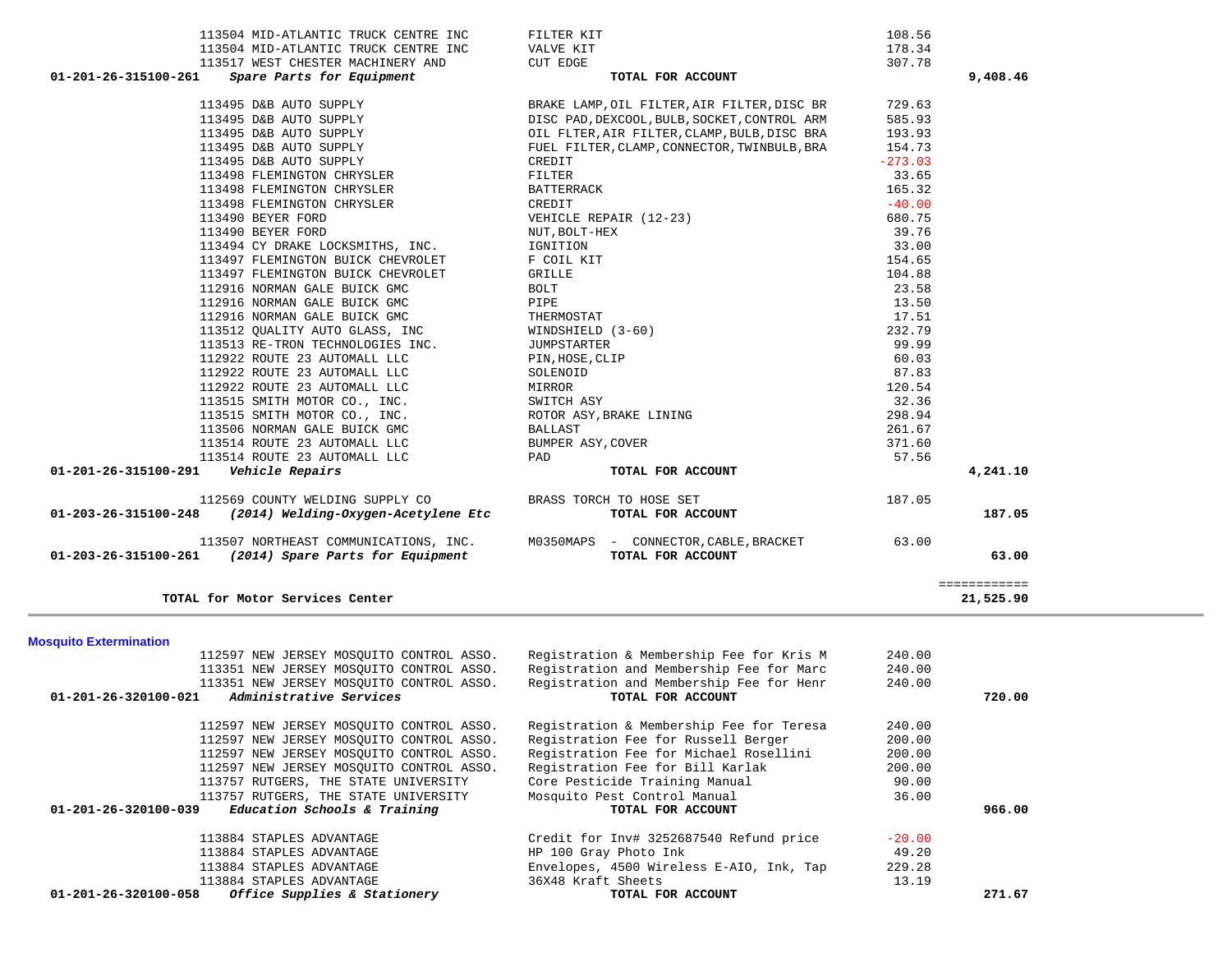| Account | Vendor | Description | Amount | Total |
|---|---|---|---|---|
| | 113504 MID-ATLANTIC TRUCK CENTRE INC | FILTER KIT | 108.56 | |
| | 113504 MID-ATLANTIC TRUCK CENTRE INC | VALVE KIT | 178.34 | |
| | 113517 WEST CHESTER MACHINERY AND | CUT EDGE | 307.78 | |
| **01-201-26-315100-261** | ***Spare Parts for Equipment*** | **TOTAL FOR ACCOUNT** | | **9,408.46** |
| | 113495 D&B AUTO SUPPLY | BRAKE LAMP,OIL FILTER,AIR FILTER,DISC BR | 729.63 | |
| | 113495 D&B AUTO SUPPLY | DISC PAD,DEXCOOL,BULB,SOCKET,CONTROL ARM | 585.93 | |
| | 113495 D&B AUTO SUPPLY | OIL FLTER,AIR FILTER,CLAMP,BULB,DISC BRA | 193.93 | |
| | 113495 D&B AUTO SUPPLY | FUEL FILTER,CLAMP,CONNECTOR,TWINBULB,BRA | 154.73 | |
| | 113495 D&B AUTO SUPPLY | CREDIT | -273.03 | |
| | 113498 FLEMINGTON CHRYSLER | FILTER | 33.65 | |
| | 113498 FLEMINGTON CHRYSLER | BATTERRACK | 165.32 | |
| | 113498 FLEMINGTON CHRYSLER | CREDIT | -40.00 | |
| | 113490 BEYER FORD | VEHICLE REPAIR (12-23) | 680.75 | |
| | 113490 BEYER FORD | NUT,BOLT-HEX | 39.76 | |
| | 113494 CY DRAKE LOCKSMITHS, INC. | IGNITION | 33.00 | |
| | 113497 FLEMINGTON BUICK CHEVROLET | F COIL KIT | 154.65 | |
| | 113497 FLEMINGTON BUICK CHEVROLET | GRILLE | 104.88 | |
| | 112916 NORMAN GALE BUICK GMC | BOLT | 23.58 | |
| | 112916 NORMAN GALE BUICK GMC | PIPE | 13.50 | |
| | 112916 NORMAN GALE BUICK GMC | THERMOSTAT | 17.51 | |
| | 113512 QUALITY AUTO GLASS, INC | WINDSHIELD (3-60) | 232.79 | |
| | 113513 RE-TRON TECHNOLOGIES INC. | JUMPSTARTER | 99.99 | |
| | 112922 ROUTE 23 AUTOMALL LLC | PIN,HOSE,CLIP | 60.03 | |
| | 112922 ROUTE 23 AUTOMALL LLC | SOLENOID | 87.83 | |
| | 112922 ROUTE 23 AUTOMALL LLC | MIRROR | 120.54 | |
| | 113515 SMITH MOTOR CO., INC. | SWITCH ASY | 32.36 | |
| | 113515 SMITH MOTOR CO., INC. | ROTOR ASY,BRAKE LINING | 298.94 | |
| | 113506 NORMAN GALE BUICK GMC | BALLAST | 261.67 | |
| | 113514 ROUTE 23 AUTOMALL LLC | BUMPER ASY,COVER | 371.60 | |
| | 113514 ROUTE 23 AUTOMALL LLC | PAD | 57.56 | |
| **01-201-26-315100-291** | ***Vehicle Repairs*** | **TOTAL FOR ACCOUNT** | | **4,241.10** |
| | 112569 COUNTY WELDING SUPPLY CO | BRASS TORCH TO HOSE SET | 187.05 | |
| **01-203-26-315100-248** | ***(2014) Welding-Oxygen-Acetylene Etc*** | **TOTAL FOR ACCOUNT** | | **187.05** |
| | 113507 NORTHEAST COMMUNICATIONS, INC. | M0350MAPS - CONNECTOR,CABLE,BRACKET | 63.00 | |
| **01-203-26-315100-261** | ***(2014) Spare Parts for Equipment*** | **TOTAL FOR ACCOUNT** | | **63.00** |
| | | | | ============ |
| **TOTAL for Motor Services Center** | | | | **21,525.90** |

**Mosquito Extermination**

| Account | Vendor | Description | Amount | Total |
|---|---|---|---|---|
| | 112597 NEW JERSEY MOSQUITO CONTROL ASSO. | Registration & Membership Fee for Kris M | 240.00 | |
| | 113351 NEW JERSEY MOSQUITO CONTROL ASSO. | Registration and Membership Fee for Marc | 240.00 | |
| | 113351 NEW JERSEY MOSQUITO CONTROL ASSO. | Registration and Membership Fee for Henr | 240.00 | |
| **01-201-26-320100-021** | ***Administrative Services*** | **TOTAL FOR ACCOUNT** | | **720.00** |
| | 112597 NEW JERSEY MOSQUITO CONTROL ASSO. | Registration & Membership Fee for Teresa | 240.00 | |
| | 112597 NEW JERSEY MOSQUITO CONTROL ASSO. | Registration Fee for Russell Berger | 200.00 | |
| | 112597 NEW JERSEY MOSQUITO CONTROL ASSO. | Registration Fee for Michael Rosellini | 200.00 | |
| | 112597 NEW JERSEY MOSQUITO CONTROL ASSO. | Registration Fee for Bill Karlak | 200.00 | |
| | 113757 RUTGERS, THE STATE UNIVERSITY | Core Pesticide Training Manual | 90.00 | |
| | 113757 RUTGERS, THE STATE UNIVERSITY | Mosquito Pest Control Manual | 36.00 | |
| **01-201-26-320100-039** | ***Education Schools & Training*** | **TOTAL FOR ACCOUNT** | | **966.00** |
| | 113884 STAPLES ADVANTAGE | Credit for Inv# 3252687540 Refund price | -20.00 | |
| | 113884 STAPLES ADVANTAGE | HP 100 Gray Photo Ink | 49.20 | |
| | 113884 STAPLES ADVANTAGE | Envelopes, 4500 Wireless E-AIO, Ink, Tap | 229.28 | |
| | 113884 STAPLES ADVANTAGE | 36X48 Kraft Sheets | 13.19 | |
| **01-201-26-320100-058** | ***Office Supplies & Stationery*** | **TOTAL FOR ACCOUNT** | | **271.67** |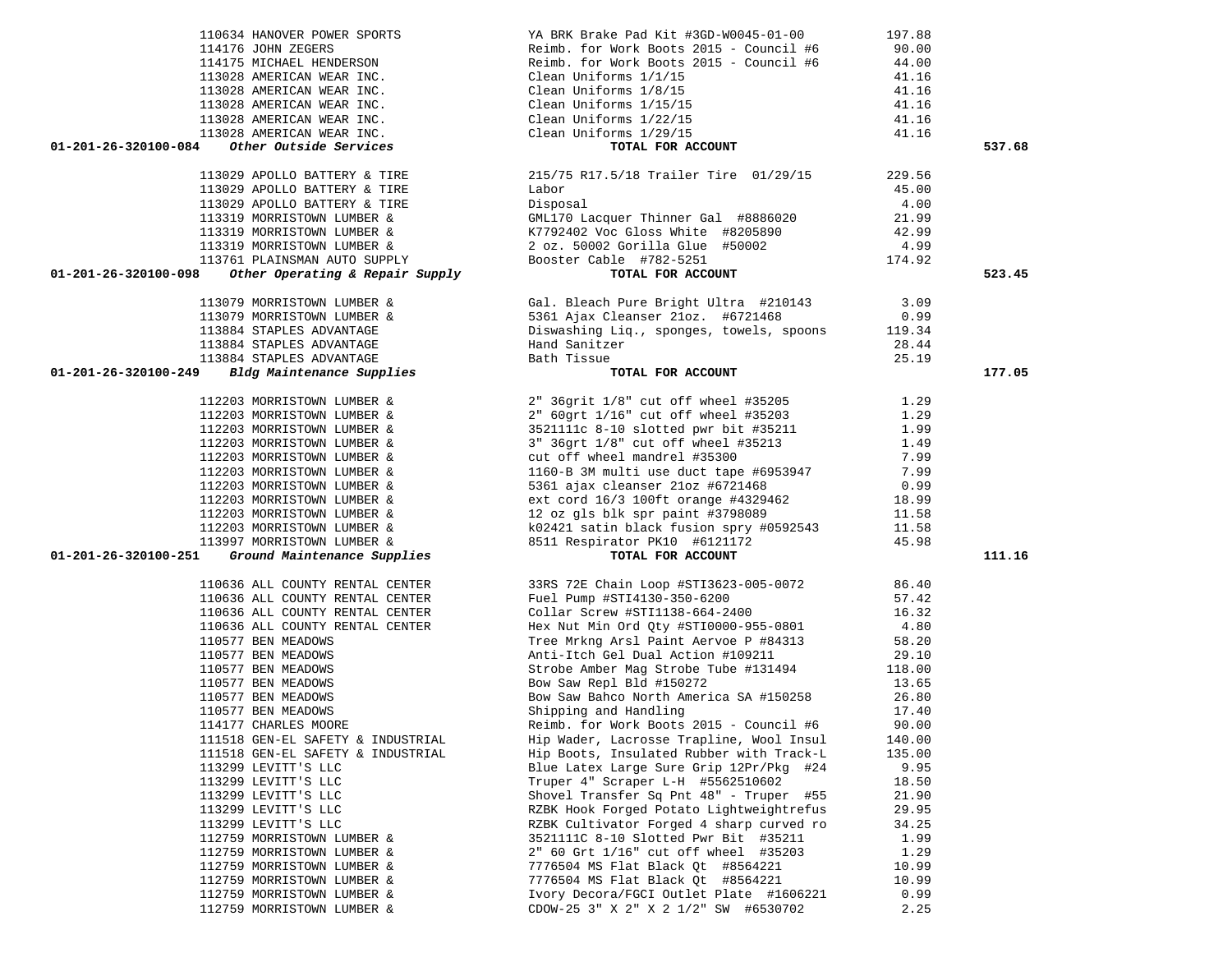| Account | Vendor | Description | Amount | Total |
|---|---|---|---|---|
| | 110634 HANOVER POWER SPORTS | YA BRK Brake Pad Kit #3GD-W0045-01-00 | 197.88 | |
| | 114176 JOHN ZEGERS | Reimb. for Work Boots 2015 - Council #6 | 90.00 | |
| | 114175 MICHAEL HENDERSON | Reimb. for Work Boots 2015 - Council #6 | 44.00 | |
| | 113028 AMERICAN WEAR INC. | Clean Uniforms 1/1/15 | 41.16 | |
| | 113028 AMERICAN WEAR INC. | Clean Uniforms 1/8/15 | 41.16 | |
| | 113028 AMERICAN WEAR INC. | Clean Uniforms 1/15/15 | 41.16 | |
| | 113028 AMERICAN WEAR INC. | Clean Uniforms 1/22/15 | 41.16 | |
| | 113028 AMERICAN WEAR INC. | Clean Uniforms 1/29/15 | 41.16 | |
| **01-201-26-320100-084** | ***Other Outside Services*** | **TOTAL FOR ACCOUNT** | | **537.68** |
| | 113029 APOLLO BATTERY & TIRE | 215/75 R17.5/18 Trailer Tire 01/29/15 | 229.56 | |
| | 113029 APOLLO BATTERY & TIRE | Labor | 45.00 | |
| | 113029 APOLLO BATTERY & TIRE | Disposal | 4.00 | |
| | 113319 MORRISTOWN LUMBER & | GML170 Lacquer Thinner Gal #8886020 | 21.99 | |
| | 113319 MORRISTOWN LUMBER & | K7792402 Voc Gloss White #8205890 | 42.99 | |
| | 113319 MORRISTOWN LUMBER & | 2 oz. 50002 Gorilla Glue #50002 | 4.99 | |
| | 113761 PLAINSMAN AUTO SUPPLY | Booster Cable #782-5251 | 174.92 | |
| **01-201-26-320100-098** | ***Other Operating & Repair Supply*** | **TOTAL FOR ACCOUNT** | | **523.45** |
| | 113079 MORRISTOWN LUMBER & | Gal. Bleach Pure Bright Ultra #210143 | 3.09 | |
| | 113079 MORRISTOWN LUMBER & | 5361 Ajax Cleanser 21oz. #6721468 | 0.99 | |
| | 113884 STAPLES ADVANTAGE | Diswashing Liq., sponges, towels, spoons | 119.34 | |
| | 113884 STAPLES ADVANTAGE | Hand Sanitzer | 28.44 | |
| | 113884 STAPLES ADVANTAGE | Bath Tissue | 25.19 | |
| **01-201-26-320100-249** | ***Bldg Maintenance Supplies*** | **TOTAL FOR ACCOUNT** | | **177.05** |
| | 112203 MORRISTOWN LUMBER & | 2" 36grit 1/8" cut off wheel #35205 | 1.29 | |
| | 112203 MORRISTOWN LUMBER & | 2" 60grt 1/16" cut off wheel #35203 | 1.29 | |
| | 112203 MORRISTOWN LUMBER & | 3521111c 8-10 slotted pwr bit #35211 | 1.99 | |
| | 112203 MORRISTOWN LUMBER & | 3" 36grt 1/8" cut off wheel #35213 | 1.49 | |
| | 112203 MORRISTOWN LUMBER & | cut off wheel mandrel #35300 | 7.99 | |
| | 112203 MORRISTOWN LUMBER & | 1160-B 3M multi use duct tape #6953947 | 7.99 | |
| | 112203 MORRISTOWN LUMBER & | 5361 ajax cleanser 21oz #6721468 | 0.99 | |
| | 112203 MORRISTOWN LUMBER & | ext cord 16/3 100ft orange #4329462 | 18.99 | |
| | 112203 MORRISTOWN LUMBER & | 12 oz gls blk spr paint #3798089 | 11.58 | |
| | 112203 MORRISTOWN LUMBER & | k02421 satin black fusion spry #0592543 | 11.58 | |
| | 113997 MORRISTOWN LUMBER & | 8511 Respirator PK10 #6121172 | 45.98 | |
| **01-201-26-320100-251** | ***Ground Maintenance Supplies*** | **TOTAL FOR ACCOUNT** | | **111.16** |
| | 110636 ALL COUNTY RENTAL CENTER | 33RS 72E Chain Loop #STI3623-005-0072 | 86.40 | |
| | 110636 ALL COUNTY RENTAL CENTER | Fuel Pump #STI4130-350-6200 | 57.42 | |
| | 110636 ALL COUNTY RENTAL CENTER | Collar Screw #STI1138-664-2400 | 16.32 | |
| | 110636 ALL COUNTY RENTAL CENTER | Hex Nut Min Ord Qty #STI0000-955-0801 | 4.80 | |
| | 110577 BEN MEADOWS | Tree Mrkng Arsl Paint Aervoe P #84313 | 58.20 | |
| | 110577 BEN MEADOWS | Anti-Itch Gel Dual Action #109211 | 29.10 | |
| | 110577 BEN MEADOWS | Strobe Amber Mag Strobe Tube #131494 | 118.00 | |
| | 110577 BEN MEADOWS | Bow Saw Repl Bld #150272 | 13.65 | |
| | 110577 BEN MEADOWS | Bow Saw Bahco North America SA #150258 | 26.80 | |
| | 110577 BEN MEADOWS | Shipping and Handling | 17.40 | |
| | 114177 CHARLES MOORE | Reimb. for Work Boots 2015 - Council #6 | 90.00 | |
| | 111518 GEN-EL SAFETY & INDUSTRIAL | Hip Wader, Lacrosse Trapline, Wool Insul | 140.00 | |
| | 111518 GEN-EL SAFETY & INDUSTRIAL | Hip Boots, Insulated Rubber with Track-L | 135.00 | |
| | 113299 LEVITT'S LLC | Blue Latex Large Sure Grip 12Pr/Pkg #24 | 9.95 | |
| | 113299 LEVITT'S LLC | Truper 4" Scraper L-H #5562510602 | 18.50 | |
| | 113299 LEVITT'S LLC | Shovel Transfer Sq Pnt 48" - Truper #55 | 21.90 | |
| | 113299 LEVITT'S LLC | RZBK Hook Forged Potato Lightweightrefus | 29.95 | |
| | 113299 LEVITT'S LLC | RZBK Cultivator Forged 4 sharp curved ro | 34.25 | |
| | 112759 MORRISTOWN LUMBER & | 3521111C 8-10 Slotted Pwr Bit #35211 | 1.99 | |
| | 112759 MORRISTOWN LUMBER & | 2" 60 Grt 1/16" cut off wheel #35203 | 1.29 | |
| | 112759 MORRISTOWN LUMBER & | 7776504 MS Flat Black Qt #8564221 | 10.99 | |
| | 112759 MORRISTOWN LUMBER & | 7776504 MS Flat Black Qt #8564221 | 10.99 | |
| | 112759 MORRISTOWN LUMBER & | Ivory Decora/FGCI Outlet Plate #1606221 | 0.99 | |
| | 112759 MORRISTOWN LUMBER & | CDOW-25 3" X 2" X 2 1/2" SW #6530702 | 2.25 | |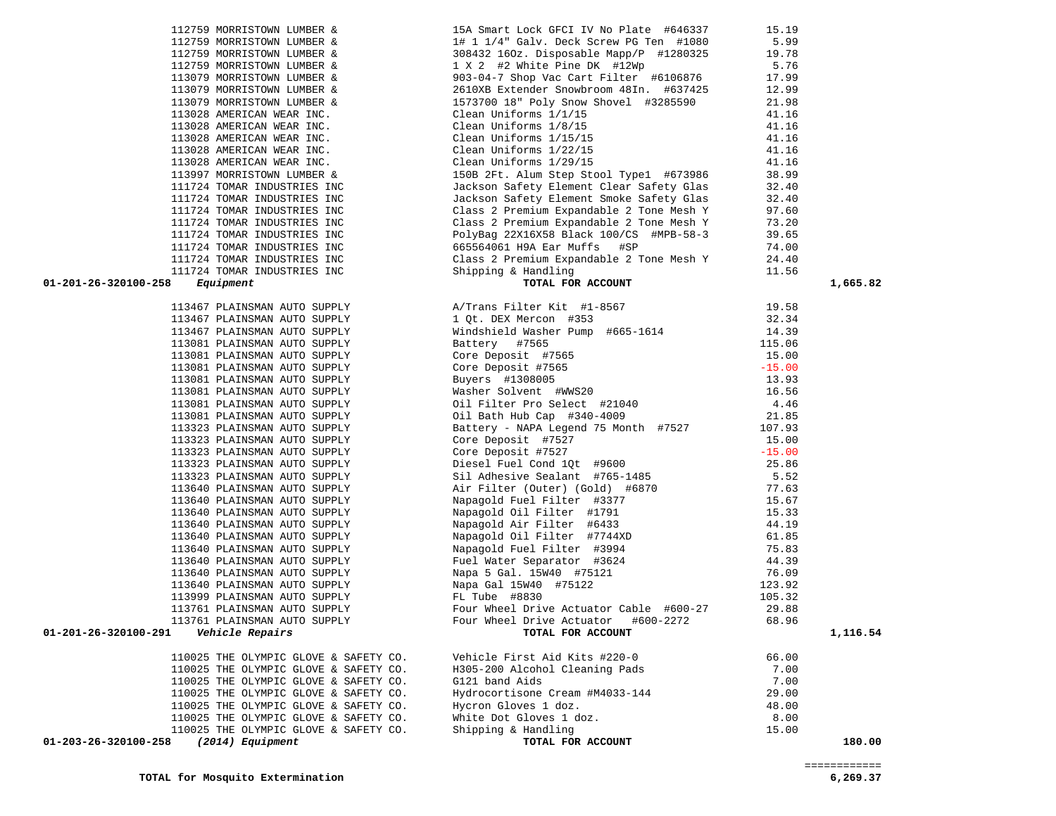| Account | Vendor | Description | Amount | Total |
|---|---|---|---|---|
| | 112759 MORRISTOWN LUMBER & | 15A Smart Lock GFCI IV No Plate #646337 | 15.19 | |
| | 112759 MORRISTOWN LUMBER & | 1# 1 1/4" Galv. Deck Screw PG Ten #1080 | 5.99 | |
| | 112759 MORRISTOWN LUMBER & | 308432 16Oz. Disposable Mapp/P #1280325 | 19.78 | |
| | 112759 MORRISTOWN LUMBER & | 1 X 2 #2 White Pine DK #12Wp | 5.76 | |
| | 113079 MORRISTOWN LUMBER & | 903-04-7 Shop Vac Cart Filter #6106876 | 17.99 | |
| | 113079 MORRISTOWN LUMBER & | 2610XB Extender Snowbroom 48In. #637425 | 12.99 | |
| | 113079 MORRISTOWN LUMBER & | 1573700 18" Poly Snow Shovel #3285590 | 21.98 | |
| | 113028 AMERICAN WEAR INC. | Clean Uniforms 1/1/15 | 41.16 | |
| | 113028 AMERICAN WEAR INC. | Clean Uniforms 1/8/15 | 41.16 | |
| | 113028 AMERICAN WEAR INC. | Clean Uniforms 1/15/15 | 41.16 | |
| | 113028 AMERICAN WEAR INC. | Clean Uniforms 1/22/15 | 41.16 | |
| | 113028 AMERICAN WEAR INC. | Clean Uniforms 1/29/15 | 41.16 | |
| | 113997 MORRISTOWN LUMBER & | 150B 2Ft. Alum Step Stool Type1 #673986 | 38.99 | |
| | 111724 TOMAR INDUSTRIES INC | Jackson Safety Element Clear Safety Glas | 32.40 | |
| | 111724 TOMAR INDUSTRIES INC | Jackson Safety Element Smoke Safety Glas | 32.40 | |
| | 111724 TOMAR INDUSTRIES INC | Class 2 Premium Expandable 2 Tone Mesh Y | 97.60 | |
| | 111724 TOMAR INDUSTRIES INC | Class 2 Premium Expandable 2 Tone Mesh Y | 73.20 | |
| | 111724 TOMAR INDUSTRIES INC | PolyBag 22X16X58 Black 100/CS #MPB-58-3 | 39.65 | |
| | 111724 TOMAR INDUSTRIES INC | 665564061 H9A Ear Muffs #SP | 74.00 | |
| | 111724 TOMAR INDUSTRIES INC | Class 2 Premium Expandable 2 Tone Mesh Y | 24.40 | |
| | 111724 TOMAR INDUSTRIES INC | Shipping & Handling | 11.56 | |
| **01-201-26-320100-258** *Equipment* | | **TOTAL FOR ACCOUNT** | | **1,665.82** |
| | 113467 PLAINSMAN AUTO SUPPLY | A/Trans Filter Kit #1-8567 | 19.58 | |
| | 113467 PLAINSMAN AUTO SUPPLY | 1 Qt. DEX Mercon #353 | 32.34 | |
| | 113467 PLAINSMAN AUTO SUPPLY | Windshield Washer Pump #665-1614 | 14.39 | |
| | 113081 PLAINSMAN AUTO SUPPLY | Battery #7565 | 115.06 | |
| | 113081 PLAINSMAN AUTO SUPPLY | Core Deposit #7565 | 15.00 | |
| | 113081 PLAINSMAN AUTO SUPPLY | Core Deposit #7565 | -15.00 | |
| | 113081 PLAINSMAN AUTO SUPPLY | Buyers #1308005 | 13.93 | |
| | 113081 PLAINSMAN AUTO SUPPLY | Washer Solvent #WWS20 | 16.56 | |
| | 113081 PLAINSMAN AUTO SUPPLY | Oil Filter Pro Select #21040 | 4.46 | |
| | 113081 PLAINSMAN AUTO SUPPLY | Oil Bath Hub Cap #340-4009 | 21.85 | |
| | 113323 PLAINSMAN AUTO SUPPLY | Battery - NAPA Legend 75 Month #7527 | 107.93 | |
| | 113323 PLAINSMAN AUTO SUPPLY | Core Deposit #7527 | 15.00 | |
| | 113323 PLAINSMAN AUTO SUPPLY | Core Deposit #7527 | -15.00 | |
| | 113323 PLAINSMAN AUTO SUPPLY | Diesel Fuel Cond 1Qt #9600 | 25.86 | |
| | 113323 PLAINSMAN AUTO SUPPLY | Sil Adhesive Sealant #765-1485 | 5.52 | |
| | 113640 PLAINSMAN AUTO SUPPLY | Air Filter (Outer) (Gold) #6870 | 77.63 | |
| | 113640 PLAINSMAN AUTO SUPPLY | Napagold Fuel Filter #3377 | 15.67 | |
| | 113640 PLAINSMAN AUTO SUPPLY | Napagold Oil Filter #1791 | 15.33 | |
| | 113640 PLAINSMAN AUTO SUPPLY | Napagold Air Filter #6433 | 44.19 | |
| | 113640 PLAINSMAN AUTO SUPPLY | Napagold Oil Filter #7744XD | 61.85 | |
| | 113640 PLAINSMAN AUTO SUPPLY | Napagold Fuel Filter #3994 | 75.83 | |
| | 113640 PLAINSMAN AUTO SUPPLY | Fuel Water Separator #3624 | 44.39 | |
| | 113640 PLAINSMAN AUTO SUPPLY | Napa 5 Gal. 15W40 #75121 | 76.09 | |
| | 113640 PLAINSMAN AUTO SUPPLY | Napa Gal 15W40 #75122 | 123.92 | |
| | 113999 PLAINSMAN AUTO SUPPLY | FL Tube #8830 | 105.32 | |
| | 113761 PLAINSMAN AUTO SUPPLY | Four Wheel Drive Actuator Cable #600-27 | 29.88 | |
| | 113761 PLAINSMAN AUTO SUPPLY | Four Wheel Drive Actuator #600-2272 | 68.96 | |
| **01-201-26-320100-291** *Vehicle Repairs* | | **TOTAL FOR ACCOUNT** | | **1,116.54** |
| | 110025 THE OLYMPIC GLOVE & SAFETY CO. | Vehicle First Aid Kits #220-0 | 66.00 | |
| | 110025 THE OLYMPIC GLOVE & SAFETY CO. | H305-200 Alcohol Cleaning Pads | 7.00 | |
| | 110025 THE OLYMPIC GLOVE & SAFETY CO. | G121 band Aids | 7.00 | |
| | 110025 THE OLYMPIC GLOVE & SAFETY CO. | Hydrocortisone Cream #M4033-144 | 29.00 | |
| | 110025 THE OLYMPIC GLOVE & SAFETY CO. | Hycron Gloves 1 doz. | 48.00 | |
| | 110025 THE OLYMPIC GLOVE & SAFETY CO. | White Dot Gloves 1 doz. | 8.00 | |
| | 110025 THE OLYMPIC GLOVE & SAFETY CO. | Shipping & Handling | 15.00 | |
| **01-203-26-320100-258** *(2014) Equipment* | | **TOTAL FOR ACCOUNT** | | **180.00** |
| | | | | ============ |
| **TOTAL for Mosquito Extermination** | | | | **6,269.37** |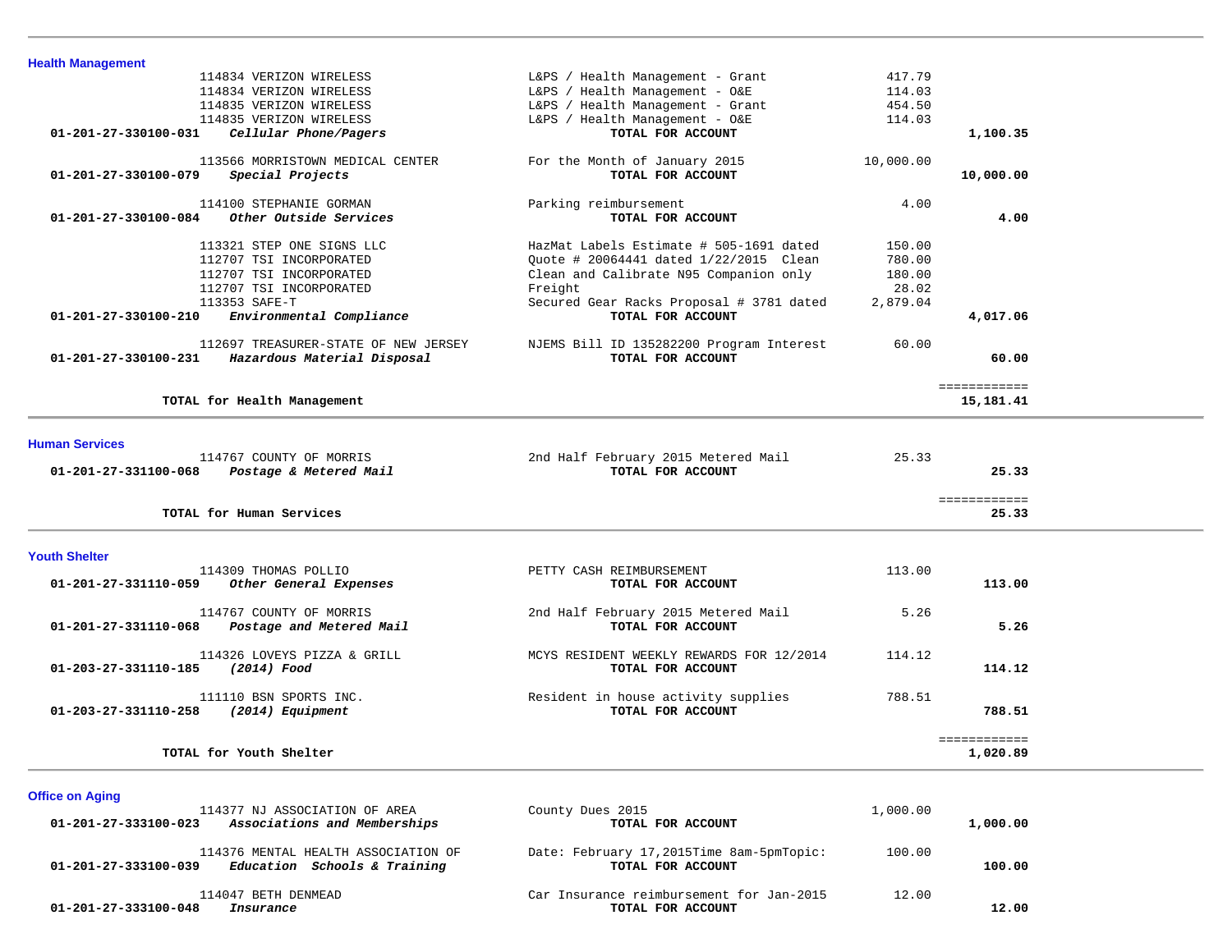## Health Management

| Account | Vendor / Account Name | Description | Amount | Total |
|---|---|---|---|---|
| | 114834 VERIZON WIRELESS | L&PS / Health Management - Grant | 417.79 | |
| | 114834 VERIZON WIRELESS | L&PS / Health Management - O&E | 114.03 | |
| | 114835 VERIZON WIRELESS | L&PS / Health Management - Grant | 454.50 | |
| | 114835 VERIZON WIRELESS | L&PS / Health Management - O&E | 114.03 | |
| **01-201-27-330100-031** | ***Cellular Phone/Pagers*** | **TOTAL FOR ACCOUNT** | | **1,100.35** |
| | 113566 MORRISTOWN MEDICAL CENTER | For the Month of January 2015 | 10,000.00 | |
| **01-201-27-330100-079** | ***Special Projects*** | **TOTAL FOR ACCOUNT** | | **10,000.00** |
| | 114100 STEPHANIE GORMAN | Parking reimbursement | 4.00 | |
| **01-201-27-330100-084** | ***Other Outside Services*** | **TOTAL FOR ACCOUNT** | | **4.00** |
| | 113321 STEP ONE SIGNS LLC | HazMat Labels Estimate # 505-1691 dated | 150.00 | |
| | 112707 TSI INCORPORATED | Quote # 20064441 dated 1/22/2015 Clean | 780.00 | |
| | 112707 TSI INCORPORATED | Clean and Calibrate N95 Companion only | 180.00 | |
| | 112707 TSI INCORPORATED | Freight | 28.02 | |
| | 113353 SAFE-T | Secured Gear Racks Proposal # 3781 dated | 2,879.04 | |
| **01-201-27-330100-210** | ***Environmental Compliance*** | **TOTAL FOR ACCOUNT** | | **4,017.06** |
| | 112697 TREASURER-STATE OF NEW JERSEY | NJEMS Bill ID 135282200 Program Interest | 60.00 | |
| **01-201-27-330100-231** | ***Hazardous Material Disposal*** | **TOTAL FOR ACCOUNT** | | **60.00** |
| | **TOTAL for Health Management** | | | **15,181.41** |

## Human Services

| Account | Vendor / Account Name | Description | Amount | Total |
|---|---|---|---|---|
| | 114767 COUNTY OF MORRIS | 2nd Half February 2015 Metered Mail | 25.33 | |
| **01-201-27-331100-068** | ***Postage & Metered Mail*** | **TOTAL FOR ACCOUNT** | | **25.33** |
| | **TOTAL for Human Services** | | | **25.33** |

## Youth Shelter

| Account | Vendor / Account Name | Description | Amount | Total |
|---|---|---|---|---|
| | 114309 THOMAS POLLIO | PETTY CASH REIMBURSEMENT | 113.00 | |
| **01-201-27-331110-059** | ***Other General Expenses*** | **TOTAL FOR ACCOUNT** | | **113.00** |
| | 114767 COUNTY OF MORRIS | 2nd Half February 2015 Metered Mail | 5.26 | |
| **01-201-27-331110-068** | ***Postage and Metered Mail*** | **TOTAL FOR ACCOUNT** | | **5.26** |
| | 114326 LOVEYS PIZZA & GRILL | MCYS RESIDENT WEEKLY REWARDS FOR 12/2014 | 114.12 | |
| **01-203-27-331110-185** | ***(2014) Food*** | **TOTAL FOR ACCOUNT** | | **114.12** |
| | 111110 BSN SPORTS INC. | Resident in house activity supplies | 788.51 | |
| **01-203-27-331110-258** | ***(2014) Equipment*** | **TOTAL FOR ACCOUNT** | | **788.51** |
| | **TOTAL for Youth Shelter** | | | **1,020.89** |

## Office on Aging

| Account | Vendor / Account Name | Description | Amount | Total |
|---|---|---|---|---|
| | 114377 NJ ASSOCIATION OF AREA | County Dues 2015 | 1,000.00 | |
| **01-201-27-333100-023** | ***Associations and Memberships*** | **TOTAL FOR ACCOUNT** | | **1,000.00** |
| | 114376 MENTAL HEALTH ASSOCIATION OF | Date: February 17,2015Time 8am-5pmTopic: | 100.00 | |
| **01-201-27-333100-039** | ***Education Schools & Training*** | **TOTAL FOR ACCOUNT** | | **100.00** |
| | 114047 BETH DENMEAD | Car Insurance reimbursement for Jan-2015 | 12.00 | |
| **01-201-27-333100-048** | ***Insurance*** | **TOTAL FOR ACCOUNT** | | **12.00** |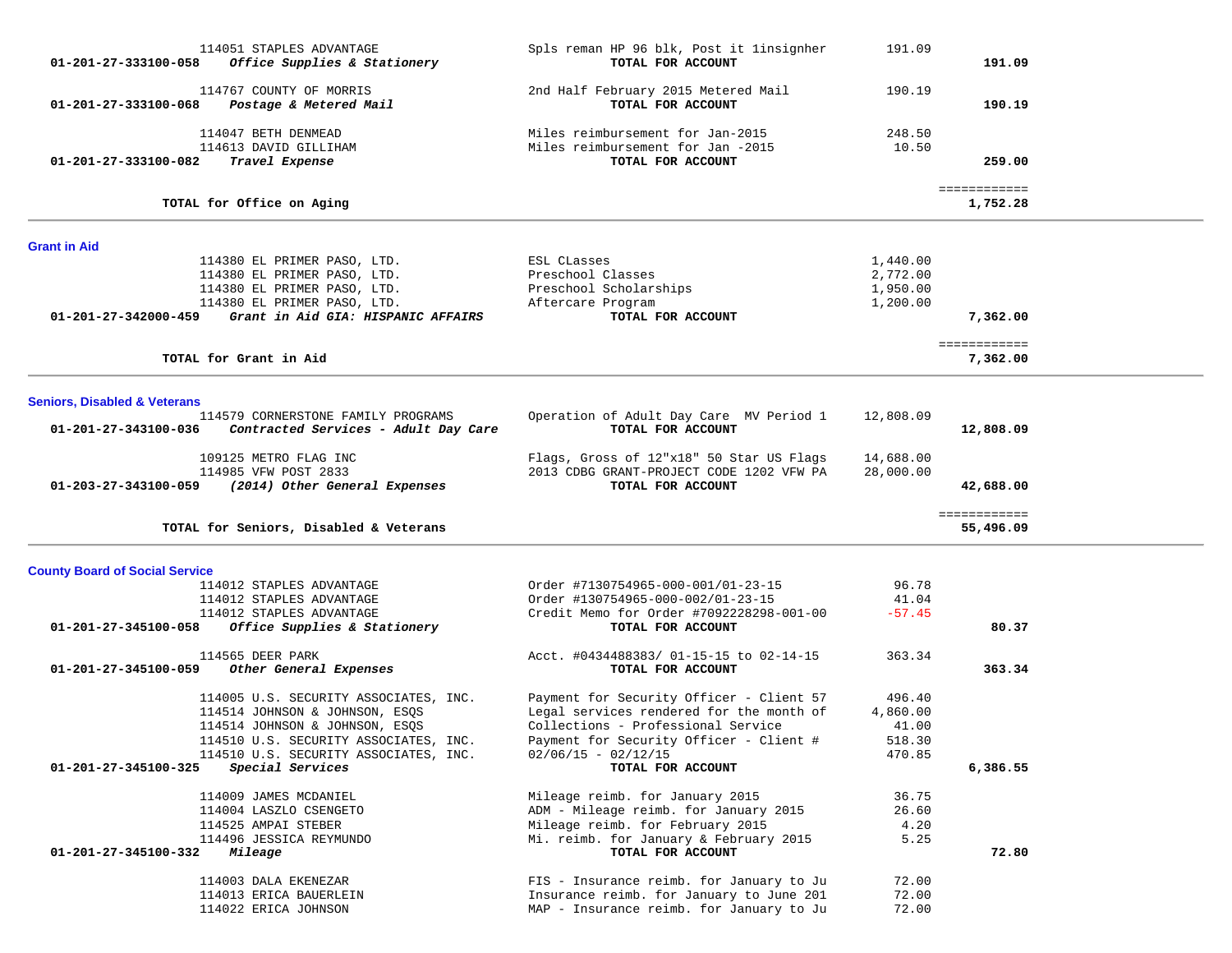| Account | Vendor / Account Description | Description | Amount | Total |
|---|---|---|---|---|
| | 114051 STAPLES ADVANTAGE | Spls reman HP 96 blk, Post it 1insignher | 191.09 | |
| 01-201-27-333100-058 | *Office Supplies & Stationery* | **TOTAL FOR ACCOUNT** | | **191.09** |
| | 114767 COUNTY OF MORRIS | 2nd Half February 2015 Metered Mail | 190.19 | |
| 01-201-27-333100-068 | *Postage & Metered Mail* | **TOTAL FOR ACCOUNT** | | **190.19** |
| | 114047 BETH DENMEAD | Miles reimbursement for Jan-2015 | 248.50 | |
| | 114613 DAVID GILLIHAM | Miles reimbursement for Jan -2015 | 10.50 | |
| 01-201-27-333100-082 | *Travel Expense* | **TOTAL FOR ACCOUNT** | | **259.00** |
| | | | | ============ |
| | **TOTAL for Office on Aging** | | | **1,752.28** |

## Grant in Aid

| Account | Vendor / Account Description | Description | Amount | Total |
|---|---|---|---|---|
| | 114380 EL PRIMER PASO, LTD. | ESL CLasses | 1,440.00 | |
| | 114380 EL PRIMER PASO, LTD. | Preschool Classes | 2,772.00 | |
| | 114380 EL PRIMER PASO, LTD. | Preschool Scholarships | 1,950.00 | |
| | 114380 EL PRIMER PASO, LTD. | Aftercare Program | 1,200.00 | |
| 01-201-27-342000-459 | *Grant in Aid GIA: HISPANIC AFFAIRS* | **TOTAL FOR ACCOUNT** | | **7,362.00** |
| | | | | ============ |
| | **TOTAL for Grant in Aid** | | | **7,362.00** |

## Seniors, Disabled & Veterans

| Account | Vendor / Account Description | Description | Amount | Total |
|---|---|---|---|---|
| | 114579 CORNERSTONE FAMILY PROGRAMS | Operation of Adult Day Care MV Period 1 | 12,808.09 | |
| 01-201-27-343100-036 | *Contracted Services - Adult Day Care* | **TOTAL FOR ACCOUNT** | | **12,808.09** |
| | 109125 METRO FLAG INC | Flags, Gross of 12"x18" 50 Star US Flags | 14,688.00 | |
| | 114985 VFW POST 2833 | 2013 CDBG GRANT-PROJECT CODE 1202 VFW PA | 28,000.00 | |
| 01-203-27-343100-059 | *(2014) Other General Expenses* | **TOTAL FOR ACCOUNT** | | **42,688.00** |
| | | | | ============ |
| | **TOTAL for Seniors, Disabled & Veterans** | | | **55,496.09** |

## County Board of Social Service

| Account | Vendor / Account Description | Description | Amount | Total |
|---|---|---|---|---|
| | 114012 STAPLES ADVANTAGE | Order #7130754965-000-001/01-23-15 | 96.78 | |
| | 114012 STAPLES ADVANTAGE | Order #130754965-000-002/01-23-15 | 41.04 | |
| | 114012 STAPLES ADVANTAGE | Credit Memo for Order #7092228298-001-00 | -57.45 | |
| 01-201-27-345100-058 | *Office Supplies & Stationery* | **TOTAL FOR ACCOUNT** | | **80.37** |
| | 114565 DEER PARK | Acct. #0434488383/ 01-15-15 to 02-14-15 | 363.34 | |
| 01-201-27-345100-059 | *Other General Expenses* | **TOTAL FOR ACCOUNT** | | **363.34** |
| | 114005 U.S. SECURITY ASSOCIATES, INC. | Payment for Security Officer - Client 57 | 496.40 | |
| | 114514 JOHNSON & JOHNSON, ESQS | Legal services rendered for the month of | 4,860.00 | |
| | 114514 JOHNSON & JOHNSON, ESQS | Collections - Professional Service | 41.00 | |
| | 114510 U.S. SECURITY ASSOCIATES, INC. | Payment for Security Officer - Client # | 518.30 | |
| | 114510 U.S. SECURITY ASSOCIATES, INC. | 02/06/15 - 02/12/15 | 470.85 | |
| 01-201-27-345100-325 | *Special Services* | **TOTAL FOR ACCOUNT** | | **6,386.55** |
| | 114009 JAMES MCDANIEL | Mileage reimb. for January 2015 | 36.75 | |
| | 114004 LASZLO CSENGETO | ADM - Mileage reimb. for January 2015 | 26.60 | |
| | 114525 AMPAI STEBER | Mileage reimb. for February 2015 | 4.20 | |
| | 114496 JESSICA REYMUNDO | Mi. reimb. for January & February 2015 | 5.25 | |
| 01-201-27-345100-332 | *Mileage* | **TOTAL FOR ACCOUNT** | | **72.80** |
| | 114003 DALA EKENEZAR | FIS - Insurance reimb. for January to Ju | 72.00 | |
| | 114013 ERICA BAUERLEIN | Insurance reimb. for January to June 201 | 72.00 | |
| | 114022 ERICA JOHNSON | MAP - Insurance reimb. for January to Ju | 72.00 | |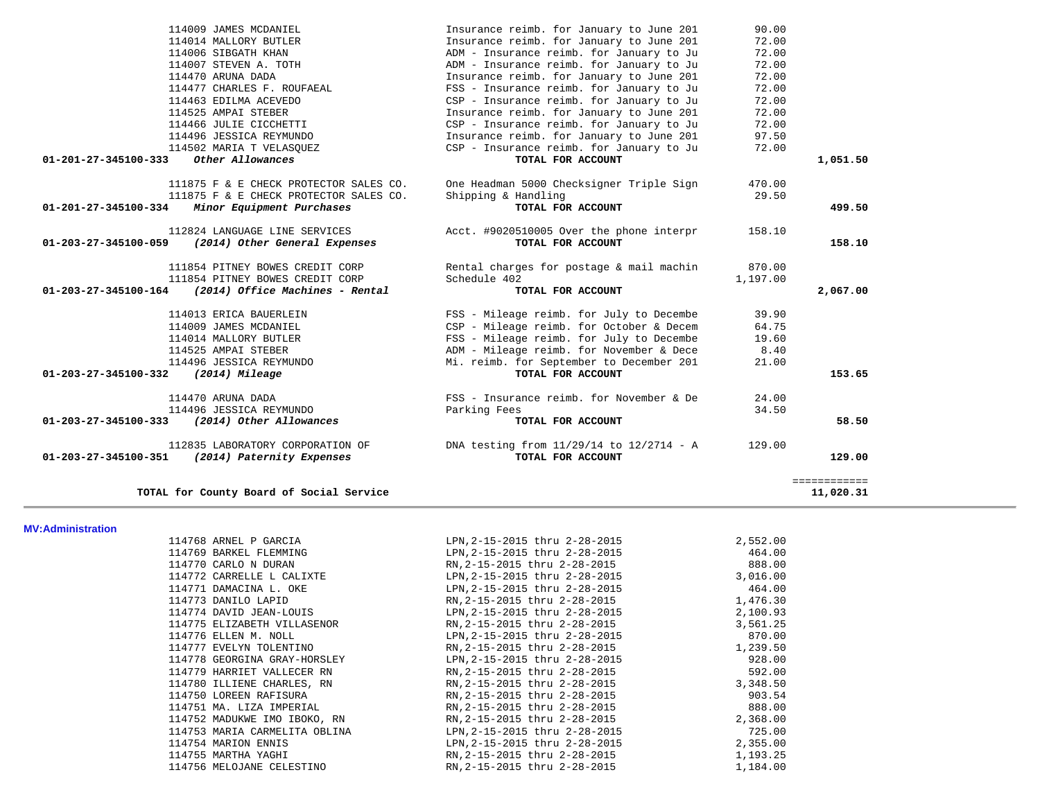| Account | Vendor | Description | Amount | Total |
|---|---|---|---|---|
| | 114009 JAMES MCDANIEL | Insurance reimb. for January to June 201 | 90.00 | |
| | 114014 MALLORY BUTLER | Insurance reimb. for January to June 201 | 72.00 | |
| | 114006 SIBGATH KHAN | ADM - Insurance reimb. for January to Ju | 72.00 | |
| | 114007 STEVEN A. TOTH | ADM - Insurance reimb. for January to Ju | 72.00 | |
| | 114470 ARUNA DADA | Insurance reimb. for January to June 201 | 72.00 | |
| | 114477 CHARLES F. ROUFAEAL | FSS - Insurance reimb. for January to Ju | 72.00 | |
| | 114463 EDILMA ACEVEDO | CSP - Insurance reimb. for January to Ju | 72.00 | |
| | 114525 AMPAI STEBER | Insurance reimb. for January to June 201 | 72.00 | |
| | 114466 JULIE CICCHETTI | CSP - Insurance reimb. for January to Ju | 72.00 | |
| | 114496 JESSICA REYMUNDO | Insurance reimb. for January to June 201 | 97.50 | |
| | 114502 MARIA T VELASQUEZ | CSP - Insurance reimb. for January to Ju | 72.00 | |
| **01-201-27-345100-333** | ***Other Allowances*** | **TOTAL FOR ACCOUNT** | | **1,051.50** |
| | 111875 F & E CHECK PROTECTOR SALES CO. | One Headman 5000 Checksigner Triple Sign | 470.00 | |
| | 111875 F & E CHECK PROTECTOR SALES CO. | Shipping & Handling | 29.50 | |
| **01-201-27-345100-334** | ***Minor Equipment Purchases*** | **TOTAL FOR ACCOUNT** | | **499.50** |
| | 112824 LANGUAGE LINE SERVICES | Acct. #9020510005 Over the phone interpr | 158.10 | |
| **01-203-27-345100-059** | ***(2014) Other General Expenses*** | **TOTAL FOR ACCOUNT** | | **158.10** |
| | 111854 PITNEY BOWES CREDIT CORP | Rental charges for postage & mail machin | 870.00 | |
| | 111854 PITNEY BOWES CREDIT CORP | Schedule 402 | 1,197.00 | |
| **01-203-27-345100-164** | ***(2014) Office Machines - Rental*** | **TOTAL FOR ACCOUNT** | | **2,067.00** |
| | 114013 ERICA BAUERLEIN | FSS - Mileage reimb. for July to Decembe | 39.90 | |
| | 114009 JAMES MCDANIEL | CSP - Mileage reimb. for October & Decem | 64.75 | |
| | 114014 MALLORY BUTLER | FSS - Mileage reimb. for July to Decembe | 19.60 | |
| | 114525 AMPAI STEBER | ADM - Mileage reimb. for November & Dece | 8.40 | |
| | 114496 JESSICA REYMUNDO | Mi. reimb. for September to December 201 | 21.00 | |
| **01-203-27-345100-332** | ***(2014) Mileage*** | **TOTAL FOR ACCOUNT** | | **153.65** |
| | 114470 ARUNA DADA | FSS - Insurance reimb. for November & De | 24.00 | |
| | 114496 JESSICA REYMUNDO | Parking Fees | 34.50 | |
| **01-203-27-345100-333** | ***(2014) Other Allowances*** | **TOTAL FOR ACCOUNT** | | **58.50** |
| | 112835 LABORATORY CORPORATION OF | DNA testing from 11/29/14 to 12/2714 - A | 129.00 | |
| **01-203-27-345100-351** | ***(2014) Paternity Expenses*** | **TOTAL FOR ACCOUNT** | | **129.00** |
| | | | | ============ |
| | **TOTAL for County Board of Social Service** | | | **11,020.31** |

**MV:Administration**

| Vendor | Description | Amount |
|---|---|---|
| 114768 ARNEL P GARCIA | LPN,2-15-2015 thru 2-28-2015 | 2,552.00 |
| 114769 BARKEL FLEMMING | LPN,2-15-2015 thru 2-28-2015 | 464.00 |
| 114770 CARLO N DURAN | RN,2-15-2015 thru 2-28-2015 | 888.00 |
| 114772 CARRELLE L CALIXTE | LPN,2-15-2015 thru 2-28-2015 | 3,016.00 |
| 114771 DAMACINA L. OKE | LPN,2-15-2015 thru 2-28-2015 | 464.00 |
| 114773 DANILO LAPID | RN,2-15-2015 thru 2-28-2015 | 1,476.30 |
| 114774 DAVID JEAN-LOUIS | LPN,2-15-2015 thru 2-28-2015 | 2,100.93 |
| 114775 ELIZABETH VILLASENOR | RN,2-15-2015 thru 2-28-2015 | 3,561.25 |
| 114776 ELLEN M. NOLL | LPN,2-15-2015 thru 2-28-2015 | 870.00 |
| 114777 EVELYN TOLENTINO | RN,2-15-2015 thru 2-28-2015 | 1,239.50 |
| 114778 GEORGINA GRAY-HORSLEY | LPN,2-15-2015 thru 2-28-2015 | 928.00 |
| 114779 HARRIET VALLECER RN | RN,2-15-2015 thru 2-28-2015 | 592.00 |
| 114780 ILLIENE CHARLES, RN | RN,2-15-2015 thru 2-28-2015 | 3,348.50 |
| 114750 LOREEN RAFISURA | RN,2-15-2015 thru 2-28-2015 | 903.54 |
| 114751 MA. LIZA IMPERIAL | RN,2-15-2015 thru 2-28-2015 | 888.00 |
| 114752 MADUKWE IMO IBOKO, RN | RN,2-15-2015 thru 2-28-2015 | 2,368.00 |
| 114753 MARIA CARMELITA OBLINA | LPN,2-15-2015 thru 2-28-2015 | 725.00 |
| 114754 MARION ENNIS | LPN,2-15-2015 thru 2-28-2015 | 2,355.00 |
| 114755 MARTHA YAGHI | RN,2-15-2015 thru 2-28-2015 | 1,193.25 |
| 114756 MELOJANE CELESTINO | RN,2-15-2015 thru 2-28-2015 | 1,184.00 |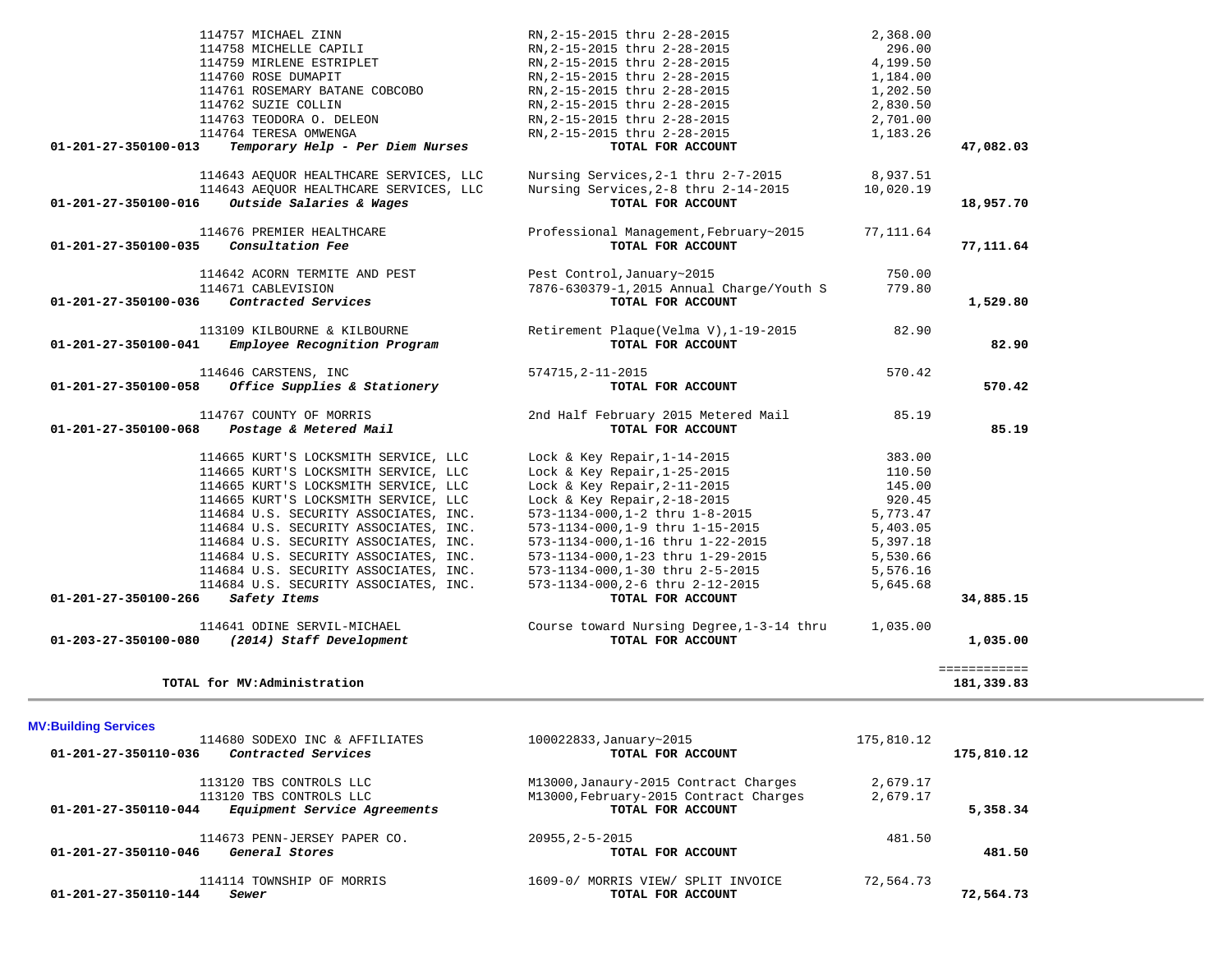| Account | Vendor / Description | Detail | Amount | Total |
|---|---|---|---|---|
| | 114757 MICHAEL ZINN | RN,2-15-2015 thru 2-28-2015 | 2,368.00 | |
| | 114758 MICHELLE CAPILI | RN,2-15-2015 thru 2-28-2015 | 296.00 | |
| | 114759 MIRLENE ESTRIPLET | RN,2-15-2015 thru 2-28-2015 | 4,199.50 | |
| | 114760 ROSE DUMAPIT | RN,2-15-2015 thru 2-28-2015 | 1,184.00 | |
| | 114761 ROSEMARY BATANE COBCOBO | RN,2-15-2015 thru 2-28-2015 | 1,202.50 | |
| | 114762 SUZIE COLLIN | RN,2-15-2015 thru 2-28-2015 | 2,830.50 | |
| | 114763 TEODORA O. DELEON | RN,2-15-2015 thru 2-28-2015 | 2,701.00 | |
| | 114764 TERESA OMWENGA | RN,2-15-2015 thru 2-28-2015 | 1,183.26 | |
| **01-201-27-350100-013** | ***Temporary Help - Per Diem Nurses*** | **TOTAL FOR ACCOUNT** | | **47,082.03** |
| | 114643 AEQUOR HEALTHCARE SERVICES, LLC | Nursing Services,2-1 thru 2-7-2015 | 8,937.51 | |
| | 114643 AEQUOR HEALTHCARE SERVICES, LLC | Nursing Services,2-8 thru 2-14-2015 | 10,020.19 | |
| **01-201-27-350100-016** | ***Outside Salaries & Wages*** | **TOTAL FOR ACCOUNT** | | **18,957.70** |
| | 114676 PREMIER HEALTHCARE | Professional Management,February~2015 | 77,111.64 | |
| **01-201-27-350100-035** | ***Consultation Fee*** | **TOTAL FOR ACCOUNT** | | **77,111.64** |
| | 114642 ACORN TERMITE AND PEST | Pest Control,January~2015 | 750.00 | |
| | 114671 CABLEVISION | 7876-630379-1,2015 Annual Charge/Youth S | 779.80 | |
| **01-201-27-350100-036** | ***Contracted Services*** | **TOTAL FOR ACCOUNT** | | **1,529.80** |
| | 113109 KILBOURNE & KILBOURNE | Retirement Plaque(Velma V),1-19-2015 | 82.90 | |
| **01-201-27-350100-041** | ***Employee Recognition Program*** | **TOTAL FOR ACCOUNT** | | **82.90** |
| | 114646 CARSTENS, INC | 574715,2-11-2015 | 570.42 | |
| **01-201-27-350100-058** | ***Office Supplies & Stationery*** | **TOTAL FOR ACCOUNT** | | **570.42** |
| | 114767 COUNTY OF MORRIS | 2nd Half February 2015 Metered Mail | 85.19 | |
| **01-201-27-350100-068** | ***Postage & Metered Mail*** | **TOTAL FOR ACCOUNT** | | **85.19** |
| | 114665 KURT'S LOCKSMITH SERVICE, LLC | Lock & Key Repair,1-14-2015 | 383.00 | |
| | 114665 KURT'S LOCKSMITH SERVICE, LLC | Lock & Key Repair,1-25-2015 | 110.50 | |
| | 114665 KURT'S LOCKSMITH SERVICE, LLC | Lock & Key Repair,2-11-2015 | 145.00 | |
| | 114665 KURT'S LOCKSMITH SERVICE, LLC | Lock & Key Repair,2-18-2015 | 920.45 | |
| | 114684 U.S. SECURITY ASSOCIATES, INC. | 573-1134-000,1-2 thru 1-8-2015 | 5,773.47 | |
| | 114684 U.S. SECURITY ASSOCIATES, INC. | 573-1134-000,1-9 thru 1-15-2015 | 5,403.05 | |
| | 114684 U.S. SECURITY ASSOCIATES, INC. | 573-1134-000,1-16 thru 1-22-2015 | 5,397.18 | |
| | 114684 U.S. SECURITY ASSOCIATES, INC. | 573-1134-000,1-23 thru 1-29-2015 | 5,530.66 | |
| | 114684 U.S. SECURITY ASSOCIATES, INC. | 573-1134-000,1-30 thru 2-5-2015 | 5,576.16 | |
| | 114684 U.S. SECURITY ASSOCIATES, INC. | 573-1134-000,2-6 thru 2-12-2015 | 5,645.68 | |
| **01-201-27-350100-266** | ***Safety Items*** | **TOTAL FOR ACCOUNT** | | **34,885.15** |
| | 114641 ODINE SERVIL-MICHAEL | Course toward Nursing Degree,1-3-14 thru | 1,035.00 | |
| **01-203-27-350100-080** | ***(2014) Staff Development*** | **TOTAL FOR ACCOUNT** | | **1,035.00** |
| | | | | ============ |
| | **TOTAL for MV:Administration** | | | **181,339.83** |

**MV:Building Services**

| Account | Vendor / Description | Detail | Amount | Total |
|---|---|---|---|---|
| | 114680 SODEXO INC & AFFILIATES | 100022833,January~2015 | 175,810.12 | |
| **01-201-27-350110-036** | ***Contracted Services*** | **TOTAL FOR ACCOUNT** | | **175,810.12** |
| | 113120 TBS CONTROLS LLC | M13000,Janaury-2015 Contract Charges | 2,679.17 | |
| | 113120 TBS CONTROLS LLC | M13000,February-2015 Contract Charges | 2,679.17 | |
| **01-201-27-350110-044** | ***Equipment Service Agreements*** | **TOTAL FOR ACCOUNT** | | **5,358.34** |
| | 114673 PENN-JERSEY PAPER CO. | 20955,2-5-2015 | 481.50 | |
| **01-201-27-350110-046** | ***General Stores*** | **TOTAL FOR ACCOUNT** | | **481.50** |
| | 114114 TOWNSHIP OF MORRIS | 1609-0/ MORRIS VIEW/ SPLIT INVOICE | 72,564.73 | |
| **01-201-27-350110-144** | ***Sewer*** | **TOTAL FOR ACCOUNT** | | **72,564.73** |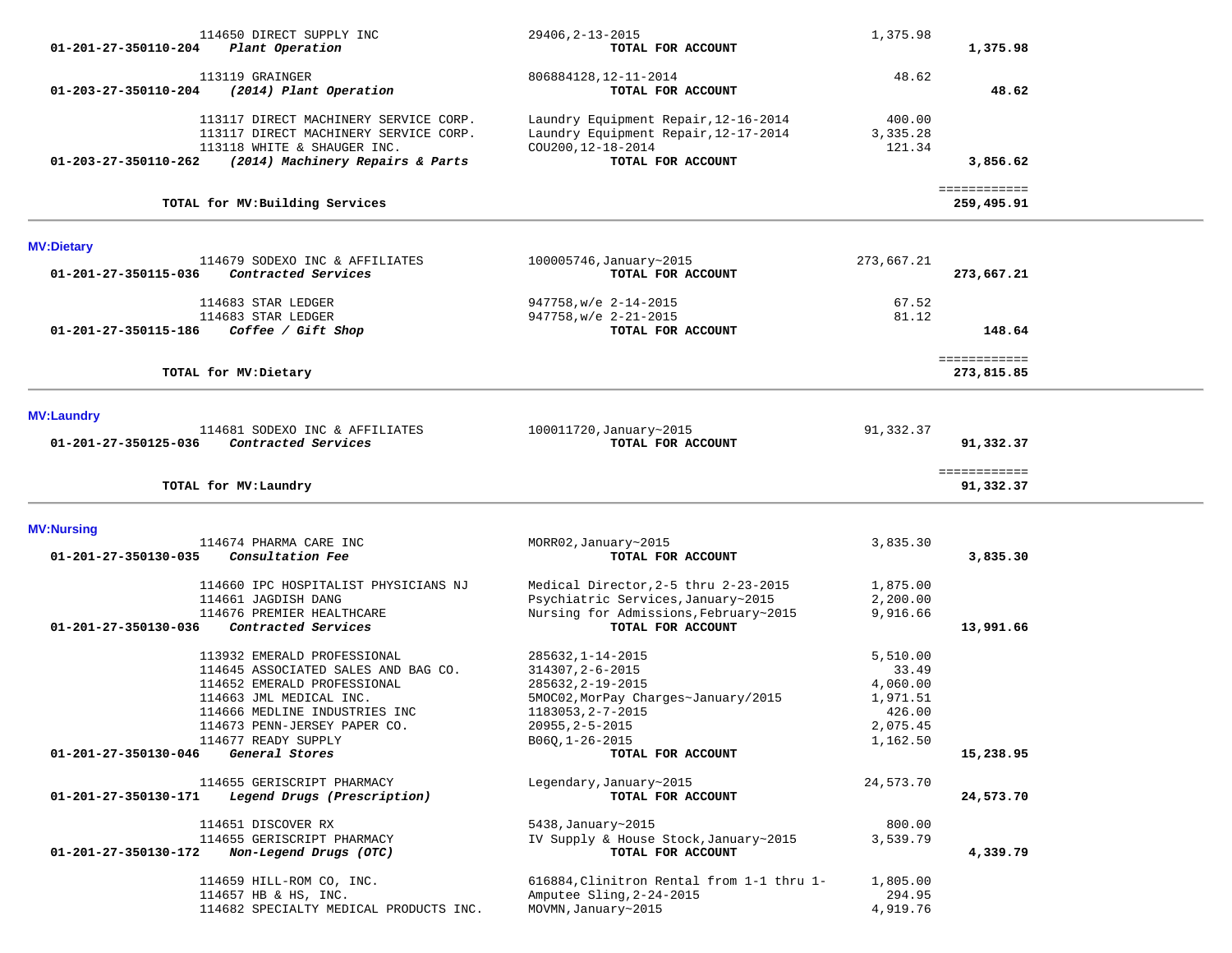| Account | Vendor | Description | Amount | Total |
|---|---|---|---|---|
| | 114650 DIRECT SUPPLY INC | 29406,2-13-2015 | 1,375.98 | |
| **01-201-27-350110-204** | ***Plant Operation*** | **TOTAL FOR ACCOUNT** | | **1,375.98** |
| | 113119 GRAINGER | 806884128,12-11-2014 | 48.62 | |
| **01-203-27-350110-204** | ***(2014) Plant Operation*** | **TOTAL FOR ACCOUNT** | | **48.62** |
| | 113117 DIRECT MACHINERY SERVICE CORP. | Laundry Equipment Repair,12-16-2014 | 400.00 | |
| | 113117 DIRECT MACHINERY SERVICE CORP. | Laundry Equipment Repair,12-17-2014 | 3,335.28 | |
| | 113118 WHITE & SHAUGER INC. | COU200,12-18-2014 | 121.34 | |
| **01-203-27-350110-262** | ***(2014) Machinery Repairs & Parts*** | **TOTAL FOR ACCOUNT** | | **3,856.62** |
| | | | | ============ |
| | **TOTAL for MV:Building Services** | | | **259,495.91** |

## MV:Dietary

| Account | Vendor | Description | Amount | Total |
|---|---|---|---|---|
| | 114679 SODEXO INC & AFFILIATES | 100005746,January~2015 | 273,667.21 | |
| **01-201-27-350115-036** | ***Contracted Services*** | **TOTAL FOR ACCOUNT** | | **273,667.21** |
| | 114683 STAR LEDGER | 947758,w/e 2-14-2015 | 67.52 | |
| | 114683 STAR LEDGER | 947758,w/e 2-21-2015 | 81.12 | |
| **01-201-27-350115-186** | ***Coffee / Gift Shop*** | **TOTAL FOR ACCOUNT** | | **148.64** |
| | | | | ============ |
| | **TOTAL for MV:Dietary** | | | **273,815.85** |

## MV:Laundry

| Account | Vendor | Description | Amount | Total |
|---|---|---|---|---|
| | 114681 SODEXO INC & AFFILIATES | 100011720,January~2015 | 91,332.37 | |
| **01-201-27-350125-036** | ***Contracted Services*** | **TOTAL FOR ACCOUNT** | | **91,332.37** |
| | | | | ============ |
| | **TOTAL for MV:Laundry** | | | **91,332.37** |

## MV:Nursing

| Account | Vendor | Description | Amount | Total |
|---|---|---|---|---|
| | 114674 PHARMA CARE INC | MORR02,January~2015 | 3,835.30 | |
| **01-201-27-350130-035** | ***Consultation Fee*** | **TOTAL FOR ACCOUNT** | | **3,835.30** |
| | 114660 IPC HOSPITALIST PHYSICIANS NJ | Medical Director,2-5 thru 2-23-2015 | 1,875.00 | |
| | 114661 JAGDISH DANG | Psychiatric Services,January~2015 | 2,200.00 | |
| | 114676 PREMIER HEALTHCARE | Nursing for Admissions,February~2015 | 9,916.66 | |
| **01-201-27-350130-036** | ***Contracted Services*** | **TOTAL FOR ACCOUNT** | | **13,991.66** |
| | 113932 EMERALD PROFESSIONAL | 285632,1-14-2015 | 5,510.00 | |
| | 114645 ASSOCIATED SALES AND BAG CO. | 314307,2-6-2015 | 33.49 | |
| | 114652 EMERALD PROFESSIONAL | 285632,2-19-2015 | 4,060.00 | |
| | 114663 JML MEDICAL INC. | 5MOC02,MorPay Charges~January/2015 | 1,971.51 | |
| | 114666 MEDLINE INDUSTRIES INC | 1183053,2-7-2015 | 426.00 | |
| | 114673 PENN-JERSEY PAPER CO. | 20955,2-5-2015 | 2,075.45 | |
| | 114677 READY SUPPLY | B06Q,1-26-2015 | 1,162.50 | |
| **01-201-27-350130-046** | ***General Stores*** | **TOTAL FOR ACCOUNT** | | **15,238.95** |
| | 114655 GERISCRIPT PHARMACY | Legendary,January~2015 | 24,573.70 | |
| **01-201-27-350130-171** | ***Legend Drugs (Prescription)*** | **TOTAL FOR ACCOUNT** | | **24,573.70** |
| | 114651 DISCOVER RX | 5438,January~2015 | 800.00 | |
| | 114655 GERISCRIPT PHARMACY | IV Supply & House Stock,January~2015 | 3,539.79 | |
| **01-201-27-350130-172** | ***Non-Legend Drugs (OTC)*** | **TOTAL FOR ACCOUNT** | | **4,339.79** |
| | 114659 HILL-ROM CO, INC. | 616884,Clinitron Rental from 1-1 thru 1- | 1,805.00 | |
| | 114657 HB & HS, INC. | Amputee Sling,2-24-2015 | 294.95 | |
| | 114682 SPECIALTY MEDICAL PRODUCTS INC. | MOVMN,January~2015 | 4,919.76 | |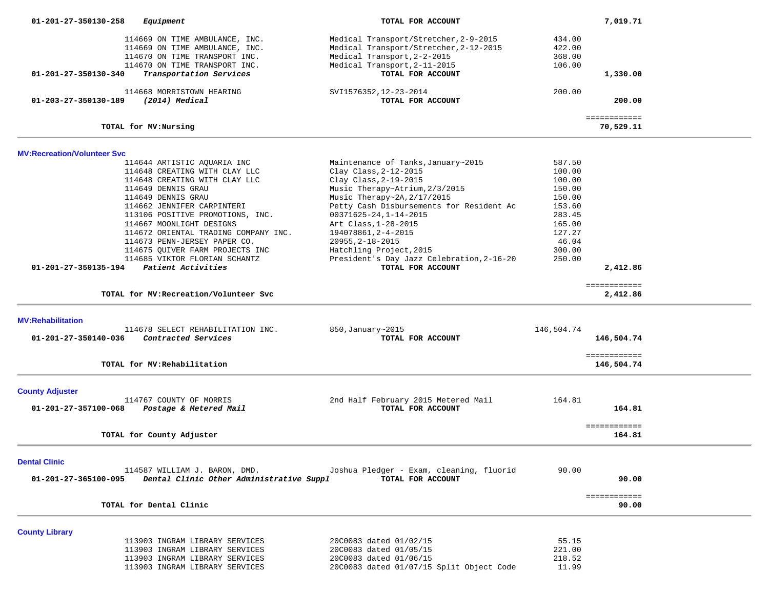**01-201-27-350130-258** ***Equipment*** **TOTAL FOR ACCOUNT** **7,019.71**

| Vendor | Description | Amount | Total |
|---|---|---|---|
| 114669 ON TIME AMBULANCE, INC. | Medical Transport/Stretcher,2-9-2015 | 434.00 | |
| 114669 ON TIME AMBULANCE, INC. | Medical Transport/Stretcher,2-12-2015 | 422.00 | |
| 114670 ON TIME TRANSPORT INC. | Medical Transport,2-2-2015 | 368.00 | |
| 114670 ON TIME TRANSPORT INC. | Medical Transport,2-11-2015 | 106.00 | |
| **01-201-27-350130-340** ***Transportation Services*** | **TOTAL FOR ACCOUNT** | | **1,330.00** |
| 114668 MORRISTOWN HEARING | SVI1576352,12-23-2014 | 200.00 | |
| **01-203-27-350130-189** ***(2014) Medical*** | **TOTAL FOR ACCOUNT** | | **200.00** |

**TOTAL for MV:Nursing** ============ **70,529.11**

---

## MV:Recreation/Volunteer Svc

| Vendor | Description | Amount | Total |
|---|---|---|---|
| 114644 ARTISTIC AQUARIA INC | Maintenance of Tanks,January~2015 | 587.50 | |
| 114648 CREATING WITH CLAY LLC | Clay Class,2-12-2015 | 100.00 | |
| 114648 CREATING WITH CLAY LLC | Clay Class,2-19-2015 | 100.00 | |
| 114649 DENNIS GRAU | Music Therapy~Atrium,2/3/2015 | 150.00 | |
| 114649 DENNIS GRAU | Music Therapy~2A,2/17/2015 | 150.00 | |
| 114662 JENNIFER CARPINTERI | Petty Cash Disbursements for Resident Ac | 153.60 | |
| 113106 POSITIVE PROMOTIONS, INC. | 00371625-24,1-14-2015 | 283.45 | |
| 114667 MOONLIGHT DESIGNS | Art Class,1-28-2015 | 165.00 | |
| 114672 ORIENTAL TRADING COMPANY INC. | 194078861,2-4-2015 | 127.27 | |
| 114673 PENN-JERSEY PAPER CO. | 20955,2-18-2015 | 46.04 | |
| 114675 QUIVER FARM PROJECTS INC | Hatchling Project,2015 | 300.00 | |
| 114685 VIKTOR FLORIAN SCHANTZ | President's Day Jazz Celebration,2-16-20 | 250.00 | |
| **01-201-27-350135-194** ***Patient Activities*** | **TOTAL FOR ACCOUNT** | | **2,412.86** |

**TOTAL for MV:Recreation/Volunteer Svc** ============ **2,412.86**

---

## MV:Rehabilitation

| Vendor | Description | Amount | Total |
|---|---|---|---|
| 114678 SELECT REHABILITATION INC. | 850,January~2015 | 146,504.74 | |
| **01-201-27-350140-036** ***Contracted Services*** | **TOTAL FOR ACCOUNT** | | **146,504.74** |

**TOTAL for MV:Rehabilitation** ============ **146,504.74**

---

## County Adjuster

| Vendor | Description | Amount | Total |
|---|---|---|---|
| 114767 COUNTY OF MORRIS | 2nd Half February 2015 Metered Mail | 164.81 | |
| **01-201-27-357100-068** ***Postage & Metered Mail*** | **TOTAL FOR ACCOUNT** | | **164.81** |

**TOTAL for County Adjuster** ============ **164.81**

---

## Dental Clinic

| Vendor | Description | Amount | Total |
|---|---|---|---|
| 114587 WILLIAM J. BARON, DMD. | Joshua Pledger - Exam, cleaning, fluorid | 90.00 | |
| **01-201-27-365100-095** ***Dental Clinic Other Administrative Suppl*** | **TOTAL FOR ACCOUNT** | | **90.00** |

**TOTAL for Dental Clinic** ============ **90.00**

---

## County Library

| Vendor | Description | Amount | Total |
|---|---|---|---|
| 113903 INGRAM LIBRARY SERVICES | 20C0083 dated 01/02/15 | 55.15 | |
| 113903 INGRAM LIBRARY SERVICES | 20C0083 dated 01/05/15 | 221.00 | |
| 113903 INGRAM LIBRARY SERVICES | 20C0083 dated 01/06/15 | 218.52 | |
| 113903 INGRAM LIBRARY SERVICES | 20C0083 dated 01/07/15 Split Object Code | 11.99 | |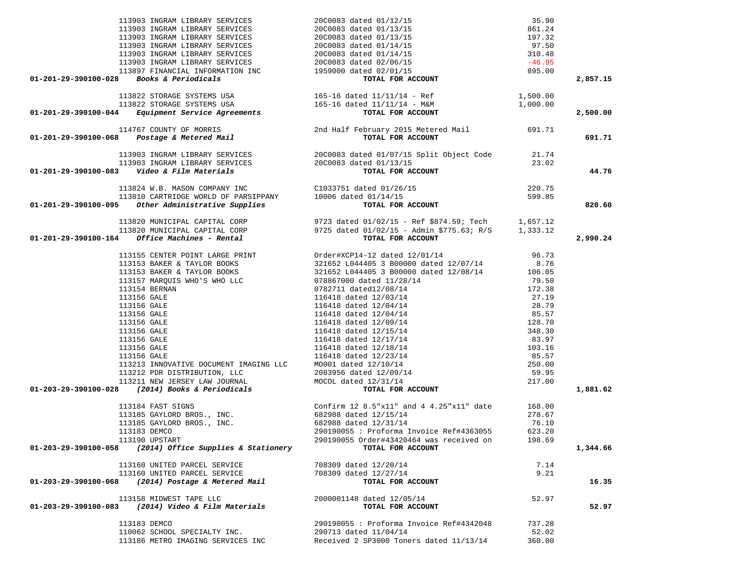| Account | Vendor | Description | Amount | Total |
|---|---|---|---|---|
| | 113903 INGRAM LIBRARY SERVICES | 20C0083 dated 01/12/15 | 35.90 | |
| | 113903 INGRAM LIBRARY SERVICES | 20C0083 dated 01/13/15 | 861.24 | |
| | 113903 INGRAM LIBRARY SERVICES | 20C0083 dated 01/13/15 | 197.32 | |
| | 113903 INGRAM LIBRARY SERVICES | 20C0083 dated 01/14/15 | 97.50 | |
| | 113903 INGRAM LIBRARY SERVICES | 20C0083 dated 01/14/15 | 310.48 | |
| | 113903 INGRAM LIBRARY SERVICES | 20C0083 dated 02/06/15 | -46.95 | |
| | 113897 FINANCIAL INFORMATION INC | 1959000 dated 02/01/15 | 895.00 | |
| **01-201-29-390100-028** | ***Books & Periodicals*** | **TOTAL FOR ACCOUNT** | | **2,857.15** |
| | 113822 STORAGE SYSTEMS USA | 165-16 dated 11/11/14 - Ref | 1,500.00 | |
| | 113822 STORAGE SYSTEMS USA | 165-16 dated 11/11/14 - M&M | 1,000.00 | |
| **01-201-29-390100-044** | ***Equipment Service Agreements*** | **TOTAL FOR ACCOUNT** | | **2,500.00** |
| | 114767 COUNTY OF MORRIS | 2nd Half February 2015 Metered Mail | 691.71 | |
| **01-201-29-390100-068** | ***Postage & Metered Mail*** | **TOTAL FOR ACCOUNT** | | **691.71** |
| | 113903 INGRAM LIBRARY SERVICES | 20C0083 dated 01/07/15 Split Object Code | 21.74 | |
| | 113903 INGRAM LIBRARY SERVICES | 20C0083 dated 01/13/15 | 23.02 | |
| **01-201-29-390100-083** | ***Video & Film Materials*** | **TOTAL FOR ACCOUNT** | | **44.76** |
| | 113824 W.B. MASON COMPANY INC | C1033751 dated 01/26/15 | 220.75 | |
| | 113810 CARTRIDGE WORLD OF PARSIPPANY | 10006 dated 01/14/15 | 599.85 | |
| **01-201-29-390100-095** | ***Other Administrative Supplies*** | **TOTAL FOR ACCOUNT** | | **820.60** |
| | 113820 MUNICIPAL CAPITAL CORP | 9723 dated 01/02/15 - Ref $874.59; Tech | 1,657.12 | |
| | 113820 MUNICIPAL CAPITAL CORP | 9725 dated 01/02/15 - Admin $775.63; R/S | 1,333.12 | |
| **01-201-29-390100-164** | ***Office Machines - Rental*** | **TOTAL FOR ACCOUNT** | | **2,990.24** |
| | 113155 CENTER POINT LARGE PRINT | Order#XCP14-12 dated 12/01/14 | 96.73 | |
| | 113153 BAKER & TAYLOR BOOKS | 321652 L044405 3 B00000 dated 12/07/14 | 8.76 | |
| | 113153 BAKER & TAYLOR BOOKS | 321652 L044405 3 B00000 dated 12/08/14 | 106.05 | |
| | 113157 MARQUIS WHO'S WHO LLC | 078867000 dated 11/28/14 | 79.50 | |
| | 113154 BERNAN | 0782711 dated12/08/14 | 172.38 | |
| | 113156 GALE | 116418 dated 12/03/14 | 27.19 | |
| | 113156 GALE | 116418 dated 12/04/14 | 28.79 | |
| | 113156 GALE | 116418 dated 12/04/14 | 85.57 | |
| | 113156 GALE | 116418 dated 12/09/14 | 128.70 | |
| | 113156 GALE | 116418 dated 12/15/14 | 348.30 | |
| | 113156 GALE | 116418 dated 12/17/14 | 83.97 | |
| | 113156 GALE | 116418 dated 12/18/14 | 103.16 | |
| | 113156 GALE | 116418 dated 12/23/14 | 85.57 | |
| | 113213 INNOVATIVE DOCUMENT IMAGING LLC | MO001 dated 12/10/14 | 250.00 | |
| | 113212 PDR DISTRIBUTION, LLC | 2083956 dated 12/09/14 | 59.95 | |
| | 113211 NEW JERSEY LAW JOURNAL | MOCOL dated 12/31/14 | 217.00 | |
| **01-203-29-390100-028** | ***(2014) Books & Periodicals*** | **TOTAL FOR ACCOUNT** | | **1,881.62** |
| | 113184 FAST SIGNS | Confirm 12 8.5"x11" and 4 4.25"x11" date | 168.00 | |
| | 113185 GAYLORD BROS., INC. | 682988 dated 12/15/14 | 278.67 | |
| | 113185 GAYLORD BROS., INC. | 682988 dated 12/31/14 | 76.10 | |
| | 113183 DEMCO | 290190055 : Proforma Invoice Ref#4363055 | 623.20 | |
| | 113190 UPSTART | 290190055 Order#43420464 was received on | 198.69 | |
| **01-203-29-390100-058** | ***(2014) Office Supplies & Stationery*** | **TOTAL FOR ACCOUNT** | | **1,344.66** |
| | 113160 UNITED PARCEL SERVICE | 708309 dated 12/20/14 | 7.14 | |
| | 113160 UNITED PARCEL SERVICE | 708309 dated 12/27/14 | 9.21 | |
| **01-203-29-390100-068** | ***(2014) Postage & Metered Mail*** | **TOTAL FOR ACCOUNT** | | **16.35** |
| | 113158 MIDWEST TAPE LLC | 2000001148 dated 12/05/14 | 52.97 | |
| **01-203-29-390100-083** | ***(2014) Video & Film Materials*** | **TOTAL FOR ACCOUNT** | | **52.97** |
| | 113183 DEMCO | 290190055 : Proforma Invoice Ref#4342048 | 737.28 | |
| | 110062 SCHOOL SPECIALTY INC. | 290713 dated 11/04/14 | 52.02 | |
| | 113186 METRO IMAGING SERVICES INC | Received 2 SP3000 Toners dated 11/13/14 | 360.00 | |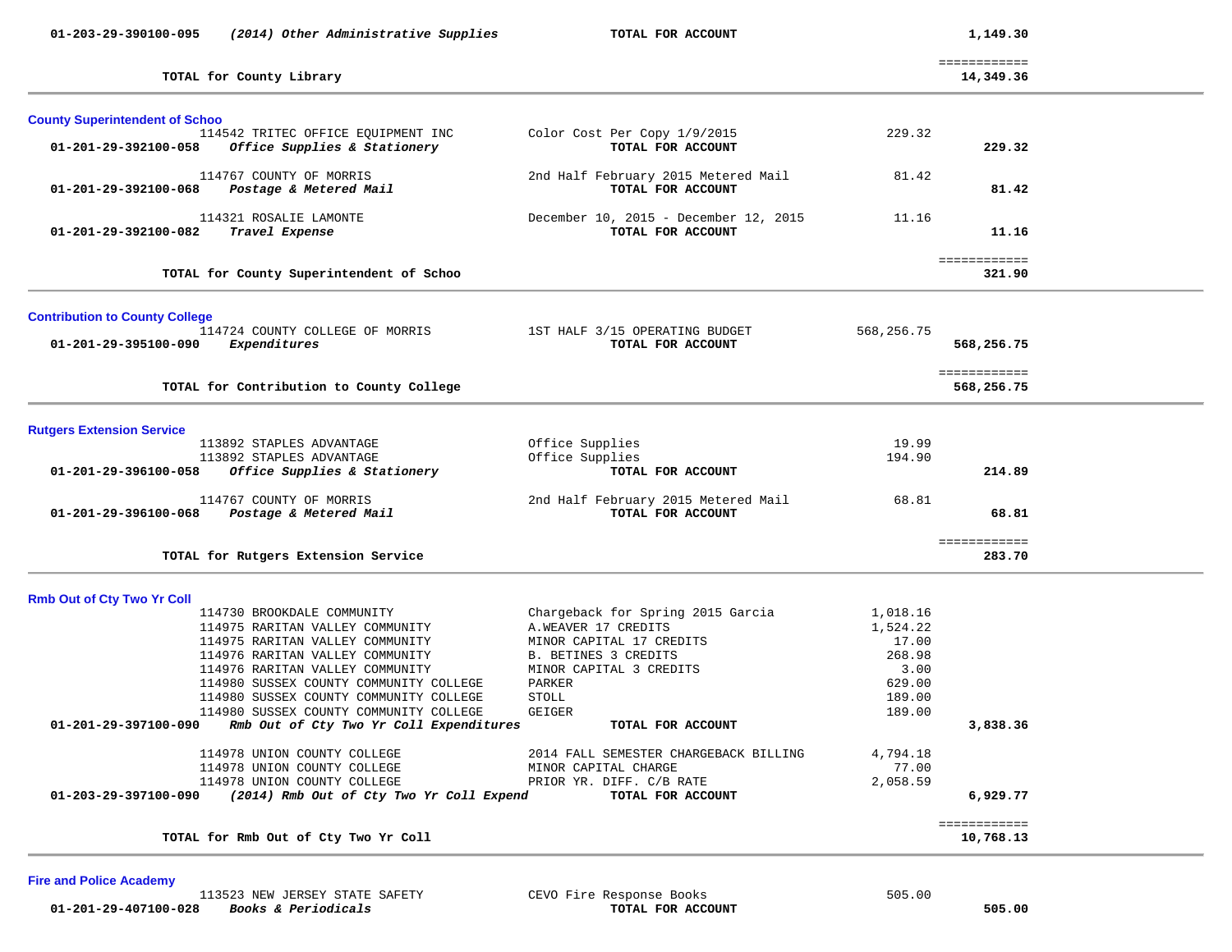| Account | Vendor / Description | Item Description | Amount | Total |
|---|---|---|---|---|
| 01-203-29-390100-095 | *(2014) Other Administrative Supplies* | **TOTAL FOR ACCOUNT** | | **1,149.30** |
| | **TOTAL for County Library** | | | ============ **14,349.36** |

### County Superintendent of Schoo

| Account | Vendor / Description | Item Description | Amount | Total |
|---|---|---|---|---|
| | 114542 TRITEC OFFICE EQUIPMENT INC | Color Cost Per Copy 1/9/2015 | 229.32 | |
| 01-201-29-392100-058 | *Office Supplies & Stationery* | **TOTAL FOR ACCOUNT** | | **229.32** |
| | 114767 COUNTY OF MORRIS | 2nd Half February 2015 Metered Mail | 81.42 | |
| 01-201-29-392100-068 | *Postage & Metered Mail* | **TOTAL FOR ACCOUNT** | | **81.42** |
| | 114321 ROSALIE LAMONTE | December 10, 2015 - December 12, 2015 | 11.16 | |
| 01-201-29-392100-082 | *Travel Expense* | **TOTAL FOR ACCOUNT** | | **11.16** |
| | **TOTAL for County Superintendent of Schoo** | | | ============ **321.90** |

### Contribution to County College

| Account | Vendor / Description | Item Description | Amount | Total |
|---|---|---|---|---|
| | 114724 COUNTY COLLEGE OF MORRIS | 1ST HALF 3/15 OPERATING BUDGET | 568,256.75 | |
| 01-201-29-395100-090 | *Expenditures* | **TOTAL FOR ACCOUNT** | | **568,256.75** |
| | **TOTAL for Contribution to County College** | | | ============ **568,256.75** |

### Rutgers Extension Service

| Account | Vendor / Description | Item Description | Amount | Total |
|---|---|---|---|---|
| | 113892 STAPLES ADVANTAGE | Office Supplies | 19.99 | |
| | 113892 STAPLES ADVANTAGE | Office Supplies | 194.90 | |
| 01-201-29-396100-058 | *Office Supplies & Stationery* | **TOTAL FOR ACCOUNT** | | **214.89** |
| | 114767 COUNTY OF MORRIS | 2nd Half February 2015 Metered Mail | 68.81 | |
| 01-201-29-396100-068 | *Postage & Metered Mail* | **TOTAL FOR ACCOUNT** | | **68.81** |
| | **TOTAL for Rutgers Extension Service** | | | ============ **283.70** |

### Rmb Out of Cty Two Yr Coll

| Account | Vendor / Description | Item Description | Amount | Total |
|---|---|---|---|---|
| | 114730 BROOKDALE COMMUNITY | Chargeback for Spring 2015 Garcia | 1,018.16 | |
| | 114975 RARITAN VALLEY COMMUNITY | A.WEAVER 17 CREDITS | 1,524.22 | |
| | 114975 RARITAN VALLEY COMMUNITY | MINOR CAPITAL 17 CREDITS | 17.00 | |
| | 114976 RARITAN VALLEY COMMUNITY | B. BETINES 3 CREDITS | 268.98 | |
| | 114976 RARITAN VALLEY COMMUNITY | MINOR CAPITAL 3 CREDITS | 3.00 | |
| | 114980 SUSSEX COUNTY COMMUNITY COLLEGE | PARKER | 629.00 | |
| | 114980 SUSSEX COUNTY COMMUNITY COLLEGE | STOLL | 189.00 | |
| | 114980 SUSSEX COUNTY COMMUNITY COLLEGE | GEIGER | 189.00 | |
| 01-201-29-397100-090 | *Rmb Out of Cty Two Yr Coll Expenditures* | **TOTAL FOR ACCOUNT** | | **3,838.36** |
| | 114978 UNION COUNTY COLLEGE | 2014 FALL SEMESTER CHARGEBACK BILLING | 4,794.18 | |
| | 114978 UNION COUNTY COLLEGE | MINOR CAPITAL CHARGE | 77.00 | |
| | 114978 UNION COUNTY COLLEGE | PRIOR YR. DIFF. C/B RATE | 2,058.59 | |
| 01-203-29-397100-090 | *(2014) Rmb Out of Cty Two Yr Coll Expend* | **TOTAL FOR ACCOUNT** | | **6,929.77** |
| | **TOTAL for Rmb Out of Cty Two Yr Coll** | | | ============ **10,768.13** |

### Fire and Police Academy

| Account | Vendor / Description | Item Description | Amount | Total |
|---|---|---|---|---|
| | 113523 NEW JERSEY STATE SAFETY | CEVO Fire Response Books | 505.00 | |
| 01-201-29-407100-028 | *Books & Periodicals* | **TOTAL FOR ACCOUNT** | | **505.00** |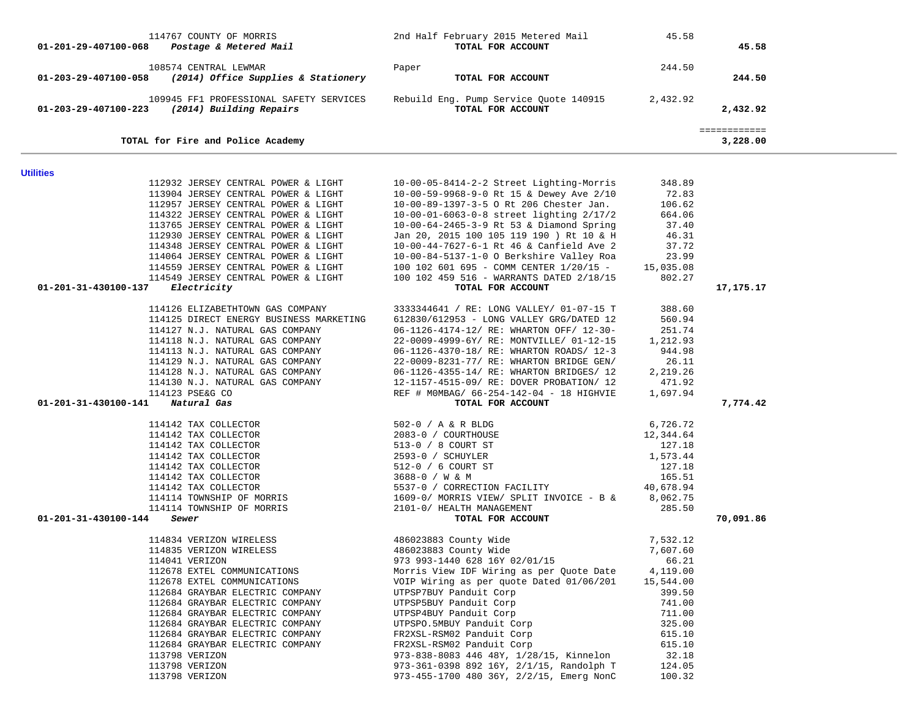| Account | Vendor | Description | Amount | Total |
|---|---|---|---|---|
| | 114767 COUNTY OF MORRIS | 2nd Half February 2015 Metered Mail | 45.58 | |
| 01-201-29-407100-068 | *Postage & Metered Mail* | **TOTAL FOR ACCOUNT** | | **45.58** |
| | 108574 CENTRAL LEWMAR | Paper | 244.50 | |
| 01-203-29-407100-058 | *(2014) Office Supplies & Stationery* | **TOTAL FOR ACCOUNT** | | **244.50** |
| | 109945 FF1 PROFESSIONAL SAFETY SERVICES | Rebuild Eng. Pump Service Quote 140915 | 2,432.92 | |
| 01-203-29-407100-223 | *(2014) Building Repairs* | **TOTAL FOR ACCOUNT** | | **2,432.92** |
| | | | | ============ |
| | **TOTAL for Fire and Police Academy** | | | **3,228.00** |

**Utilities**

| Account | Vendor | Description | Amount | Total |
|---|---|---|---|---|
| | 112932 JERSEY CENTRAL POWER & LIGHT | 10-00-05-8414-2-2 Street Lighting-Morris | 348.89 | |
| | 113904 JERSEY CENTRAL POWER & LIGHT | 10-00-59-9968-9-0 Rt 15 & Dewey Ave 2/10 | 72.83 | |
| | 112957 JERSEY CENTRAL POWER & LIGHT | 10-00-89-1397-3-5 O Rt 206 Chester Jan. | 106.62 | |
| | 114322 JERSEY CENTRAL POWER & LIGHT | 10-00-01-6063-0-8 street lighting 2/17/2 | 664.06 | |
| | 113765 JERSEY CENTRAL POWER & LIGHT | 10-00-64-2465-3-9 Rt 53 & Diamond Spring | 37.40 | |
| | 112930 JERSEY CENTRAL POWER & LIGHT | Jan 20, 2015 100 105 119 190 ) Rt 10 & H | 46.31 | |
| | 114348 JERSEY CENTRAL POWER & LIGHT | 10-00-44-7627-6-1 Rt 46 & Canfield Ave 2 | 37.72 | |
| | 114064 JERSEY CENTRAL POWER & LIGHT | 10-00-84-5137-1-0 O Berkshire Valley Roa | 23.99 | |
| | 114559 JERSEY CENTRAL POWER & LIGHT | 100 102 601 695 - COMM CENTER 1/20/15 - | 15,035.08 | |
| | 114549 JERSEY CENTRAL POWER & LIGHT | 100 102 459 516 - WARRANTS DATED 2/18/15 | 802.27 | |
| 01-201-31-430100-137 | *Electricity* | **TOTAL FOR ACCOUNT** | | **17,175.17** |
| | 114126 ELIZABETHTOWN GAS COMPANY | 3333344641 / RE: LONG VALLEY/ 01-07-15 T | 388.60 | |
| | 114125 DIRECT ENERGY BUSINESS MARKETING | 612830/612953 - LONG VALLEY GRG/DATED 12 | 560.94 | |
| | 114127 N.J. NATURAL GAS COMPANY | 06-1126-4174-12/ RE: WHARTON OFF/ 12-30- | 251.74 | |
| | 114118 N.J. NATURAL GAS COMPANY | 22-0009-4999-6Y/ RE: MONTVILLE/ 01-12-15 | 1,212.93 | |
| | 114113 N.J. NATURAL GAS COMPANY | 06-1126-4370-18/ RE: WHARTON ROADS/ 12-3 | 944.98 | |
| | 114129 N.J. NATURAL GAS COMPANY | 22-0009-8231-77/ RE: WHARTON BRIDGE GEN/ | 26.11 | |
| | 114128 N.J. NATURAL GAS COMPANY | 06-1126-4355-14/ RE: WHARTON BRIDGES/ 12 | 2,219.26 | |
| | 114130 N.J. NATURAL GAS COMPANY | 12-1157-4515-09/ RE: DOVER PROBATION/ 12 | 471.92 | |
| | 114123 PSE&G CO | REF # M0MBAG/ 66-254-142-04 - 18 HIGHVIE | 1,697.94 | |
| 01-201-31-430100-141 | *Natural Gas* | **TOTAL FOR ACCOUNT** | | **7,774.42** |
| | 114142 TAX COLLECTOR | 502-0 / A & R BLDG | 6,726.72 | |
| | 114142 TAX COLLECTOR | 2083-0 / COURTHOUSE | 12,344.64 | |
| | 114142 TAX COLLECTOR | 513-0 / 8 COURT ST | 127.18 | |
| | 114142 TAX COLLECTOR | 2593-0 / SCHUYLER | 1,573.44 | |
| | 114142 TAX COLLECTOR | 512-0 / 6 COURT ST | 127.18 | |
| | 114142 TAX COLLECTOR | 3688-0 / W & M | 165.51 | |
| | 114142 TAX COLLECTOR | 5537-0 / CORRECTION FACILITY | 40,678.94 | |
| | 114114 TOWNSHIP OF MORRIS | 1609-0/ MORRIS VIEW/ SPLIT INVOICE - B & | 8,062.75 | |
| | 114114 TOWNSHIP OF MORRIS | 2101-0/ HEALTH MANAGEMENT | 285.50 | |
| 01-201-31-430100-144 | *Sewer* | **TOTAL FOR ACCOUNT** | | **70,091.86** |
| | 114834 VERIZON WIRELESS | 486023883 County Wide | 7,532.12 | |
| | 114835 VERIZON WIRELESS | 486023883 County Wide | 7,607.60 | |
| | 114041 VERIZON | 973 993-1440 628 16Y 02/01/15 | 66.21 | |
| | 112678 EXTEL COMMUNICATIONS | Morris View IDF Wiring as per Quote Date | 4,119.00 | |
| | 112678 EXTEL COMMUNICATIONS | VOIP Wiring as per quote Dated 01/06/201 | 15,544.00 | |
| | 112684 GRAYBAR ELECTRIC COMPANY | UTPSP7BUY Panduit Corp | 399.50 | |
| | 112684 GRAYBAR ELECTRIC COMPANY | UTPSP5BUY Panduit Corp | 741.00 | |
| | 112684 GRAYBAR ELECTRIC COMPANY | UTPSP4BUY Panduit Corp | 711.00 | |
| | 112684 GRAYBAR ELECTRIC COMPANY | UTPSPO.5MBUY Panduit Corp | 325.00 | |
| | 112684 GRAYBAR ELECTRIC COMPANY | FR2XSL-RSM02 Panduit Corp | 615.10 | |
| | 112684 GRAYBAR ELECTRIC COMPANY | FR2XSL-RSM02 Panduit Corp | 615.10 | |
| | 113798 VERIZON | 973-838-8083 446 48Y, 1/28/15, Kinnelon | 32.18 | |
| | 113798 VERIZON | 973-361-0398 892 16Y, 2/1/15, Randolph T | 124.05 | |
| | 113798 VERIZON | 973-455-1700 480 36Y, 2/2/15, Emerg NonC | 100.32 | |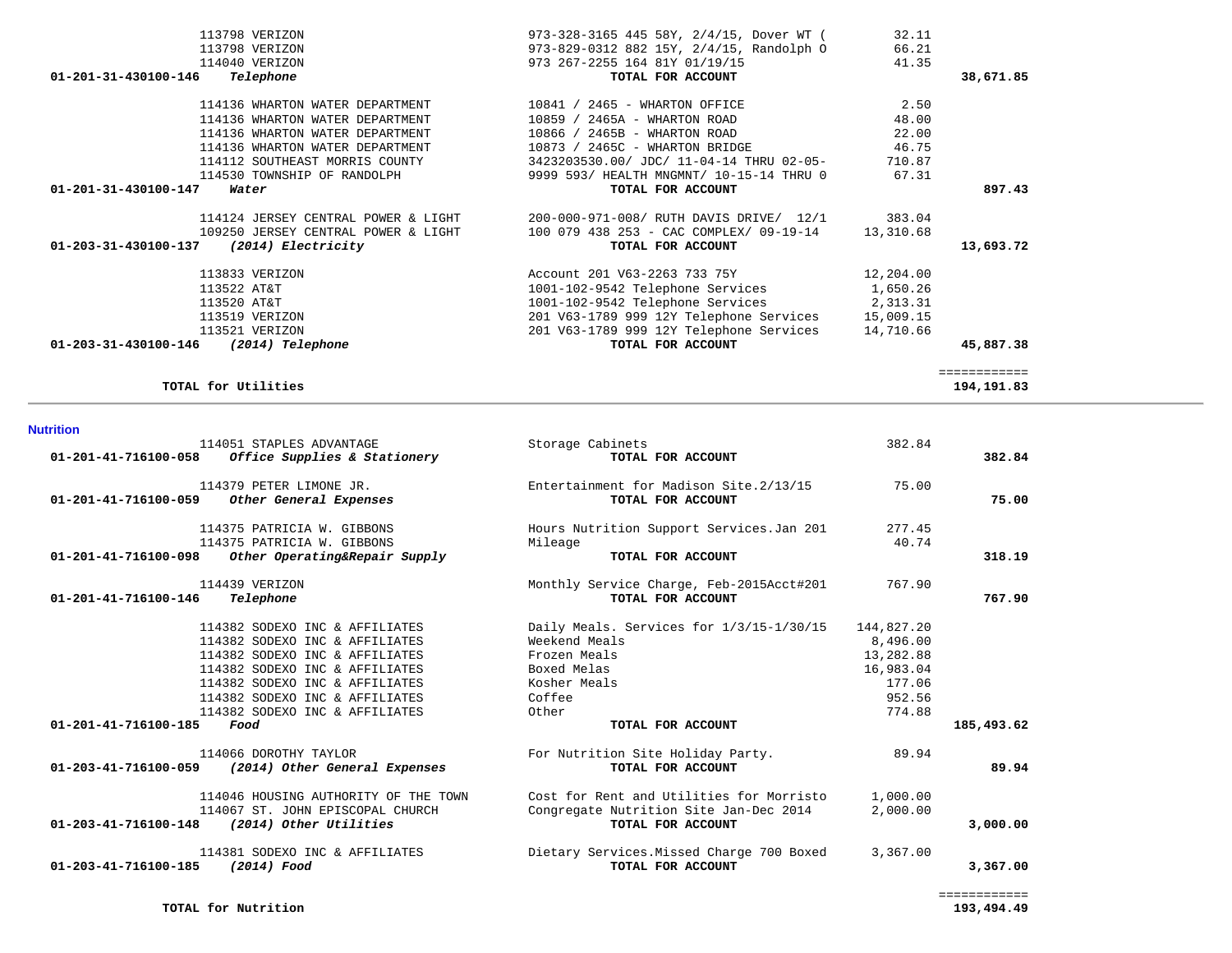| Account | Vendor / Description | Detail | Amount | Total |
|---|---|---|---|---|
| | 113798 VERIZON | 973-328-3165 445 58Y, 2/4/15, Dover WT ( | 32.11 | |
| | 113798 VERIZON | 973-829-0312 882 15Y, 2/4/15, Randolph O | 66.21 | |
| | 114040 VERIZON | 973 267-2255 164 81Y 01/19/15 | 41.35 | |
| 01-201-31-430100-146 | *Telephone* | **TOTAL FOR ACCOUNT** | | **38,671.85** |
| | 114136 WHARTON WATER DEPARTMENT | 10841 / 2465 - WHARTON OFFICE | 2.50 | |
| | 114136 WHARTON WATER DEPARTMENT | 10859 / 2465A - WHARTON ROAD | 48.00 | |
| | 114136 WHARTON WATER DEPARTMENT | 10866 / 2465B - WHARTON ROAD | 22.00 | |
| | 114136 WHARTON WATER DEPARTMENT | 10873 / 2465C - WHARTON BRIDGE | 46.75 | |
| | 114112 SOUTHEAST MORRIS COUNTY | 3423203530.00/ JDC/ 11-04-14 THRU 02-05- | 710.87 | |
| | 114530 TOWNSHIP OF RANDOLPH | 9999 593/ HEALTH MNGMNT/ 10-15-14 THRU 0 | 67.31 | |
| 01-201-31-430100-147 | *Water* | **TOTAL FOR ACCOUNT** | | **897.43** |
| | 114124 JERSEY CENTRAL POWER & LIGHT | 200-000-971-008/ RUTH DAVIS DRIVE/ 12/1 | 383.04 | |
| | 109250 JERSEY CENTRAL POWER & LIGHT | 100 079 438 253 - CAC COMPLEX/ 09-19-14 | 13,310.68 | |
| 01-203-31-430100-137 | *(2014) Electricity* | **TOTAL FOR ACCOUNT** | | **13,693.72** |
| | 113833 VERIZON | Account 201 V63-2263 733 75Y | 12,204.00 | |
| | 113522 AT&T | 1001-102-9542 Telephone Services | 1,650.26 | |
| | 113520 AT&T | 1001-102-9542 Telephone Services | 2,313.31 | |
| | 113519 VERIZON | 201 V63-1789 999 12Y Telephone Services | 15,009.15 | |
| | 113521 VERIZON | 201 V63-1789 999 12Y Telephone Services | 14,710.66 | |
| 01-203-31-430100-146 | *(2014) Telephone* | **TOTAL FOR ACCOUNT** | | **45,887.38** |
| | | | | ============ |
| | **TOTAL for Utilities** | | | **194,191.83** |

## Nutrition

| Account | Vendor / Description | Detail | Amount | Total |
|---|---|---|---|---|
| | 114051 STAPLES ADVANTAGE | Storage Cabinets | 382.84 | |
| 01-201-41-716100-058 | *Office Supplies & Stationery* | **TOTAL FOR ACCOUNT** | | **382.84** |
| | 114379 PETER LIMONE JR. | Entertainment for Madison Site.2/13/15 | 75.00 | |
| 01-201-41-716100-059 | *Other General Expenses* | **TOTAL FOR ACCOUNT** | | **75.00** |
| | 114375 PATRICIA W. GIBBONS | Hours Nutrition Support Services.Jan 201 | 277.45 | |
| | 114375 PATRICIA W. GIBBONS | Mileage | 40.74 | |
| 01-201-41-716100-098 | *Other Operating&Repair Supply* | **TOTAL FOR ACCOUNT** | | **318.19** |
| | 114439 VERIZON | Monthly Service Charge, Feb-2015Acct#201 | 767.90 | |
| 01-201-41-716100-146 | *Telephone* | **TOTAL FOR ACCOUNT** | | **767.90** |
| | 114382 SODEXO INC & AFFILIATES | Daily Meals. Services for 1/3/15-1/30/15 | 144,827.20 | |
| | 114382 SODEXO INC & AFFILIATES | Weekend Meals | 8,496.00 | |
| | 114382 SODEXO INC & AFFILIATES | Frozen Meals | 13,282.88 | |
| | 114382 SODEXO INC & AFFILIATES | Boxed Melas | 16,983.04 | |
| | 114382 SODEXO INC & AFFILIATES | Kosher Meals | 177.06 | |
| | 114382 SODEXO INC & AFFILIATES | Coffee | 952.56 | |
| | 114382 SODEXO INC & AFFILIATES | Other | 774.88 | |
| 01-201-41-716100-185 | *Food* | **TOTAL FOR ACCOUNT** | | **185,493.62** |
| | 114066 DOROTHY TAYLOR | For Nutrition Site Holiday Party. | 89.94 | |
| 01-203-41-716100-059 | *(2014) Other General Expenses* | **TOTAL FOR ACCOUNT** | | **89.94** |
| | 114046 HOUSING AUTHORITY OF THE TOWN | Cost for Rent and Utilities for Morristo | 1,000.00 | |
| | 114067 ST. JOHN EPISCOPAL CHURCH | Congregate Nutrition Site Jan-Dec 2014 | 2,000.00 | |
| 01-203-41-716100-148 | *(2014) Other Utilities* | **TOTAL FOR ACCOUNT** | | **3,000.00** |
| | 114381 SODEXO INC & AFFILIATES | Dietary Services.Missed Charge 700 Boxed | 3,367.00 | |
| 01-203-41-716100-185 | *(2014) Food* | **TOTAL FOR ACCOUNT** | | **3,367.00** |
| | | | | ============ |
| | **TOTAL for Nutrition** | | | **193,494.49** |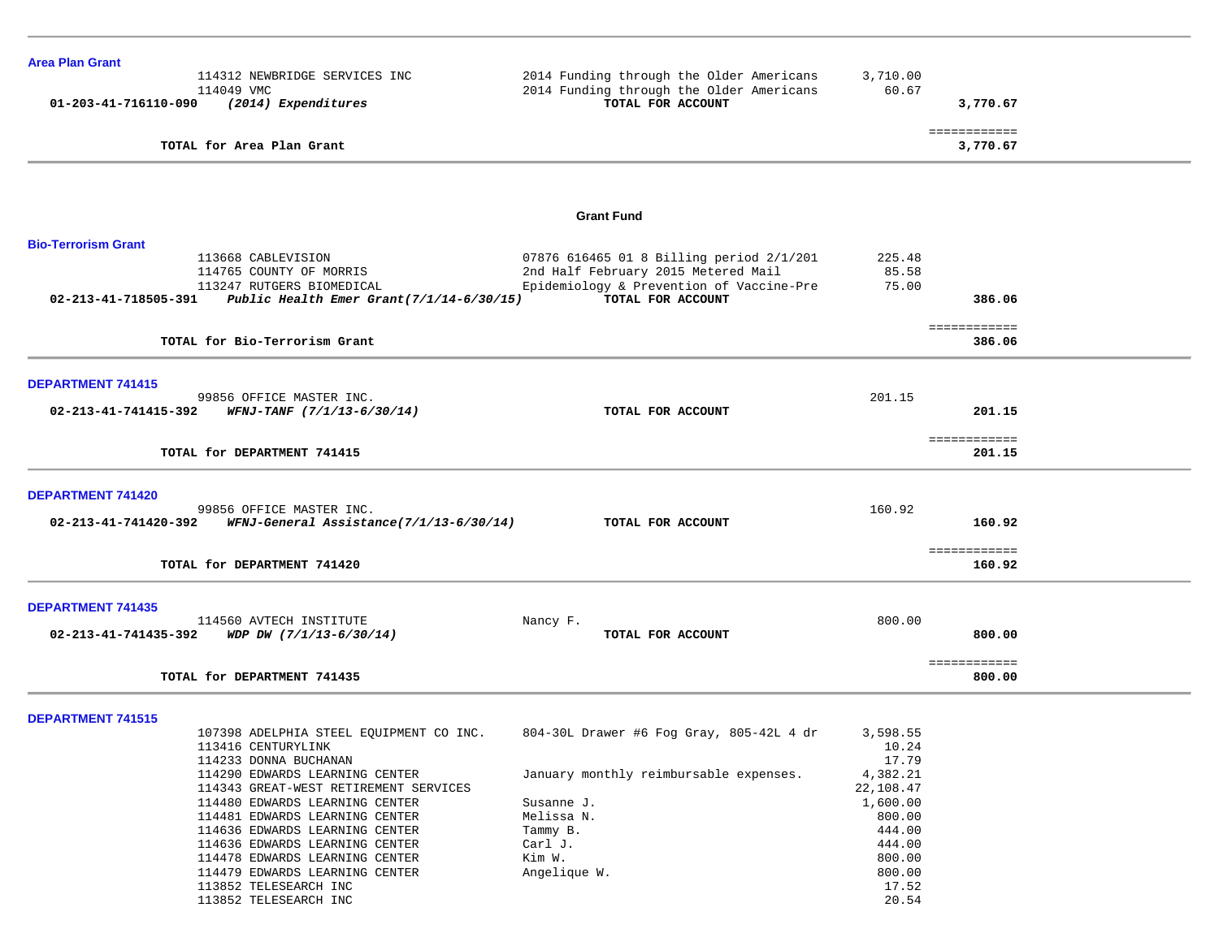## Area Plan Grant

| | Vendor | Description | Amount | Total |
|---|---|---|---|---|
| | 114312 NEWBRIDGE SERVICES INC | 2014 Funding through the Older Americans | 3,710.00 | |
| | 114049 VMC | 2014 Funding through the Older Americans | 60.67 | |
| **01-203-41-716110-090** | ***(2014) Expenditures*** | **TOTAL FOR ACCOUNT** | | **3,770.67** |

| | | ============ |
|---|---|---|
| | **TOTAL for Area Plan Grant** | **3,770.67** |

## Grant Fund

## Bio-Terrorism Grant

| | Vendor | Description | Amount | Total |
|---|---|---|---|---|
| | 113668 CABLEVISION | 07876 616465 01 8 Billing period 2/1/201 | 225.48 | |
| | 114765 COUNTY OF MORRIS | 2nd Half February 2015 Metered Mail | 85.58 | |
| | 113247 RUTGERS BIOMEDICAL | Epidemiology & Prevention of Vaccine-Pre | 75.00 | |
| **02-213-41-718505-391** | ***Public Health Emer Grant(7/1/14-6/30/15)*** | **TOTAL FOR ACCOUNT** | | **386.06** |

| | | ============ |
|---|---|---|
| | **TOTAL for Bio-Terrorism Grant** | **386.06** |

## DEPARTMENT 741415

| | Vendor | Description | Amount | Total |
|---|---|---|---|---|
| | 99856 OFFICE MASTER INC. | | 201.15 | |
| **02-213-41-741415-392** | ***WFNJ-TANF (7/1/13-6/30/14)*** | **TOTAL FOR ACCOUNT** | | **201.15** |

| | | ============ |
|---|---|---|
| | **TOTAL for DEPARTMENT 741415** | **201.15** |

## DEPARTMENT 741420

| | Vendor | Description | Amount | Total |
|---|---|---|---|---|
| | 99856 OFFICE MASTER INC. | | 160.92 | |
| **02-213-41-741420-392** | ***WFNJ-General Assistance(7/1/13-6/30/14)*** | **TOTAL FOR ACCOUNT** | | **160.92** |

| | | ============ |
|---|---|---|
| | **TOTAL for DEPARTMENT 741420** | **160.92** |

## DEPARTMENT 741435

| | Vendor | Description | Amount | Total |
|---|---|---|---|---|
| | 114560 AVTECH INSTITUTE | Nancy F. | 800.00 | |
| **02-213-41-741435-392** | ***WDP DW (7/1/13-6/30/14)*** | **TOTAL FOR ACCOUNT** | | **800.00** |

| | | ============ |
|---|---|---|
| | **TOTAL for DEPARTMENT 741435** | **800.00** |

## DEPARTMENT 741515

| | Vendor | Description | Amount |
|---|---|---|---|
| | 107398 ADELPHIA STEEL EQUIPMENT CO INC. | 804-30L Drawer #6 Fog Gray, 805-42L 4 dr | 3,598.55 |
| | 113416 CENTURYLINK | | 10.24 |
| | 114233 DONNA BUCHANAN | | 17.79 |
| | 114290 EDWARDS LEARNING CENTER | January monthly reimbursable expenses. | 4,382.21 |
| | 114343 GREAT-WEST RETIREMENT SERVICES | | 22,108.47 |
| | 114480 EDWARDS LEARNING CENTER | Susanne J. | 1,600.00 |
| | 114481 EDWARDS LEARNING CENTER | Melissa N. | 800.00 |
| | 114636 EDWARDS LEARNING CENTER | Tammy B. | 444.00 |
| | 114636 EDWARDS LEARNING CENTER | Carl J. | 444.00 |
| | 114478 EDWARDS LEARNING CENTER | Kim W. | 800.00 |
| | 114479 EDWARDS LEARNING CENTER | Angelique W. | 800.00 |
| | 113852 TELESEARCH INC | | 17.52 |
| | 113852 TELESEARCH INC | | 20.54 |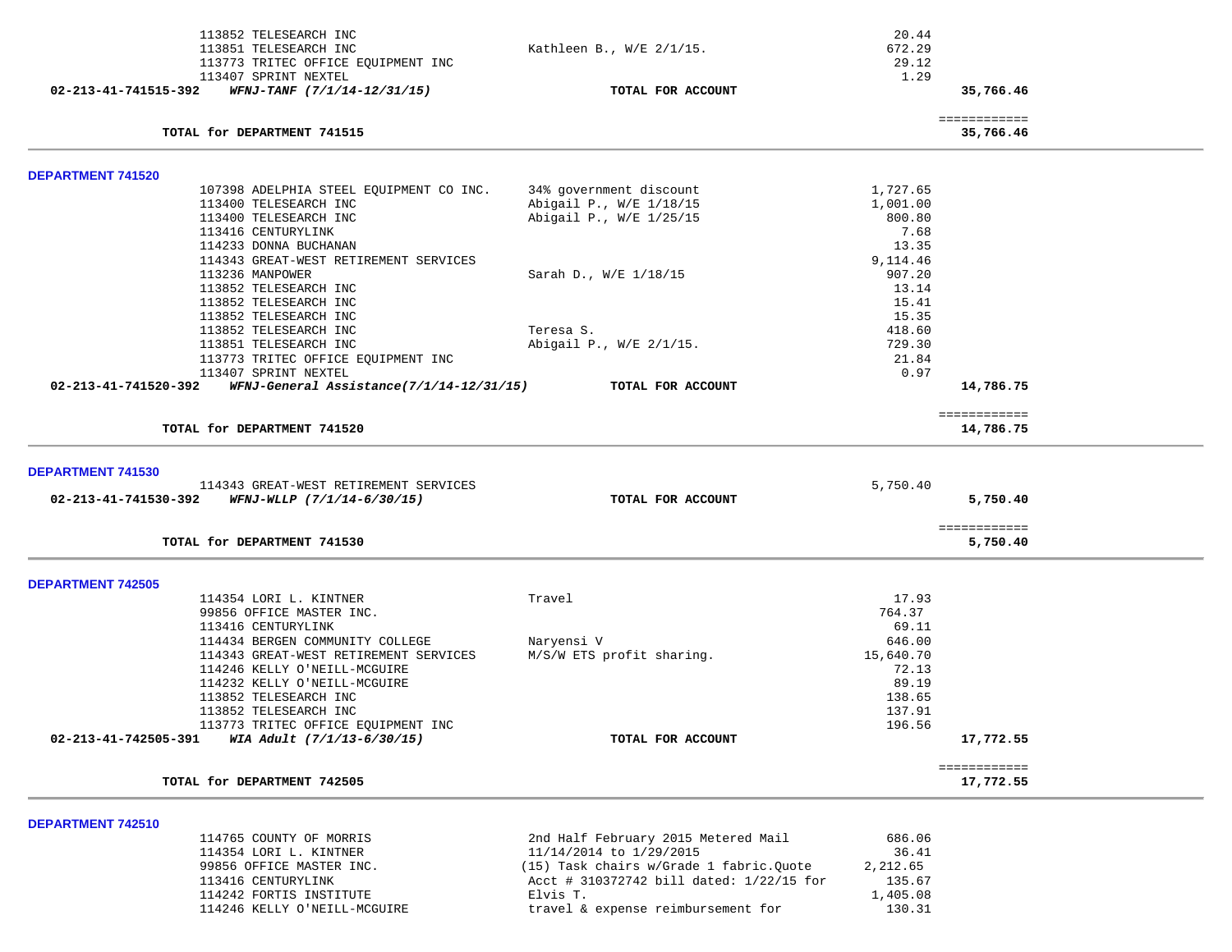| | | | |
|---|---|---|---|
| 113852 TELESEARCH INC | | 20.44 | |
| 113851 TELESEARCH INC | Kathleen B., W/E 2/1/15. | 672.29 | |
| 113773 TRITEC OFFICE EQUIPMENT INC | | 29.12 | |
| 113407 SPRINT NEXTEL | | 1.29 | |
| **02-213-41-741515-392** ***WFNJ-TANF (7/1/14-12/31/15)*** | **TOTAL FOR ACCOUNT** | | **35,766.46** |
| | | | ============ |
| **TOTAL for DEPARTMENT 741515** | | | **35,766.46** |

**DEPARTMENT 741520**

| | | | |
|---|---|---|---|
| 107398 ADELPHIA STEEL EQUIPMENT CO INC. | 34% government discount | 1,727.65 | |
| 113400 TELESEARCH INC | Abigail P., W/E 1/18/15 | 1,001.00 | |
| 113400 TELESEARCH INC | Abigail P., W/E 1/25/15 | 800.80 | |
| 113416 CENTURYLINK | | 7.68 | |
| 114233 DONNA BUCHANAN | | 13.35 | |
| 114343 GREAT-WEST RETIREMENT SERVICES | | 9,114.46 | |
| 113236 MANPOWER | Sarah D., W/E 1/18/15 | 907.20 | |
| 113852 TELESEARCH INC | | 13.14 | |
| 113852 TELESEARCH INC | | 15.41 | |
| 113852 TELESEARCH INC | | 15.35 | |
| 113852 TELESEARCH INC | Teresa S. | 418.60 | |
| 113851 TELESEARCH INC | Abigail P., W/E 2/1/15. | 729.30 | |
| 113773 TRITEC OFFICE EQUIPMENT INC | | 21.84 | |
| 113407 SPRINT NEXTEL | | 0.97 | |
| **02-213-41-741520-392** ***WFNJ-General Assistance(7/1/14-12/31/15)*** | **TOTAL FOR ACCOUNT** | | **14,786.75** |
| | | | ============ |
| **TOTAL for DEPARTMENT 741520** | | | **14,786.75** |

**DEPARTMENT 741530**

| | | | |
|---|---|---|---|
| 114343 GREAT-WEST RETIREMENT SERVICES | | 5,750.40 | |
| **02-213-41-741530-392** ***WFNJ-WLLP (7/1/14-6/30/15)*** | **TOTAL FOR ACCOUNT** | | **5,750.40** |
| | | | ============ |
| **TOTAL for DEPARTMENT 741530** | | | **5,750.40** |

**DEPARTMENT 742505**

| | | | |
|---|---|---|---|
| 114354 LORI L. KINTNER | Travel | 17.93 | |
| 99856 OFFICE MASTER INC. | | 764.37 | |
| 113416 CENTURYLINK | | 69.11 | |
| 114434 BERGEN COMMUNITY COLLEGE | Naryensi V | 646.00 | |
| 114343 GREAT-WEST RETIREMENT SERVICES | M/S/W ETS profit sharing. | 15,640.70 | |
| 114246 KELLY O'NEILL-MCGUIRE | | 72.13 | |
| 114232 KELLY O'NEILL-MCGUIRE | | 89.19 | |
| 113852 TELESEARCH INC | | 138.65 | |
| 113852 TELESEARCH INC | | 137.91 | |
| 113773 TRITEC OFFICE EQUIPMENT INC | | 196.56 | |
| **02-213-41-742505-391** ***WIA Adult (7/1/13-6/30/15)*** | **TOTAL FOR ACCOUNT** | | **17,772.55** |
| | | | ============ |
| **TOTAL for DEPARTMENT 742505** | | | **17,772.55** |

**DEPARTMENT 742510**

| | | | |
|---|---|---|---|
| 114765 COUNTY OF MORRIS | 2nd Half February 2015 Metered Mail | 686.06 | |
| 114354 LORI L. KINTNER | 11/14/2014 to 1/29/2015 | 36.41 | |
| 99856 OFFICE MASTER INC. | (15) Task chairs w/Grade 1 fabric.Quote | 2,212.65 | |
| 113416 CENTURYLINK | Acct # 310372742 bill dated: 1/22/15 for | 135.67 | |
| 114242 FORTIS INSTITUTE | Elvis T. | 1,405.08 | |
| 114246 KELLY O'NEILL-MCGUIRE | travel & expense reimbursement for | 130.31 | |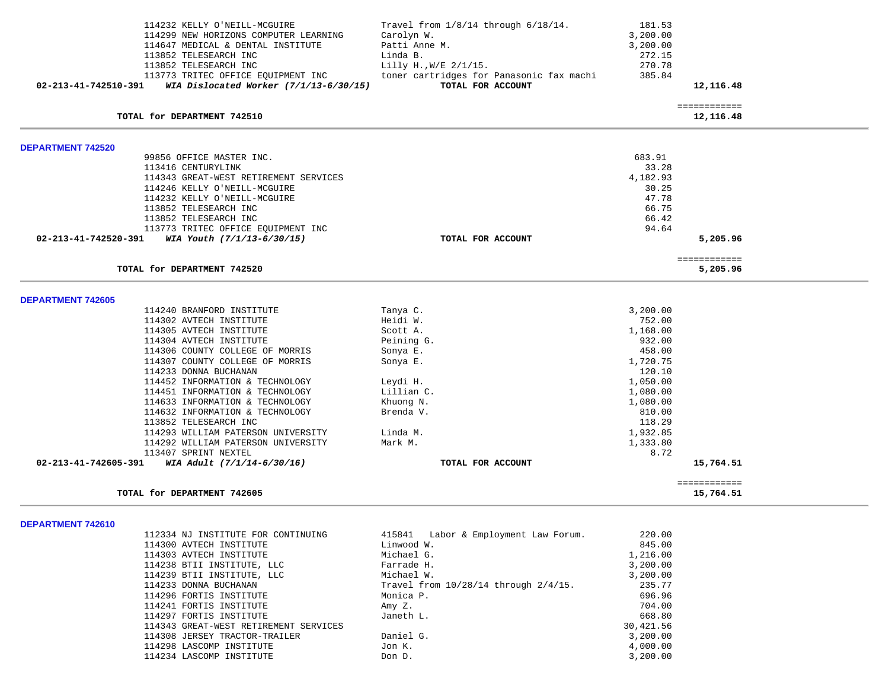| | | | |
|---|---|---|---|
| 114232 KELLY O'NEILL-MCGUIRE | Travel from 1/8/14 through 6/18/14. | 181.53 | |
| 114299 NEW HORIZONS COMPUTER LEARNING | Carolyn W. | 3,200.00 | |
| 114647 MEDICAL & DENTAL INSTITUTE | Patti Anne M. | 3,200.00 | |
| 113852 TELESEARCH INC | Linda B. | 272.15 | |
| 113852 TELESEARCH INC | Lilly H.,W/E 2/1/15. | 270.78 | |
| 113773 TRITEC OFFICE EQUIPMENT INC | toner cartridges for Panasonic fax machi | 385.84 | |
| **02-213-41-742510-391** ***WIA Dislocated Worker (7/1/13-6/30/15)*** | **TOTAL FOR ACCOUNT** | | **12,116.48** |
| | | | ============ |
| **TOTAL for DEPARTMENT 742510** | | | **12,116.48** |

**DEPARTMENT 742520**

| | | | |
|---|---|---|---|
| 99856 OFFICE MASTER INC. | | 683.91 | |
| 113416 CENTURYLINK | | 33.28 | |
| 114343 GREAT-WEST RETIREMENT SERVICES | | 4,182.93 | |
| 114246 KELLY O'NEILL-MCGUIRE | | 30.25 | |
| 114232 KELLY O'NEILL-MCGUIRE | | 47.78 | |
| 113852 TELESEARCH INC | | 66.75 | |
| 113852 TELESEARCH INC | | 66.42 | |
| 113773 TRITEC OFFICE EQUIPMENT INC | | 94.64 | |
| **02-213-41-742520-391** ***WIA Youth (7/1/13-6/30/15)*** | **TOTAL FOR ACCOUNT** | | **5,205.96** |
| | | | ============ |
| **TOTAL for DEPARTMENT 742520** | | | **5,205.96** |

**DEPARTMENT 742605**

| | | | |
|---|---|---|---|
| 114240 BRANFORD INSTITUTE | Tanya C. | 3,200.00 | |
| 114302 AVTECH INSTITUTE | Heidi W. | 752.00 | |
| 114305 AVTECH INSTITUTE | Scott A. | 1,168.00 | |
| 114304 AVTECH INSTITUTE | Peining G. | 932.00 | |
| 114306 COUNTY COLLEGE OF MORRIS | Sonya E. | 458.00 | |
| 114307 COUNTY COLLEGE OF MORRIS | Sonya E. | 1,720.75 | |
| 114233 DONNA BUCHANAN | | 120.10 | |
| 114452 INFORMATION & TECHNOLOGY | Leydi H. | 1,050.00 | |
| 114451 INFORMATION & TECHNOLOGY | Lillian C. | 1,080.00 | |
| 114633 INFORMATION & TECHNOLOGY | Khuong N. | 1,080.00 | |
| 114632 INFORMATION & TECHNOLOGY | Brenda V. | 810.00 | |
| 113852 TELESEARCH INC | | 118.29 | |
| 114293 WILLIAM PATERSON UNIVERSITY | Linda M. | 1,932.85 | |
| 114292 WILLIAM PATERSON UNIVERSITY | Mark M. | 1,333.80 | |
| 113407 SPRINT NEXTEL | | 8.72 | |
| **02-213-41-742605-391** ***WIA Adult (7/1/14-6/30/16)*** | **TOTAL FOR ACCOUNT** | | **15,764.51** |
| | | | ============ |
| **TOTAL for DEPARTMENT 742605** | | | **15,764.51** |

**DEPARTMENT 742610**

| | | | |
|---|---|---|---|
| 112334 NJ INSTITUTE FOR CONTINUING | 415841 Labor & Employment Law Forum. | 220.00 | |
| 114300 AVTECH INSTITUTE | Linwood W. | 845.00 | |
| 114303 AVTECH INSTITUTE | Michael G. | 1,216.00 | |
| 114238 BTII INSTITUTE, LLC | Farrade H. | 3,200.00 | |
| 114239 BTII INSTITUTE, LLC | Michael W. | 3,200.00 | |
| 114233 DONNA BUCHANAN | Travel from 10/28/14 through 2/4/15. | 235.77 | |
| 114296 FORTIS INSTITUTE | Monica P. | 696.96 | |
| 114241 FORTIS INSTITUTE | Amy Z. | 704.00 | |
| 114297 FORTIS INSTITUTE | Janeth L. | 668.80 | |
| 114343 GREAT-WEST RETIREMENT SERVICES | | 30,421.56 | |
| 114308 JERSEY TRACTOR-TRAILER | Daniel G. | 3,200.00 | |
| 114298 LASCOMP INSTITUTE | Jon K. | 4,000.00 | |
| 114234 LASCOMP INSTITUTE | Don D. | 3,200.00 | |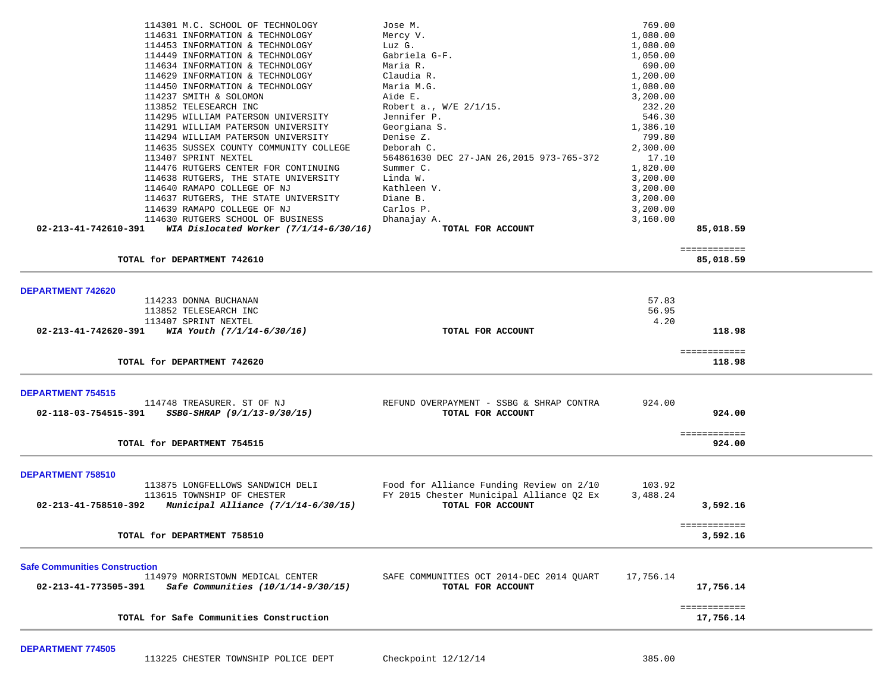| | Vendor | Description | Amount | Total |
|---|---|---|---|---|
| | 114301 M.C. SCHOOL OF TECHNOLOGY | Jose M. | 769.00 | |
| | 114631 INFORMATION & TECHNOLOGY | Mercy V. | 1,080.00 | |
| | 114453 INFORMATION & TECHNOLOGY | Luz G. | 1,080.00 | |
| | 114449 INFORMATION & TECHNOLOGY | Gabriela G-F. | 1,050.00 | |
| | 114634 INFORMATION & TECHNOLOGY | Maria R. | 690.00 | |
| | 114629 INFORMATION & TECHNOLOGY | Claudia R. | 1,200.00 | |
| | 114450 INFORMATION & TECHNOLOGY | Maria M.G. | 1,080.00 | |
| | 114237 SMITH & SOLOMON | Aide E. | 3,200.00 | |
| | 113852 TELESEARCH INC | Robert a., W/E 2/1/15. | 232.20 | |
| | 114295 WILLIAM PATERSON UNIVERSITY | Jennifer P. | 546.30 | |
| | 114291 WILLIAM PATERSON UNIVERSITY | Georgiana S. | 1,386.10 | |
| | 114294 WILLIAM PATERSON UNIVERSITY | Denise Z. | 799.80 | |
| | 114635 SUSSEX COUNTY COMMUNITY COLLEGE | Deborah C. | 2,300.00 | |
| | 113407 SPRINT NEXTEL | 564861630 DEC 27-JAN 26,2015 973-765-372 | 17.10 | |
| | 114476 RUTGERS CENTER FOR CONTINUING | Summer C. | 1,820.00 | |
| | 114638 RUTGERS, THE STATE UNIVERSITY | Linda W. | 3,200.00 | |
| | 114640 RAMAPO COLLEGE OF NJ | Kathleen V. | 3,200.00 | |
| | 114637 RUTGERS, THE STATE UNIVERSITY | Diane B. | 3,200.00 | |
| | 114639 RAMAPO COLLEGE OF NJ | Carlos P. | 3,200.00 | |
| | 114630 RUTGERS SCHOOL OF BUSINESS | Dhanajay A. | 3,160.00 | |
| **02-213-41-742610-391** | ***WIA Dislocated Worker (7/1/14-6/30/16)*** | **TOTAL FOR ACCOUNT** | | **85,018.59** |
| | **TOTAL for DEPARTMENT 742610** | | | **85,018.59** |

**DEPARTMENT 742620**

| | Vendor | Description | Amount | Total |
|---|---|---|---|---|
| | 114233 DONNA BUCHANAN | | 57.83 | |
| | 113852 TELESEARCH INC | | 56.95 | |
| | 113407 SPRINT NEXTEL | | 4.20 | |
| **02-213-41-742620-391** | ***WIA Youth (7/1/14-6/30/16)*** | **TOTAL FOR ACCOUNT** | | **118.98** |
| | **TOTAL for DEPARTMENT 742620** | | | **118.98** |

**DEPARTMENT 754515**

| | Vendor | Description | Amount | Total |
|---|---|---|---|---|
| | 114748 TREASURER. ST OF NJ | REFUND OVERPAYMENT - SSBG & SHRAP CONTRA | 924.00 | |
| **02-118-03-754515-391** | ***SSBG-SHRAP (9/1/13-9/30/15)*** | **TOTAL FOR ACCOUNT** | | **924.00** |
| | **TOTAL for DEPARTMENT 754515** | | | **924.00** |

**DEPARTMENT 758510**

| | Vendor | Description | Amount | Total |
|---|---|---|---|---|
| | 113875 LONGFELLOWS SANDWICH DELI | Food for Alliance Funding Review on 2/10 | 103.92 | |
| | 113615 TOWNSHIP OF CHESTER | FY 2015 Chester Municipal Alliance Q2 Ex | 3,488.24 | |
| **02-213-41-758510-392** | ***Municipal Alliance (7/1/14-6/30/15)*** | **TOTAL FOR ACCOUNT** | | **3,592.16** |
| | **TOTAL for DEPARTMENT 758510** | | | **3,592.16** |

**Safe Communities Construction**

| | Vendor | Description | Amount | Total |
|---|---|---|---|---|
| | 114979 MORRISTOWN MEDICAL CENTER | SAFE COMMUNITIES OCT 2014-DEC 2014 QUART | 17,756.14 | |
| **02-213-41-773505-391** | ***Safe Communities (10/1/14-9/30/15)*** | **TOTAL FOR ACCOUNT** | | **17,756.14** |
| | **TOTAL for Safe Communities Construction** | | | **17,756.14** |

**DEPARTMENT 774505**

| | Vendor | Description | Amount | Total |
|---|---|---|---|---|
| | 113225 CHESTER TOWNSHIP POLICE DEPT | Checkpoint 12/12/14 | 385.00 | |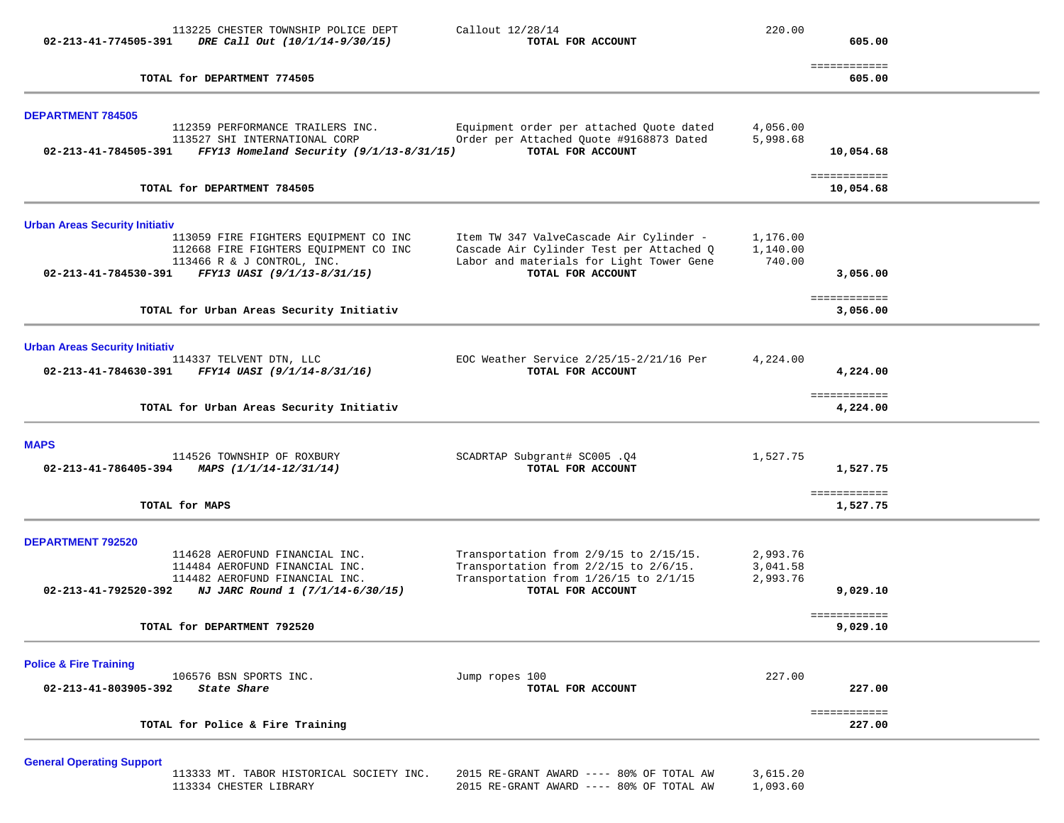| Account | Vendor / Description | Item Description | Amount | Total |
|---|---|---|---|---|
| | 113225 CHESTER TOWNSHIP POLICE DEPT | Callout 12/28/14 | 220.00 | |
| 02-213-41-774505-391 | *DRE Call Out (10/1/14-9/30/15)* | TOTAL FOR ACCOUNT | | 605.00 |
| | | | | ============ |
| | **TOTAL for DEPARTMENT 774505** | | | 605.00 |

## DEPARTMENT 784505

| Account | Vendor / Description | Item Description | Amount | Total |
|---|---|---|---|---|
| | 112359 PERFORMANCE TRAILERS INC. | Equipment order per attached Quote dated | 4,056.00 | |
| | 113527 SHI INTERNATIONAL CORP | Order per Attached Quote #9168873 Dated | 5,998.68 | |
| 02-213-41-784505-391 | *FFY13 Homeland Security (9/1/13-8/31/15)* | TOTAL FOR ACCOUNT | | 10,054.68 |
| | | | | ============ |
| | **TOTAL for DEPARTMENT 784505** | | | 10,054.68 |

## Urban Areas Security Initiativ

| Account | Vendor / Description | Item Description | Amount | Total |
|---|---|---|---|---|
| | 113059 FIRE FIGHTERS EQUIPMENT CO INC | Item TW 347 ValveCascade Air Cylinder - | 1,176.00 | |
| | 112668 FIRE FIGHTERS EQUIPMENT CO INC | Cascade Air Cylinder Test per Attached Q | 1,140.00 | |
| | 113466 R & J CONTROL, INC. | Labor and materials for Light Tower Gene | 740.00 | |
| 02-213-41-784530-391 | *FFY13 UASI (9/1/13-8/31/15)* | TOTAL FOR ACCOUNT | | 3,056.00 |
| | | | | ============ |
| | **TOTAL for Urban Areas Security Initiativ** | | | 3,056.00 |

## Urban Areas Security Initiativ

| Account | Vendor / Description | Item Description | Amount | Total |
|---|---|---|---|---|
| | 114337 TELVENT DTN, LLC | EOC Weather Service 2/25/15-2/21/16 Per | 4,224.00 | |
| 02-213-41-784630-391 | *FFY14 UASI (9/1/14-8/31/16)* | TOTAL FOR ACCOUNT | | 4,224.00 |
| | | | | ============ |
| | **TOTAL for Urban Areas Security Initiativ** | | | 4,224.00 |

## MAPS

| Account | Vendor / Description | Item Description | Amount | Total |
|---|---|---|---|---|
| | 114526 TOWNSHIP OF ROXBURY | SCADRTAP Subgrant# SC005 .Q4 | 1,527.75 | |
| 02-213-41-786405-394 | *MAPS (1/1/14-12/31/14)* | TOTAL FOR ACCOUNT | | 1,527.75 |
| | | | | ============ |
| | **TOTAL for MAPS** | | | 1,527.75 |

## DEPARTMENT 792520

| Account | Vendor / Description | Item Description | Amount | Total |
|---|---|---|---|---|
| | 114628 AEROFUND FINANCIAL INC. | Transportation from 2/9/15 to 2/15/15. | 2,993.76 | |
| | 114484 AEROFUND FINANCIAL INC. | Transportation from 2/2/15 to 2/6/15. | 3,041.58 | |
| | 114482 AEROFUND FINANCIAL INC. | Transportation from 1/26/15 to 2/1/15 | 2,993.76 | |
| 02-213-41-792520-392 | *NJ JARC Round 1 (7/1/14-6/30/15)* | TOTAL FOR ACCOUNT | | 9,029.10 |
| | | | | ============ |
| | **TOTAL for DEPARTMENT 792520** | | | 9,029.10 |

## Police & Fire Training

| Account | Vendor / Description | Item Description | Amount | Total |
|---|---|---|---|---|
| | 106576 BSN SPORTS INC. | Jump ropes 100 | 227.00 | |
| 02-213-41-803905-392 | *State Share* | TOTAL FOR ACCOUNT | | 227.00 |
| | | | | ============ |
| | **TOTAL for Police & Fire Training** | | | 227.00 |

## General Operating Support

| Account | Vendor / Description | Item Description | Amount | Total |
|---|---|---|---|---|
| | 113333 MT. TABOR HISTORICAL SOCIETY INC. | 2015 RE-GRANT AWARD ---- 80% OF TOTAL AW | 3,615.20 | |
| | 113334 CHESTER LIBRARY | 2015 RE-GRANT AWARD ---- 80% OF TOTAL AW | 1,093.60 | |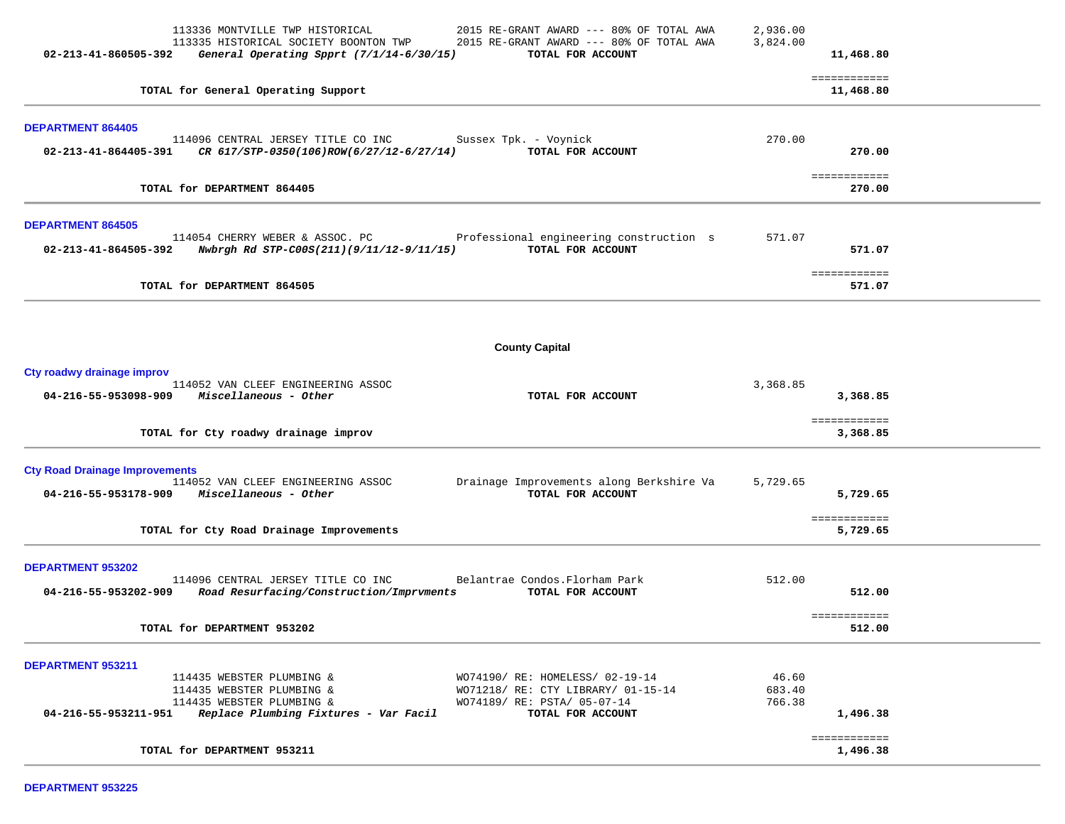| Account | Vendor | Description | Amount | Total |
|---|---|---|---|---|
| | 113336 MONTVILLE TWP HISTORICAL | 2015 RE-GRANT AWARD --- 80% OF TOTAL AWA | 2,936.00 | |
| | 113335 HISTORICAL SOCIETY BOONTON TWP | 2015 RE-GRANT AWARD --- 80% OF TOTAL AWA | 3,824.00 | |
| 02-213-41-860505-392 | *General Operating Spprt (7/1/14-6/30/15)* | TOTAL FOR ACCOUNT | | 11,468.80 |

**TOTAL for General Operating Support** ============ **11,468.80**

---

**DEPARTMENT 864405**

| Account | Vendor | Description | Amount | Total |
|---|---|---|---|---|
| | 114096 CENTRAL JERSEY TITLE CO INC | Sussex Tpk. - Voynick | 270.00 | |
| 02-213-41-864405-391 | *CR 617/STP-0350(106)ROW(6/27/12-6/27/14)* | TOTAL FOR ACCOUNT | | 270.00 |

**TOTAL for DEPARTMENT 864405** ============ **270.00**

---

**DEPARTMENT 864505**

| Account | Vendor | Description | Amount | Total |
|---|---|---|---|---|
| | 114054 CHERRY WEBER & ASSOC. PC | Professional engineering construction s | 571.07 | |
| 02-213-41-864505-392 | *Nwbrgh Rd STP-C00S(211)(9/11/12-9/11/15)* | TOTAL FOR ACCOUNT | | 571.07 |

**TOTAL for DEPARTMENT 864505** ============ **571.07**

---

## County Capital

**Cty roadwy drainage improv**

| Account | Vendor | Description | Amount | Total |
|---|---|---|---|---|
| | 114052 VAN CLEEF ENGINEERING ASSOC | | 3,368.85 | |
| 04-216-55-953098-909 | *Miscellaneous - Other* | TOTAL FOR ACCOUNT | | 3,368.85 |

**TOTAL for Cty roadwy drainage improv** ============ **3,368.85**

---

**Cty Road Drainage Improvements**

| Account | Vendor | Description | Amount | Total |
|---|---|---|---|---|
| | 114052 VAN CLEEF ENGINEERING ASSOC | Drainage Improvements along Berkshire Va | 5,729.65 | |
| 04-216-55-953178-909 | *Miscellaneous - Other* | TOTAL FOR ACCOUNT | | 5,729.65 |

**TOTAL for Cty Road Drainage Improvements** ============ **5,729.65**

---

**DEPARTMENT 953202**

| Account | Vendor | Description | Amount | Total |
|---|---|---|---|---|
| | 114096 CENTRAL JERSEY TITLE CO INC | Belantrae Condos.Florham Park | 512.00 | |
| 04-216-55-953202-909 | *Road Resurfacing/Construction/Imprvments* | TOTAL FOR ACCOUNT | | 512.00 |

**TOTAL for DEPARTMENT 953202** ============ **512.00**

---

**DEPARTMENT 953211**

| Account | Vendor | Description | Amount | Total |
|---|---|---|---|---|
| | 114435 WEBSTER PLUMBING & | WO74190/ RE: HOMELESS/ 02-19-14 | 46.60 | |
| | 114435 WEBSTER PLUMBING & | WO71218/ RE: CTY LIBRARY/ 01-15-14 | 683.40 | |
| | 114435 WEBSTER PLUMBING & | WO74189/ RE: PSTA/ 05-07-14 | 766.38 | |
| 04-216-55-953211-951 | *Replace Plumbing Fixtures - Var Facil* | TOTAL FOR ACCOUNT | | 1,496.38 |

**TOTAL for DEPARTMENT 953211** ============ **1,496.38**

---

**DEPARTMENT 953225**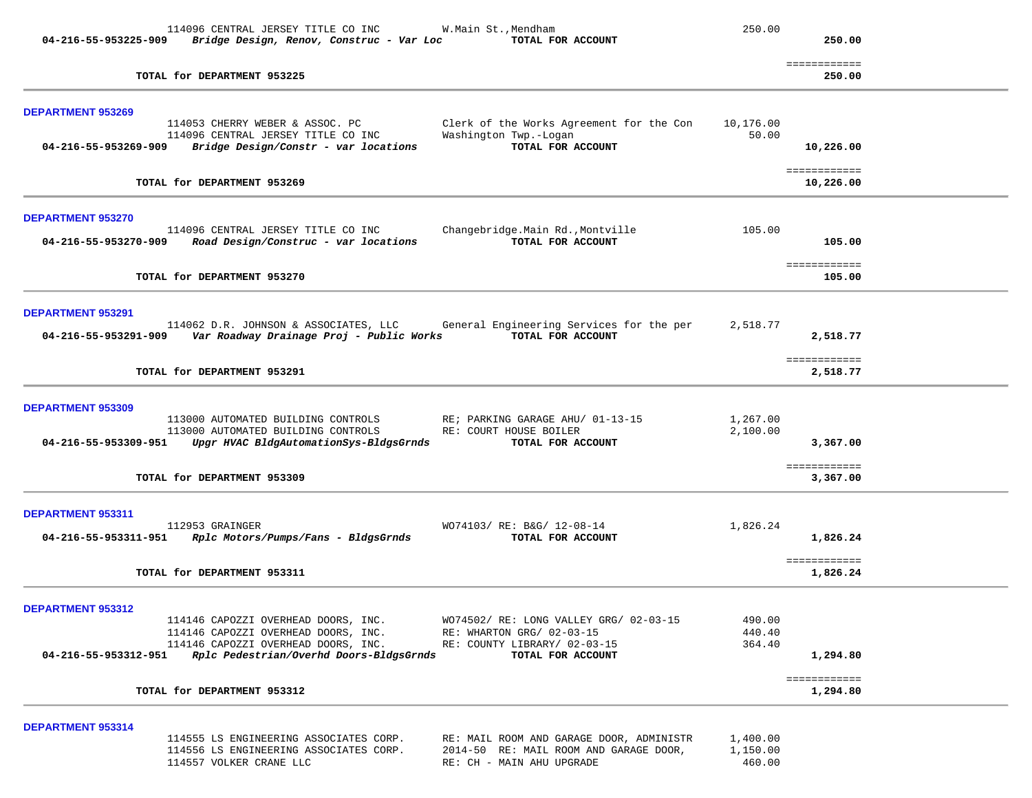| Account | Vendor / Description | Reference | Amount | Total |
|---|---|---|---|---|
| | 114096 CENTRAL JERSEY TITLE CO INC | W.Main St.,Mendham | 250.00 | |
| **04-216-55-953225-909** | ***Bridge Design, Renov, Construc - Var Loc*** | **TOTAL FOR ACCOUNT** | | **250.00** |
| | **TOTAL for DEPARTMENT 953225** | | | **250.00** |

**DEPARTMENT 953269**

| Account | Vendor / Description | Reference | Amount | Total |
|---|---|---|---|---|
| | 114053 CHERRY WEBER & ASSOC. PC | Clerk of the Works Agreement for the Con | 10,176.00 | |
| | 114096 CENTRAL JERSEY TITLE CO INC | Washington Twp.-Logan | 50.00 | |
| **04-216-55-953269-909** | ***Bridge Design/Constr - var locations*** | **TOTAL FOR ACCOUNT** | | **10,226.00** |
| | **TOTAL for DEPARTMENT 953269** | | | **10,226.00** |

**DEPARTMENT 953270**

| Account | Vendor / Description | Reference | Amount | Total |
|---|---|---|---|---|
| | 114096 CENTRAL JERSEY TITLE CO INC | Changebridge.Main Rd.,Montville | 105.00 | |
| **04-216-55-953270-909** | ***Road Design/Construc - var locations*** | **TOTAL FOR ACCOUNT** | | **105.00** |
| | **TOTAL for DEPARTMENT 953270** | | | **105.00** |

**DEPARTMENT 953291**

| Account | Vendor / Description | Reference | Amount | Total |
|---|---|---|---|---|
| | 114062 D.R. JOHNSON & ASSOCIATES, LLC | General Engineering Services for the per | 2,518.77 | |
| **04-216-55-953291-909** | ***Var Roadway Drainage Proj - Public Works*** | **TOTAL FOR ACCOUNT** | | **2,518.77** |
| | **TOTAL for DEPARTMENT 953291** | | | **2,518.77** |

**DEPARTMENT 953309**

| Account | Vendor / Description | Reference | Amount | Total |
|---|---|---|---|---|
| | 113000 AUTOMATED BUILDING CONTROLS | RE; PARKING GARAGE AHU/ 01-13-15 | 1,267.00 | |
| | 113000 AUTOMATED BUILDING CONTROLS | RE: COURT HOUSE BOILER | 2,100.00 | |
| **04-216-55-953309-951** | ***Upgr HVAC BldgAutomationSys-BldgsGrnds*** | **TOTAL FOR ACCOUNT** | | **3,367.00** |
| | **TOTAL for DEPARTMENT 953309** | | | **3,367.00** |

**DEPARTMENT 953311**

| Account | Vendor / Description | Reference | Amount | Total |
|---|---|---|---|---|
| | 112953 GRAINGER | WO74103/ RE: B&G/ 12-08-14 | 1,826.24 | |
| **04-216-55-953311-951** | ***Rplc Motors/Pumps/Fans - BldgsGrnds*** | **TOTAL FOR ACCOUNT** | | **1,826.24** |
| | **TOTAL for DEPARTMENT 953311** | | | **1,826.24** |

**DEPARTMENT 953312**

| Account | Vendor / Description | Reference | Amount | Total |
|---|---|---|---|---|
| | 114146 CAPOZZI OVERHEAD DOORS, INC. | WO74502/ RE: LONG VALLEY GRG/ 02-03-15 | 490.00 | |
| | 114146 CAPOZZI OVERHEAD DOORS, INC. | RE: WHARTON GRG/ 02-03-15 | 440.40 | |
| | 114146 CAPOZZI OVERHEAD DOORS, INC. | RE: COUNTY LIBRARY/ 02-03-15 | 364.40 | |
| **04-216-55-953312-951** | ***Rplc Pedestrian/Overhd Doors-BldgsGrnds*** | **TOTAL FOR ACCOUNT** | | **1,294.80** |
| | **TOTAL for DEPARTMENT 953312** | | | **1,294.80** |

**DEPARTMENT 953314**

| Account | Vendor / Description | Reference | Amount | Total |
|---|---|---|---|---|
| | 114555 LS ENGINEERING ASSOCIATES CORP. | RE: MAIL ROOM AND GARAGE DOOR, ADMINISTR | 1,400.00 | |
| | 114556 LS ENGINEERING ASSOCIATES CORP. | 2014-50 RE: MAIL ROOM AND GARAGE DOOR, | 1,150.00 | |
| | 114557 VOLKER CRANE LLC | RE: CH - MAIN AHU UPGRADE | 460.00 | |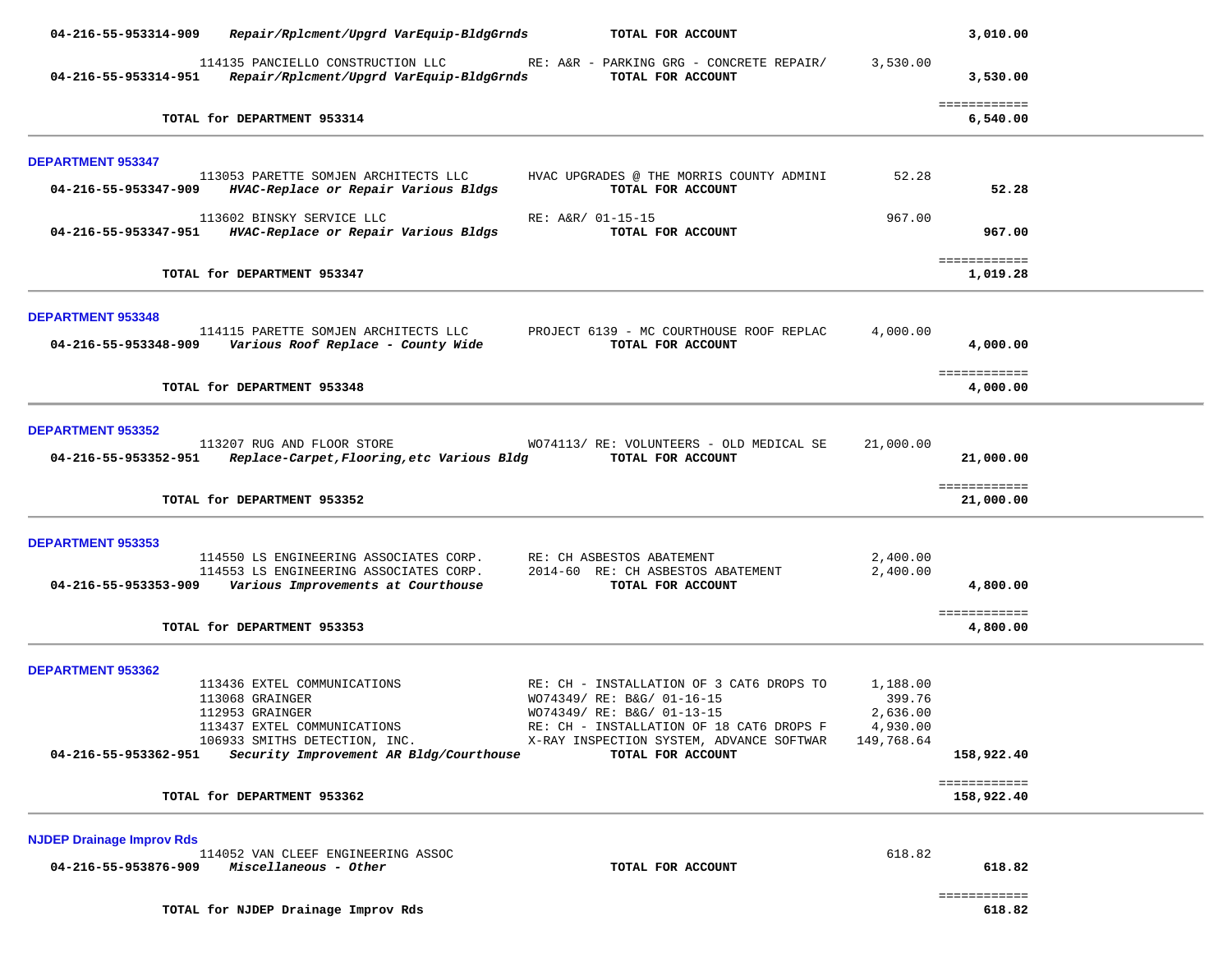| Account | Description | Vendor / Detail | Amount | Total |
|---|---|---|---|---|
| 04-216-55-953314-909 | *Repair/Rplcment/Upgrd VarEquip-BldgGrnds* | **TOTAL FOR ACCOUNT** | | **3,010.00** |
| | 114135 PANCIELLO CONSTRUCTION LLC | RE: A&R - PARKING GRG - CONCRETE REPAIR/ | 3,530.00 | |
| 04-216-55-953314-951 | *Repair/Rplcment/Upgrd VarEquip-BldgGrnds* | **TOTAL FOR ACCOUNT** | | **3,530.00** |
| | **TOTAL for DEPARTMENT 953314** | | | **6,540.00** |

## DEPARTMENT 953347

| Account | Description | Vendor / Detail | Amount | Total |
|---|---|---|---|---|
| | 113053 PARETTE SOMJEN ARCHITECTS LLC | HVAC UPGRADES @ THE MORRIS COUNTY ADMINI | 52.28 | |
| 04-216-55-953347-909 | *HVAC-Replace or Repair Various Bldgs* | **TOTAL FOR ACCOUNT** | | **52.28** |
| | 113602 BINSKY SERVICE LLC | RE: A&R/ 01-15-15 | 967.00 | |
| 04-216-55-953347-951 | *HVAC-Replace or Repair Various Bldgs* | **TOTAL FOR ACCOUNT** | | **967.00** |
| | **TOTAL for DEPARTMENT 953347** | | | **1,019.28** |

## DEPARTMENT 953348

| Account | Description | Vendor / Detail | Amount | Total |
|---|---|---|---|---|
| | 114115 PARETTE SOMJEN ARCHITECTS LLC | PROJECT 6139 - MC COURTHOUSE ROOF REPLAC | 4,000.00 | |
| 04-216-55-953348-909 | *Various Roof Replace - County Wide* | **TOTAL FOR ACCOUNT** | | **4,000.00** |
| | **TOTAL for DEPARTMENT 953348** | | | **4,000.00** |

## DEPARTMENT 953352

| Account | Description | Vendor / Detail | Amount | Total |
|---|---|---|---|---|
| | 113207 RUG AND FLOOR STORE | WO74113/ RE: VOLUNTEERS - OLD MEDICAL SE | 21,000.00 | |
| 04-216-55-953352-951 | *Replace-Carpet,Flooring,etc Various Bldg* | **TOTAL FOR ACCOUNT** | | **21,000.00** |
| | **TOTAL for DEPARTMENT 953352** | | | **21,000.00** |

## DEPARTMENT 953353

| Account | Description | Vendor / Detail | Amount | Total |
|---|---|---|---|---|
| | 114550 LS ENGINEERING ASSOCIATES CORP. | RE: CH ASBESTOS ABATEMENT | 2,400.00 | |
| | 114553 LS ENGINEERING ASSOCIATES CORP. | 2014-60 RE: CH ASBESTOS ABATEMENT | 2,400.00 | |
| 04-216-55-953353-909 | *Various Improvements at Courthouse* | **TOTAL FOR ACCOUNT** | | **4,800.00** |
| | **TOTAL for DEPARTMENT 953353** | | | **4,800.00** |

## DEPARTMENT 953362

| Account | Description | Vendor / Detail | Amount | Total |
|---|---|---|---|---|
| | 113436 EXTEL COMMUNICATIONS | RE: CH - INSTALLATION OF 3 CAT6 DROPS TO | 1,188.00 | |
| | 113068 GRAINGER | WO74349/ RE: B&G/ 01-16-15 | 399.76 | |
| | 112953 GRAINGER | WO74349/ RE: B&G/ 01-13-15 | 2,636.00 | |
| | 113437 EXTEL COMMUNICATIONS | RE: CH - INSTALLATION OF 18 CAT6 DROPS F | 4,930.00 | |
| | 106933 SMITHS DETECTION, INC. | X-RAY INSPECTION SYSTEM, ADVANCE SOFTWAR | 149,768.64 | |
| 04-216-55-953362-951 | *Security Improvement AR Bldg/Courthouse* | **TOTAL FOR ACCOUNT** | | **158,922.40** |
| | **TOTAL for DEPARTMENT 953362** | | | **158,922.40** |

## NJDEP Drainage Improv Rds

| Account | Description | Vendor / Detail | Amount | Total |
|---|---|---|---|---|
| | 114052 VAN CLEEF ENGINEERING ASSOC | | 618.82 | |
| 04-216-55-953876-909 | *Miscellaneous - Other* | **TOTAL FOR ACCOUNT** | | **618.82** |
| | **TOTAL for NJDEP Drainage Improv Rds** | | | **618.82** |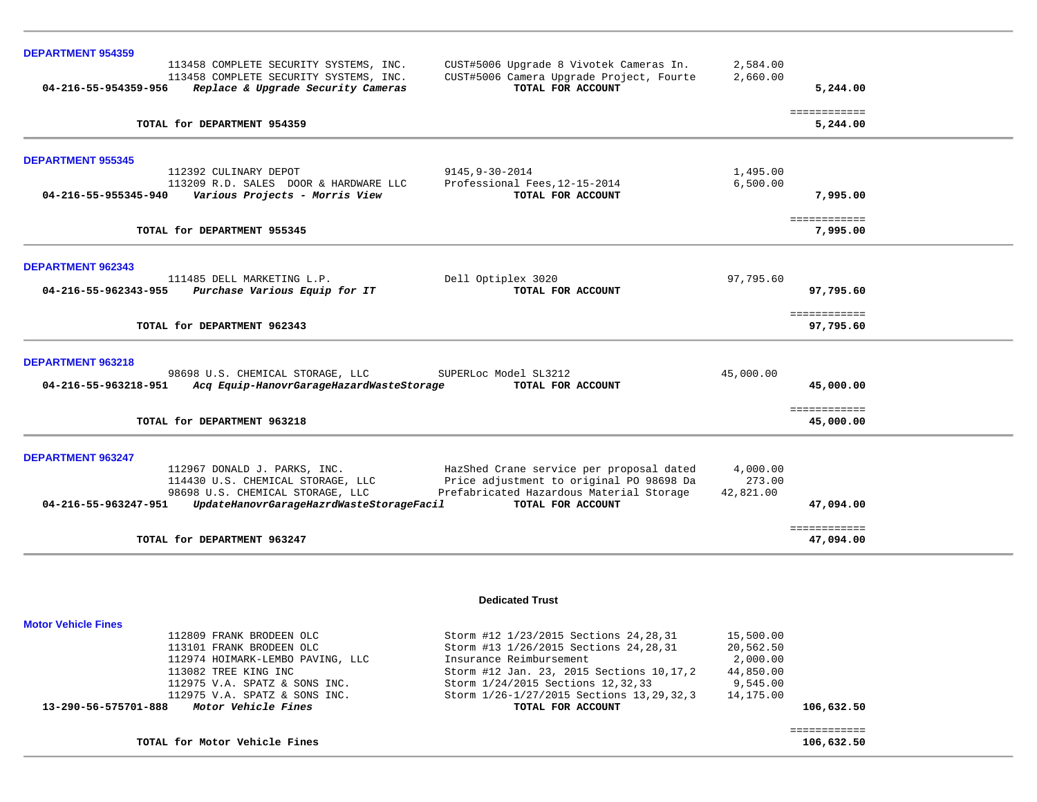### DEPARTMENT 954359

| | | | | |
|---|---|---|---|---|
| | 113458 COMPLETE SECURITY SYSTEMS, INC. | CUST#5006 Upgrade 8 Vivotek Cameras In. | 2,584.00 | |
| | 113458 COMPLETE SECURITY SYSTEMS, INC. | CUST#5006 Camera Upgrade Project, Fourte | 2,660.00 | |
| **04-216-55-954359-956** | ***Replace & Upgrade Security Cameras*** | **TOTAL FOR ACCOUNT** | | **5,244.00** |
| | **TOTAL for DEPARTMENT 954359** | | | **5,244.00** |

### DEPARTMENT 955345

| | | | | |
|---|---|---|---|---|
| | 112392 CULINARY DEPOT | 9145,9-30-2014 | 1,495.00 | |
| | 113209 R.D. SALES DOOR & HARDWARE LLC | Professional Fees,12-15-2014 | 6,500.00 | |
| **04-216-55-955345-940** | ***Various Projects - Morris View*** | **TOTAL FOR ACCOUNT** | | **7,995.00** |
| | **TOTAL for DEPARTMENT 955345** | | | **7,995.00** |

### DEPARTMENT 962343

| | | | | |
|---|---|---|---|---|
| | 111485 DELL MARKETING L.P. | Dell Optiplex 3020 | 97,795.60 | |
| **04-216-55-962343-955** | ***Purchase Various Equip for IT*** | **TOTAL FOR ACCOUNT** | | **97,795.60** |
| | **TOTAL for DEPARTMENT 962343** | | | **97,795.60** |

### DEPARTMENT 963218

| | | | | |
|---|---|---|---|---|
| | 98698 U.S. CHEMICAL STORAGE, LLC | SUPERLoc Model SL3212 | 45,000.00 | |
| **04-216-55-963218-951** | ***Acq Equip-HanovrGarageHazardWasteStorage*** | **TOTAL FOR ACCOUNT** | | **45,000.00** |
| | **TOTAL for DEPARTMENT 963218** | | | **45,000.00** |

### DEPARTMENT 963247

| | | | | |
|---|---|---|---|---|
| | 112967 DONALD J. PARKS, INC. | HazShed Crane service per proposal dated | 4,000.00 | |
| | 114430 U.S. CHEMICAL STORAGE, LLC | Price adjustment to original PO 98698 Da | 273.00 | |
| | 98698 U.S. CHEMICAL STORAGE, LLC | Prefabricated Hazardous Material Storage | 42,821.00 | |
| **04-216-55-963247-951** | ***UpdateHanovrGarageHazrdWasteStorageFacil*** | **TOTAL FOR ACCOUNT** | | **47,094.00** |
| | **TOTAL for DEPARTMENT 963247** | | | **47,094.00** |

## Dedicated Trust

### Motor Vehicle Fines

| | | | | |
|---|---|---|---|---|
| | 112809 FRANK BRODEEN OLC | Storm #12 1/23/2015 Sections 24,28,31 | 15,500.00 | |
| | 113101 FRANK BRODEEN OLC | Storm #13 1/26/2015 Sections 24,28,31 | 20,562.50 | |
| | 112974 HOIMARK-LEMBO PAVING, LLC | Insurance Reimbursement | 2,000.00 | |
| | 113082 TREE KING INC | Storm #12 Jan. 23, 2015 Sections 10,17,2 | 44,850.00 | |
| | 112975 V.A. SPATZ & SONS INC. | Storm 1/24/2015 Sections 12,32,33 | 9,545.00 | |
| | 112975 V.A. SPATZ & SONS INC. | Storm 1/26-1/27/2015 Sections 13,29,32,3 | 14,175.00 | |
| **13-290-56-575701-888** | ***Motor Vehicle Fines*** | **TOTAL FOR ACCOUNT** | | **106,632.50** |
| | **TOTAL for Motor Vehicle Fines** | | | **106,632.50** |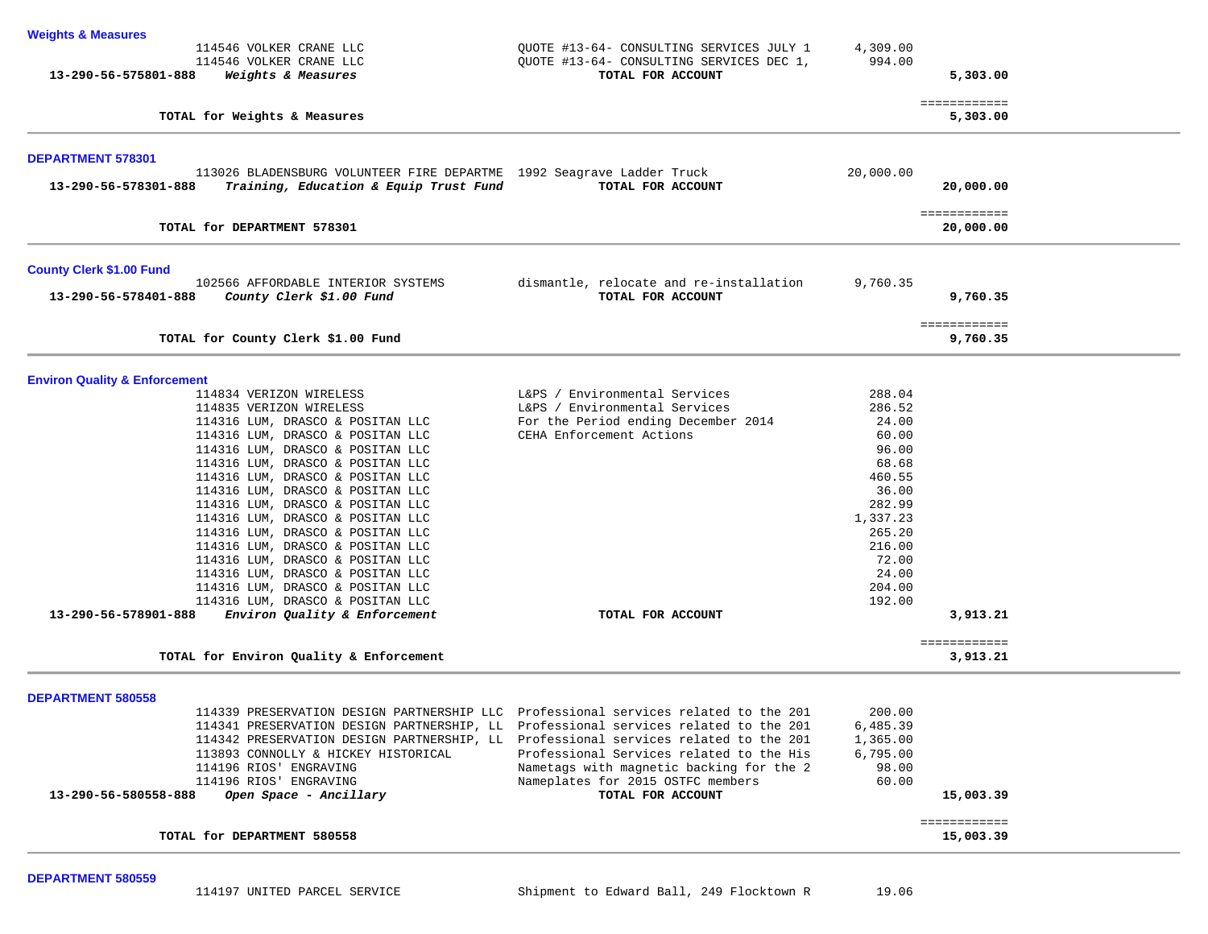### Weights & Measures

| Account / PO | Vendor / Description | Detail | Amount | Total |
|---|---|---|---|---|
| | 114546 VOLKER CRANE LLC | QUOTE #13-64- CONSULTING SERVICES JULY 1 | 4,309.00 | |
| | 114546 VOLKER CRANE LLC | QUOTE #13-64- CONSULTING SERVICES DEC 1, | 994.00 | |
| 13-290-56-575801-888 | *Weights & Measures* | TOTAL FOR ACCOUNT | | 5,303.00 |
| | | | | ============ |
| | TOTAL for Weights & Measures | | | 5,303.00 |

### DEPARTMENT 578301

| Account / PO | Vendor / Description | Detail | Amount | Total |
|---|---|---|---|---|
| | 113026 BLADENSBURG VOLUNTEER FIRE DEPARTME | 1992 Seagrave Ladder Truck | 20,000.00 | |
| 13-290-56-578301-888 | *Training, Education & Equip Trust Fund* | TOTAL FOR ACCOUNT | | 20,000.00 |
| | | | | ============ |
| | TOTAL for DEPARTMENT 578301 | | | 20,000.00 |

### County Clerk $1.00 Fund

| Account / PO | Vendor / Description | Detail | Amount | Total |
|---|---|---|---|---|
| | 102566 AFFORDABLE INTERIOR SYSTEMS | dismantle, relocate and re-installation | 9,760.35 | |
| 13-290-56-578401-888 | *County Clerk $1.00 Fund* | TOTAL FOR ACCOUNT | | 9,760.35 |
| | | | | ============ |
| | TOTAL for County Clerk $1.00 Fund | | | 9,760.35 |

### Environ Quality & Enforcement

| Account / PO | Vendor / Description | Detail | Amount | Total |
|---|---|---|---|---|
| | 114834 VERIZON WIRELESS | L&PS / Environmental Services | 288.04 | |
| | 114835 VERIZON WIRELESS | L&PS / Environmental Services | 286.52 | |
| | 114316 LUM, DRASCO & POSITAN LLC | For the Period ending December 2014 | 24.00 | |
| | 114316 LUM, DRASCO & POSITAN LLC | CEHA Enforcement Actions | 60.00 | |
| | 114316 LUM, DRASCO & POSITAN LLC | | 96.00 | |
| | 114316 LUM, DRASCO & POSITAN LLC | | 68.68 | |
| | 114316 LUM, DRASCO & POSITAN LLC | | 460.55 | |
| | 114316 LUM, DRASCO & POSITAN LLC | | 36.00 | |
| | 114316 LUM, DRASCO & POSITAN LLC | | 282.99 | |
| | 114316 LUM, DRASCO & POSITAN LLC | | 1,337.23 | |
| | 114316 LUM, DRASCO & POSITAN LLC | | 265.20 | |
| | 114316 LUM, DRASCO & POSITAN LLC | | 216.00 | |
| | 114316 LUM, DRASCO & POSITAN LLC | | 72.00 | |
| | 114316 LUM, DRASCO & POSITAN LLC | | 24.00 | |
| | 114316 LUM, DRASCO & POSITAN LLC | | 204.00 | |
| | 114316 LUM, DRASCO & POSITAN LLC | | 192.00 | |
| 13-290-56-578901-888 | *Environ Quality & Enforcement* | TOTAL FOR ACCOUNT | | 3,913.21 |
| | | | | ============ |
| | TOTAL for Environ Quality & Enforcement | | | 3,913.21 |

### DEPARTMENT 580558

| Account / PO | Vendor / Description | Detail | Amount | Total |
|---|---|---|---|---|
| | 114339 PRESERVATION DESIGN PARTNERSHIP LLC | Professional services related to the 201 | 200.00 | |
| | 114341 PRESERVATION DESIGN PARTNERSHIP, LL | Professional services related to the 201 | 6,485.39 | |
| | 114342 PRESERVATION DESIGN PARTNERSHIP, LL | Professional services related to the 201 | 1,365.00 | |
| | 113893 CONNOLLY & HICKEY HISTORICAL | Professional Services related to the His | 6,795.00 | |
| | 114196 RIOS' ENGRAVING | Nametags with magnetic backing for the 2 | 98.00 | |
| | 114196 RIOS' ENGRAVING | Nameplates for 2015 OSTFC members | 60.00 | |
| 13-290-56-580558-888 | *Open Space - Ancillary* | TOTAL FOR ACCOUNT | | 15,003.39 |
| | | | | ============ |
| | TOTAL for DEPARTMENT 580558 | | | 15,003.39 |

### DEPARTMENT 580559

| Account / PO | Vendor / Description | Detail | Amount | Total |
|---|---|---|---|---|
| | 114197 UNITED PARCEL SERVICE | Shipment to Edward Ball, 249 Flocktown R | 19.06 | |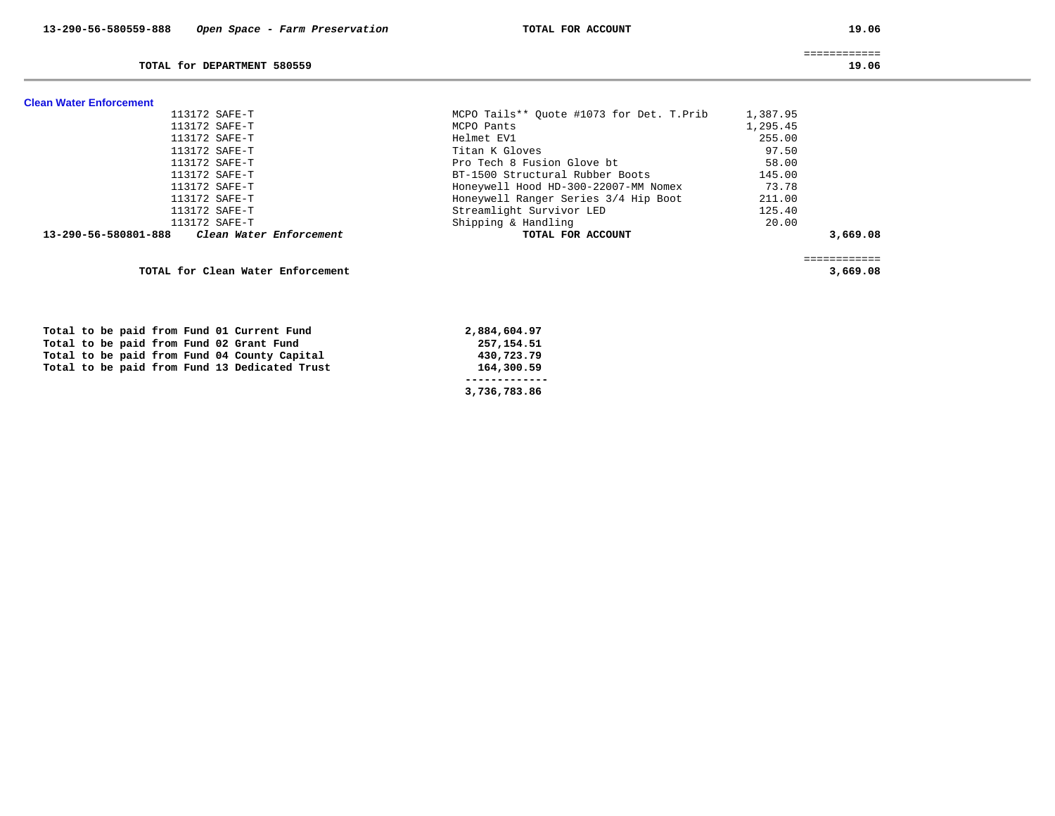| | | | | |
|---|---|---|---|---|
| **13-290-56-580559-888** | ***Open Space - Farm Preservation*** | **TOTAL FOR ACCOUNT** | | **19.06** |
| | | | | ============ |
| **TOTAL for DEPARTMENT 580559** | | | | **19.06** |

---

**Clean Water Enforcement**

| | | | | |
|---|---|---|---|---|
| 113172 SAFE-T | | MCPO Tails** Quote #1073 for Det. T.Prib | 1,387.95 | |
| 113172 SAFE-T | | MCPO Pants | 1,295.45 | |
| 113172 SAFE-T | | Helmet EV1 | 255.00 | |
| 113172 SAFE-T | | Titan K Gloves | 97.50 | |
| 113172 SAFE-T | | Pro Tech 8 Fusion Glove bt | 58.00 | |
| 113172 SAFE-T | | BT-1500 Structural Rubber Boots | 145.00 | |
| 113172 SAFE-T | | Honeywell Hood HD-300-22007-MM Nomex | 73.78 | |
| 113172 SAFE-T | | Honeywell Ranger Series 3/4 Hip Boot | 211.00 | |
| 113172 SAFE-T | | Streamlight Survivor LED | 125.40 | |
| 113172 SAFE-T | | Shipping & Handling | 20.00 | |
| **13-290-56-580801-888** | ***Clean Water Enforcement*** | **TOTAL FOR ACCOUNT** | | **3,669.08** |
| | | | | ============ |
| **TOTAL for Clean Water Enforcement** | | | | **3,669.08** |

| | |
|---|---|
| **Total to be paid from Fund 01 Current Fund** | **2,884,604.97** |
| **Total to be paid from Fund 02 Grant Fund** | **257,154.51** |
| **Total to be paid from Fund 04 County Capital** | **430,723.79** |
| **Total to be paid from Fund 13 Dedicated Trust** | **164,300.59** |
| | ------------- |
| | **3,736,783.86** |